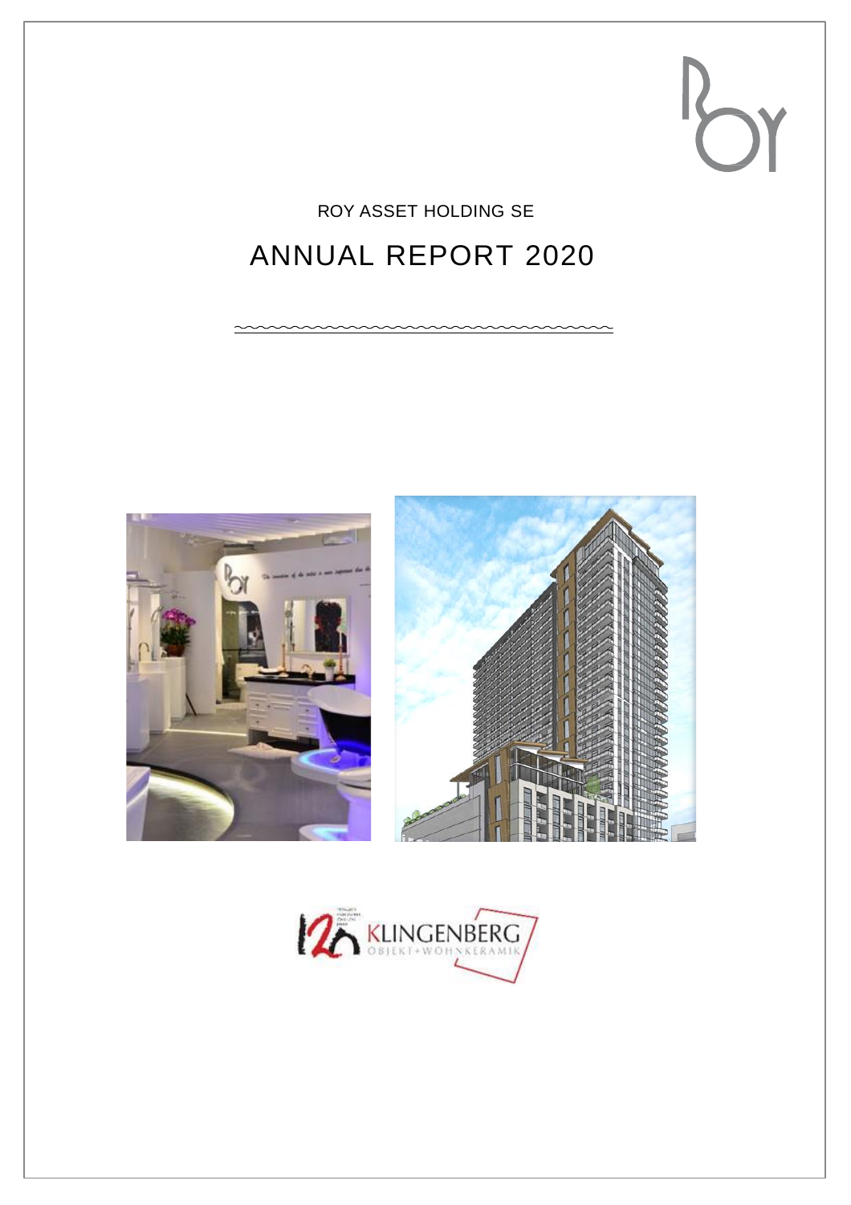ROY ASSET HOLDING SE

# ANNUAL REPORT 2020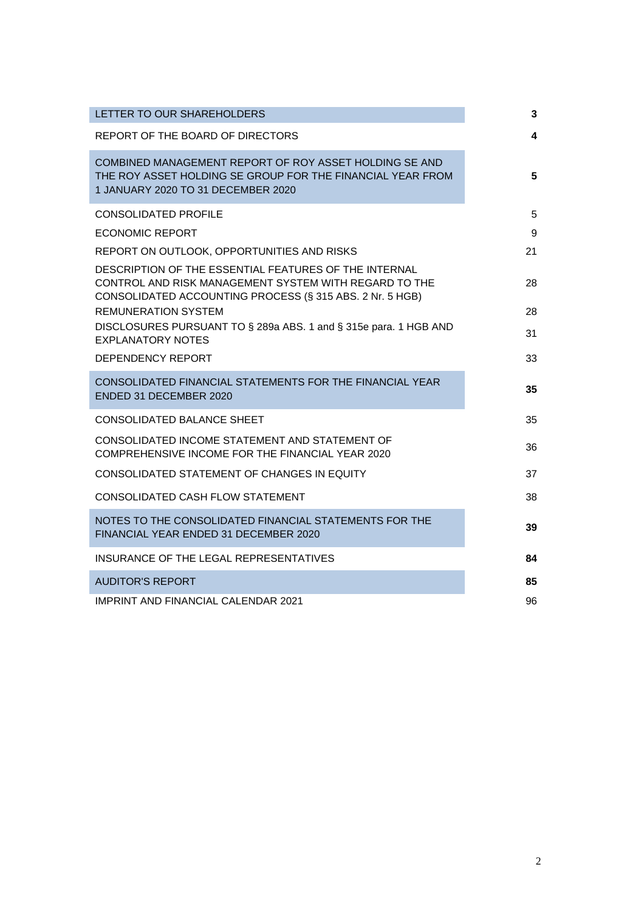| | |
|---|---|
| **LETTER TO OUR SHAREHOLDERS** | **3** |
| **REPORT OF THE BOARD OF DIRECTORS** | **4** |
| **COMBINED MANAGEMENT REPORT OF ROY ASSET HOLDING SE AND THE ROY ASSET HOLDING SE GROUP FOR THE FINANCIAL YEAR FROM 1 JANUARY 2020 TO 31 DECEMBER 2020** | **5** |
| CONSOLIDATED PROFILE | 5 |
| ECONOMIC REPORT | 9 |
| REPORT ON OUTLOOK, OPPORTUNITIES AND RISKS | 21 |
| DESCRIPTION OF THE ESSENTIAL FEATURES OF THE INTERNAL CONTROL AND RISK MANAGEMENT SYSTEM WITH REGARD TO THE CONSOLIDATED ACCOUNTING PROCESS (§ 315 ABS. 2 Nr. 5 HGB) | 28 |
| REMUNERATION SYSTEM | 28 |
| DISCLOSURES PURSUANT TO § 289a ABS. 1 and § 315e para. 1 HGB AND EXPLANATORY NOTES | 31 |
| DEPENDENCY REPORT | 33 |
| **CONSOLIDATED FINANCIAL STATEMENTS FOR THE FINANCIAL YEAR ENDED 31 DECEMBER 2020** | **35** |
| CONSOLIDATED BALANCE SHEET | 35 |
| CONSOLIDATED INCOME STATEMENT AND STATEMENT OF COMPREHENSIVE INCOME FOR THE FINANCIAL YEAR 2020 | 36 |
| CONSOLIDATED STATEMENT OF CHANGES IN EQUITY | 37 |
| CONSOLIDATED CASH FLOW STATEMENT | 38 |
| **NOTES TO THE CONSOLIDATED FINANCIAL STATEMENTS FOR THE FINANCIAL YEAR ENDED 31 DECEMBER 2020** | **39** |
| **INSURANCE OF THE LEGAL REPRESENTATIVES** | **84** |
| **AUDITOR'S REPORT** | **85** |
| IMPRINT AND FINANCIAL CALENDAR 2021 | 96 |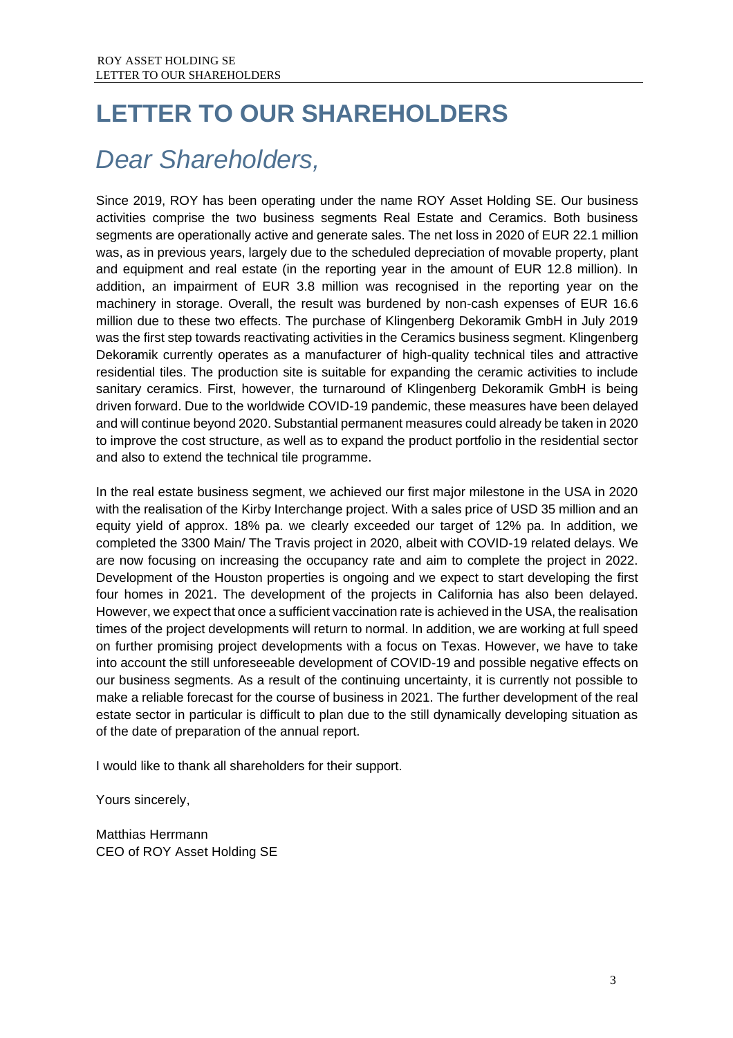# LETTER TO OUR SHAREHOLDERS

## *Dear Shareholders,*

Since 2019, ROY has been operating under the name ROY Asset Holding SE. Our business activities comprise the two business segments Real Estate and Ceramics. Both business segments are operationally active and generate sales. The net loss in 2020 of EUR 22.1 million was, as in previous years, largely due to the scheduled depreciation of movable property, plant and equipment and real estate (in the reporting year in the amount of EUR 12.8 million). In addition, an impairment of EUR 3.8 million was recognised in the reporting year on the machinery in storage. Overall, the result was burdened by non-cash expenses of EUR 16.6 million due to these two effects. The purchase of Klingenberg Dekoramik GmbH in July 2019 was the first step towards reactivating activities in the Ceramics business segment. Klingenberg Dekoramik currently operates as a manufacturer of high-quality technical tiles and attractive residential tiles. The production site is suitable for expanding the ceramic activities to include sanitary ceramics. First, however, the turnaround of Klingenberg Dekoramik GmbH is being driven forward. Due to the worldwide COVID-19 pandemic, these measures have been delayed and will continue beyond 2020. Substantial permanent measures could already be taken in 2020 to improve the cost structure, as well as to expand the product portfolio in the residential sector and also to extend the technical tile programme.

In the real estate business segment, we achieved our first major milestone in the USA in 2020 with the realisation of the Kirby Interchange project. With a sales price of USD 35 million and an equity yield of approx. 18% pa. we clearly exceeded our target of 12% pa. In addition, we completed the 3300 Main/ The Travis project in 2020, albeit with COVID-19 related delays. We are now focusing on increasing the occupancy rate and aim to complete the project in 2022. Development of the Houston properties is ongoing and we expect to start developing the first four homes in 2021. The development of the projects in California has also been delayed. However, we expect that once a sufficient vaccination rate is achieved in the USA, the realisation times of the project developments will return to normal. In addition, we are working at full speed on further promising project developments with a focus on Texas. However, we have to take into account the still unforeseeable development of COVID-19 and possible negative effects on our business segments. As a result of the continuing uncertainty, it is currently not possible to make a reliable forecast for the course of business in 2021. The further development of the real estate sector in particular is difficult to plan due to the still dynamically developing situation as of the date of preparation of the annual report.

I would like to thank all shareholders for their support.

Yours sincerely,

Matthias Herrmann
CEO of ROY Asset Holding SE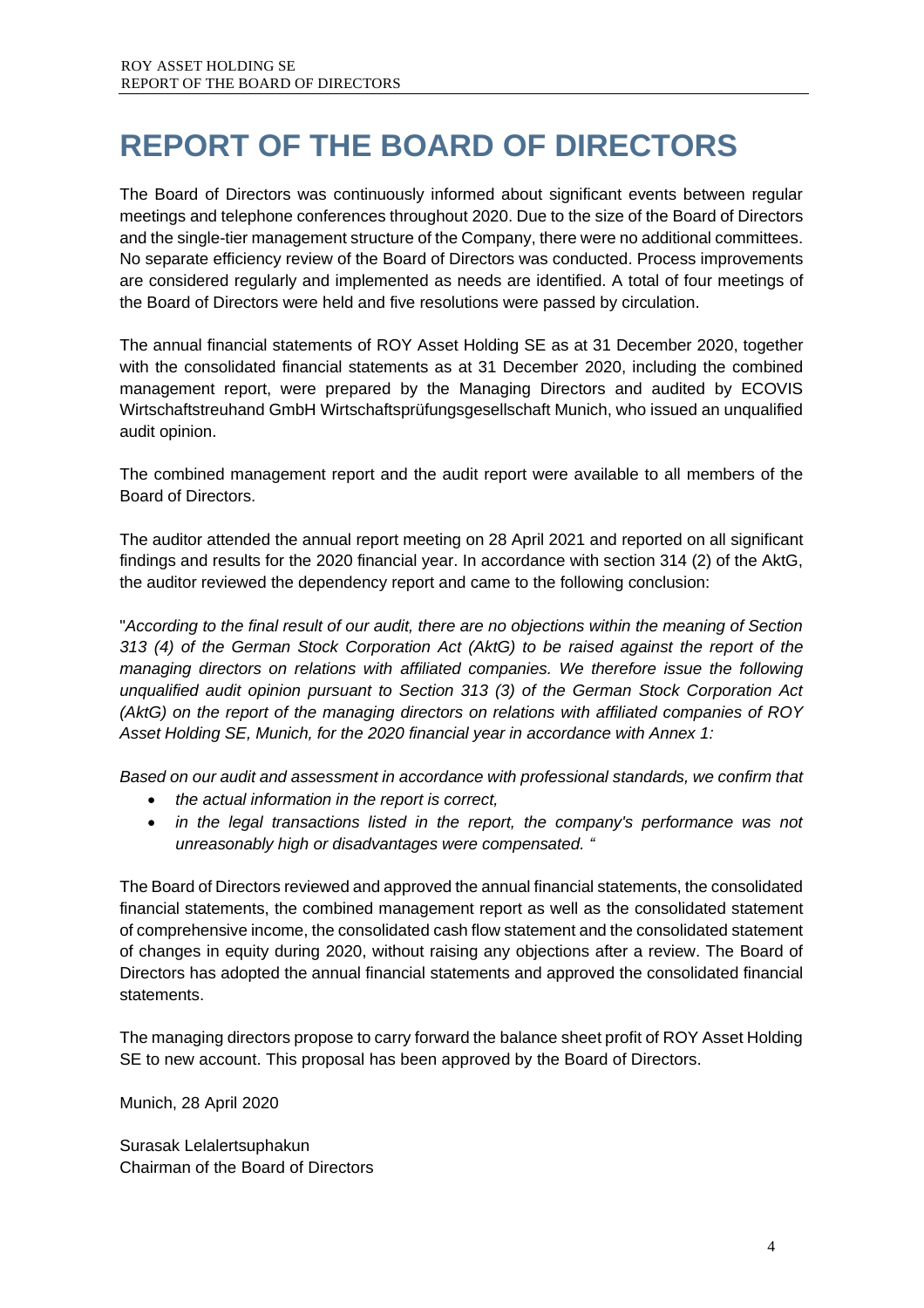# REPORT OF THE BOARD OF DIRECTORS

The Board of Directors was continuously informed about significant events between regular meetings and telephone conferences throughout 2020. Due to the size of the Board of Directors and the single-tier management structure of the Company, there were no additional committees. No separate efficiency review of the Board of Directors was conducted. Process improvements are considered regularly and implemented as needs are identified. A total of four meetings of the Board of Directors were held and five resolutions were passed by circulation.

The annual financial statements of ROY Asset Holding SE as at 31 December 2020, together with the consolidated financial statements as at 31 December 2020, including the combined management report, were prepared by the Managing Directors and audited by ECOVIS Wirtschaftstreuhand GmbH Wirtschaftsprüfungsgesellschaft Munich, who issued an unqualified audit opinion.

The combined management report and the audit report were available to all members of the Board of Directors.

The auditor attended the annual report meeting on 28 April 2021 and reported on all significant findings and results for the 2020 financial year. In accordance with section 314 (2) of the AktG, the auditor reviewed the dependency report and came to the following conclusion:

"*According to the final result of our audit, there are no objections within the meaning of Section 313 (4) of the German Stock Corporation Act (AktG) to be raised against the report of the managing directors on relations with affiliated companies. We therefore issue the following unqualified audit opinion pursuant to Section 313 (3) of the German Stock Corporation Act (AktG) on the report of the managing directors on relations with affiliated companies of ROY Asset Holding SE, Munich, for the 2020 financial year in accordance with Annex 1:*

*Based on our audit and assessment in accordance with professional standards, we confirm that*

- *the actual information in the report is correct,*
- *in the legal transactions listed in the report, the company's performance was not unreasonably high or disadvantages were compensated. "*

The Board of Directors reviewed and approved the annual financial statements, the consolidated financial statements, the combined management report as well as the consolidated statement of comprehensive income, the consolidated cash flow statement and the consolidated statement of changes in equity during 2020, without raising any objections after a review. The Board of Directors has adopted the annual financial statements and approved the consolidated financial statements.

The managing directors propose to carry forward the balance sheet profit of ROY Asset Holding SE to new account. This proposal has been approved by the Board of Directors.

Munich, 28 April 2020

Surasak Lelalertsuphakun
Chairman of the Board of Directors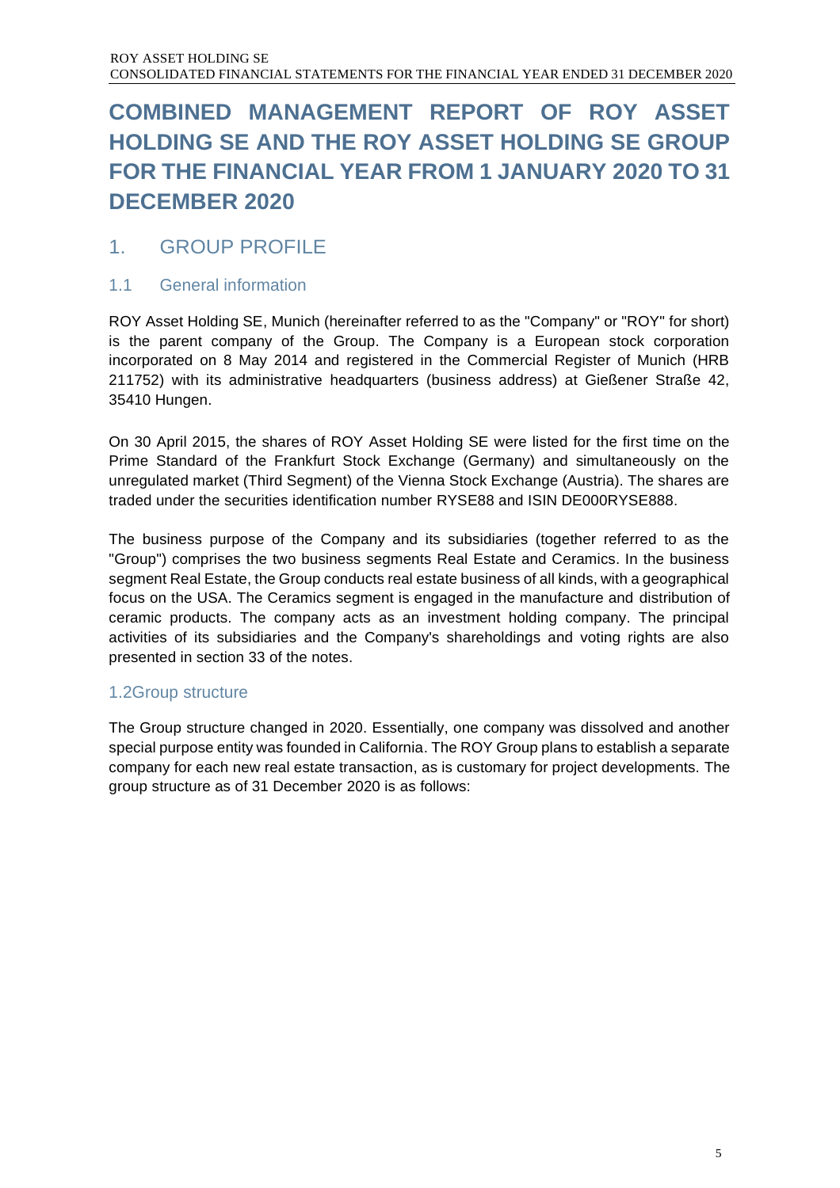# COMBINED MANAGEMENT REPORT OF ROY ASSET HOLDING SE AND THE ROY ASSET HOLDING SE GROUP FOR THE FINANCIAL YEAR FROM 1 JANUARY 2020 TO 31 DECEMBER 2020

## 1. GROUP PROFILE

### 1.1 General information

ROY Asset Holding SE, Munich (hereinafter referred to as the "Company" or "ROY" for short) is the parent company of the Group. The Company is a European stock corporation incorporated on 8 May 2014 and registered in the Commercial Register of Munich (HRB 211752) with its administrative headquarters (business address) at Gießener Straße 42, 35410 Hungen.

On 30 April 2015, the shares of ROY Asset Holding SE were listed for the first time on the Prime Standard of the Frankfurt Stock Exchange (Germany) and simultaneously on the unregulated market (Third Segment) of the Vienna Stock Exchange (Austria). The shares are traded under the securities identification number RYSE88 and ISIN DE000RYSE888.

The business purpose of the Company and its subsidiaries (together referred to as the "Group") comprises the two business segments Real Estate and Ceramics. In the business segment Real Estate, the Group conducts real estate business of all kinds, with a geographical focus on the USA. The Ceramics segment is engaged in the manufacture and distribution of ceramic products. The company acts as an investment holding company. The principal activities of its subsidiaries and the Company's shareholdings and voting rights are also presented in section 33 of the notes.

### 1.2Group structure

The Group structure changed in 2020. Essentially, one company was dissolved and another special purpose entity was founded in California. The ROY Group plans to establish a separate company for each new real estate transaction, as is customary for project developments. The group structure as of 31 December 2020 is as follows: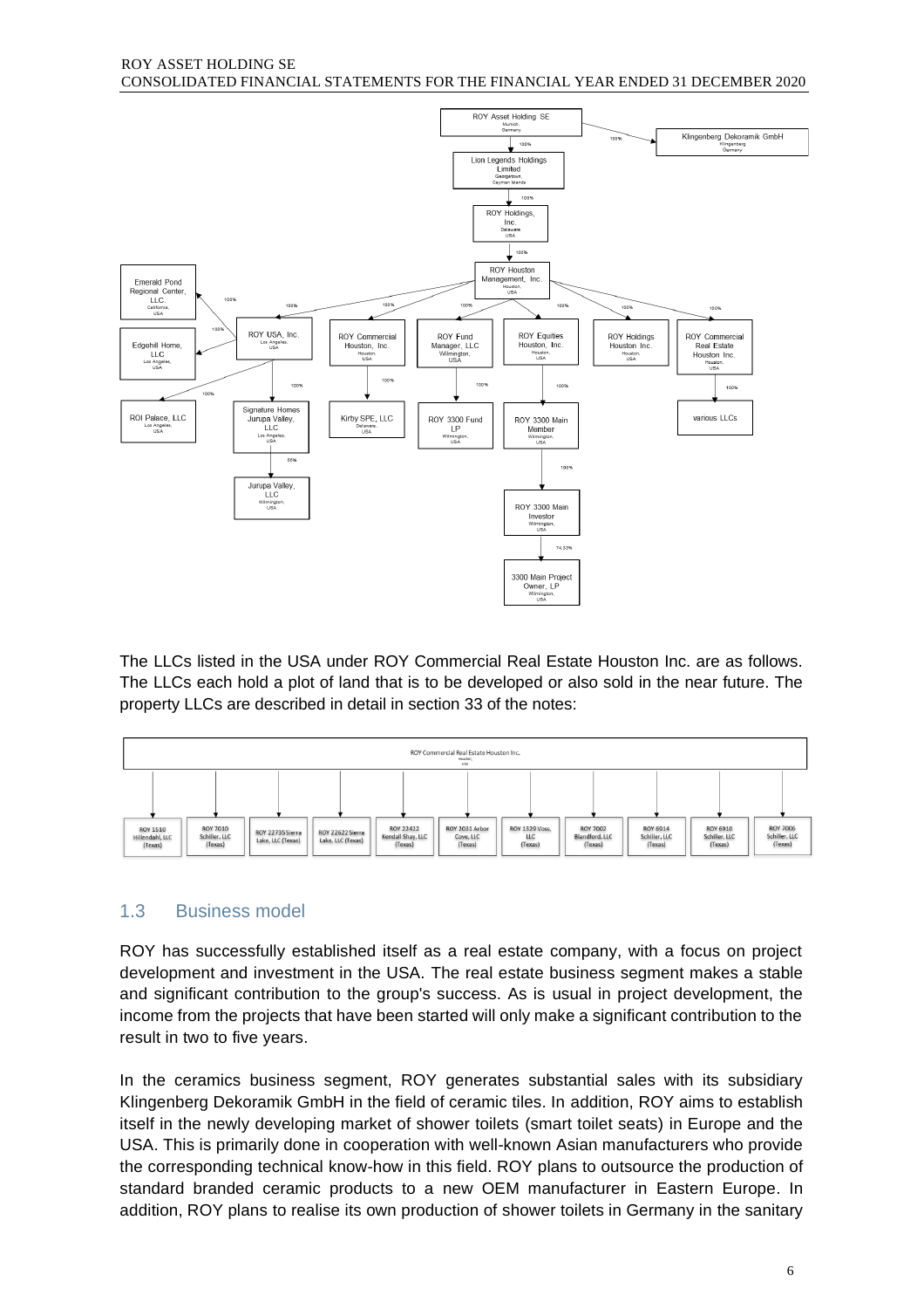- ROY Asset Holding SE (Munich, Germany)
  - 100% Klingenberg Dekoramik GmbH (Klingenberg, Germany)
  - 100% Lion Legends Holdings Limited (Georgetown, Cayman Islands)
    - 100% ROY Holdings, Inc. (Delaware, USA)
      - 100% ROY Houston Management, Inc. (Houston, USA)
        - 100% ROY USA, Inc. (Los Angeles, USA)
          - 100% Emerald Pond Regional Center, LLC. (California, USA)
          - 100% Edgehill Home, LLC (Los Angeles, USA)
          - 100% ROI Palace, LLC (Los Angeles, USA)
          - 100% Signature Homes Jurupa Valley, LLC (Los Angeles, USA)
            - 55% Jurupa Valley, LLC (Wilmington, USA)
        - 100% ROY Commercial Houston, Inc. (Houston, USA)
          - 100% Kirby SPE, LLC (Delaware, USA)
        - 100% ROY Fund Manager, LLC (Wilmington, USA)
          - 100% ROY 3300 Fund LP (Wilmington, USA)
        - 100% ROY Equities Houston, Inc. (Houston, USA)
          - 100% ROY 3300 Main Member (Wilmington, USA)
            - 100% ROY 3300 Main Investor (Wilmington, USA)
              - 74.33% 3300 Main Project Owner, LP (Wilmington, USA)
        - 100% ROY Holdings Houston Inc. (Houston, USA)
        - 100% ROY Commercial Real Estate Houston Inc. (Houston, USA)
          - 100% various LLCs

The LLCs listed in the USA under ROY Commercial Real Estate Houston Inc. are as follows. The LLCs each hold a plot of land that is to be developed or also sold in the near future. The property LLCs are described in detail in section 33 of the notes:

- ROY Commercial Real Estate Houston Inc. (Houston, USA)
  - ROY 1510 Hillendahl, LLC (Texas)
  - ROY 7010 Schiller, LLC (Texas)
  - ROY 22735 Sierra Lake, LLC (Texas)
  - ROY 22622 Sierra Lake, LLC (Texas)
  - ROY 22422 Kendall Shay, LLC (Texas)
  - ROY 2031 Arbor Cove, LLC (Texas)
  - ROY 1320 Voss, LLC (Texas)
  - ROY 7002 Blandford, LLC (Texas)
  - ROY 6914 Schiller, LLC (Texas)
  - ROY 6910 Schiller, LLC (Texas)
  - ROY 7006 Schiller, LLC (Texas)

## 1.3 Business model

ROY has successfully established itself as a real estate company, with a focus on project development and investment in the USA. The real estate business segment makes a stable and significant contribution to the group's success. As is usual in project development, the income from the projects that have been started will only make a significant contribution to the result in two to five years.

In the ceramics business segment, ROY generates substantial sales with its subsidiary Klingenberg Dekoramik GmbH in the field of ceramic tiles. In addition, ROY aims to establish itself in the newly developing market of shower toilets (smart toilet seats) in Europe and the USA. This is primarily done in cooperation with well-known Asian manufacturers who provide the corresponding technical know-how in this field. ROY plans to outsource the production of standard branded ceramic products to a new OEM manufacturer in Eastern Europe. In addition, ROY plans to realise its own production of shower toilets in Germany in the sanitary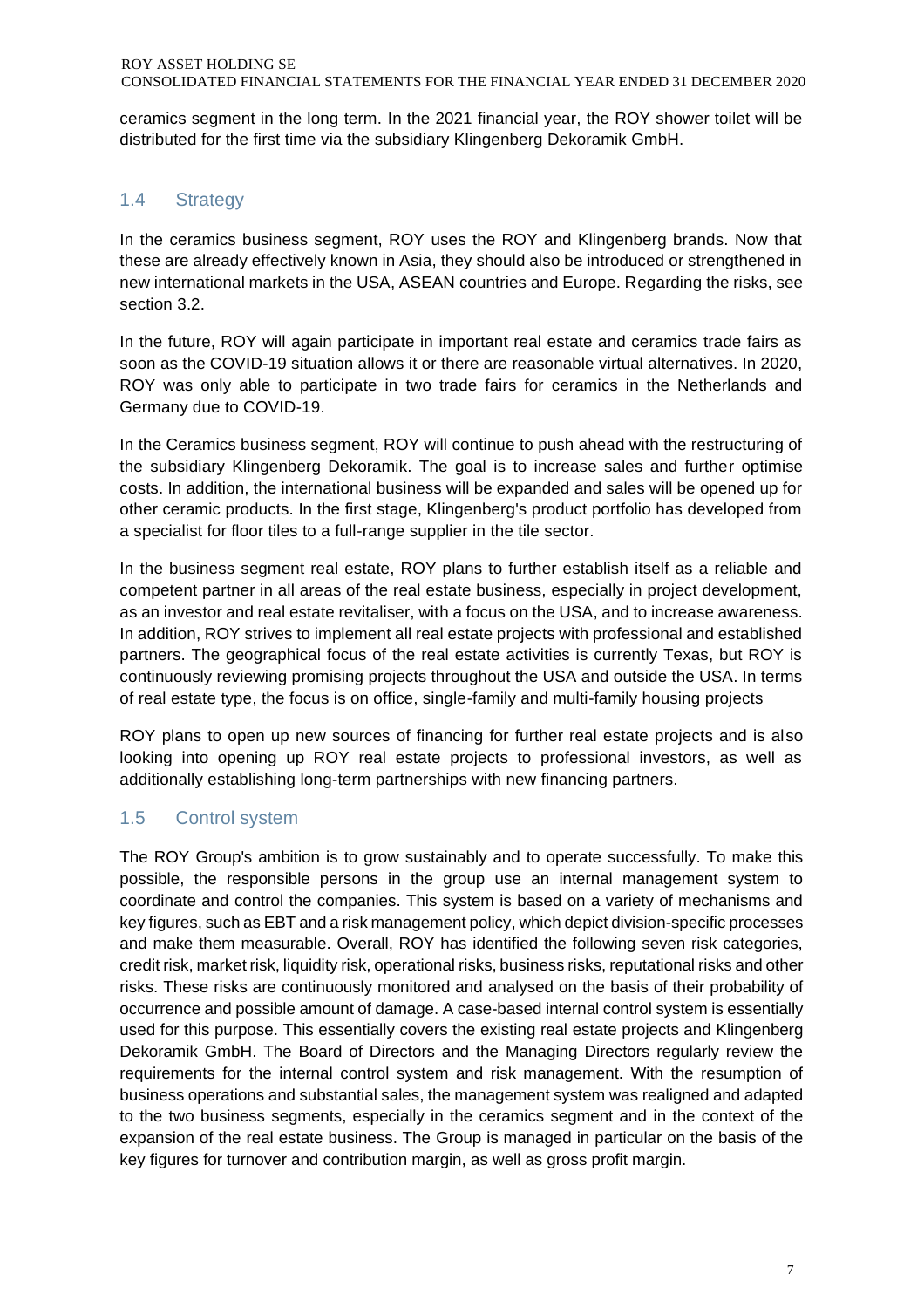ceramics segment in the long term. In the 2021 financial year, the ROY shower toilet will be distributed for the first time via the subsidiary Klingenberg Dekoramik GmbH.

## 1.4 Strategy

In the ceramics business segment, ROY uses the ROY and Klingenberg brands. Now that these are already effectively known in Asia, they should also be introduced or strengthened in new international markets in the USA, ASEAN countries and Europe. Regarding the risks, see section 3.2.

In the future, ROY will again participate in important real estate and ceramics trade fairs as soon as the COVID-19 situation allows it or there are reasonable virtual alternatives. In 2020, ROY was only able to participate in two trade fairs for ceramics in the Netherlands and Germany due to COVID-19.

In the Ceramics business segment, ROY will continue to push ahead with the restructuring of the subsidiary Klingenberg Dekoramik. The goal is to increase sales and further optimise costs. In addition, the international business will be expanded and sales will be opened up for other ceramic products. In the first stage, Klingenberg's product portfolio has developed from a specialist for floor tiles to a full-range supplier in the tile sector.

In the business segment real estate, ROY plans to further establish itself as a reliable and competent partner in all areas of the real estate business, especially in project development, as an investor and real estate revitaliser, with a focus on the USA, and to increase awareness. In addition, ROY strives to implement all real estate projects with professional and established partners. The geographical focus of the real estate activities is currently Texas, but ROY is continuously reviewing promising projects throughout the USA and outside the USA. In terms of real estate type, the focus is on office, single-family and multi-family housing projects

ROY plans to open up new sources of financing for further real estate projects and is also looking into opening up ROY real estate projects to professional investors, as well as additionally establishing long-term partnerships with new financing partners.

## 1.5 Control system

The ROY Group's ambition is to grow sustainably and to operate successfully. To make this possible, the responsible persons in the group use an internal management system to coordinate and control the companies. This system is based on a variety of mechanisms and key figures, such as EBT and a risk management policy, which depict division-specific processes and make them measurable. Overall, ROY has identified the following seven risk categories, credit risk, market risk, liquidity risk, operational risks, business risks, reputational risks and other risks. These risks are continuously monitored and analysed on the basis of their probability of occurrence and possible amount of damage. A case-based internal control system is essentially used for this purpose. This essentially covers the existing real estate projects and Klingenberg Dekoramik GmbH. The Board of Directors and the Managing Directors regularly review the requirements for the internal control system and risk management. With the resumption of business operations and substantial sales, the management system was realigned and adapted to the two business segments, especially in the ceramics segment and in the context of the expansion of the real estate business. The Group is managed in particular on the basis of the key figures for turnover and contribution margin, as well as gross profit margin.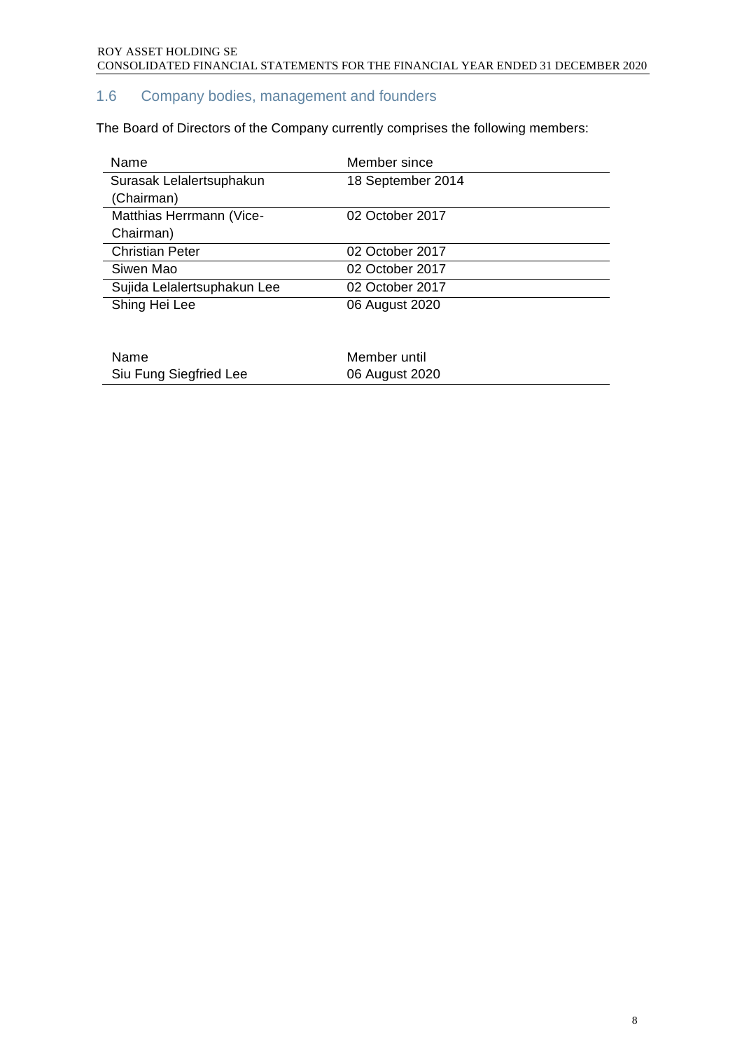## 1.6 Company bodies, management and founders

The Board of Directors of the Company currently comprises the following members:

| Name | Member since |
| --- | --- |
| Surasak Lelalertsuphakun (Chairman) | 18 September 2014 |
| Matthias Herrmann (Vice-Chairman) | 02 October 2017 |
| Christian Peter | 02 October 2017 |
| Siwen Mao | 02 October 2017 |
| Sujida Lelalertsuphakun Lee | 02 October 2017 |
| Shing Hei Lee | 06 August 2020 |

| Name | Member until |
| --- | --- |
| Siu Fung Siegfried Lee | 06 August 2020 |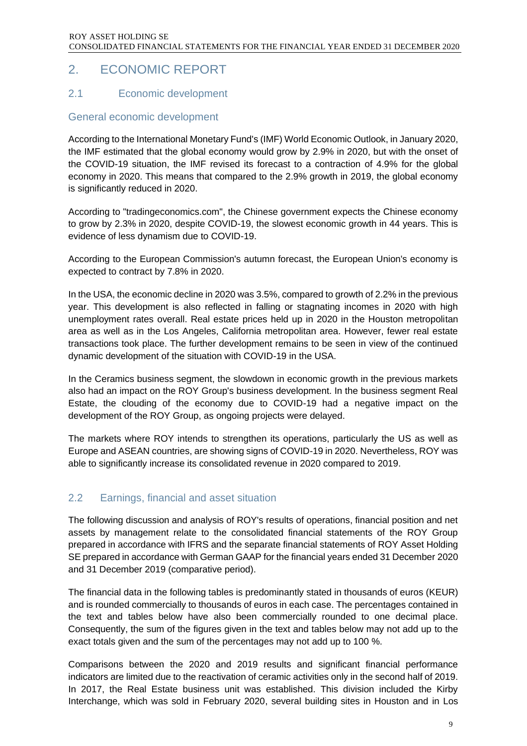# 2. ECONOMIC REPORT

## 2.1 Economic development

### General economic development

According to the International Monetary Fund's (IMF) World Economic Outlook, in January 2020, the IMF estimated that the global economy would grow by 2.9% in 2020, but with the onset of the COVID-19 situation, the IMF revised its forecast to a contraction of 4.9% for the global economy in 2020. This means that compared to the 2.9% growth in 2019, the global economy is significantly reduced in 2020.

According to "tradingeconomics.com", the Chinese government expects the Chinese economy to grow by 2.3% in 2020, despite COVID-19, the slowest economic growth in 44 years. This is evidence of less dynamism due to COVID-19.

According to the European Commission's autumn forecast, the European Union's economy is expected to contract by 7.8% in 2020.

In the USA, the economic decline in 2020 was 3.5%, compared to growth of 2.2% in the previous year. This development is also reflected in falling or stagnating incomes in 2020 with high unemployment rates overall. Real estate prices held up in 2020 in the Houston metropolitan area as well as in the Los Angeles, California metropolitan area. However, fewer real estate transactions took place. The further development remains to be seen in view of the continued dynamic development of the situation with COVID-19 in the USA.

In the Ceramics business segment, the slowdown in economic growth in the previous markets also had an impact on the ROY Group's business development. In the business segment Real Estate, the clouding of the economy due to COVID-19 had a negative impact on the development of the ROY Group, as ongoing projects were delayed.

The markets where ROY intends to strengthen its operations, particularly the US as well as Europe and ASEAN countries, are showing signs of COVID-19 in 2020. Nevertheless, ROY was able to significantly increase its consolidated revenue in 2020 compared to 2019.

## 2.2 Earnings, financial and asset situation

The following discussion and analysis of ROY's results of operations, financial position and net assets by management relate to the consolidated financial statements of the ROY Group prepared in accordance with IFRS and the separate financial statements of ROY Asset Holding SE prepared in accordance with German GAAP for the financial years ended 31 December 2020 and 31 December 2019 (comparative period).

The financial data in the following tables is predominantly stated in thousands of euros (KEUR) and is rounded commercially to thousands of euros in each case. The percentages contained in the text and tables below have also been commercially rounded to one decimal place. Consequently, the sum of the figures given in the text and tables below may not add up to the exact totals given and the sum of the percentages may not add up to 100 %.

Comparisons between the 2020 and 2019 results and significant financial performance indicators are limited due to the reactivation of ceramic activities only in the second half of 2019. In 2017, the Real Estate business unit was established. This division included the Kirby Interchange, which was sold in February 2020, several building sites in Houston and in Los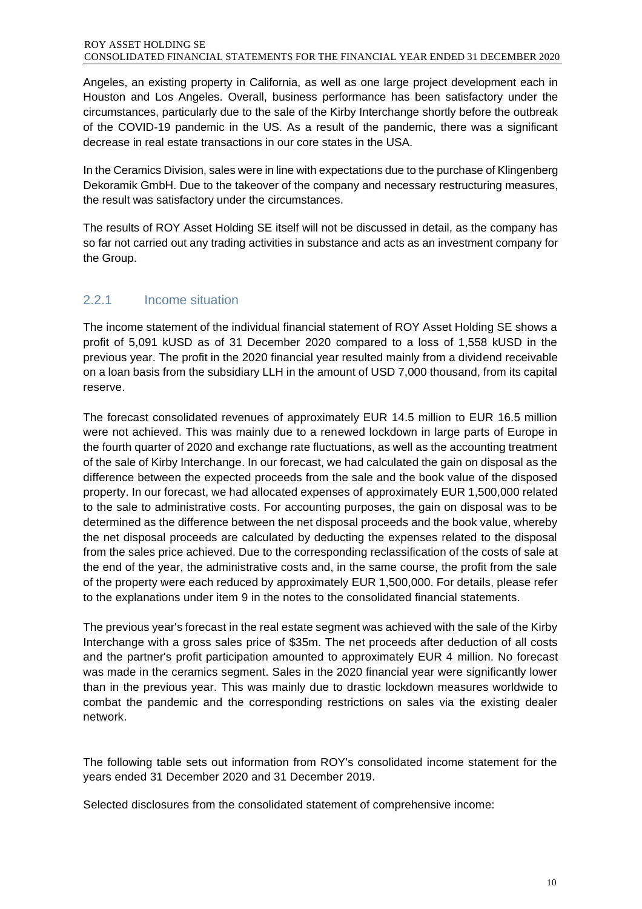Angeles, an existing property in California, as well as one large project development each in Houston and Los Angeles. Overall, business performance has been satisfactory under the circumstances, particularly due to the sale of the Kirby Interchange shortly before the outbreak of the COVID-19 pandemic in the US. As a result of the pandemic, there was a significant decrease in real estate transactions in our core states in the USA.

In the Ceramics Division, sales were in line with expectations due to the purchase of Klingenberg Dekoramik GmbH. Due to the takeover of the company and necessary restructuring measures, the result was satisfactory under the circumstances.

The results of ROY Asset Holding SE itself will not be discussed in detail, as the company has so far not carried out any trading activities in substance and acts as an investment company for the Group.

### 2.2.1 Income situation

The income statement of the individual financial statement of ROY Asset Holding SE shows a profit of 5,091 kUSD as of 31 December 2020 compared to a loss of 1,558 kUSD in the previous year. The profit in the 2020 financial year resulted mainly from a dividend receivable on a loan basis from the subsidiary LLH in the amount of USD 7,000 thousand, from its capital reserve.

The forecast consolidated revenues of approximately EUR 14.5 million to EUR 16.5 million were not achieved. This was mainly due to a renewed lockdown in large parts of Europe in the fourth quarter of 2020 and exchange rate fluctuations, as well as the accounting treatment of the sale of Kirby Interchange. In our forecast, we had calculated the gain on disposal as the difference between the expected proceeds from the sale and the book value of the disposed property. In our forecast, we had allocated expenses of approximately EUR 1,500,000 related to the sale to administrative costs. For accounting purposes, the gain on disposal was to be determined as the difference between the net disposal proceeds and the book value, whereby the net disposal proceeds are calculated by deducting the expenses related to the disposal from the sales price achieved. Due to the corresponding reclassification of the costs of sale at the end of the year, the administrative costs and, in the same course, the profit from the sale of the property were each reduced by approximately EUR 1,500,000. For details, please refer to the explanations under item 9 in the notes to the consolidated financial statements.

The previous year's forecast in the real estate segment was achieved with the sale of the Kirby Interchange with a gross sales price of $35m. The net proceeds after deduction of all costs and the partner's profit participation amounted to approximately EUR 4 million. No forecast was made in the ceramics segment. Sales in the 2020 financial year were significantly lower than in the previous year. This was mainly due to drastic lockdown measures worldwide to combat the pandemic and the corresponding restrictions on sales via the existing dealer network.

The following table sets out information from ROY's consolidated income statement for the years ended 31 December 2020 and 31 December 2019.

Selected disclosures from the consolidated statement of comprehensive income: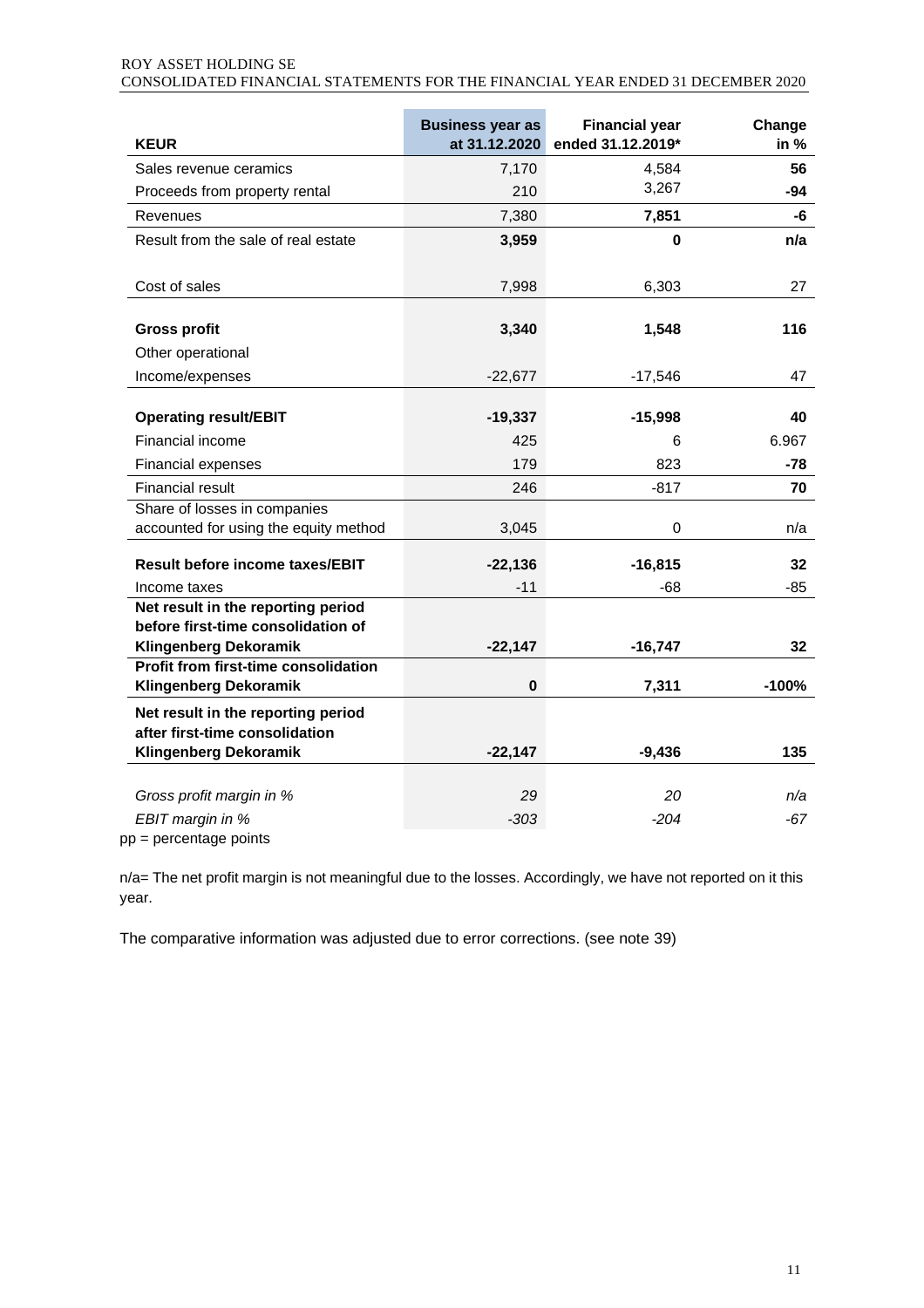| KEUR | Business year as at 31.12.2020 | Financial year ended 31.12.2019* | Change in % |
|---|---|---|---|
| Sales revenue ceramics | 7,170 | 4,584 | **56** |
| Proceeds from property rental | 210 | 3,267 | **-94** |
| Revenues | 7,380 | **7,851** | **-6** |
| Result from the sale of real estate | **3,959** | **0** | **n/a** |
| Cost of sales | 7,998 | 6,303 | 27 |
| **Gross profit** | **3,340** | **1,548** | **116** |
| Other operational Income/expenses | -22,677 | -17,546 | 47 |
| **Operating result/EBIT** | **-19,337** | **-15,998** | **40** |
| Financial income | 425 | 6 | 6.967 |
| Financial expenses | 179 | 823 | **-78** |
| Financial result | 246 | -817 | **70** |
| Share of losses in companies accounted for using the equity method | 3,045 | 0 | n/a |
| **Result before income taxes/EBIT** | **-22,136** | **-16,815** | **32** |
| Income taxes | -11 | -68 | -85 |
| **Net result in the reporting period before first-time consolidation of Klingenberg Dekoramik** | **-22,147** | **-16,747** | **32** |
| **Profit from first-time consolidation Klingenberg Dekoramik** | **0** | **7,311** | **-100%** |
| **Net result in the reporting period after first-time consolidation Klingenberg Dekoramik** | **-22,147** | **-9,436** | **135** |
| *Gross profit margin in %* | *29* | *20* | *n/a* |
| *EBIT margin in %* | *-303* | *-204* | *-67* |

pp = percentage points

n/a= The net profit margin is not meaningful due to the losses. Accordingly, we have not reported on it this year.

The comparative information was adjusted due to error corrections. (see note 39)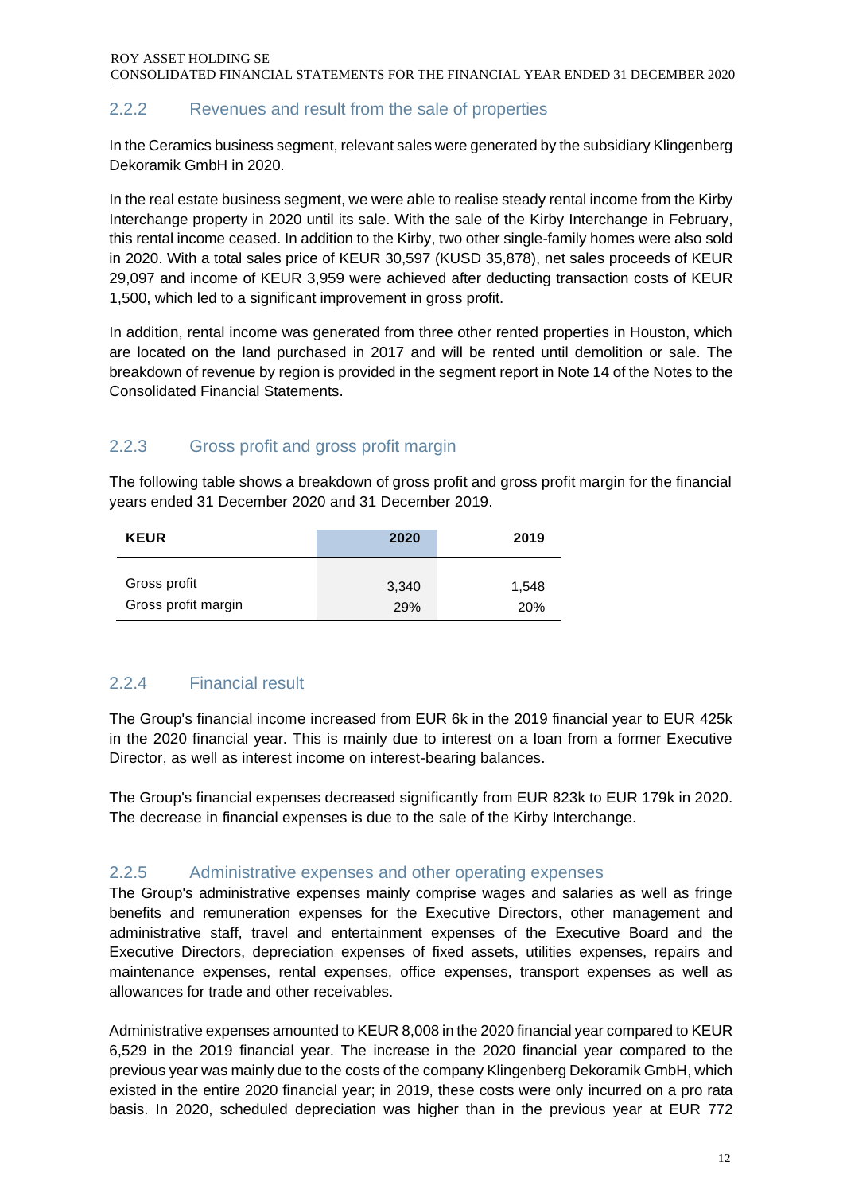### 2.2.2 Revenues and result from the sale of properties

In the Ceramics business segment, relevant sales were generated by the subsidiary Klingenberg Dekoramik GmbH in 2020.

In the real estate business segment, we were able to realise steady rental income from the Kirby Interchange property in 2020 until its sale. With the sale of the Kirby Interchange in February, this rental income ceased. In addition to the Kirby, two other single-family homes were also sold in 2020. With a total sales price of KEUR 30,597 (KUSD 35,878), net sales proceeds of KEUR 29,097 and income of KEUR 3,959 were achieved after deducting transaction costs of KEUR 1,500, which led to a significant improvement in gross profit.

In addition, rental income was generated from three other rented properties in Houston, which are located on the land purchased in 2017 and will be rented until demolition or sale. The breakdown of revenue by region is provided in the segment report in Note 14 of the Notes to the Consolidated Financial Statements.

### 2.2.3 Gross profit and gross profit margin

The following table shows a breakdown of gross profit and gross profit margin for the financial years ended 31 December 2020 and 31 December 2019.

| KEUR | 2020 | 2019 |
|---|---|---|
| Gross profit | 3,340 | 1,548 |
| Gross profit margin | 29% | 20% |

### 2.2.4 Financial result

The Group's financial income increased from EUR 6k in the 2019 financial year to EUR 425k in the 2020 financial year. This is mainly due to interest on a loan from a former Executive Director, as well as interest income on interest-bearing balances.

The Group's financial expenses decreased significantly from EUR 823k to EUR 179k in 2020. The decrease in financial expenses is due to the sale of the Kirby Interchange.

### 2.2.5 Administrative expenses and other operating expenses

The Group's administrative expenses mainly comprise wages and salaries as well as fringe benefits and remuneration expenses for the Executive Directors, other management and administrative staff, travel and entertainment expenses of the Executive Board and the Executive Directors, depreciation expenses of fixed assets, utilities expenses, repairs and maintenance expenses, rental expenses, office expenses, transport expenses as well as allowances for trade and other receivables.

Administrative expenses amounted to KEUR 8,008 in the 2020 financial year compared to KEUR 6,529 in the 2019 financial year. The increase in the 2020 financial year compared to the previous year was mainly due to the costs of the company Klingenberg Dekoramik GmbH, which existed in the entire 2020 financial year; in 2019, these costs were only incurred on a pro rata basis. In 2020, scheduled depreciation was higher than in the previous year at EUR 772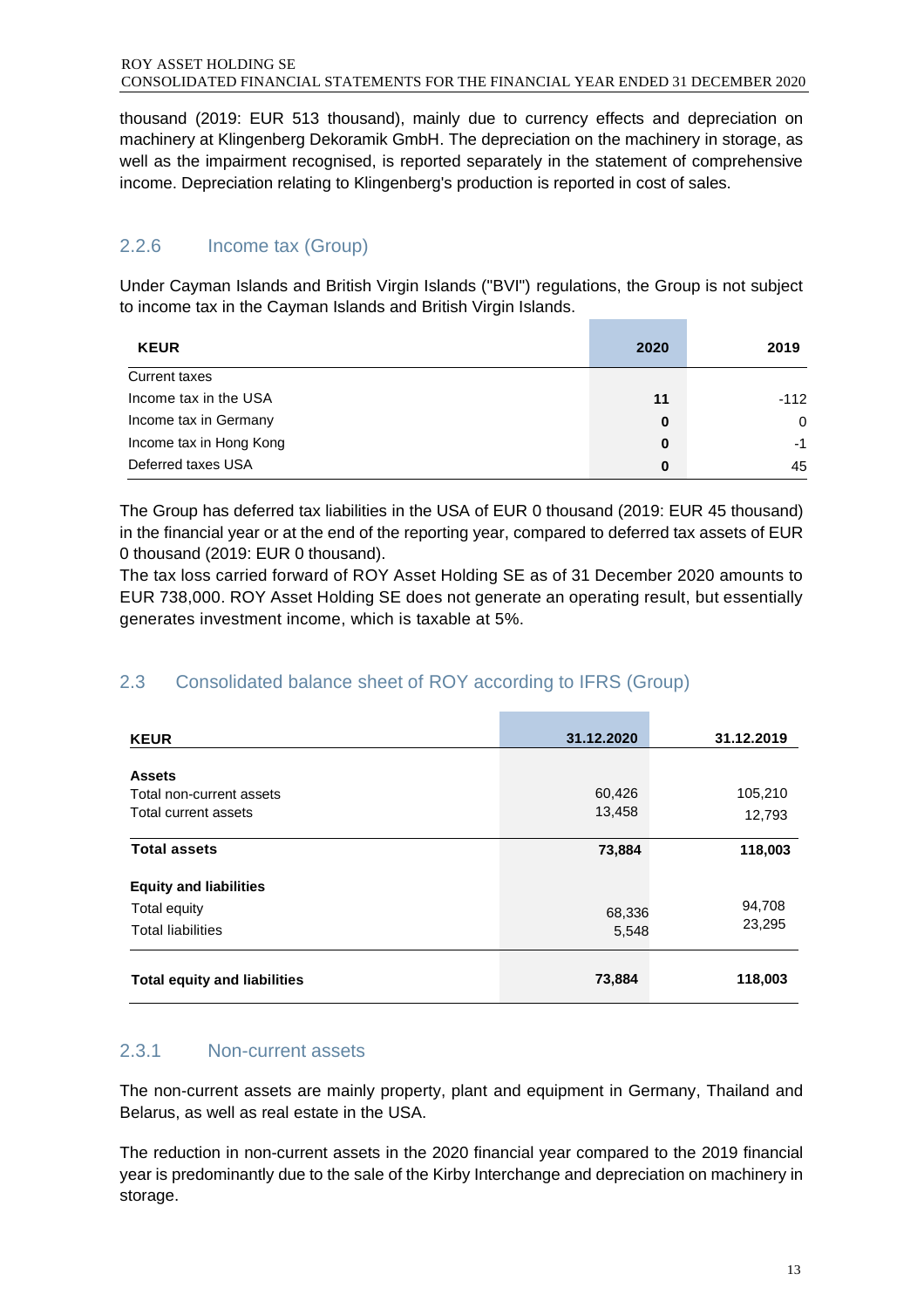thousand (2019: EUR 513 thousand), mainly due to currency effects and depreciation on machinery at Klingenberg Dekoramik GmbH. The depreciation on the machinery in storage, as well as the impairment recognised, is reported separately in the statement of comprehensive income. Depreciation relating to Klingenberg's production is reported in cost of sales.

### 2.2.6 Income tax (Group)

Under Cayman Islands and British Virgin Islands ("BVI") regulations, the Group is not subject to income tax in the Cayman Islands and British Virgin Islands.

| KEUR | 2020 | 2019 |
|---|---|---|
| Current taxes | | |
| Income tax in the USA | **11** | -112 |
| Income tax in Germany | **0** | 0 |
| Income tax in Hong Kong | **0** | -1 |
| Deferred taxes USA | **0** | 45 |

The Group has deferred tax liabilities in the USA of EUR 0 thousand (2019: EUR 45 thousand) in the financial year or at the end of the reporting year, compared to deferred tax assets of EUR 0 thousand (2019: EUR 0 thousand).
The tax loss carried forward of ROY Asset Holding SE as of 31 December 2020 amounts to EUR 738,000. ROY Asset Holding SE does not generate an operating result, but essentially generates investment income, which is taxable at 5%.

## 2.3 Consolidated balance sheet of ROY according to IFRS (Group)

| KEUR | 31.12.2020 | 31.12.2019 |
|---|---|---|
| **Assets** | | |
| Total non-current assets | 60,426 | 105,210 |
| Total current assets | 13,458 | 12,793 |
| **Total assets** | **73,884** | **118,003** |
| **Equity and liabilities** | | |
| Total equity | 68,336 | 94,708 |
| Total liabilities | 5,548 | 23,295 |
| **Total equity and liabilities** | **73,884** | **118,003** |

### 2.3.1 Non-current assets

The non-current assets are mainly property, plant and equipment in Germany, Thailand and Belarus, as well as real estate in the USA.

The reduction in non-current assets in the 2020 financial year compared to the 2019 financial year is predominantly due to the sale of the Kirby Interchange and depreciation on machinery in storage.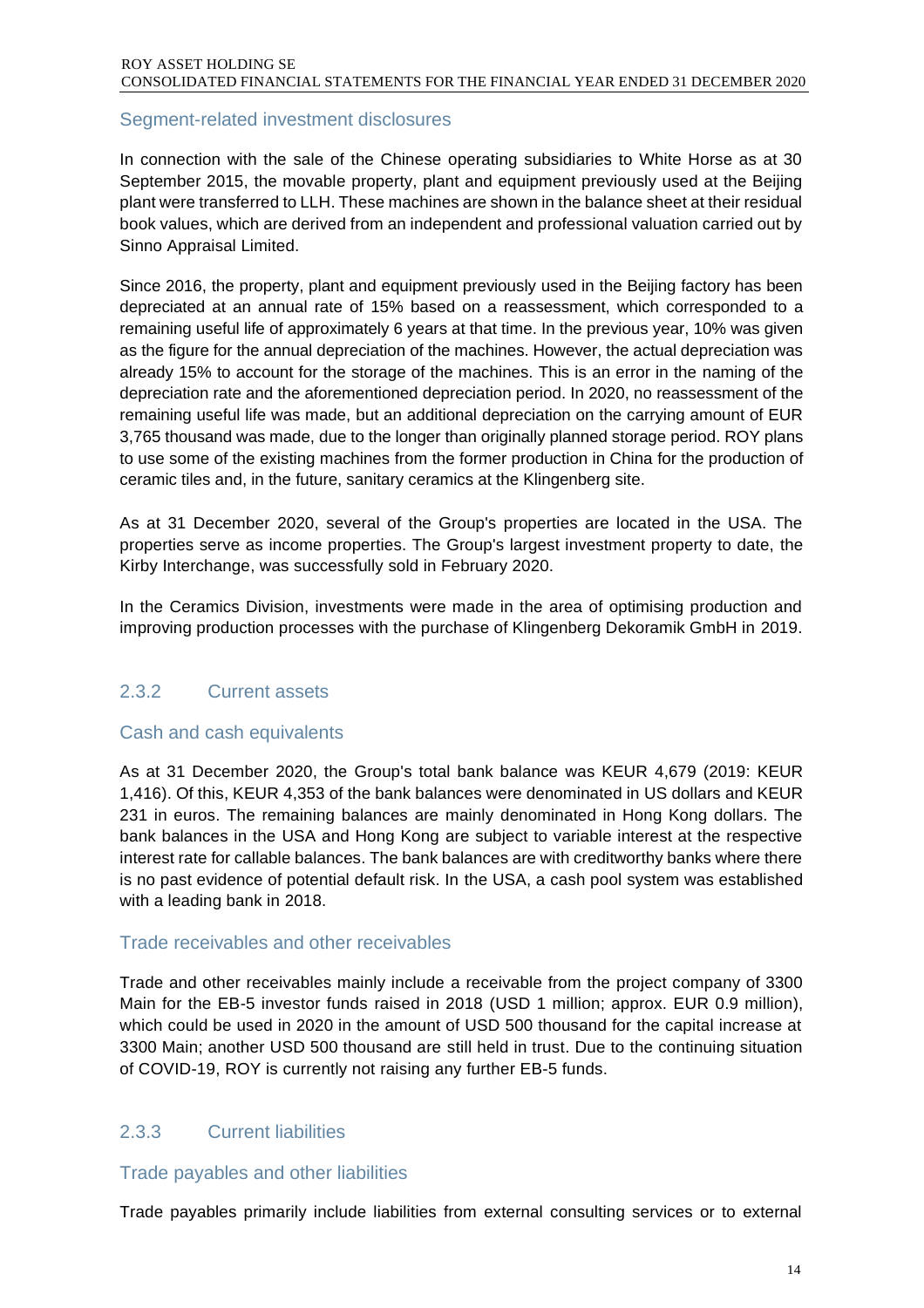### Segment-related investment disclosures

In connection with the sale of the Chinese operating subsidiaries to White Horse as at 30 September 2015, the movable property, plant and equipment previously used at the Beijing plant were transferred to LLH. These machines are shown in the balance sheet at their residual book values, which are derived from an independent and professional valuation carried out by Sinno Appraisal Limited.

Since 2016, the property, plant and equipment previously used in the Beijing factory has been depreciated at an annual rate of 15% based on a reassessment, which corresponded to a remaining useful life of approximately 6 years at that time. In the previous year, 10% was given as the figure for the annual depreciation of the machines. However, the actual depreciation was already 15% to account for the storage of the machines. This is an error in the naming of the depreciation rate and the aforementioned depreciation period. In 2020, no reassessment of the remaining useful life was made, but an additional depreciation on the carrying amount of EUR 3,765 thousand was made, due to the longer than originally planned storage period. ROY plans to use some of the existing machines from the former production in China for the production of ceramic tiles and, in the future, sanitary ceramics at the Klingenberg site.

As at 31 December 2020, several of the Group's properties are located in the USA. The properties serve as income properties. The Group's largest investment property to date, the Kirby Interchange, was successfully sold in February 2020.

In the Ceramics Division, investments were made in the area of optimising production and improving production processes with the purchase of Klingenberg Dekoramik GmbH in 2019.

## 2.3.2 Current assets

### Cash and cash equivalents

As at 31 December 2020, the Group's total bank balance was KEUR 4,679 (2019: KEUR 1,416). Of this, KEUR 4,353 of the bank balances were denominated in US dollars and KEUR 231 in euros. The remaining balances are mainly denominated in Hong Kong dollars. The bank balances in the USA and Hong Kong are subject to variable interest at the respective interest rate for callable balances. The bank balances are with creditworthy banks where there is no past evidence of potential default risk. In the USA, a cash pool system was established with a leading bank in 2018.

### Trade receivables and other receivables

Trade and other receivables mainly include a receivable from the project company of 3300 Main for the EB-5 investor funds raised in 2018 (USD 1 million; approx. EUR 0.9 million), which could be used in 2020 in the amount of USD 500 thousand for the capital increase at 3300 Main; another USD 500 thousand are still held in trust. Due to the continuing situation of COVID-19, ROY is currently not raising any further EB-5 funds.

## 2.3.3 Current liabilities

### Trade payables and other liabilities

Trade payables primarily include liabilities from external consulting services or to external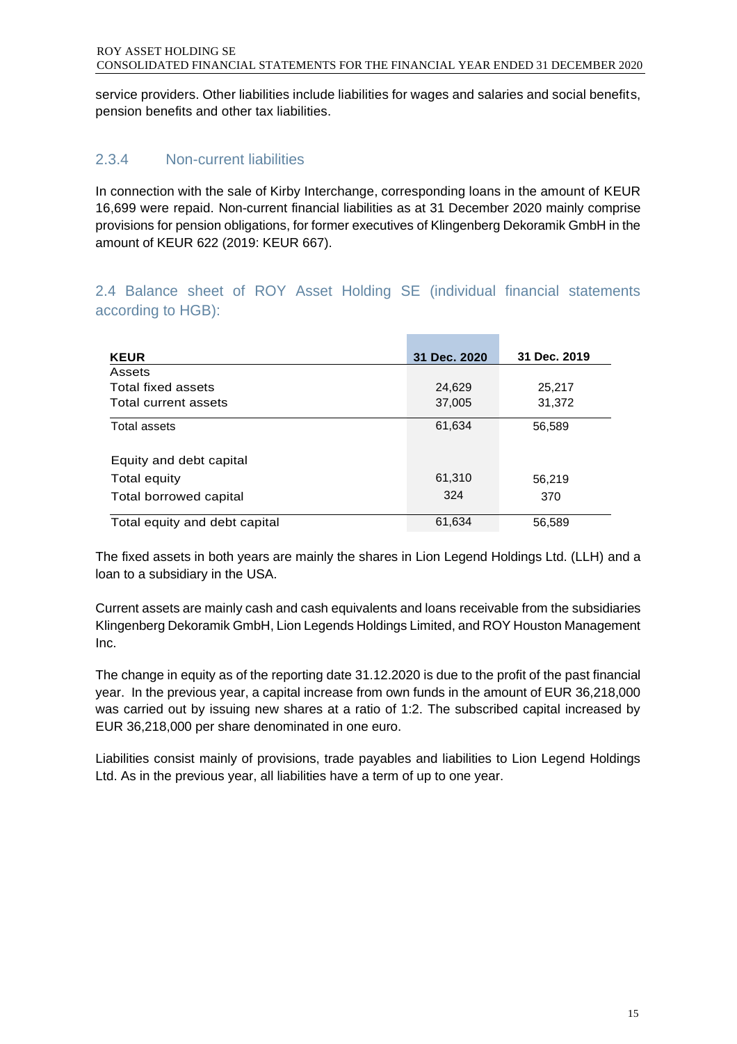service providers. Other liabilities include liabilities for wages and salaries and social benefits, pension benefits and other tax liabilities.

### 2.3.4 Non-current liabilities

In connection with the sale of Kirby Interchange, corresponding loans in the amount of KEUR 16,699 were repaid. Non-current financial liabilities as at 31 December 2020 mainly comprise provisions for pension obligations, for former executives of Klingenberg Dekoramik GmbH in the amount of KEUR 622 (2019: KEUR 667).

## 2.4 Balance sheet of ROY Asset Holding SE (individual financial statements according to HGB):

| **KEUR** | **31 Dec. 2020** | **31 Dec. 2019** |
|---|---|---|
| Assets | | |
| Total fixed assets | 24,629 | 25,217 |
| Total current assets | 37,005 | 31,372 |
| Total assets | 61,634 | 56,589 |
| Equity and debt capital | | |
| Total equity | 61,310 | 56,219 |
| Total borrowed capital | 324 | 370 |
| Total equity and debt capital | 61,634 | 56,589 |

The fixed assets in both years are mainly the shares in Lion Legend Holdings Ltd. (LLH) and a loan to a subsidiary in the USA.

Current assets are mainly cash and cash equivalents and loans receivable from the subsidiaries Klingenberg Dekoramik GmbH, Lion Legends Holdings Limited, and ROY Houston Management Inc.

The change in equity as of the reporting date 31.12.2020 is due to the profit of the past financial year. In the previous year, a capital increase from own funds in the amount of EUR 36,218,000 was carried out by issuing new shares at a ratio of 1:2. The subscribed capital increased by EUR 36,218,000 per share denominated in one euro.

Liabilities consist mainly of provisions, trade payables and liabilities to Lion Legend Holdings Ltd. As in the previous year, all liabilities have a term of up to one year.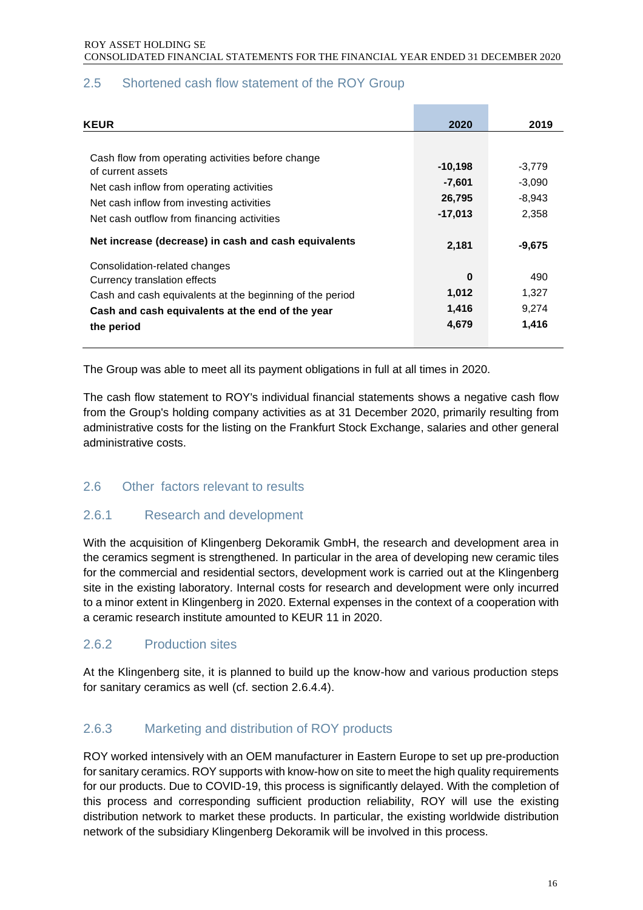## 2.5 Shortened cash flow statement of the ROY Group

| KEUR | 2020 | 2019 |
|---|---|---|
| Cash flow from operating activities before change of current assets | -10,198 | -3,779 |
| Net cash inflow from operating activities | -7,601 | -3,090 |
| Net cash inflow from investing activities | 26,795 | -8,943 |
| Net cash outflow from financing activities | -17,013 | 2,358 |
| **Net increase (decrease) in cash and cash equivalents** | **2,181** | **-9,675** |
| Consolidation-related changes | | |
| Currency translation effects | 0 | 490 |
| Cash and cash equivalents at the beginning of the period | 1,012 | 1,327 |
| **Cash and cash equivalents at the end of the year** | 1,416 | 9,274 |
| **the period** | 4,679 | 1,416 |

The Group was able to meet all its payment obligations in full at all times in 2020.

The cash flow statement to ROY's individual financial statements shows a negative cash flow from the Group's holding company activities as at 31 December 2020, primarily resulting from administrative costs for the listing on the Frankfurt Stock Exchange, salaries and other general administrative costs.

## 2.6 Other factors relevant to results

### 2.6.1 Research and development

With the acquisition of Klingenberg Dekoramik GmbH, the research and development area in the ceramics segment is strengthened. In particular in the area of developing new ceramic tiles for the commercial and residential sectors, development work is carried out at the Klingenberg site in the existing laboratory. Internal costs for research and development were only incurred to a minor extent in Klingenberg in 2020. External expenses in the context of a cooperation with a ceramic research institute amounted to KEUR 11 in 2020.

### 2.6.2 Production sites

At the Klingenberg site, it is planned to build up the know-how and various production steps for sanitary ceramics as well (cf. section 2.6.4.4).

### 2.6.3 Marketing and distribution of ROY products

ROY worked intensively with an OEM manufacturer in Eastern Europe to set up pre-production for sanitary ceramics. ROY supports with know-how on site to meet the high quality requirements for our products. Due to COVID-19, this process is significantly delayed. With the completion of this process and corresponding sufficient production reliability, ROY will use the existing distribution network to market these products. In particular, the existing worldwide distribution network of the subsidiary Klingenberg Dekoramik will be involved in this process.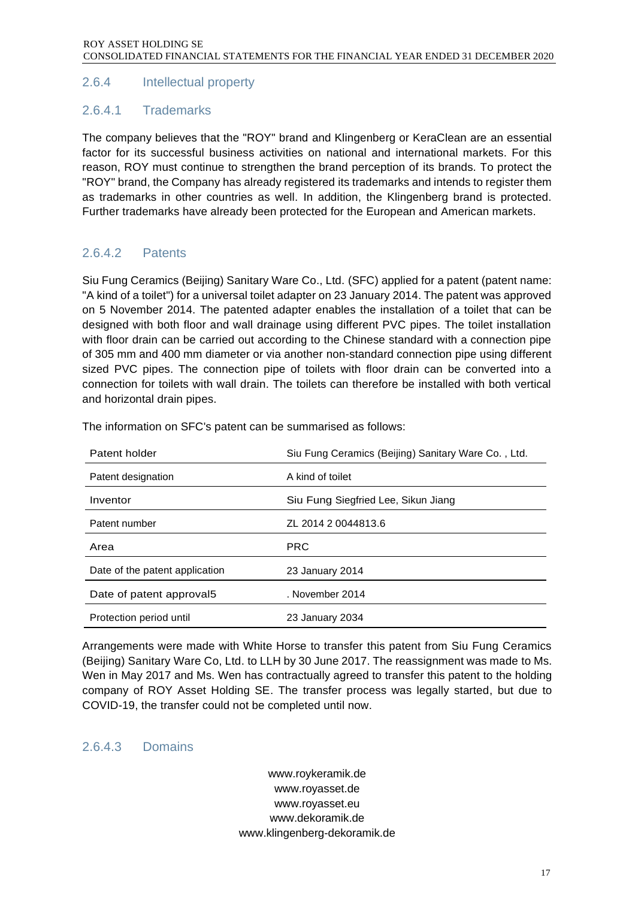### 2.6.4 Intellectual property

#### 2.6.4.1 Trademarks

The company believes that the "ROY" brand and Klingenberg or KeraClean are an essential factor for its successful business activities on national and international markets. For this reason, ROY must continue to strengthen the brand perception of its brands. To protect the "ROY" brand, the Company has already registered its trademarks and intends to register them as trademarks in other countries as well. In addition, the Klingenberg brand is protected. Further trademarks have already been protected for the European and American markets.

#### 2.6.4.2 Patents

Siu Fung Ceramics (Beijing) Sanitary Ware Co., Ltd. (SFC) applied for a patent (patent name: "A kind of a toilet") for a universal toilet adapter on 23 January 2014. The patent was approved on 5 November 2014. The patented adapter enables the installation of a toilet that can be designed with both floor and wall drainage using different PVC pipes. The toilet installation with floor drain can be carried out according to the Chinese standard with a connection pipe of 305 mm and 400 mm diameter or via another non-standard connection pipe using different sized PVC pipes. The connection pipe of toilets with floor drain can be converted into a connection for toilets with wall drain. The toilets can therefore be installed with both vertical and horizontal drain pipes.

The information on SFC's patent can be summarised as follows:

| | |
|---|---|
| Patent holder | Siu Fung Ceramics (Beijing) Sanitary Ware Co. , Ltd. |
| Patent designation | A kind of toilet |
| Inventor | Siu Fung Siegfried Lee, Sikun Jiang |
| Patent number | ZL 2014 2 0044813.6 |
| Area | PRC |
| Date of the patent application | 23 January 2014 |
| Date of patent approval5 | . November 2014 |
| Protection period until | 23 January 2034 |

Arrangements were made with White Horse to transfer this patent from Siu Fung Ceramics (Beijing) Sanitary Ware Co, Ltd. to LLH by 30 June 2017. The reassignment was made to Ms. Wen in May 2017 and Ms. Wen has contractually agreed to transfer this patent to the holding company of ROY Asset Holding SE. The transfer process was legally started, but due to COVID-19, the transfer could not be completed until now.

#### 2.6.4.3 Domains

www.roykeramik.de
www.royasset.de
www.royasset.eu
www.dekoramik.de
www.klingenberg-dekoramik.de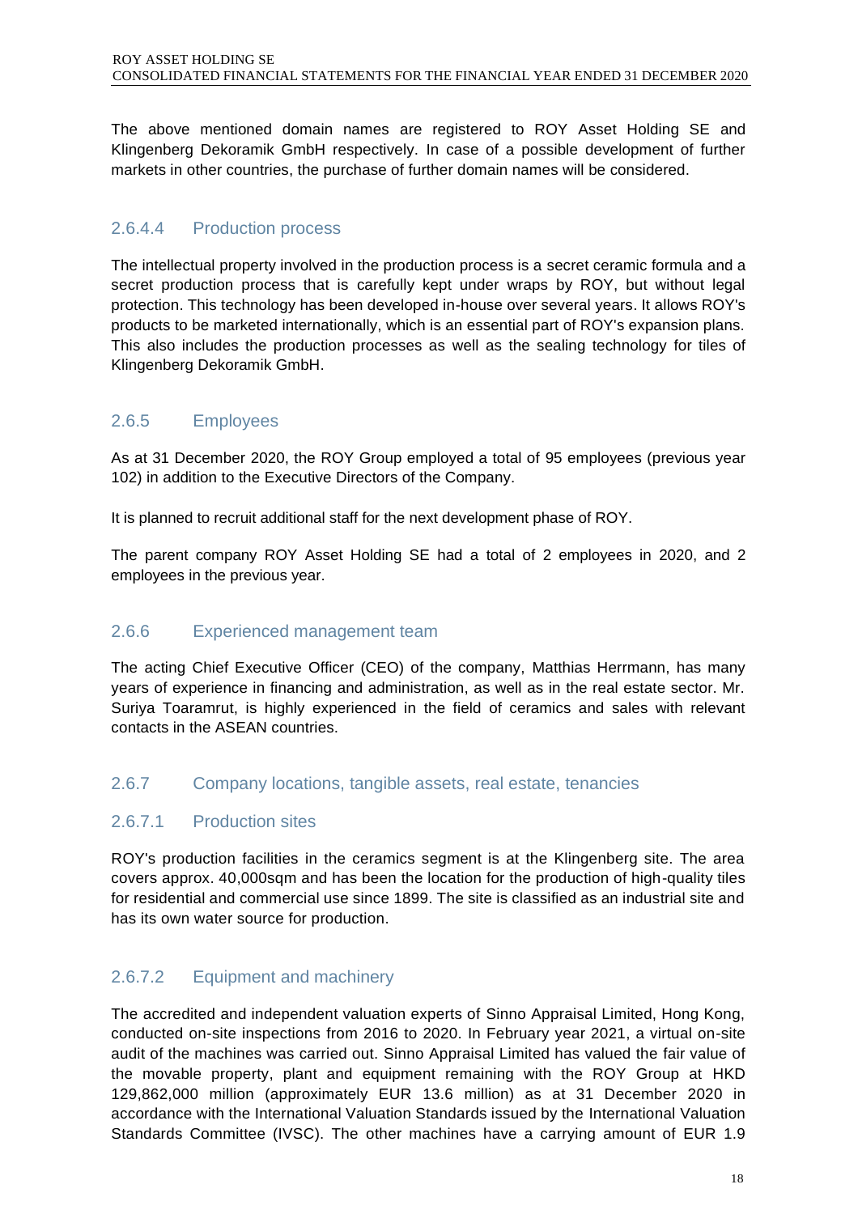The above mentioned domain names are registered to ROY Asset Holding SE and Klingenberg Dekoramik GmbH respectively. In case of a possible development of further markets in other countries, the purchase of further domain names will be considered.

#### 2.6.4.4 Production process

The intellectual property involved in the production process is a secret ceramic formula and a secret production process that is carefully kept under wraps by ROY, but without legal protection. This technology has been developed in-house over several years. It allows ROY's products to be marketed internationally, which is an essential part of ROY's expansion plans. This also includes the production processes as well as the sealing technology for tiles of Klingenberg Dekoramik GmbH.

### 2.6.5 Employees

As at 31 December 2020, the ROY Group employed a total of 95 employees (previous year 102) in addition to the Executive Directors of the Company.

It is planned to recruit additional staff for the next development phase of ROY.

The parent company ROY Asset Holding SE had a total of 2 employees in 2020, and 2 employees in the previous year.

### 2.6.6 Experienced management team

The acting Chief Executive Officer (CEO) of the company, Matthias Herrmann, has many years of experience in financing and administration, as well as in the real estate sector. Mr. Suriya Toaramrut, is highly experienced in the field of ceramics and sales with relevant contacts in the ASEAN countries.

### 2.6.7 Company locations, tangible assets, real estate, tenancies

#### 2.6.7.1 Production sites

ROY's production facilities in the ceramics segment is at the Klingenberg site. The area covers approx. 40,000sqm and has been the location for the production of high-quality tiles for residential and commercial use since 1899. The site is classified as an industrial site and has its own water source for production.

#### 2.6.7.2 Equipment and machinery

The accredited and independent valuation experts of Sinno Appraisal Limited, Hong Kong, conducted on-site inspections from 2016 to 2020. In February year 2021, a virtual on-site audit of the machines was carried out. Sinno Appraisal Limited has valued the fair value of the movable property, plant and equipment remaining with the ROY Group at HKD 129,862,000 million (approximately EUR 13.6 million) as at 31 December 2020 in accordance with the International Valuation Standards issued by the International Valuation Standards Committee (IVSC). The other machines have a carrying amount of EUR 1.9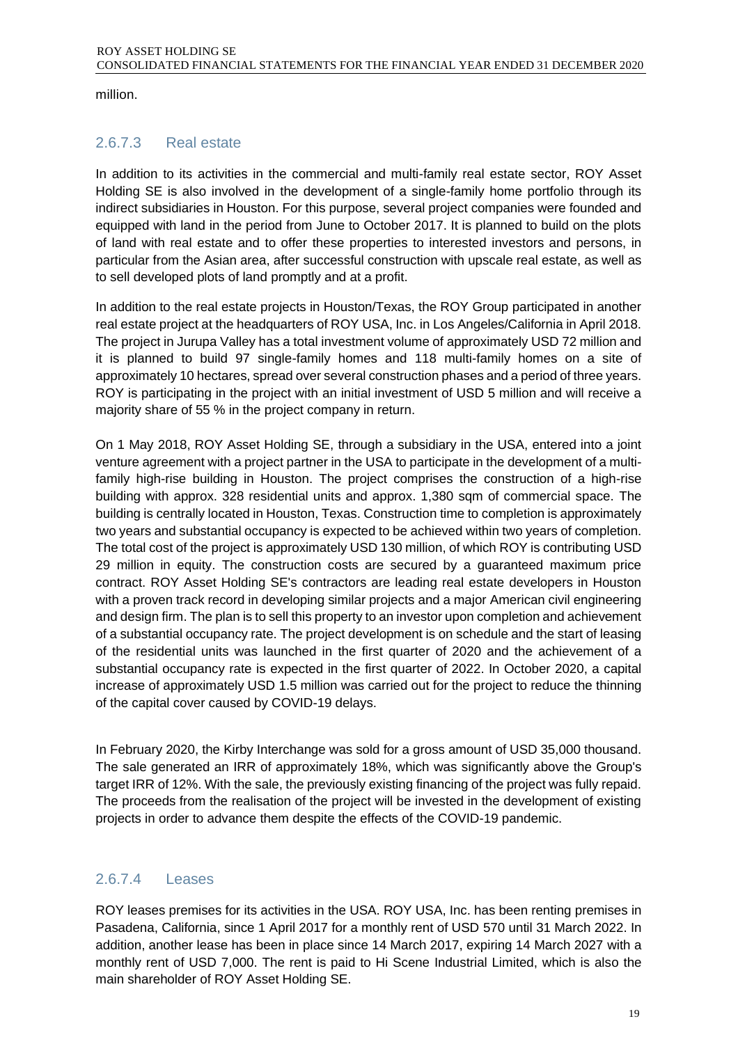million.

### 2.6.7.3 Real estate

In addition to its activities in the commercial and multi-family real estate sector, ROY Asset Holding SE is also involved in the development of a single-family home portfolio through its indirect subsidiaries in Houston. For this purpose, several project companies were founded and equipped with land in the period from June to October 2017. It is planned to build on the plots of land with real estate and to offer these properties to interested investors and persons, in particular from the Asian area, after successful construction with upscale real estate, as well as to sell developed plots of land promptly and at a profit.

In addition to the real estate projects in Houston/Texas, the ROY Group participated in another real estate project at the headquarters of ROY USA, Inc. in Los Angeles/California in April 2018. The project in Jurupa Valley has a total investment volume of approximately USD 72 million and it is planned to build 97 single-family homes and 118 multi-family homes on a site of approximately 10 hectares, spread over several construction phases and a period of three years. ROY is participating in the project with an initial investment of USD 5 million and will receive a majority share of 55 % in the project company in return.

On 1 May 2018, ROY Asset Holding SE, through a subsidiary in the USA, entered into a joint venture agreement with a project partner in the USA to participate in the development of a multi-family high-rise building in Houston. The project comprises the construction of a high-rise building with approx. 328 residential units and approx. 1,380 sqm of commercial space. The building is centrally located in Houston, Texas. Construction time to completion is approximately two years and substantial occupancy is expected to be achieved within two years of completion. The total cost of the project is approximately USD 130 million, of which ROY is contributing USD 29 million in equity. The construction costs are secured by a guaranteed maximum price contract. ROY Asset Holding SE's contractors are leading real estate developers in Houston with a proven track record in developing similar projects and a major American civil engineering and design firm. The plan is to sell this property to an investor upon completion and achievement of a substantial occupancy rate. The project development is on schedule and the start of leasing of the residential units was launched in the first quarter of 2020 and the achievement of a substantial occupancy rate is expected in the first quarter of 2022. In October 2020, a capital increase of approximately USD 1.5 million was carried out for the project to reduce the thinning of the capital cover caused by COVID-19 delays.

In February 2020, the Kirby Interchange was sold for a gross amount of USD 35,000 thousand. The sale generated an IRR of approximately 18%, which was significantly above the Group's target IRR of 12%. With the sale, the previously existing financing of the project was fully repaid. The proceeds from the realisation of the project will be invested in the development of existing projects in order to advance them despite the effects of the COVID-19 pandemic.

### 2.6.7.4 Leases

ROY leases premises for its activities in the USA. ROY USA, Inc. has been renting premises in Pasadena, California, since 1 April 2017 for a monthly rent of USD 570 until 31 March 2022. In addition, another lease has been in place since 14 March 2017, expiring 14 March 2027 with a monthly rent of USD 7,000. The rent is paid to Hi Scene Industrial Limited, which is also the main shareholder of ROY Asset Holding SE.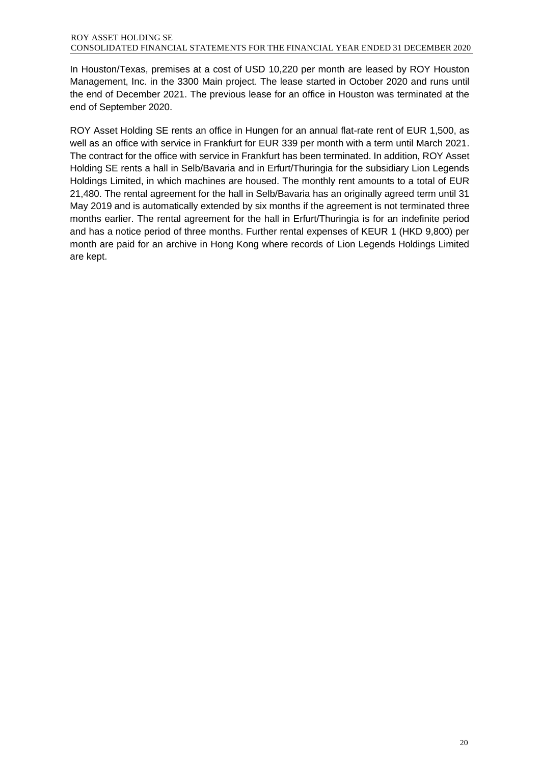In Houston/Texas, premises at a cost of USD 10,220 per month are leased by ROY Houston Management, Inc. in the 3300 Main project. The lease started in October 2020 and runs until the end of December 2021. The previous lease for an office in Houston was terminated at the end of September 2020.

ROY Asset Holding SE rents an office in Hungen for an annual flat-rate rent of EUR 1,500, as well as an office with service in Frankfurt for EUR 339 per month with a term until March 2021. The contract for the office with service in Frankfurt has been terminated. In addition, ROY Asset Holding SE rents a hall in Selb/Bavaria and in Erfurt/Thuringia for the subsidiary Lion Legends Holdings Limited, in which machines are housed. The monthly rent amounts to a total of EUR 21,480. The rental agreement for the hall in Selb/Bavaria has an originally agreed term until 31 May 2019 and is automatically extended by six months if the agreement is not terminated three months earlier. The rental agreement for the hall in Erfurt/Thuringia is for an indefinite period and has a notice period of three months. Further rental expenses of KEUR 1 (HKD 9,800) per month are paid for an archive in Hong Kong where records of Lion Legends Holdings Limited are kept.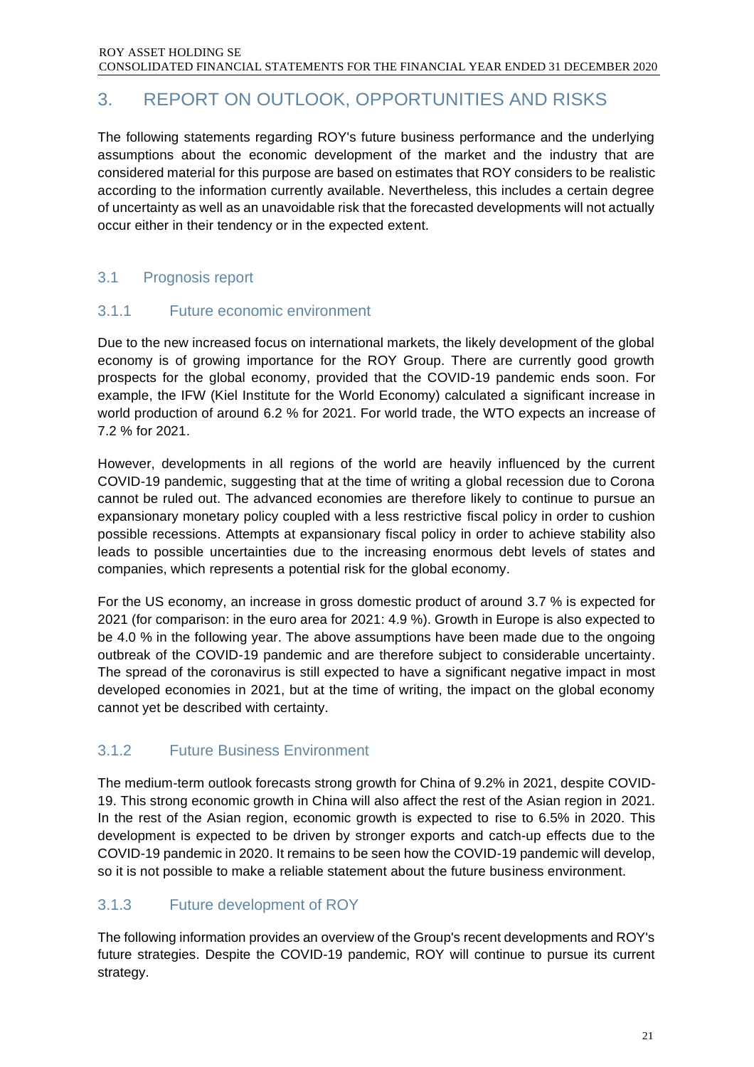## 3. REPORT ON OUTLOOK, OPPORTUNITIES AND RISKS

The following statements regarding ROY's future business performance and the underlying assumptions about the economic development of the market and the industry that are considered material for this purpose are based on estimates that ROY considers to be realistic according to the information currently available. Nevertheless, this includes a certain degree of uncertainty as well as an unavoidable risk that the forecasted developments will not actually occur either in their tendency or in the expected extent.

### 3.1 Prognosis report

#### 3.1.1 Future economic environment

Due to the new increased focus on international markets, the likely development of the global economy is of growing importance for the ROY Group. There are currently good growth prospects for the global economy, provided that the COVID-19 pandemic ends soon. For example, the IFW (Kiel Institute for the World Economy) calculated a significant increase in world production of around 6.2 % for 2021. For world trade, the WTO expects an increase of 7.2 % for 2021.

However, developments in all regions of the world are heavily influenced by the current COVID-19 pandemic, suggesting that at the time of writing a global recession due to Corona cannot be ruled out. The advanced economies are therefore likely to continue to pursue an expansionary monetary policy coupled with a less restrictive fiscal policy in order to cushion possible recessions. Attempts at expansionary fiscal policy in order to achieve stability also leads to possible uncertainties due to the increasing enormous debt levels of states and companies, which represents a potential risk for the global economy.

For the US economy, an increase in gross domestic product of around 3.7 % is expected for 2021 (for comparison: in the euro area for 2021: 4.9 %). Growth in Europe is also expected to be 4.0 % in the following year. The above assumptions have been made due to the ongoing outbreak of the COVID-19 pandemic and are therefore subject to considerable uncertainty. The spread of the coronavirus is still expected to have a significant negative impact in most developed economies in 2021, but at the time of writing, the impact on the global economy cannot yet be described with certainty.

#### 3.1.2 Future Business Environment

The medium-term outlook forecasts strong growth for China of 9.2% in 2021, despite COVID-19. This strong economic growth in China will also affect the rest of the Asian region in 2021. In the rest of the Asian region, economic growth is expected to rise to 6.5% in 2020. This development is expected to be driven by stronger exports and catch-up effects due to the COVID-19 pandemic in 2020. It remains to be seen how the COVID-19 pandemic will develop, so it is not possible to make a reliable statement about the future business environment.

#### 3.1.3 Future development of ROY

The following information provides an overview of the Group's recent developments and ROY's future strategies. Despite the COVID-19 pandemic, ROY will continue to pursue its current strategy.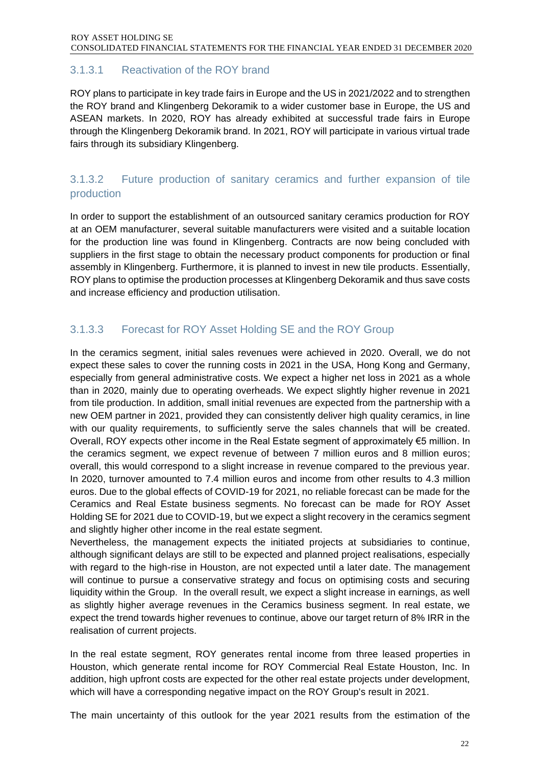### 3.1.3.1 Reactivation of the ROY brand

ROY plans to participate in key trade fairs in Europe and the US in 2021/2022 and to strengthen the ROY brand and Klingenberg Dekoramik to a wider customer base in Europe, the US and ASEAN markets. In 2020, ROY has already exhibited at successful trade fairs in Europe through the Klingenberg Dekoramik brand. In 2021, ROY will participate in various virtual trade fairs through its subsidiary Klingenberg.

### 3.1.3.2 Future production of sanitary ceramics and further expansion of tile production

In order to support the establishment of an outsourced sanitary ceramics production for ROY at an OEM manufacturer, several suitable manufacturers were visited and a suitable location for the production line was found in Klingenberg. Contracts are now being concluded with suppliers in the first stage to obtain the necessary product components for production or final assembly in Klingenberg. Furthermore, it is planned to invest in new tile products. Essentially, ROY plans to optimise the production processes at Klingenberg Dekoramik and thus save costs and increase efficiency and production utilisation.

### 3.1.3.3 Forecast for ROY Asset Holding SE and the ROY Group

In the ceramics segment, initial sales revenues were achieved in 2020. Overall, we do not expect these sales to cover the running costs in 2021 in the USA, Hong Kong and Germany, especially from general administrative costs. We expect a higher net loss in 2021 as a whole than in 2020, mainly due to operating overheads. We expect slightly higher revenue in 2021 from tile production. In addition, small initial revenues are expected from the partnership with a new OEM partner in 2021, provided they can consistently deliver high quality ceramics, in line with our quality requirements, to sufficiently serve the sales channels that will be created. Overall, ROY expects other income in the Real Estate segment of approximately €5 million. In the ceramics segment, we expect revenue of between 7 million euros and 8 million euros; overall, this would correspond to a slight increase in revenue compared to the previous year. In 2020, turnover amounted to 7.4 million euros and income from other results to 4.3 million euros. Due to the global effects of COVID-19 for 2021, no reliable forecast can be made for the Ceramics and Real Estate business segments. No forecast can be made for ROY Asset Holding SE for 2021 due to COVID-19, but we expect a slight recovery in the ceramics segment and slightly higher other income in the real estate segment.
Nevertheless, the management expects the initiated projects at subsidiaries to continue, although significant delays are still to be expected and planned project realisations, especially with regard to the high-rise in Houston, are not expected until a later date. The management will continue to pursue a conservative strategy and focus on optimising costs and securing liquidity within the Group. In the overall result, we expect a slight increase in earnings, as well as slightly higher average revenues in the Ceramics business segment. In real estate, we expect the trend towards higher revenues to continue, above our target return of 8% IRR in the realisation of current projects.

In the real estate segment, ROY generates rental income from three leased properties in Houston, which generate rental income for ROY Commercial Real Estate Houston, Inc. In addition, high upfront costs are expected for the other real estate projects under development, which will have a corresponding negative impact on the ROY Group's result in 2021.

The main uncertainty of this outlook for the year 2021 results from the estimation of the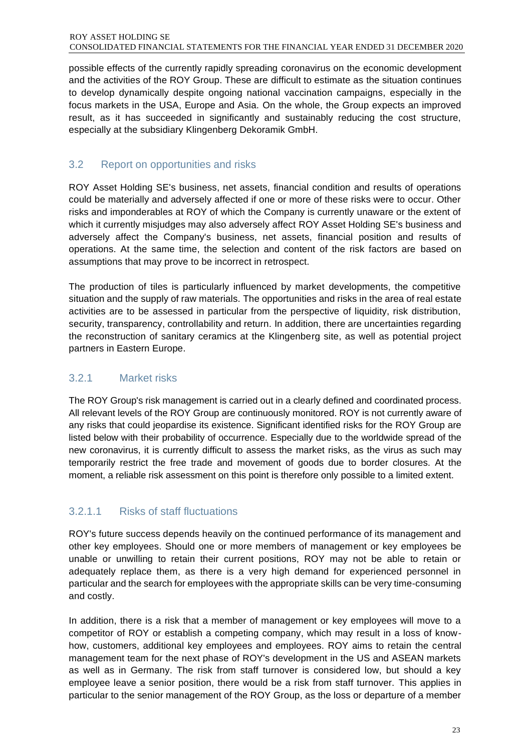possible effects of the currently rapidly spreading coronavirus on the economic development and the activities of the ROY Group. These are difficult to estimate as the situation continues to develop dynamically despite ongoing national vaccination campaigns, especially in the focus markets in the USA, Europe and Asia. On the whole, the Group expects an improved result, as it has succeeded in significantly and sustainably reducing the cost structure, especially at the subsidiary Klingenberg Dekoramik GmbH.

## 3.2 Report on opportunities and risks

ROY Asset Holding SE's business, net assets, financial condition and results of operations could be materially and adversely affected if one or more of these risks were to occur. Other risks and imponderables at ROY of which the Company is currently unaware or the extent of which it currently misjudges may also adversely affect ROY Asset Holding SE's business and adversely affect the Company's business, net assets, financial position and results of operations. At the same time, the selection and content of the risk factors are based on assumptions that may prove to be incorrect in retrospect.

The production of tiles is particularly influenced by market developments, the competitive situation and the supply of raw materials. The opportunities and risks in the area of real estate activities are to be assessed in particular from the perspective of liquidity, risk distribution, security, transparency, controllability and return. In addition, there are uncertainties regarding the reconstruction of sanitary ceramics at the Klingenberg site, as well as potential project partners in Eastern Europe.

### 3.2.1 Market risks

The ROY Group's risk management is carried out in a clearly defined and coordinated process. All relevant levels of the ROY Group are continuously monitored. ROY is not currently aware of any risks that could jeopardise its existence. Significant identified risks for the ROY Group are listed below with their probability of occurrence. Especially due to the worldwide spread of the new coronavirus, it is currently difficult to assess the market risks, as the virus as such may temporarily restrict the free trade and movement of goods due to border closures. At the moment, a reliable risk assessment on this point is therefore only possible to a limited extent.

#### 3.2.1.1 Risks of staff fluctuations

ROY's future success depends heavily on the continued performance of its management and other key employees. Should one or more members of management or key employees be unable or unwilling to retain their current positions, ROY may not be able to retain or adequately replace them, as there is a very high demand for experienced personnel in particular and the search for employees with the appropriate skills can be very time-consuming and costly.

In addition, there is a risk that a member of management or key employees will move to a competitor of ROY or establish a competing company, which may result in a loss of know-how, customers, additional key employees and employees. ROY aims to retain the central management team for the next phase of ROY's development in the US and ASEAN markets as well as in Germany. The risk from staff turnover is considered low, but should a key employee leave a senior position, there would be a risk from staff turnover. This applies in particular to the senior management of the ROY Group, as the loss or departure of a member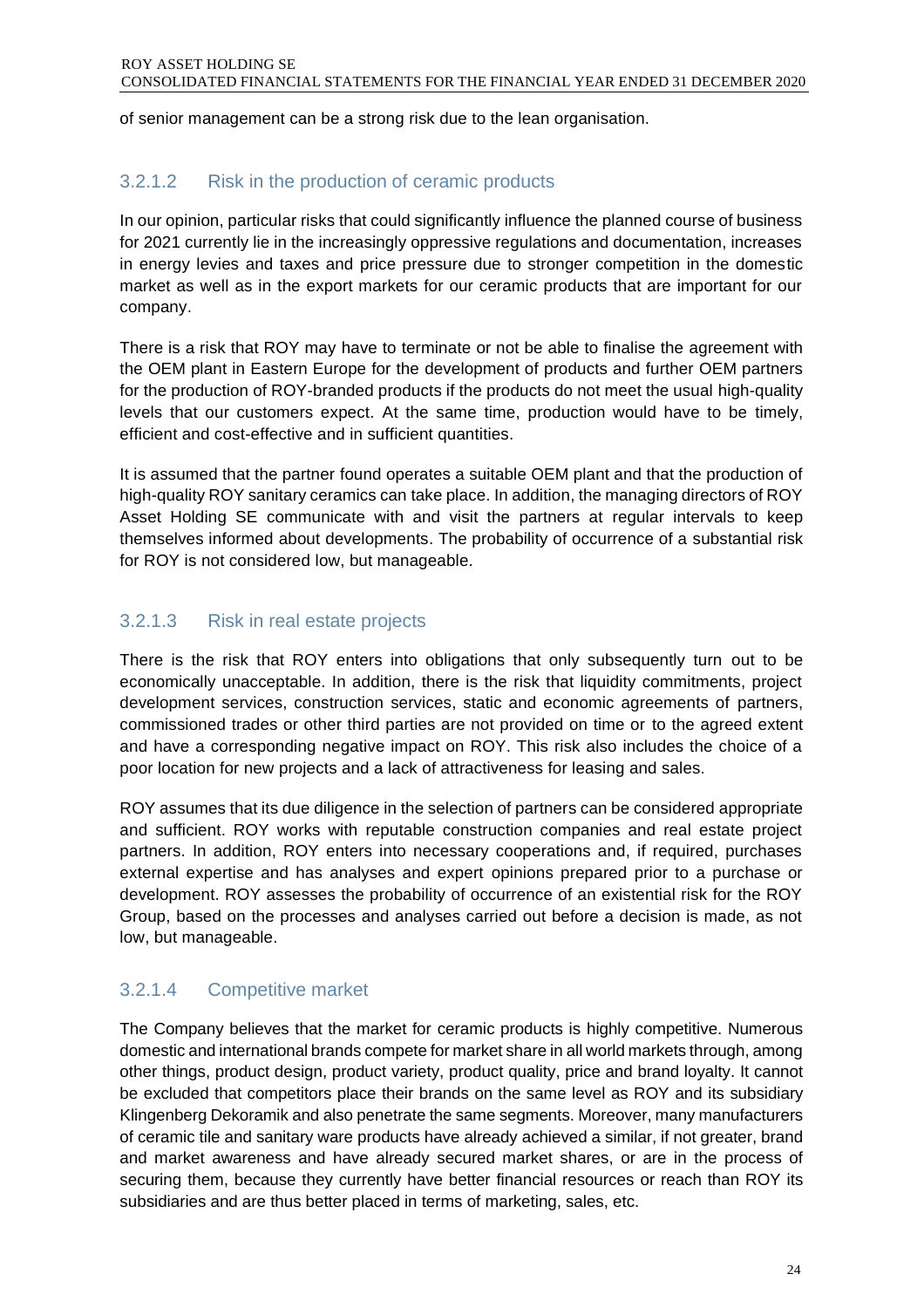of senior management can be a strong risk due to the lean organisation.

#### 3.2.1.2 Risk in the production of ceramic products

In our opinion, particular risks that could significantly influence the planned course of business for 2021 currently lie in the increasingly oppressive regulations and documentation, increases in energy levies and taxes and price pressure due to stronger competition in the domestic market as well as in the export markets for our ceramic products that are important for our company.

There is a risk that ROY may have to terminate or not be able to finalise the agreement with the OEM plant in Eastern Europe for the development of products and further OEM partners for the production of ROY-branded products if the products do not meet the usual high-quality levels that our customers expect. At the same time, production would have to be timely, efficient and cost-effective and in sufficient quantities.

It is assumed that the partner found operates a suitable OEM plant and that the production of high-quality ROY sanitary ceramics can take place. In addition, the managing directors of ROY Asset Holding SE communicate with and visit the partners at regular intervals to keep themselves informed about developments. The probability of occurrence of a substantial risk for ROY is not considered low, but manageable.

#### 3.2.1.3 Risk in real estate projects

There is the risk that ROY enters into obligations that only subsequently turn out to be economically unacceptable. In addition, there is the risk that liquidity commitments, project development services, construction services, static and economic agreements of partners, commissioned trades or other third parties are not provided on time or to the agreed extent and have a corresponding negative impact on ROY. This risk also includes the choice of a poor location for new projects and a lack of attractiveness for leasing and sales.

ROY assumes that its due diligence in the selection of partners can be considered appropriate and sufficient. ROY works with reputable construction companies and real estate project partners. In addition, ROY enters into necessary cooperations and, if required, purchases external expertise and has analyses and expert opinions prepared prior to a purchase or development. ROY assesses the probability of occurrence of an existential risk for the ROY Group, based on the processes and analyses carried out before a decision is made, as not low, but manageable.

#### 3.2.1.4 Competitive market

The Company believes that the market for ceramic products is highly competitive. Numerous domestic and international brands compete for market share in all world markets through, among other things, product design, product variety, product quality, price and brand loyalty. It cannot be excluded that competitors place their brands on the same level as ROY and its subsidiary Klingenberg Dekoramik and also penetrate the same segments. Moreover, many manufacturers of ceramic tile and sanitary ware products have already achieved a similar, if not greater, brand and market awareness and have already secured market shares, or are in the process of securing them, because they currently have better financial resources or reach than ROY its subsidiaries and are thus better placed in terms of marketing, sales, etc.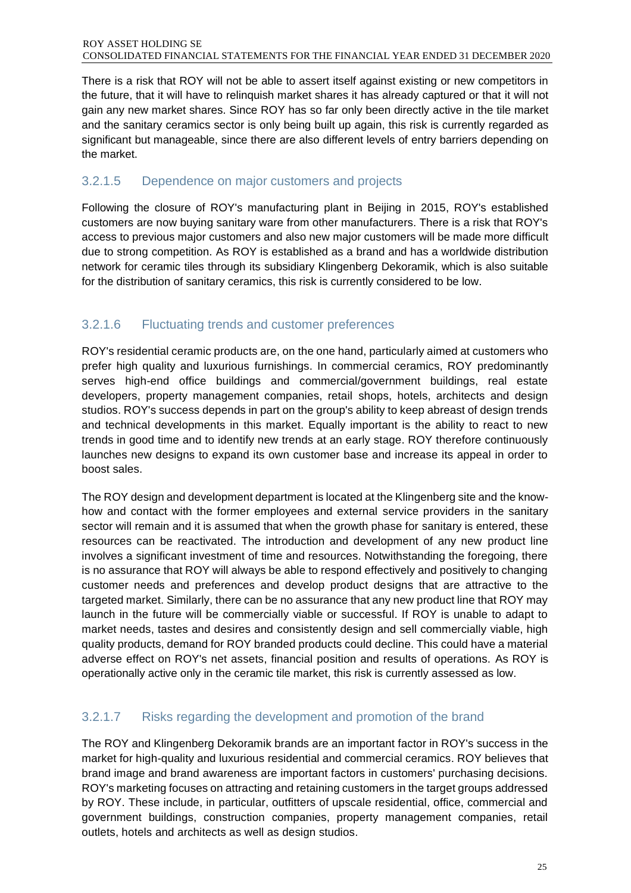There is a risk that ROY will not be able to assert itself against existing or new competitors in the future, that it will have to relinquish market shares it has already captured or that it will not gain any new market shares. Since ROY has so far only been directly active in the tile market and the sanitary ceramics sector is only being built up again, this risk is currently regarded as significant but manageable, since there are also different levels of entry barriers depending on the market.

#### 3.2.1.5 Dependence on major customers and projects

Following the closure of ROY's manufacturing plant in Beijing in 2015, ROY's established customers are now buying sanitary ware from other manufacturers. There is a risk that ROY's access to previous major customers and also new major customers will be made more difficult due to strong competition. As ROY is established as a brand and has a worldwide distribution network for ceramic tiles through its subsidiary Klingenberg Dekoramik, which is also suitable for the distribution of sanitary ceramics, this risk is currently considered to be low.

#### 3.2.1.6 Fluctuating trends and customer preferences

ROY's residential ceramic products are, on the one hand, particularly aimed at customers who prefer high quality and luxurious furnishings. In commercial ceramics, ROY predominantly serves high-end office buildings and commercial/government buildings, real estate developers, property management companies, retail shops, hotels, architects and design studios. ROY's success depends in part on the group's ability to keep abreast of design trends and technical developments in this market. Equally important is the ability to react to new trends in good time and to identify new trends at an early stage. ROY therefore continuously launches new designs to expand its own customer base and increase its appeal in order to boost sales.

The ROY design and development department is located at the Klingenberg site and the know-how and contact with the former employees and external service providers in the sanitary sector will remain and it is assumed that when the growth phase for sanitary is entered, these resources can be reactivated. The introduction and development of any new product line involves a significant investment of time and resources. Notwithstanding the foregoing, there is no assurance that ROY will always be able to respond effectively and positively to changing customer needs and preferences and develop product designs that are attractive to the targeted market. Similarly, there can be no assurance that any new product line that ROY may launch in the future will be commercially viable or successful. If ROY is unable to adapt to market needs, tastes and desires and consistently design and sell commercially viable, high quality products, demand for ROY branded products could decline. This could have a material adverse effect on ROY's net assets, financial position and results of operations. As ROY is operationally active only in the ceramic tile market, this risk is currently assessed as low.

#### 3.2.1.7 Risks regarding the development and promotion of the brand

The ROY and Klingenberg Dekoramik brands are an important factor in ROY's success in the market for high-quality and luxurious residential and commercial ceramics. ROY believes that brand image and brand awareness are important factors in customers' purchasing decisions. ROY's marketing focuses on attracting and retaining customers in the target groups addressed by ROY. These include, in particular, outfitters of upscale residential, office, commercial and government buildings, construction companies, property management companies, retail outlets, hotels and architects as well as design studios.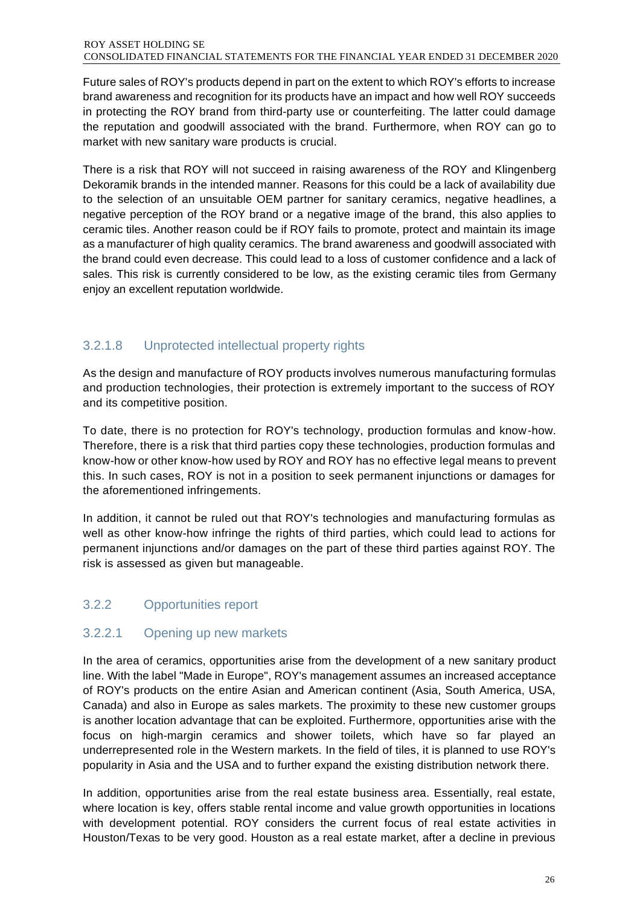Future sales of ROY's products depend in part on the extent to which ROY's efforts to increase brand awareness and recognition for its products have an impact and how well ROY succeeds in protecting the ROY brand from third-party use or counterfeiting. The latter could damage the reputation and goodwill associated with the brand. Furthermore, when ROY can go to market with new sanitary ware products is crucial.

There is a risk that ROY will not succeed in raising awareness of the ROY and Klingenberg Dekoramik brands in the intended manner. Reasons for this could be a lack of availability due to the selection of an unsuitable OEM partner for sanitary ceramics, negative headlines, a negative perception of the ROY brand or a negative image of the brand, this also applies to ceramic tiles. Another reason could be if ROY fails to promote, protect and maintain its image as a manufacturer of high quality ceramics. The brand awareness and goodwill associated with the brand could even decrease. This could lead to a loss of customer confidence and a lack of sales. This risk is currently considered to be low, as the existing ceramic tiles from Germany enjoy an excellent reputation worldwide.

#### 3.2.1.8 Unprotected intellectual property rights

As the design and manufacture of ROY products involves numerous manufacturing formulas and production technologies, their protection is extremely important to the success of ROY and its competitive position.

To date, there is no protection for ROY's technology, production formulas and know-how. Therefore, there is a risk that third parties copy these technologies, production formulas and know-how or other know-how used by ROY and ROY has no effective legal means to prevent this. In such cases, ROY is not in a position to seek permanent injunctions or damages for the aforementioned infringements.

In addition, it cannot be ruled out that ROY's technologies and manufacturing formulas as well as other know-how infringe the rights of third parties, which could lead to actions for permanent injunctions and/or damages on the part of these third parties against ROY. The risk is assessed as given but manageable.

### 3.2.2 Opportunities report

#### 3.2.2.1 Opening up new markets

In the area of ceramics, opportunities arise from the development of a new sanitary product line. With the label "Made in Europe", ROY's management assumes an increased acceptance of ROY's products on the entire Asian and American continent (Asia, South America, USA, Canada) and also in Europe as sales markets. The proximity to these new customer groups is another location advantage that can be exploited. Furthermore, opportunities arise with the focus on high-margin ceramics and shower toilets, which have so far played an underrepresented role in the Western markets. In the field of tiles, it is planned to use ROY's popularity in Asia and the USA and to further expand the existing distribution network there.

In addition, opportunities arise from the real estate business area. Essentially, real estate, where location is key, offers stable rental income and value growth opportunities in locations with development potential. ROY considers the current focus of real estate activities in Houston/Texas to be very good. Houston as a real estate market, after a decline in previous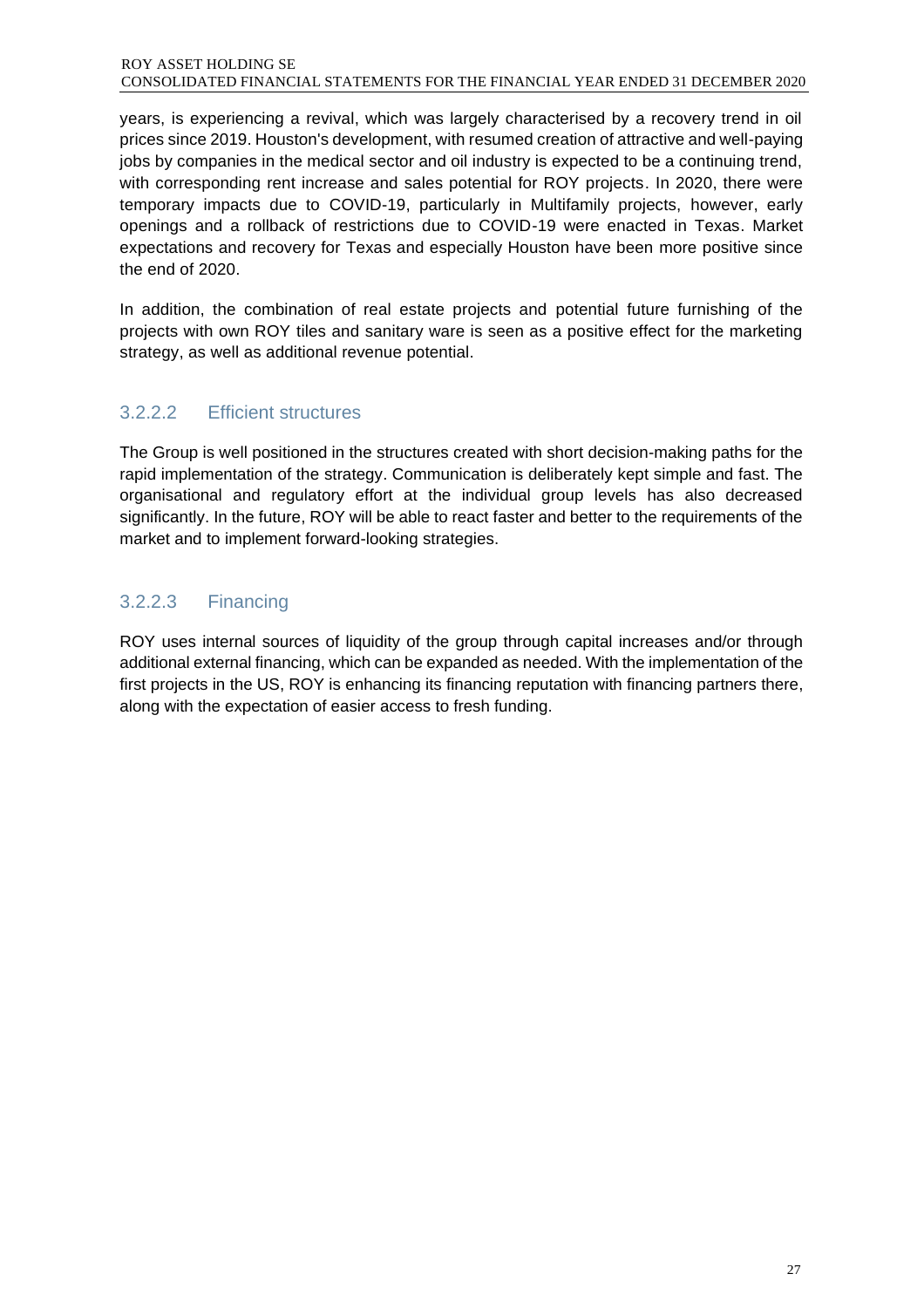years, is experiencing a revival, which was largely characterised by a recovery trend in oil prices since 2019. Houston's development, with resumed creation of attractive and well-paying jobs by companies in the medical sector and oil industry is expected to be a continuing trend, with corresponding rent increase and sales potential for ROY projects. In 2020, there were temporary impacts due to COVID-19, particularly in Multifamily projects, however, early openings and a rollback of restrictions due to COVID-19 were enacted in Texas. Market expectations and recovery for Texas and especially Houston have been more positive since the end of 2020.

In addition, the combination of real estate projects and potential future furnishing of the projects with own ROY tiles and sanitary ware is seen as a positive effect for the marketing strategy, as well as additional revenue potential.

#### 3.2.2.2 Efficient structures

The Group is well positioned in the structures created with short decision-making paths for the rapid implementation of the strategy. Communication is deliberately kept simple and fast. The organisational and regulatory effort at the individual group levels has also decreased significantly. In the future, ROY will be able to react faster and better to the requirements of the market and to implement forward-looking strategies.

#### 3.2.2.3 Financing

ROY uses internal sources of liquidity of the group through capital increases and/or through additional external financing, which can be expanded as needed. With the implementation of the first projects in the US, ROY is enhancing its financing reputation with financing partners there, along with the expectation of easier access to fresh funding.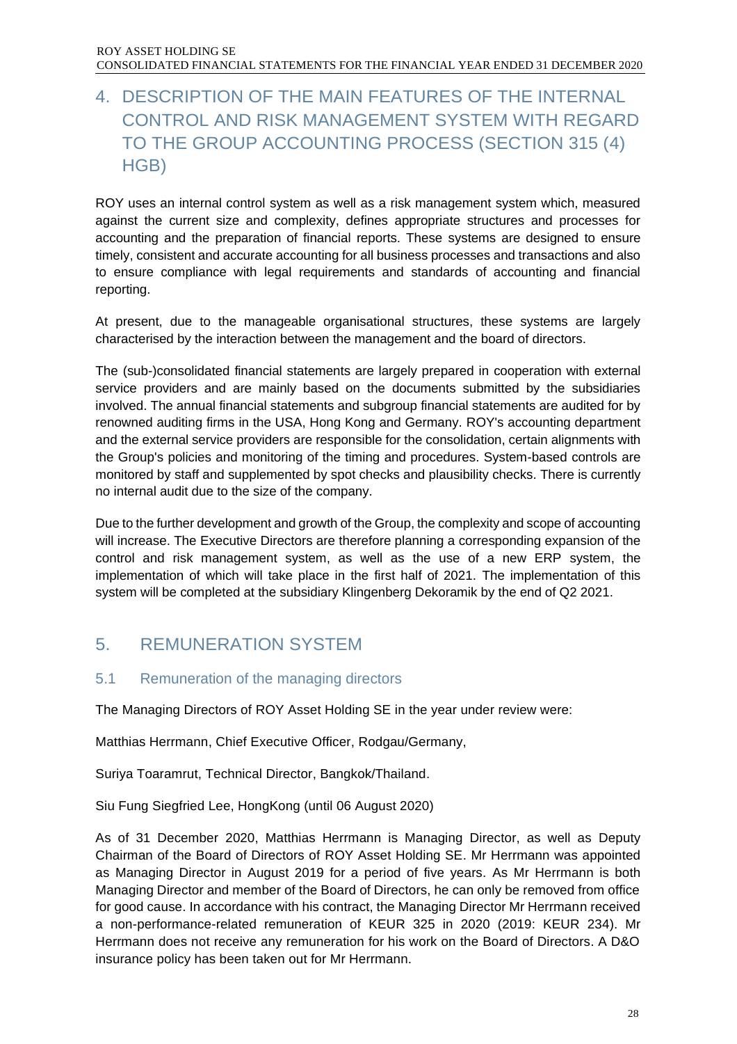# 4. DESCRIPTION OF THE MAIN FEATURES OF THE INTERNAL CONTROL AND RISK MANAGEMENT SYSTEM WITH REGARD TO THE GROUP ACCOUNTING PROCESS (SECTION 315 (4) HGB)

ROY uses an internal control system as well as a risk management system which, measured against the current size and complexity, defines appropriate structures and processes for accounting and the preparation of financial reports. These systems are designed to ensure timely, consistent and accurate accounting for all business processes and transactions and also to ensure compliance with legal requirements and standards of accounting and financial reporting.

At present, due to the manageable organisational structures, these systems are largely characterised by the interaction between the management and the board of directors.

The (sub-)consolidated financial statements are largely prepared in cooperation with external service providers and are mainly based on the documents submitted by the subsidiaries involved. The annual financial statements and subgroup financial statements are audited for by renowned auditing firms in the USA, Hong Kong and Germany. ROY's accounting department and the external service providers are responsible for the consolidation, certain alignments with the Group's policies and monitoring of the timing and procedures. System-based controls are monitored by staff and supplemented by spot checks and plausibility checks. There is currently no internal audit due to the size of the company.

Due to the further development and growth of the Group, the complexity and scope of accounting will increase. The Executive Directors are therefore planning a corresponding expansion of the control and risk management system, as well as the use of a new ERP system, the implementation of which will take place in the first half of 2021. The implementation of this system will be completed at the subsidiary Klingenberg Dekoramik by the end of Q2 2021.

# 5. REMUNERATION SYSTEM

## 5.1 Remuneration of the managing directors

The Managing Directors of ROY Asset Holding SE in the year under review were:

Matthias Herrmann, Chief Executive Officer, Rodgau/Germany,

Suriya Toaramrut, Technical Director, Bangkok/Thailand.

Siu Fung Siegfried Lee, HongKong (until 06 August 2020)

As of 31 December 2020, Matthias Herrmann is Managing Director, as well as Deputy Chairman of the Board of Directors of ROY Asset Holding SE. Mr Herrmann was appointed as Managing Director in August 2019 for a period of five years. As Mr Herrmann is both Managing Director and member of the Board of Directors, he can only be removed from office for good cause. In accordance with his contract, the Managing Director Mr Herrmann received a non-performance-related remuneration of KEUR 325 in 2020 (2019: KEUR 234). Mr Herrmann does not receive any remuneration for his work on the Board of Directors. A D&O insurance policy has been taken out for Mr Herrmann.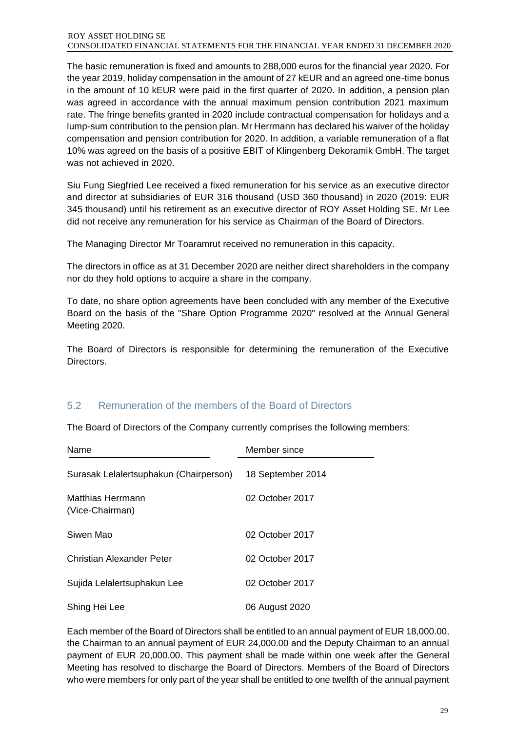The basic remuneration is fixed and amounts to 288,000 euros for the financial year 2020. For the year 2019, holiday compensation in the amount of 27 kEUR and an agreed one-time bonus in the amount of 10 kEUR were paid in the first quarter of 2020. In addition, a pension plan was agreed in accordance with the annual maximum pension contribution 2021 maximum rate. The fringe benefits granted in 2020 include contractual compensation for holidays and a lump-sum contribution to the pension plan. Mr Herrmann has declared his waiver of the holiday compensation and pension contribution for 2020. In addition, a variable remuneration of a flat 10% was agreed on the basis of a positive EBIT of Klingenberg Dekoramik GmbH. The target was not achieved in 2020.

Siu Fung Siegfried Lee received a fixed remuneration for his service as an executive director and director at subsidiaries of EUR 316 thousand (USD 360 thousand) in 2020 (2019: EUR 345 thousand) until his retirement as an executive director of ROY Asset Holding SE. Mr Lee did not receive any remuneration for his service as Chairman of the Board of Directors.

The Managing Director Mr Toaramrut received no remuneration in this capacity.

The directors in office as at 31 December 2020 are neither direct shareholders in the company nor do they hold options to acquire a share in the company.

To date, no share option agreements have been concluded with any member of the Executive Board on the basis of the "Share Option Programme 2020" resolved at the Annual General Meeting 2020.

The Board of Directors is responsible for determining the remuneration of the Executive Directors.

## 5.2 Remuneration of the members of the Board of Directors

The Board of Directors of the Company currently comprises the following members:

| Name | Member since |
|---|---|
| Surasak Lelalertsuphakun (Chairperson) | 18 September 2014 |
| Matthias Herrmann (Vice-Chairman) | 02 October 2017 |
| Siwen Mao | 02 October 2017 |
| Christian Alexander Peter | 02 October 2017 |
| Sujida Lelalertsuphakun Lee | 02 October 2017 |
| Shing Hei Lee | 06 August 2020 |

Each member of the Board of Directors shall be entitled to an annual payment of EUR 18,000.00, the Chairman to an annual payment of EUR 24,000.00 and the Deputy Chairman to an annual payment of EUR 20,000.00. This payment shall be made within one week after the General Meeting has resolved to discharge the Board of Directors. Members of the Board of Directors who were members for only part of the year shall be entitled to one twelfth of the annual payment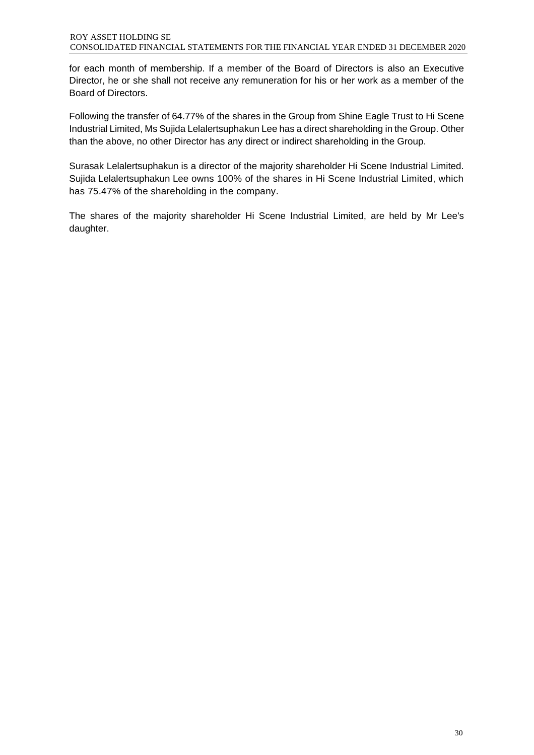for each month of membership. If a member of the Board of Directors is also an Executive Director, he or she shall not receive any remuneration for his or her work as a member of the Board of Directors.

Following the transfer of 64.77% of the shares in the Group from Shine Eagle Trust to Hi Scene Industrial Limited, Ms Sujida Lelalertsuphakun Lee has a direct shareholding in the Group. Other than the above, no other Director has any direct or indirect shareholding in the Group.

Surasak Lelalertsuphakun is a director of the majority shareholder Hi Scene Industrial Limited. Sujida Lelalertsuphakun Lee owns 100% of the shares in Hi Scene Industrial Limited, which has 75.47% of the shareholding in the company.

The shares of the majority shareholder Hi Scene Industrial Limited, are held by Mr Lee's daughter.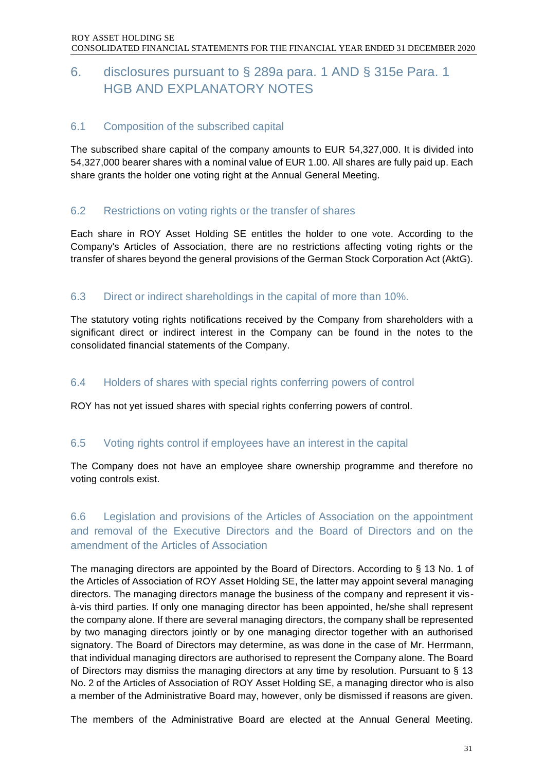# 6. disclosures pursuant to § 289a para. 1 AND § 315e Para. 1 HGB AND EXPLANATORY NOTES

## 6.1 Composition of the subscribed capital

The subscribed share capital of the company amounts to EUR 54,327,000. It is divided into 54,327,000 bearer shares with a nominal value of EUR 1.00. All shares are fully paid up. Each share grants the holder one voting right at the Annual General Meeting.

## 6.2 Restrictions on voting rights or the transfer of shares

Each share in ROY Asset Holding SE entitles the holder to one vote. According to the Company's Articles of Association, there are no restrictions affecting voting rights or the transfer of shares beyond the general provisions of the German Stock Corporation Act (AktG).

## 6.3 Direct or indirect shareholdings in the capital of more than 10%.

The statutory voting rights notifications received by the Company from shareholders with a significant direct or indirect interest in the Company can be found in the notes to the consolidated financial statements of the Company.

## 6.4 Holders of shares with special rights conferring powers of control

ROY has not yet issued shares with special rights conferring powers of control.

## 6.5 Voting rights control if employees have an interest in the capital

The Company does not have an employee share ownership programme and therefore no voting controls exist.

## 6.6 Legislation and provisions of the Articles of Association on the appointment and removal of the Executive Directors and the Board of Directors and on the amendment of the Articles of Association

The managing directors are appointed by the Board of Directors. According to § 13 No. 1 of the Articles of Association of ROY Asset Holding SE, the latter may appoint several managing directors. The managing directors manage the business of the company and represent it vis-à-vis third parties. If only one managing director has been appointed, he/she shall represent the company alone. If there are several managing directors, the company shall be represented by two managing directors jointly or by one managing director together with an authorised signatory. The Board of Directors may determine, as was done in the case of Mr. Herrmann, that individual managing directors are authorised to represent the Company alone. The Board of Directors may dismiss the managing directors at any time by resolution. Pursuant to § 13 No. 2 of the Articles of Association of ROY Asset Holding SE, a managing director who is also a member of the Administrative Board may, however, only be dismissed if reasons are given.

The members of the Administrative Board are elected at the Annual General Meeting.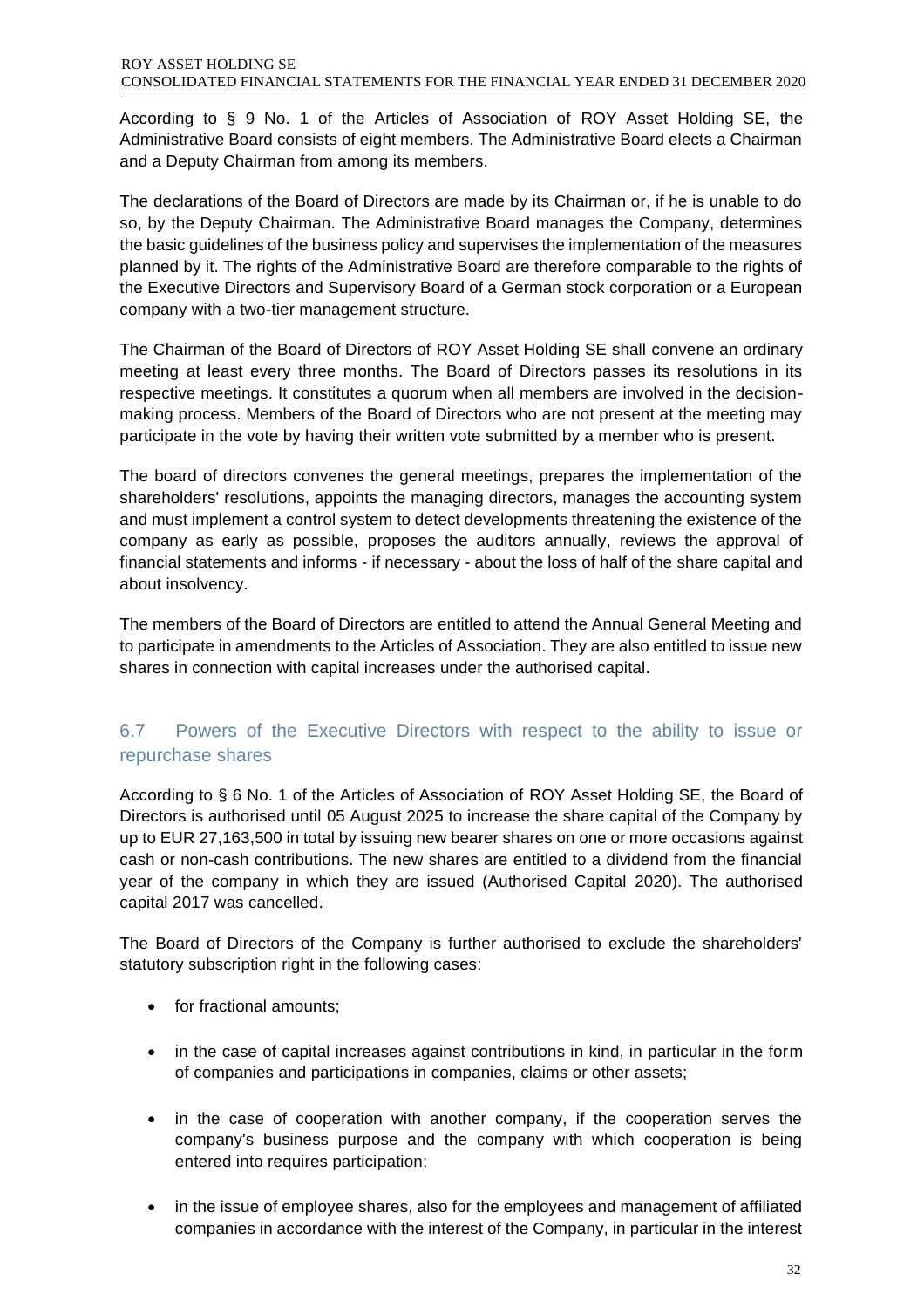According to § 9 No. 1 of the Articles of Association of ROY Asset Holding SE, the Administrative Board consists of eight members. The Administrative Board elects a Chairman and a Deputy Chairman from among its members.

The declarations of the Board of Directors are made by its Chairman or, if he is unable to do so, by the Deputy Chairman. The Administrative Board manages the Company, determines the basic guidelines of the business policy and supervises the implementation of the measures planned by it. The rights of the Administrative Board are therefore comparable to the rights of the Executive Directors and Supervisory Board of a German stock corporation or a European company with a two-tier management structure.

The Chairman of the Board of Directors of ROY Asset Holding SE shall convene an ordinary meeting at least every three months. The Board of Directors passes its resolutions in its respective meetings. It constitutes a quorum when all members are involved in the decision-making process. Members of the Board of Directors who are not present at the meeting may participate in the vote by having their written vote submitted by a member who is present.

The board of directors convenes the general meetings, prepares the implementation of the shareholders' resolutions, appoints the managing directors, manages the accounting system and must implement a control system to detect developments threatening the existence of the company as early as possible, proposes the auditors annually, reviews the approval of financial statements and informs - if necessary - about the loss of half of the share capital and about insolvency.

The members of the Board of Directors are entitled to attend the Annual General Meeting and to participate in amendments to the Articles of Association. They are also entitled to issue new shares in connection with capital increases under the authorised capital.

## 6.7 Powers of the Executive Directors with respect to the ability to issue or repurchase shares

According to § 6 No. 1 of the Articles of Association of ROY Asset Holding SE, the Board of Directors is authorised until 05 August 2025 to increase the share capital of the Company by up to EUR 27,163,500 in total by issuing new bearer shares on one or more occasions against cash or non-cash contributions. The new shares are entitled to a dividend from the financial year of the company in which they are issued (Authorised Capital 2020). The authorised capital 2017 was cancelled.

The Board of Directors of the Company is further authorised to exclude the shareholders' statutory subscription right in the following cases:

- for fractional amounts;
- in the case of capital increases against contributions in kind, in particular in the form of companies and participations in companies, claims or other assets;
- in the case of cooperation with another company, if the cooperation serves the company's business purpose and the company with which cooperation is being entered into requires participation;
- in the issue of employee shares, also for the employees and management of affiliated companies in accordance with the interest of the Company, in particular in the interest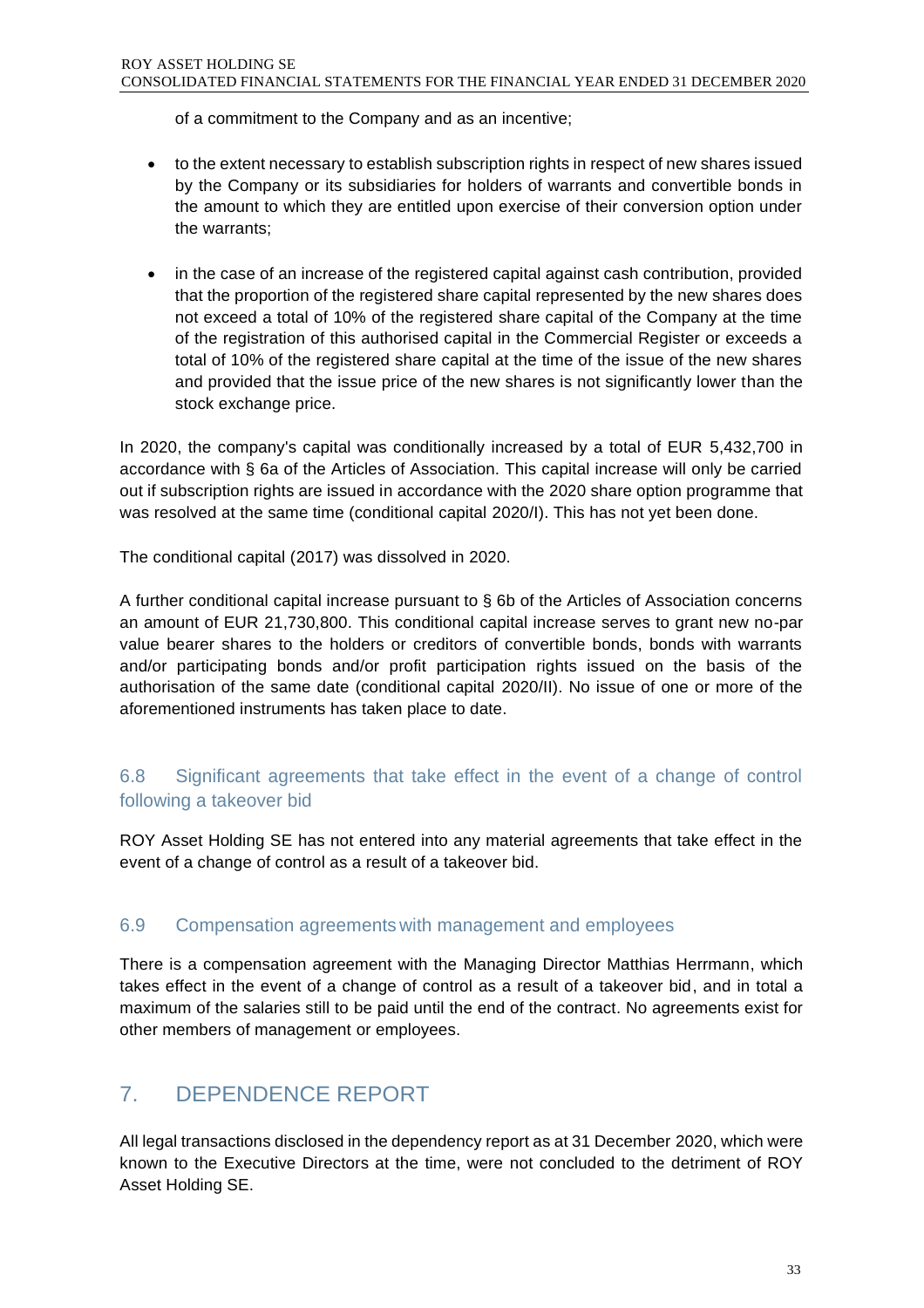of a commitment to the Company and as an incentive;

- to the extent necessary to establish subscription rights in respect of new shares issued by the Company or its subsidiaries for holders of warrants and convertible bonds in the amount to which they are entitled upon exercise of their conversion option under the warrants;
- in the case of an increase of the registered capital against cash contribution, provided that the proportion of the registered share capital represented by the new shares does not exceed a total of 10% of the registered share capital of the Company at the time of the registration of this authorised capital in the Commercial Register or exceeds a total of 10% of the registered share capital at the time of the issue of the new shares and provided that the issue price of the new shares is not significantly lower than the stock exchange price.

In 2020, the company's capital was conditionally increased by a total of EUR 5,432,700 in accordance with § 6a of the Articles of Association. This capital increase will only be carried out if subscription rights are issued in accordance with the 2020 share option programme that was resolved at the same time (conditional capital 2020/I). This has not yet been done.

The conditional capital (2017) was dissolved in 2020.

A further conditional capital increase pursuant to § 6b of the Articles of Association concerns an amount of EUR 21,730,800. This conditional capital increase serves to grant new no-par value bearer shares to the holders or creditors of convertible bonds, bonds with warrants and/or participating bonds and/or profit participation rights issued on the basis of the authorisation of the same date (conditional capital 2020/II). No issue of one or more of the aforementioned instruments has taken place to date.

### 6.8 Significant agreements that take effect in the event of a change of control following a takeover bid

ROY Asset Holding SE has not entered into any material agreements that take effect in the event of a change of control as a result of a takeover bid.

### 6.9 Compensation agreements with management and employees

There is a compensation agreement with the Managing Director Matthias Herrmann, which takes effect in the event of a change of control as a result of a takeover bid, and in total a maximum of the salaries still to be paid until the end of the contract. No agreements exist for other members of management or employees.

## 7. DEPENDENCE REPORT

All legal transactions disclosed in the dependency report as at 31 December 2020, which were known to the Executive Directors at the time, were not concluded to the detriment of ROY Asset Holding SE.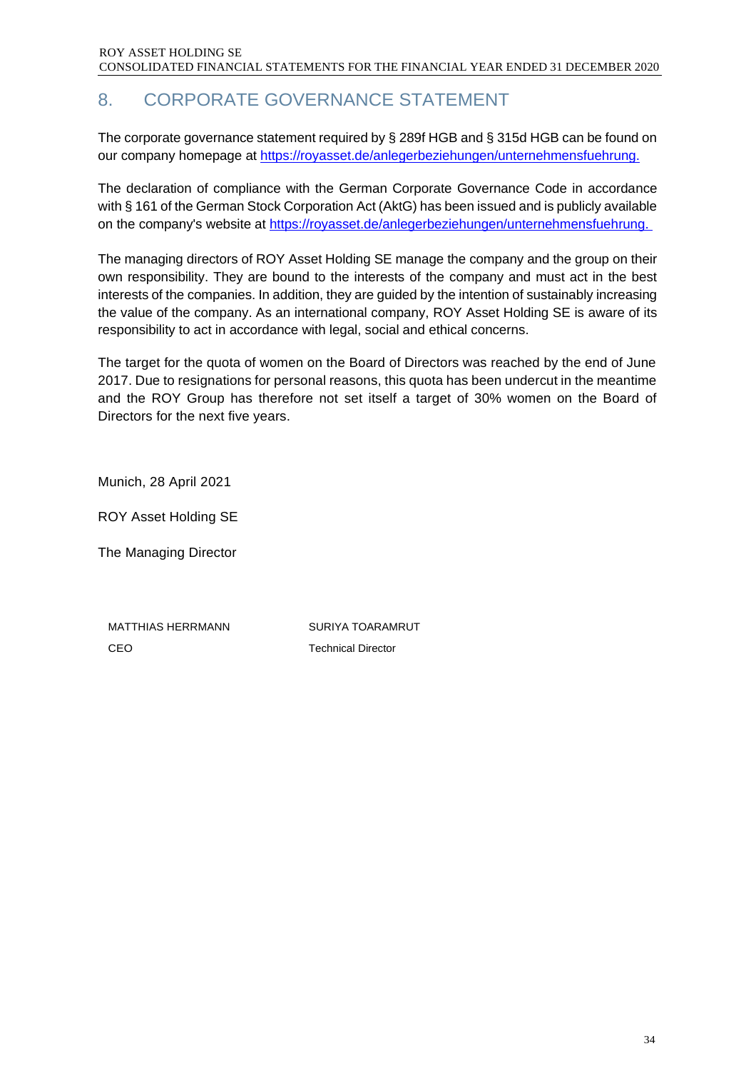# 8. CORPORATE GOVERNANCE STATEMENT

The corporate governance statement required by § 289f HGB and § 315d HGB can be found on our company homepage at https://royasset.de/anlegerbeziehungen/unternehmensfuehrung.

The declaration of compliance with the German Corporate Governance Code in accordance with § 161 of the German Stock Corporation Act (AktG) has been issued and is publicly available on the company's website at https://royasset.de/anlegerbeziehungen/unternehmensfuehrung.

The managing directors of ROY Asset Holding SE manage the company and the group on their own responsibility. They are bound to the interests of the company and must act in the best interests of the companies. In addition, they are guided by the intention of sustainably increasing the value of the company. As an international company, ROY Asset Holding SE is aware of its responsibility to act in accordance with legal, social and ethical concerns.

The target for the quota of women on the Board of Directors was reached by the end of June 2017. Due to resignations for personal reasons, this quota has been undercut in the meantime and the ROY Group has therefore not set itself a target of 30% women on the Board of Directors for the next five years.

Munich, 28 April 2021

ROY Asset Holding SE

The Managing Director

| MATTHIAS HERRMANN | SURIYA TOARAMRUT |
|---|---|
| CEO | Technical Director |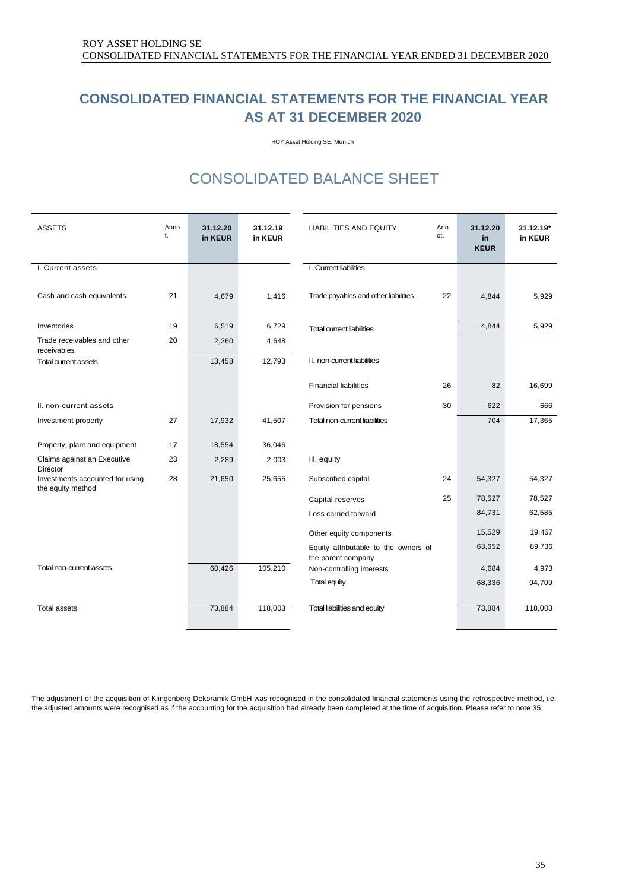# CONSOLIDATED FINANCIAL STATEMENTS FOR THE FINANCIAL YEAR AS AT 31 DECEMBER 2020

ROY Asset Holding SE, Munich

## CONSOLIDATED BALANCE SHEET

| ASSETS | Annot. | 31.12.20 in KEUR | 31.12.19 in KEUR |
|---|---|---|---|
| I. Current assets | | | |
| Cash and cash equivalents | 21 | 4,679 | 1,416 |
| Inventories | 19 | 6,519 | 6,729 |
| Trade receivables and other receivables | 20 | 2,260 | 4,648 |
| Total current assets | | 13,458 | 12,793 |
| II. non-current assets | | | |
| Investment property | 27 | 17,932 | 41,507 |
| Property, plant and equipment | 17 | 18,554 | 36,046 |
| Claims against an Executive Director | 23 | 2,289 | 2,003 |
| Investments accounted for using the equity method | 28 | 21,650 | 25,655 |
| Total non-current assets | | 60,426 | 105,210 |
| Total assets | | 73,884 | 118,003 |

| LIABILITIES AND EQUITY | Annot. | 31.12.20 in KEUR | 31.12.19* in KEUR |
|---|---|---|---|
| I. Current liabilities | | | |
| Trade payables and other liabilities | 22 | 4,844 | 5,929 |
| Total current liabilities | | 4,844 | 5,929 |
| II. non-current liabilities | | | |
| Financial liabilities | 26 | 82 | 16,699 |
| Provision for pensions | 30 | 622 | 666 |
| Total non-current liabilities | | 704 | 17,365 |
| III. equity | | | |
| Subscribed capital | 24 | 54,327 | 54,327 |
| Capital reserves | 25 | 78,527 | 78,527 |
| Loss carried forward | | 84,731 | 62,585 |
| Other equity components | | 15,529 | 19,467 |
| Equity attributable to the owners of the parent company | | 63,652 | 89,736 |
| Non-controlling interests | | 4,684 | 4,973 |
| Total equity | | 68,336 | 94,709 |
| Total liabilities and equity | | 73,884 | 118,003 |

The adjustment of the acquisition of Klingenberg Dekoramik GmbH was recognised in the consolidated financial statements using the retrospective method, i.e. the adjusted amounts were recognised as if the accounting for the acquisition had already been completed at the time of acquisition. Please refer to note 35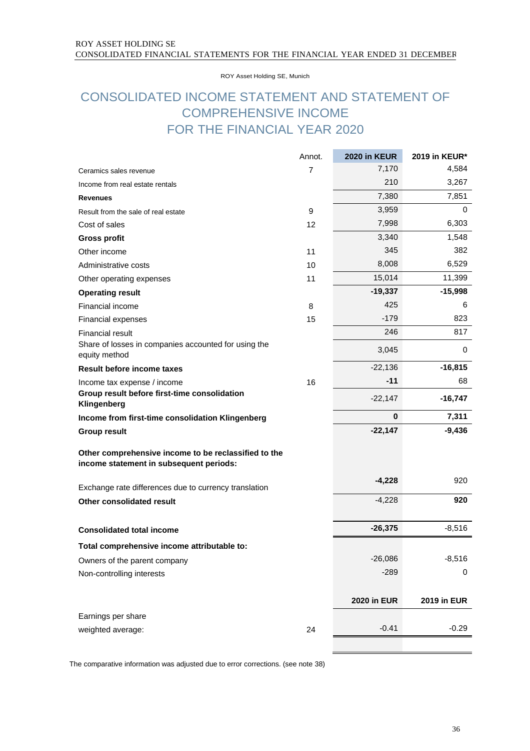ROY Asset Holding SE, Munich

# CONSOLIDATED INCOME STATEMENT AND STATEMENT OF COMPREHENSIVE INCOME FOR THE FINANCIAL YEAR 2020

| | Annot. | 2020 in KEUR | 2019 in KEUR* |
|---|---|---|---|
| Ceramics sales revenue | 7 | 7,170 | 4,584 |
| Income from real estate rentals | | 210 | 3,267 |
| **Revenues** | | 7,380 | 7,851 |
| Result from the sale of real estate | 9 | 3,959 | 0 |
| Cost of sales | 12 | 7,998 | 6,303 |
| **Gross profit** | | 3,340 | 1,548 |
| Other income | 11 | 345 | 382 |
| Administrative costs | 10 | 8,008 | 6,529 |
| Other operating expenses | 11 | 15,014 | 11,399 |
| **Operating result** | | **-19,337** | **-15,998** |
| Financial income | 8 | 425 | 6 |
| Financial expenses | 15 | -179 | 823 |
| Financial result | | 246 | 817 |
| Share of losses in companies accounted for using the equity method | | 3,045 | 0 |
| **Result before income taxes** | | -22,136 | **-16,815** |
| Income tax expense / income | 16 | **-11** | 68 |
| **Group result before first-time consolidation Klingenberg** | | -22,147 | **-16,747** |
| **Income from first-time consolidation Klingenberg** | | **0** | **7,311** |
| **Group result** | | **-22,147** | **-9,436** |
| **Other comprehensive income to be reclassified to the income statement in subsequent periods:** | | | |
| Exchange rate differences due to currency translation | | **-4,228** | 920 |
| **Other consolidated result** | | -4,228 | **920** |
| **Consolidated total income** | | **-26,375** | -8,516 |
| **Total comprehensive income attributable to:** | | | |
| Owners of the parent company | | -26,086 | -8,516 |
| Non-controlling interests | | -289 | 0 |
| | | **2020 in EUR** | **2019 in EUR** |
| Earnings per share | | | |
| weighted average: | 24 | -0.41 | -0.29 |

The comparative information was adjusted due to error corrections. (see note 38)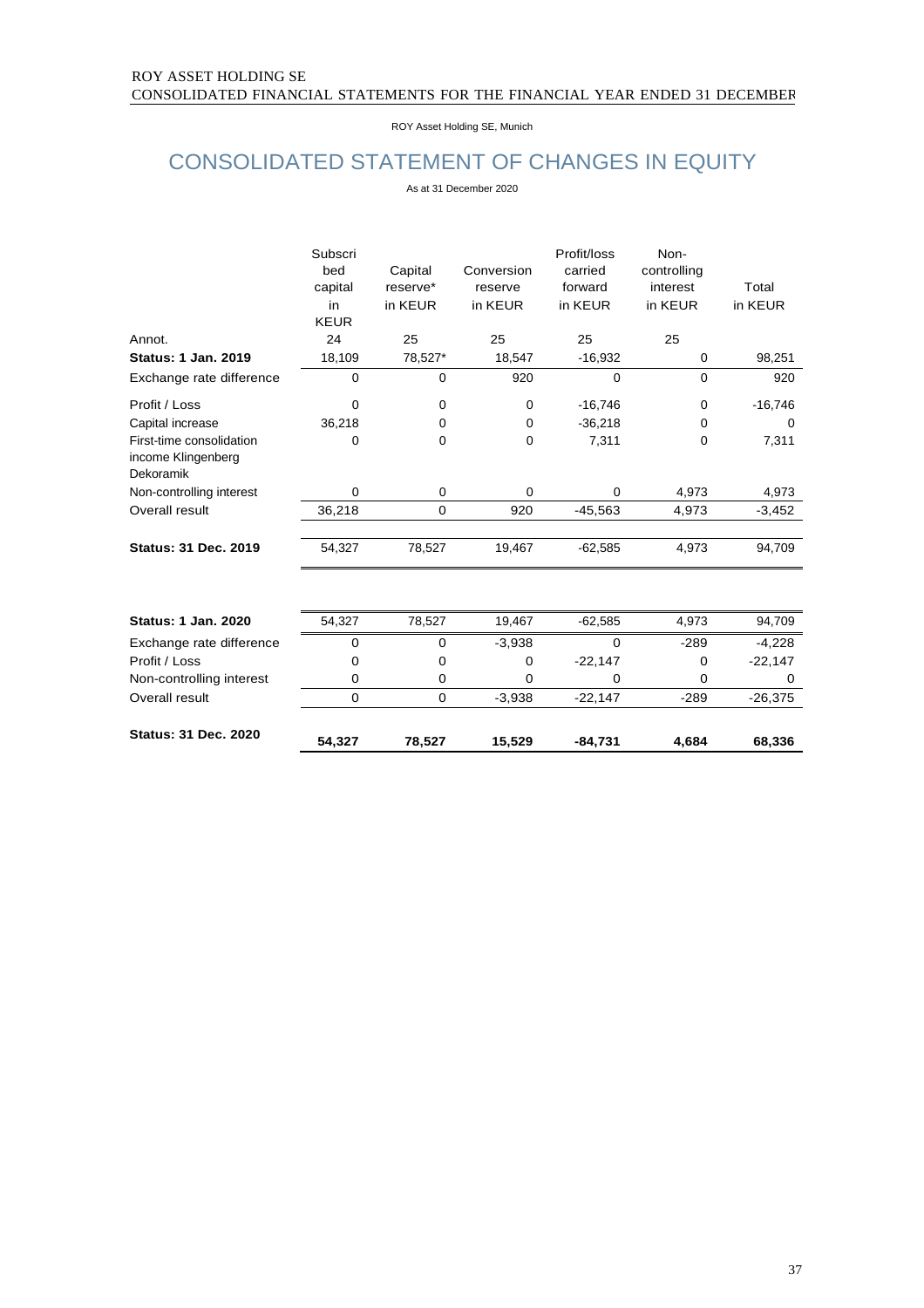ROY Asset Holding SE, Munich

# CONSOLIDATED STATEMENT OF CHANGES IN EQUITY

As at 31 December 2020

| | Subscribed capital in KEUR | Capital reserve* in KEUR | Conversion reserve in KEUR | Profit/loss carried forward in KEUR | Non-controlling interest in KEUR | Total in KEUR |
|---|---|---|---|---|---|---|
| Annot. | 24 | 25 | 25 | 25 | 25 | |
| **Status: 1 Jan. 2019** | 18,109 | 78,527* | 18,547 | -16,932 | 0 | 98,251 |
| Exchange rate difference | 0 | 0 | 920 | 0 | 0 | 920 |
| Profit / Loss | 0 | 0 | 0 | -16,746 | 0 | -16,746 |
| Capital increase | 36,218 | 0 | 0 | -36,218 | 0 | 0 |
| First-time consolidation income Klingenberg Dekoramik | 0 | 0 | 0 | 7,311 | 0 | 7,311 |
| Non-controlling interest | 0 | 0 | 0 | 0 | 4,973 | 4,973 |
| Overall result | 36,218 | 0 | 920 | -45,563 | 4,973 | -3,452 |
| **Status: 31 Dec. 2019** | 54,327 | 78,527 | 19,467 | -62,585 | 4,973 | 94,709 |
| | | | | | | |
| **Status: 1 Jan. 2020** | 54,327 | 78,527 | 19,467 | -62,585 | 4,973 | 94,709 |
| Exchange rate difference | 0 | 0 | -3,938 | 0 | -289 | -4,228 |
| Profit / Loss | 0 | 0 | 0 | -22,147 | 0 | -22,147 |
| Non-controlling interest | 0 | 0 | 0 | 0 | 0 | 0 |
| Overall result | 0 | 0 | -3,938 | -22,147 | -289 | -26,375 |
| **Status: 31 Dec. 2020** | **54,327** | **78,527** | **15,529** | **-84,731** | **4,684** | **68,336** |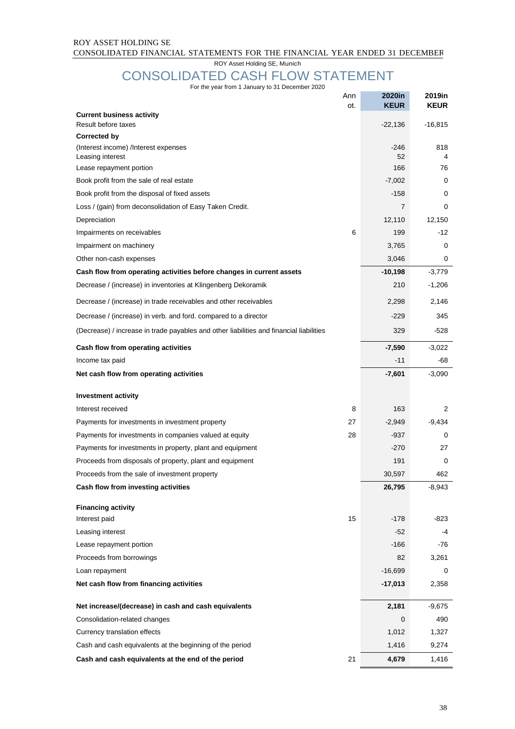ROY Asset Holding SE, Munich

# CONSOLIDATED CASH FLOW STATEMENT

For the year from 1 January to 31 December 2020

| | Annot. | 2020in KEUR | 2019in KEUR |
|---|---|---|---|
| **Current business activity** | | | |
| Result before taxes | | -22,136 | -16,815 |
| **Corrected by** | | | |
| (Interest income) /Interest expenses | | -246 | 818 |
| Leasing interest | | 52 | 4 |
| Lease repayment portion | | 166 | 76 |
| Book profit from the sale of real estate | | -7,002 | 0 |
| Book profit from the disposal of fixed assets | | -158 | 0 |
| Loss / (gain) from deconsolidation of Easy Taken Credit. | | 7 | 0 |
| Depreciation | | 12,110 | 12,150 |
| Impairments on receivables | 6 | 199 | -12 |
| Impairment on machinery | | 3,765 | 0 |
| Other non-cash expenses | | 3,046 | 0 |
| **Cash flow from operating activities before changes in current assets** | | **-10,198** | -3,779 |
| Decrease / (increase) in inventories at Klingenberg Dekoramik | | 210 | -1,206 |
| Decrease / (increase) in trade receivables and other receivables | | 2,298 | 2,146 |
| Decrease / (increase) in verb. and ford. compared to a director | | -229 | 345 |
| (Decrease) / increase in trade payables and other liabilities and financial liabilities | | 329 | -528 |
| **Cash flow from operating activities** | | **-7,590** | -3,022 |
| Income tax paid | | -11 | -68 |
| **Net cash flow from operating activities** | | **-7,601** | -3,090 |
| | | | |
| **Investment activity** | | | |
| Interest received | 8 | 163 | 2 |
| Payments for investments in investment property | 27 | -2,949 | -9,434 |
| Payments for investments in companies valued at equity | 28 | -937 | 0 |
| Payments for investments in property, plant and equipment | | -270 | 27 |
| Proceeds from disposals of property, plant and equipment | | 191 | 0 |
| Proceeds from the sale of investment property | | 30,597 | 462 |
| **Cash flow from investing activities** | | **26,795** | -8,943 |
| | | | |
| **Financing activity** | | | |
| Interest paid | 15 | -178 | -823 |
| Leasing interest | | -52 | -4 |
| Lease repayment portion | | -166 | -76 |
| Proceeds from borrowings | | 82 | 3,261 |
| Loan repayment | | -16,699 | 0 |
| **Net cash flow from financing activities** | | **-17,013** | 2,358 |
| | | | |
| **Net increase/(decrease) in cash and cash equivalents** | | **2,181** | -9,675 |
| Consolidation-related changes | | 0 | 490 |
| Currency translation effects | | 1,012 | 1,327 |
| Cash and cash equivalents at the beginning of the period | | 1,416 | 9,274 |
| **Cash and cash equivalents at the end of the period** | 21 | **4,679** | 1,416 |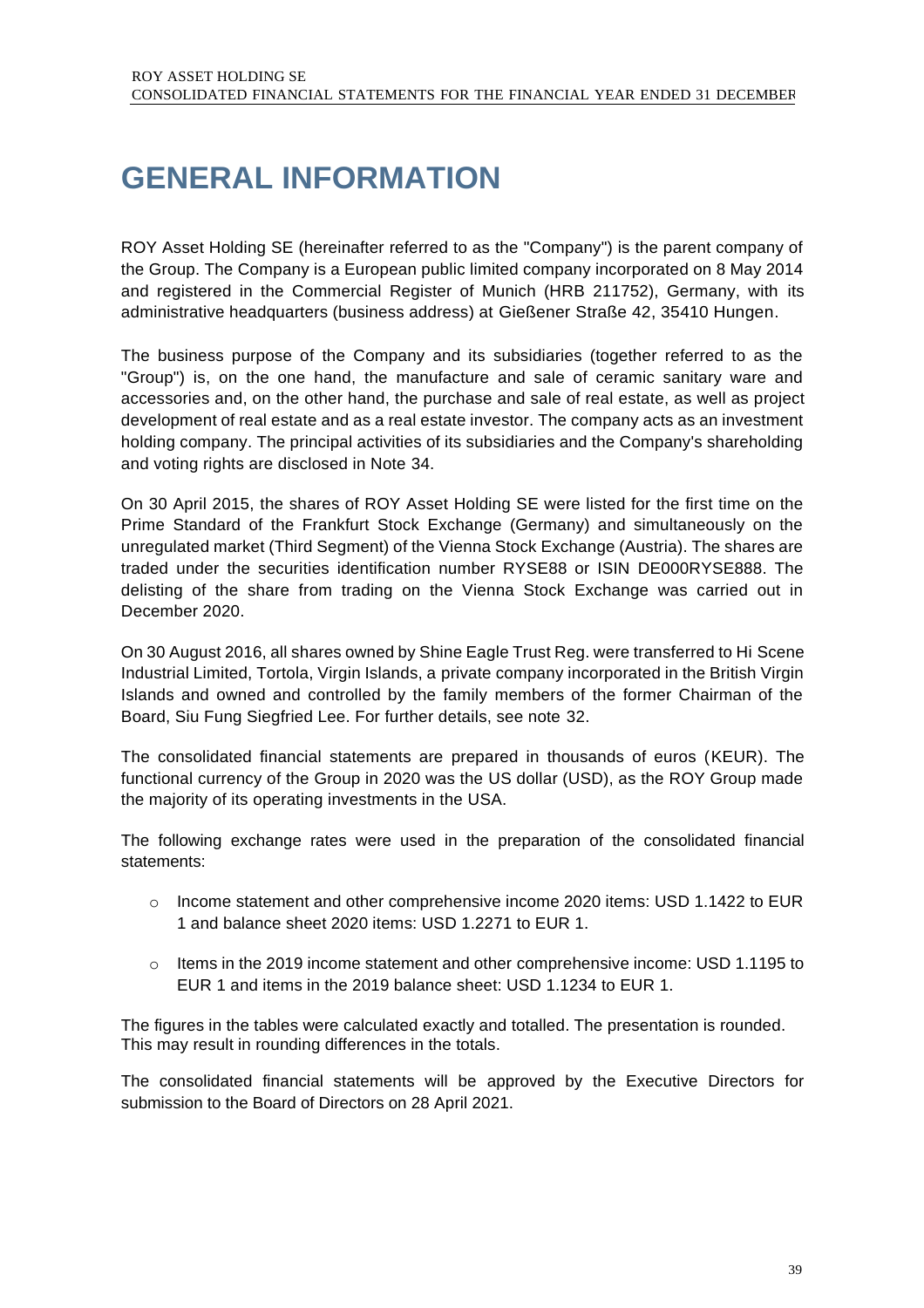# GENERAL INFORMATION

ROY Asset Holding SE (hereinafter referred to as the "Company") is the parent company of the Group. The Company is a European public limited company incorporated on 8 May 2014 and registered in the Commercial Register of Munich (HRB 211752), Germany, with its administrative headquarters (business address) at Gießener Straße 42, 35410 Hungen.

The business purpose of the Company and its subsidiaries (together referred to as the "Group") is, on the one hand, the manufacture and sale of ceramic sanitary ware and accessories and, on the other hand, the purchase and sale of real estate, as well as project development of real estate and as a real estate investor. The company acts as an investment holding company. The principal activities of its subsidiaries and the Company's shareholding and voting rights are disclosed in Note 34.

On 30 April 2015, the shares of ROY Asset Holding SE were listed for the first time on the Prime Standard of the Frankfurt Stock Exchange (Germany) and simultaneously on the unregulated market (Third Segment) of the Vienna Stock Exchange (Austria). The shares are traded under the securities identification number RYSE88 or ISIN DE000RYSE888. The delisting of the share from trading on the Vienna Stock Exchange was carried out in December 2020.

On 30 August 2016, all shares owned by Shine Eagle Trust Reg. were transferred to Hi Scene Industrial Limited, Tortola, Virgin Islands, a private company incorporated in the British Virgin Islands and owned and controlled by the family members of the former Chairman of the Board, Siu Fung Siegfried Lee. For further details, see note 32.

The consolidated financial statements are prepared in thousands of euros (KEUR). The functional currency of the Group in 2020 was the US dollar (USD), as the ROY Group made the majority of its operating investments in the USA.

The following exchange rates were used in the preparation of the consolidated financial statements:

- Income statement and other comprehensive income 2020 items: USD 1.1422 to EUR 1 and balance sheet 2020 items: USD 1.2271 to EUR 1.
- Items in the 2019 income statement and other comprehensive income: USD 1.1195 to EUR 1 and items in the 2019 balance sheet: USD 1.1234 to EUR 1.

The figures in the tables were calculated exactly and totalled. The presentation is rounded. This may result in rounding differences in the totals.

The consolidated financial statements will be approved by the Executive Directors for submission to the Board of Directors on 28 April 2021.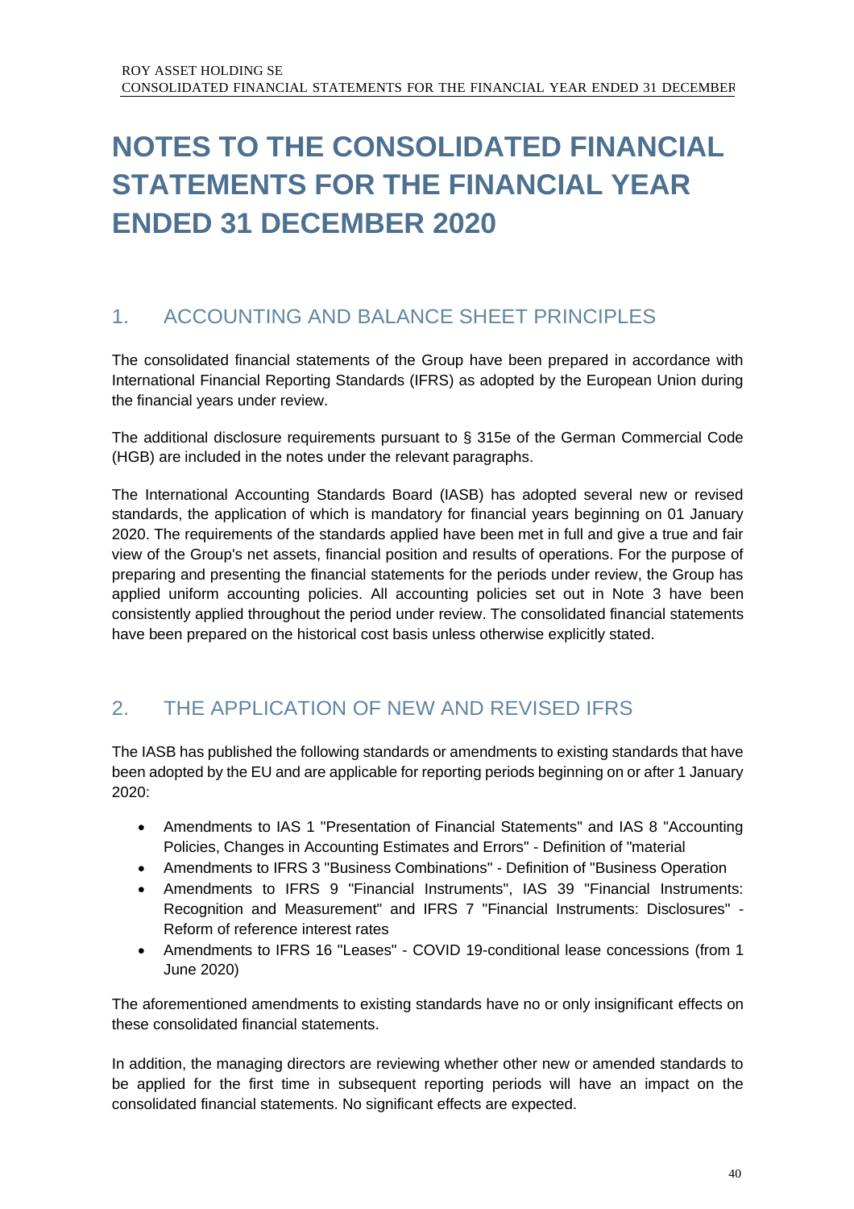# NOTES TO THE CONSOLIDATED FINANCIAL STATEMENTS FOR THE FINANCIAL YEAR ENDED 31 DECEMBER 2020

## 1. ACCOUNTING AND BALANCE SHEET PRINCIPLES

The consolidated financial statements of the Group have been prepared in accordance with International Financial Reporting Standards (IFRS) as adopted by the European Union during the financial years under review.

The additional disclosure requirements pursuant to § 315e of the German Commercial Code (HGB) are included in the notes under the relevant paragraphs.

The International Accounting Standards Board (IASB) has adopted several new or revised standards, the application of which is mandatory for financial years beginning on 01 January 2020. The requirements of the standards applied have been met in full and give a true and fair view of the Group's net assets, financial position and results of operations. For the purpose of preparing and presenting the financial statements for the periods under review, the Group has applied uniform accounting policies. All accounting policies set out in Note 3 have been consistently applied throughout the period under review. The consolidated financial statements have been prepared on the historical cost basis unless otherwise explicitly stated.

## 2. THE APPLICATION OF NEW AND REVISED IFRS

The IASB has published the following standards or amendments to existing standards that have been adopted by the EU and are applicable for reporting periods beginning on or after 1 January 2020:

- Amendments to IAS 1 "Presentation of Financial Statements" and IAS 8 "Accounting Policies, Changes in Accounting Estimates and Errors" - Definition of "material
- Amendments to IFRS 3 "Business Combinations" - Definition of "Business Operation
- Amendments to IFRS 9 "Financial Instruments", IAS 39 "Financial Instruments: Recognition and Measurement" and IFRS 7 "Financial Instruments: Disclosures" - Reform of reference interest rates
- Amendments to IFRS 16 "Leases" - COVID 19-conditional lease concessions (from 1 June 2020)

The aforementioned amendments to existing standards have no or only insignificant effects on these consolidated financial statements.

In addition, the managing directors are reviewing whether other new or amended standards to be applied for the first time in subsequent reporting periods will have an impact on the consolidated financial statements. No significant effects are expected.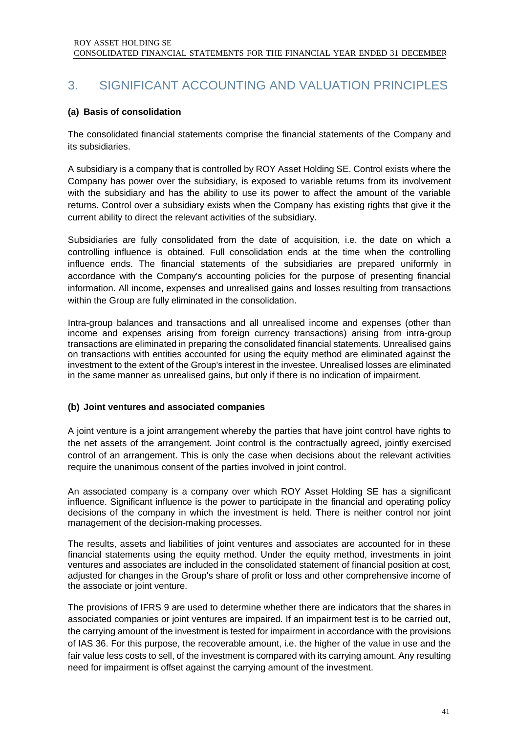# 3. SIGNIFICANT ACCOUNTING AND VALUATION PRINCIPLES

**(a) Basis of consolidation**

The consolidated financial statements comprise the financial statements of the Company and its subsidiaries.

A subsidiary is a company that is controlled by ROY Asset Holding SE. Control exists where the Company has power over the subsidiary, is exposed to variable returns from its involvement with the subsidiary and has the ability to use its power to affect the amount of the variable returns. Control over a subsidiary exists when the Company has existing rights that give it the current ability to direct the relevant activities of the subsidiary.

Subsidiaries are fully consolidated from the date of acquisition, i.e. the date on which a controlling influence is obtained. Full consolidation ends at the time when the controlling influence ends. The financial statements of the subsidiaries are prepared uniformly in accordance with the Company's accounting policies for the purpose of presenting financial information. All income, expenses and unrealised gains and losses resulting from transactions within the Group are fully eliminated in the consolidation.

Intra-group balances and transactions and all unrealised income and expenses (other than income and expenses arising from foreign currency transactions) arising from intra-group transactions are eliminated in preparing the consolidated financial statements. Unrealised gains on transactions with entities accounted for using the equity method are eliminated against the investment to the extent of the Group's interest in the investee. Unrealised losses are eliminated in the same manner as unrealised gains, but only if there is no indication of impairment.

**(b) Joint ventures and associated companies**

A joint venture is a joint arrangement whereby the parties that have joint control have rights to the net assets of the arrangement. Joint control is the contractually agreed, jointly exercised control of an arrangement. This is only the case when decisions about the relevant activities require the unanimous consent of the parties involved in joint control.

An associated company is a company over which ROY Asset Holding SE has a significant influence. Significant influence is the power to participate in the financial and operating policy decisions of the company in which the investment is held. There is neither control nor joint management of the decision-making processes.

The results, assets and liabilities of joint ventures and associates are accounted for in these financial statements using the equity method. Under the equity method, investments in joint ventures and associates are included in the consolidated statement of financial position at cost, adjusted for changes in the Group's share of profit or loss and other comprehensive income of the associate or joint venture.

The provisions of IFRS 9 are used to determine whether there are indicators that the shares in associated companies or joint ventures are impaired. If an impairment test is to be carried out, the carrying amount of the investment is tested for impairment in accordance with the provisions of IAS 36. For this purpose, the recoverable amount, i.e. the higher of the value in use and the fair value less costs to sell, of the investment is compared with its carrying amount. Any resulting need for impairment is offset against the carrying amount of the investment.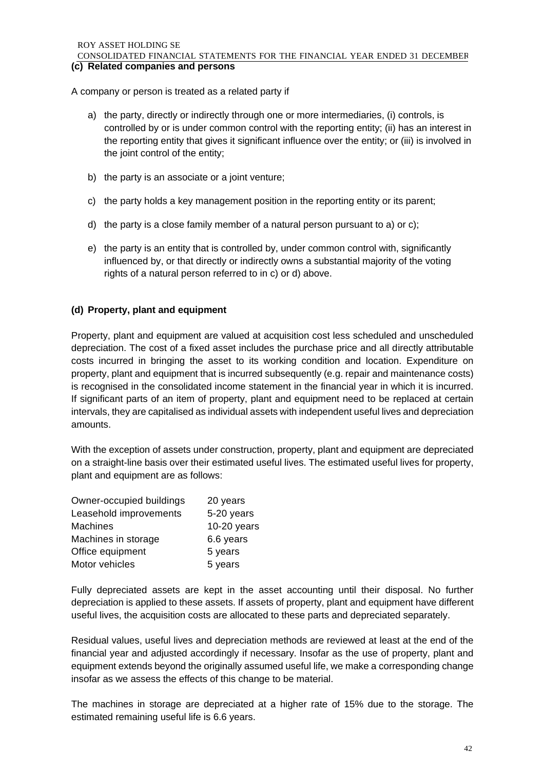### (c) Related companies and persons

A company or person is treated as a related party if

a) the party, directly or indirectly through one or more intermediaries, (i) controls, is controlled by or is under common control with the reporting entity; (ii) has an interest in the reporting entity that gives it significant influence over the entity; or (iii) is involved in the joint control of the entity;

b) the party is an associate or a joint venture;

c) the party holds a key management position in the reporting entity or its parent;

d) the party is a close family member of a natural person pursuant to a) or c);

e) the party is an entity that is controlled by, under common control with, significantly influenced by, or that directly or indirectly owns a substantial majority of the voting rights of a natural person referred to in c) or d) above.

### (d) Property, plant and equipment

Property, plant and equipment are valued at acquisition cost less scheduled and unscheduled depreciation. The cost of a fixed asset includes the purchase price and all directly attributable costs incurred in bringing the asset to its working condition and location. Expenditure on property, plant and equipment that is incurred subsequently (e.g. repair and maintenance costs) is recognised in the consolidated income statement in the financial year in which it is incurred. If significant parts of an item of property, plant and equipment need to be replaced at certain intervals, they are capitalised as individual assets with independent useful lives and depreciation amounts.

With the exception of assets under construction, property, plant and equipment are depreciated on a straight-line basis over their estimated useful lives. The estimated useful lives for property, plant and equipment are as follows:

| | |
|---|---|
| Owner-occupied buildings | 20 years |
| Leasehold improvements | 5-20 years |
| Machines | 10-20 years |
| Machines in storage | 6.6 years |
| Office equipment | 5 years |
| Motor vehicles | 5 years |

Fully depreciated assets are kept in the asset accounting until their disposal. No further depreciation is applied to these assets. If assets of property, plant and equipment have different useful lives, the acquisition costs are allocated to these parts and depreciated separately.

Residual values, useful lives and depreciation methods are reviewed at least at the end of the financial year and adjusted accordingly if necessary. Insofar as the use of property, plant and equipment extends beyond the originally assumed useful life, we make a corresponding change insofar as we assess the effects of this change to be material.

The machines in storage are depreciated at a higher rate of 15% due to the storage. The estimated remaining useful life is 6.6 years.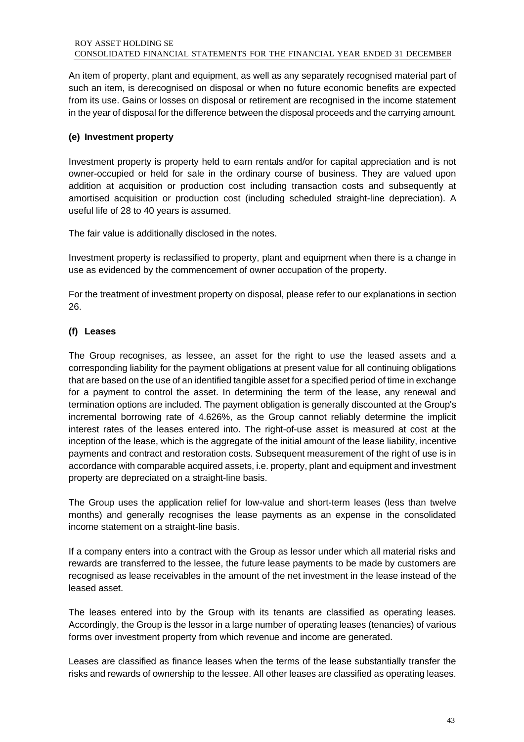An item of property, plant and equipment, as well as any separately recognised material part of such an item, is derecognised on disposal or when no future economic benefits are expected from its use. Gains or losses on disposal or retirement are recognised in the income statement in the year of disposal for the difference between the disposal proceeds and the carrying amount.

### (e) Investment property

Investment property is property held to earn rentals and/or for capital appreciation and is not owner-occupied or held for sale in the ordinary course of business. They are valued upon addition at acquisition or production cost including transaction costs and subsequently at amortised acquisition or production cost (including scheduled straight-line depreciation). A useful life of 28 to 40 years is assumed.

The fair value is additionally disclosed in the notes.

Investment property is reclassified to property, plant and equipment when there is a change in use as evidenced by the commencement of owner occupation of the property.

For the treatment of investment property on disposal, please refer to our explanations in section 26.

### (f) Leases

The Group recognises, as lessee, an asset for the right to use the leased assets and a corresponding liability for the payment obligations at present value for all continuing obligations that are based on the use of an identified tangible asset for a specified period of time in exchange for a payment to control the asset. In determining the term of the lease, any renewal and termination options are included. The payment obligation is generally discounted at the Group's incremental borrowing rate of 4.626%, as the Group cannot reliably determine the implicit interest rates of the leases entered into. The right-of-use asset is measured at cost at the inception of the lease, which is the aggregate of the initial amount of the lease liability, incentive payments and contract and restoration costs. Subsequent measurement of the right of use is in accordance with comparable acquired assets, i.e. property, plant and equipment and investment property are depreciated on a straight-line basis.

The Group uses the application relief for low-value and short-term leases (less than twelve months) and generally recognises the lease payments as an expense in the consolidated income statement on a straight-line basis.

If a company enters into a contract with the Group as lessor under which all material risks and rewards are transferred to the lessee, the future lease payments to be made by customers are recognised as lease receivables in the amount of the net investment in the lease instead of the leased asset.

The leases entered into by the Group with its tenants are classified as operating leases. Accordingly, the Group is the lessor in a large number of operating leases (tenancies) of various forms over investment property from which revenue and income are generated.

Leases are classified as finance leases when the terms of the lease substantially transfer the risks and rewards of ownership to the lessee. All other leases are classified as operating leases.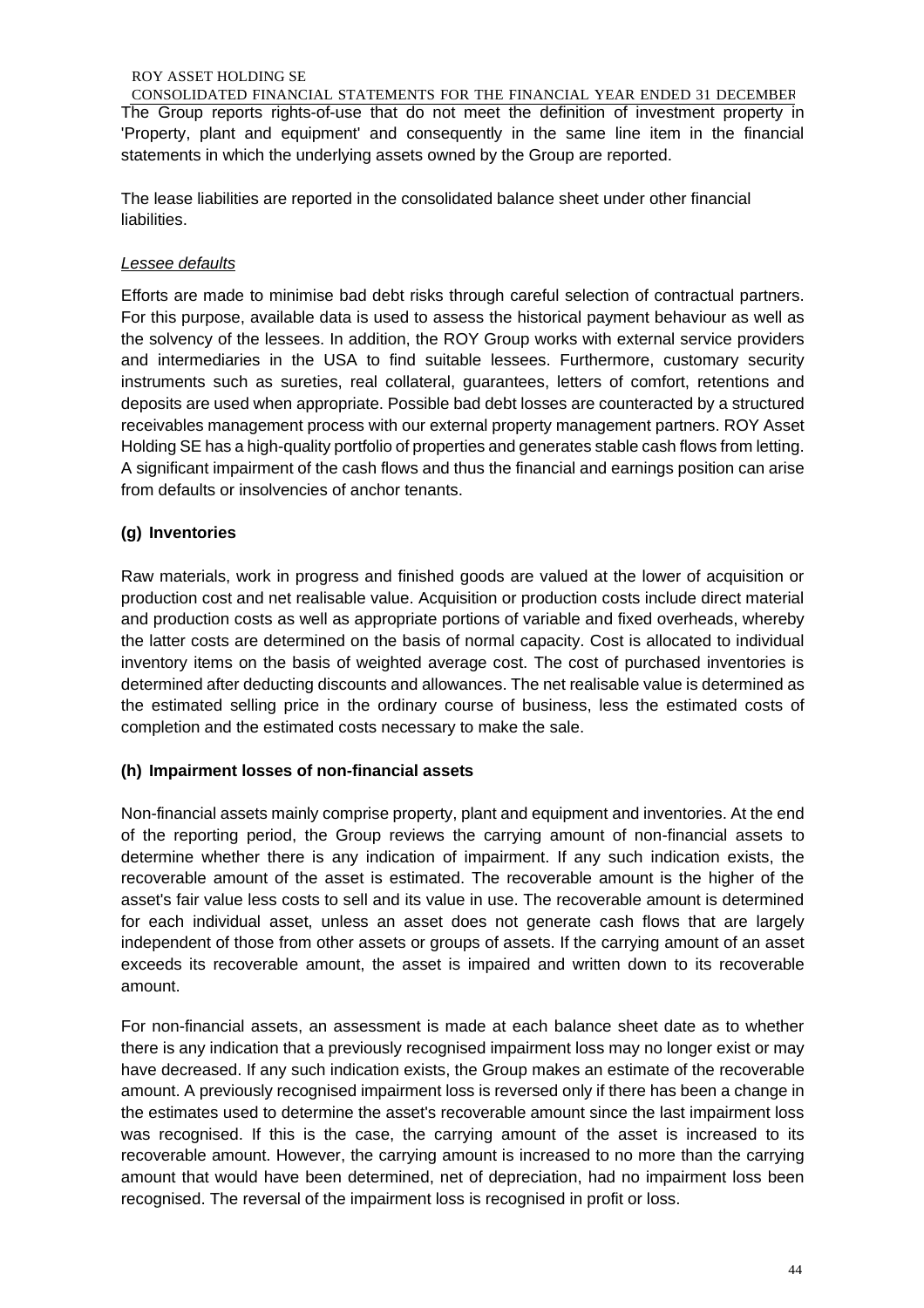The Group reports rights-of-use that do not meet the definition of investment property in 'Property, plant and equipment' and consequently in the same line item in the financial statements in which the underlying assets owned by the Group are reported.

The lease liabilities are reported in the consolidated balance sheet under other financial liabilities.

*Lessee defaults*

Efforts are made to minimise bad debt risks through careful selection of contractual partners. For this purpose, available data is used to assess the historical payment behaviour as well as the solvency of the lessees. In addition, the ROY Group works with external service providers and intermediaries in the USA to find suitable lessees. Furthermore, customary security instruments such as sureties, real collateral, guarantees, letters of comfort, retentions and deposits are used when appropriate. Possible bad debt losses are counteracted by a structured receivables management process with our external property management partners. ROY Asset Holding SE has a high-quality portfolio of properties and generates stable cash flows from letting. A significant impairment of the cash flows and thus the financial and earnings position can arise from defaults or insolvencies of anchor tenants.

**(g) Inventories**

Raw materials, work in progress and finished goods are valued at the lower of acquisition or production cost and net realisable value. Acquisition or production costs include direct material and production costs as well as appropriate portions of variable and fixed overheads, whereby the latter costs are determined on the basis of normal capacity. Cost is allocated to individual inventory items on the basis of weighted average cost. The cost of purchased inventories is determined after deducting discounts and allowances. The net realisable value is determined as the estimated selling price in the ordinary course of business, less the estimated costs of completion and the estimated costs necessary to make the sale.

**(h) Impairment losses of non-financial assets**

Non-financial assets mainly comprise property, plant and equipment and inventories. At the end of the reporting period, the Group reviews the carrying amount of non-financial assets to determine whether there is any indication of impairment. If any such indication exists, the recoverable amount of the asset is estimated. The recoverable amount is the higher of the asset's fair value less costs to sell and its value in use. The recoverable amount is determined for each individual asset, unless an asset does not generate cash flows that are largely independent of those from other assets or groups of assets. If the carrying amount of an asset exceeds its recoverable amount, the asset is impaired and written down to its recoverable amount.

For non-financial assets, an assessment is made at each balance sheet date as to whether there is any indication that a previously recognised impairment loss may no longer exist or may have decreased. If any such indication exists, the Group makes an estimate of the recoverable amount. A previously recognised impairment loss is reversed only if there has been a change in the estimates used to determine the asset's recoverable amount since the last impairment loss was recognised. If this is the case, the carrying amount of the asset is increased to its recoverable amount. However, the carrying amount is increased to no more than the carrying amount that would have been determined, net of depreciation, had no impairment loss been recognised. The reversal of the impairment loss is recognised in profit or loss.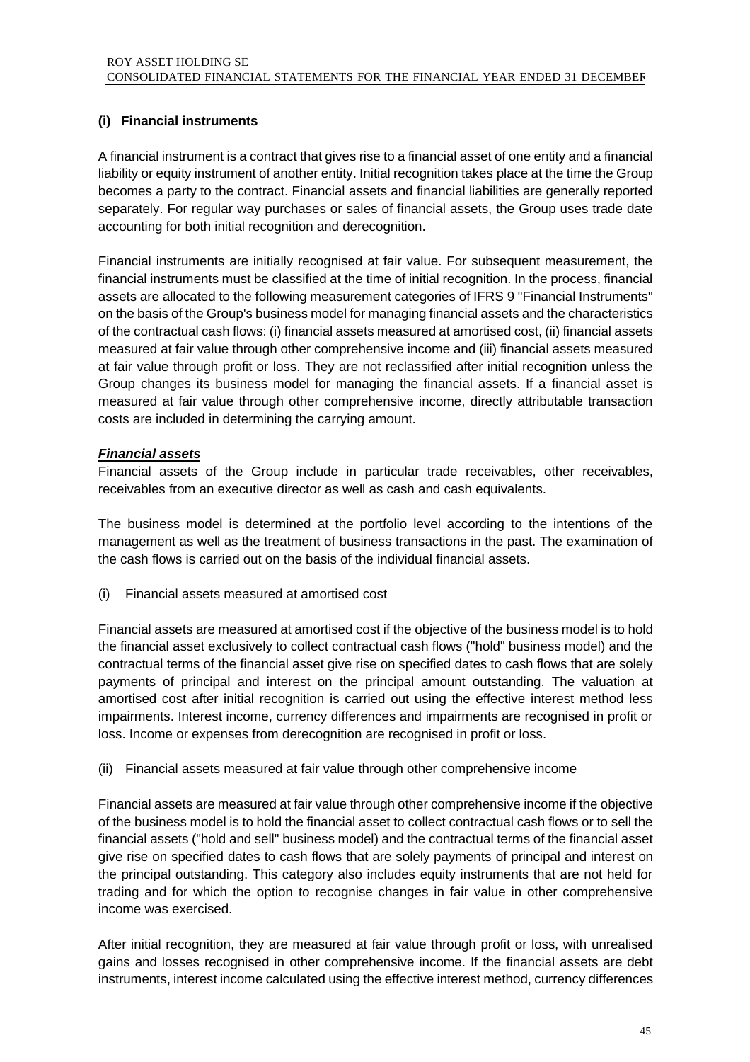## (i) Financial instruments

A financial instrument is a contract that gives rise to a financial asset of one entity and a financial liability or equity instrument of another entity. Initial recognition takes place at the time the Group becomes a party to the contract. Financial assets and financial liabilities are generally reported separately. For regular way purchases or sales of financial assets, the Group uses trade date accounting for both initial recognition and derecognition.

Financial instruments are initially recognised at fair value. For subsequent measurement, the financial instruments must be classified at the time of initial recognition. In the process, financial assets are allocated to the following measurement categories of IFRS 9 "Financial Instruments" on the basis of the Group's business model for managing financial assets and the characteristics of the contractual cash flows: (i) financial assets measured at amortised cost, (ii) financial assets measured at fair value through other comprehensive income and (iii) financial assets measured at fair value through profit or loss. They are not reclassified after initial recognition unless the Group changes its business model for managing the financial assets. If a financial asset is measured at fair value through other comprehensive income, directly attributable transaction costs are included in determining the carrying amount.

***Financial assets***

Financial assets of the Group include in particular trade receivables, other receivables, receivables from an executive director as well as cash and cash equivalents.

The business model is determined at the portfolio level according to the intentions of the management as well as the treatment of business transactions in the past. The examination of the cash flows is carried out on the basis of the individual financial assets.

(i) Financial assets measured at amortised cost

Financial assets are measured at amortised cost if the objective of the business model is to hold the financial asset exclusively to collect contractual cash flows ("hold" business model) and the contractual terms of the financial asset give rise on specified dates to cash flows that are solely payments of principal and interest on the principal amount outstanding. The valuation at amortised cost after initial recognition is carried out using the effective interest method less impairments. Interest income, currency differences and impairments are recognised in profit or loss. Income or expenses from derecognition are recognised in profit or loss.

(ii) Financial assets measured at fair value through other comprehensive income

Financial assets are measured at fair value through other comprehensive income if the objective of the business model is to hold the financial asset to collect contractual cash flows or to sell the financial assets ("hold and sell" business model) and the contractual terms of the financial asset give rise on specified dates to cash flows that are solely payments of principal and interest on the principal outstanding. This category also includes equity instruments that are not held for trading and for which the option to recognise changes in fair value in other comprehensive income was exercised.

After initial recognition, they are measured at fair value through profit or loss, with unrealised gains and losses recognised in other comprehensive income. If the financial assets are debt instruments, interest income calculated using the effective interest method, currency differences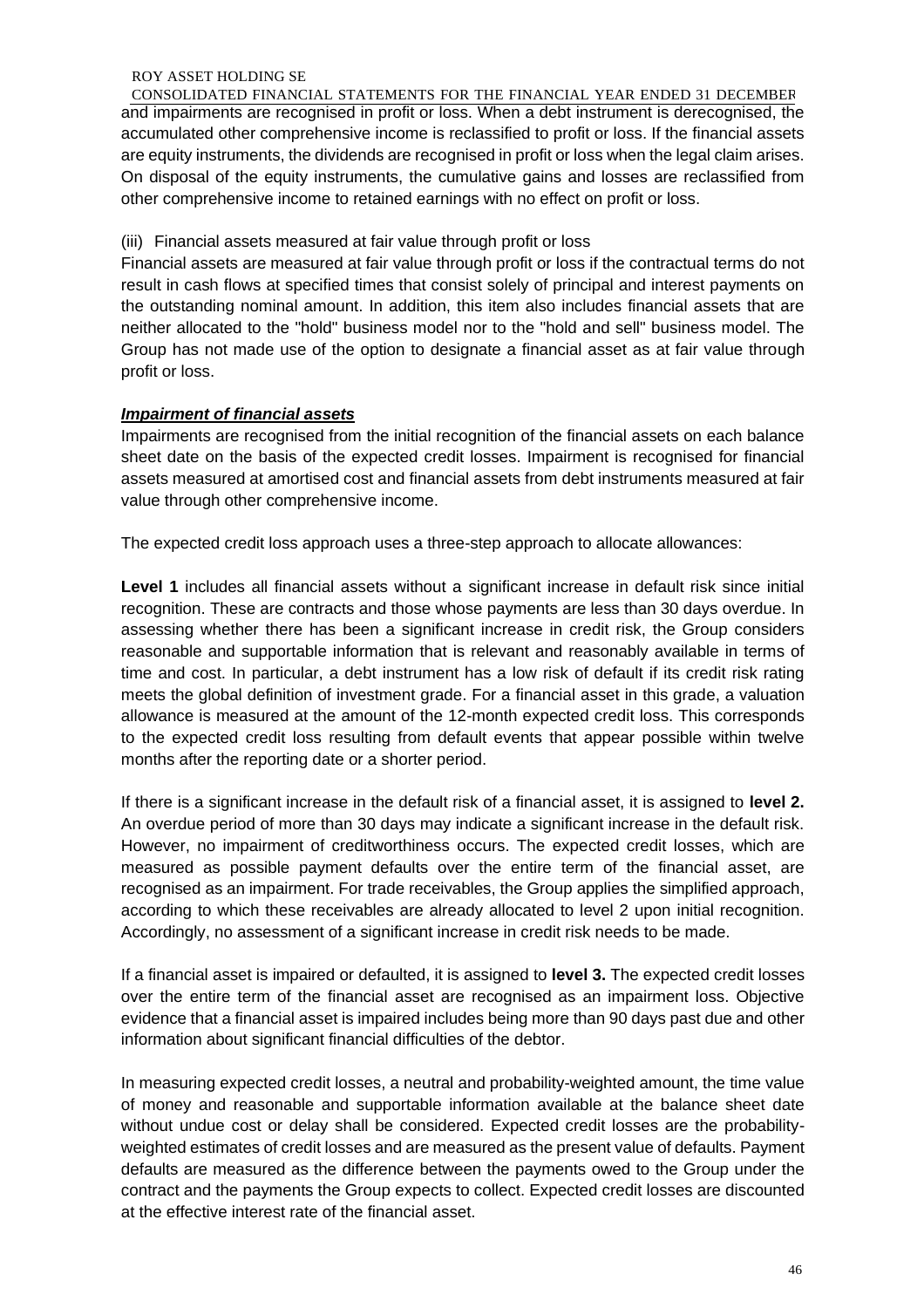and impairments are recognised in profit or loss. When a debt instrument is derecognised, the accumulated other comprehensive income is reclassified to profit or loss. If the financial assets are equity instruments, the dividends are recognised in profit or loss when the legal claim arises. On disposal of the equity instruments, the cumulative gains and losses are reclassified from other comprehensive income to retained earnings with no effect on profit or loss.

(iii) Financial assets measured at fair value through profit or loss

Financial assets are measured at fair value through profit or loss if the contractual terms do not result in cash flows at specified times that consist solely of principal and interest payments on the outstanding nominal amount. In addition, this item also includes financial assets that are neither allocated to the "hold" business model nor to the "hold and sell" business model. The Group has not made use of the option to designate a financial asset as at fair value through profit or loss.

***Impairment of financial assets***

Impairments are recognised from the initial recognition of the financial assets on each balance sheet date on the basis of the expected credit losses. Impairment is recognised for financial assets measured at amortised cost and financial assets from debt instruments measured at fair value through other comprehensive income.

The expected credit loss approach uses a three-step approach to allocate allowances:

**Level 1** includes all financial assets without a significant increase in default risk since initial recognition. These are contracts and those whose payments are less than 30 days overdue. In assessing whether there has been a significant increase in credit risk, the Group considers reasonable and supportable information that is relevant and reasonably available in terms of time and cost. In particular, a debt instrument has a low risk of default if its credit risk rating meets the global definition of investment grade. For a financial asset in this grade, a valuation allowance is measured at the amount of the 12-month expected credit loss. This corresponds to the expected credit loss resulting from default events that appear possible within twelve months after the reporting date or a shorter period.

If there is a significant increase in the default risk of a financial asset, it is assigned to **level 2.** An overdue period of more than 30 days may indicate a significant increase in the default risk. However, no impairment of creditworthiness occurs. The expected credit losses, which are measured as possible payment defaults over the entire term of the financial asset, are recognised as an impairment. For trade receivables, the Group applies the simplified approach, according to which these receivables are already allocated to level 2 upon initial recognition. Accordingly, no assessment of a significant increase in credit risk needs to be made.

If a financial asset is impaired or defaulted, it is assigned to **level 3.** The expected credit losses over the entire term of the financial asset are recognised as an impairment loss. Objective evidence that a financial asset is impaired includes being more than 90 days past due and other information about significant financial difficulties of the debtor.

In measuring expected credit losses, a neutral and probability-weighted amount, the time value of money and reasonable and supportable information available at the balance sheet date without undue cost or delay shall be considered. Expected credit losses are the probability-weighted estimates of credit losses and are measured as the present value of defaults. Payment defaults are measured as the difference between the payments owed to the Group under the contract and the payments the Group expects to collect. Expected credit losses are discounted at the effective interest rate of the financial asset.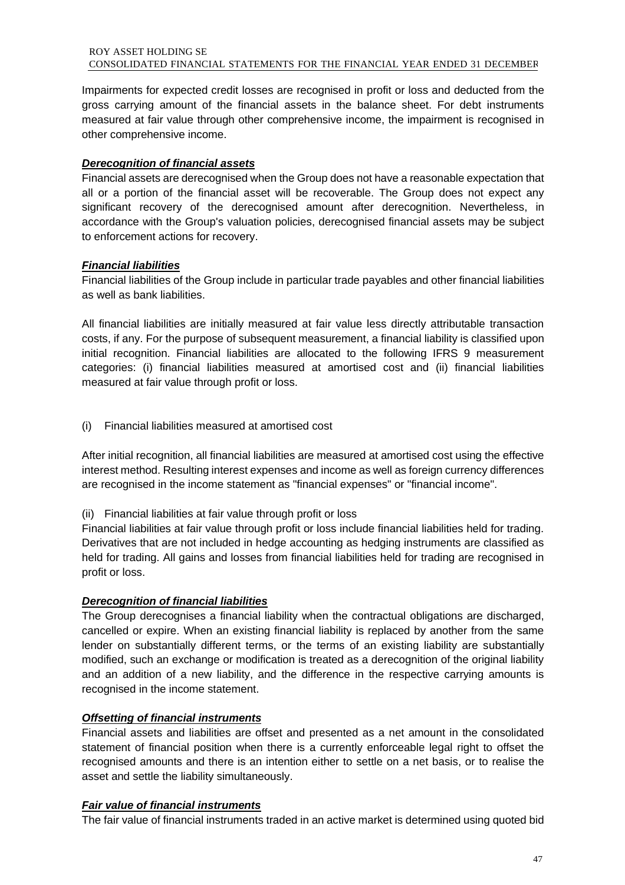Impairments for expected credit losses are recognised in profit or loss and deducted from the gross carrying amount of the financial assets in the balance sheet. For debt instruments measured at fair value through other comprehensive income, the impairment is recognised in other comprehensive income.

***Derecognition of financial assets***

Financial assets are derecognised when the Group does not have a reasonable expectation that all or a portion of the financial asset will be recoverable. The Group does not expect any significant recovery of the derecognised amount after derecognition. Nevertheless, in accordance with the Group's valuation policies, derecognised financial assets may be subject to enforcement actions for recovery.

***Financial liabilities***

Financial liabilities of the Group include in particular trade payables and other financial liabilities as well as bank liabilities.

All financial liabilities are initially measured at fair value less directly attributable transaction costs, if any. For the purpose of subsequent measurement, a financial liability is classified upon initial recognition. Financial liabilities are allocated to the following IFRS 9 measurement categories: (i) financial liabilities measured at amortised cost and (ii) financial liabilities measured at fair value through profit or loss.

(i) Financial liabilities measured at amortised cost

After initial recognition, all financial liabilities are measured at amortised cost using the effective interest method. Resulting interest expenses and income as well as foreign currency differences are recognised in the income statement as "financial expenses" or "financial income".

(ii) Financial liabilities at fair value through profit or loss

Financial liabilities at fair value through profit or loss include financial liabilities held for trading. Derivatives that are not included in hedge accounting as hedging instruments are classified as held for trading. All gains and losses from financial liabilities held for trading are recognised in profit or loss.

***Derecognition of financial liabilities***

The Group derecognises a financial liability when the contractual obligations are discharged, cancelled or expire. When an existing financial liability is replaced by another from the same lender on substantially different terms, or the terms of an existing liability are substantially modified, such an exchange or modification is treated as a derecognition of the original liability and an addition of a new liability, and the difference in the respective carrying amounts is recognised in the income statement.

***Offsetting of financial instruments***

Financial assets and liabilities are offset and presented as a net amount in the consolidated statement of financial position when there is a currently enforceable legal right to offset the recognised amounts and there is an intention either to settle on a net basis, or to realise the asset and settle the liability simultaneously.

***Fair value of financial instruments***

The fair value of financial instruments traded in an active market is determined using quoted bid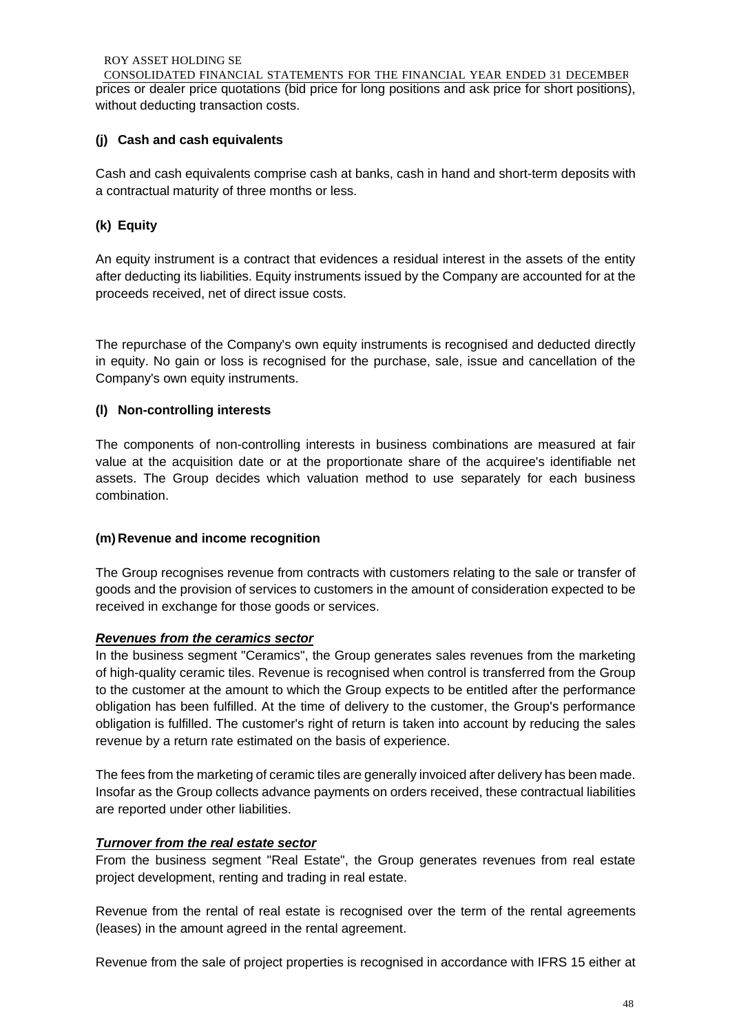prices or dealer price quotations (bid price for long positions and ask price for short positions), without deducting transaction costs.

### (j) Cash and cash equivalents

Cash and cash equivalents comprise cash at banks, cash in hand and short-term deposits with a contractual maturity of three months or less.

### (k) Equity

An equity instrument is a contract that evidences a residual interest in the assets of the entity after deducting its liabilities. Equity instruments issued by the Company are accounted for at the proceeds received, net of direct issue costs.

The repurchase of the Company's own equity instruments is recognised and deducted directly in equity. No gain or loss is recognised for the purchase, sale, issue and cancellation of the Company's own equity instruments.

### (l) Non-controlling interests

The components of non-controlling interests in business combinations are measured at fair value at the acquisition date or at the proportionate share of the acquiree's identifiable net assets. The Group decides which valuation method to use separately for each business combination.

### (m) Revenue and income recognition

The Group recognises revenue from contracts with customers relating to the sale or transfer of goods and the provision of services to customers in the amount of consideration expected to be received in exchange for those goods or services.

***Revenues from the ceramics sector***

In the business segment "Ceramics", the Group generates sales revenues from the marketing of high-quality ceramic tiles. Revenue is recognised when control is transferred from the Group to the customer at the amount to which the Group expects to be entitled after the performance obligation has been fulfilled. At the time of delivery to the customer, the Group's performance obligation is fulfilled. The customer's right of return is taken into account by reducing the sales revenue by a return rate estimated on the basis of experience.

The fees from the marketing of ceramic tiles are generally invoiced after delivery has been made. Insofar as the Group collects advance payments on orders received, these contractual liabilities are reported under other liabilities.

***Turnover from the real estate sector***

From the business segment "Real Estate", the Group generates revenues from real estate project development, renting and trading in real estate.

Revenue from the rental of real estate is recognised over the term of the rental agreements (leases) in the amount agreed in the rental agreement.

Revenue from the sale of project properties is recognised in accordance with IFRS 15 either at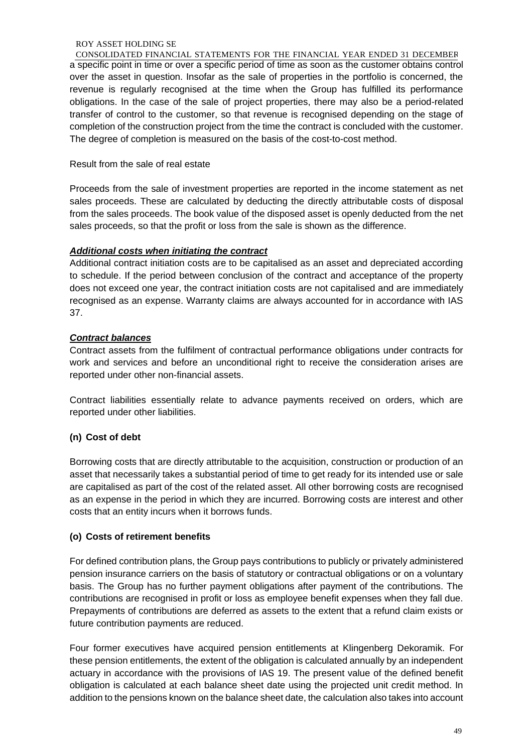a specific point in time or over a specific period of time as soon as the customer obtains control over the asset in question. Insofar as the sale of properties in the portfolio is concerned, the revenue is regularly recognised at the time when the Group has fulfilled its performance obligations. In the case of the sale of project properties, there may also be a period-related transfer of control to the customer, so that revenue is recognised depending on the stage of completion of the construction project from the time the contract is concluded with the customer. The degree of completion is measured on the basis of the cost-to-cost method.

Result from the sale of real estate

Proceeds from the sale of investment properties are reported in the income statement as net sales proceeds. These are calculated by deducting the directly attributable costs of disposal from the sales proceeds. The book value of the disposed asset is openly deducted from the net sales proceeds, so that the profit or loss from the sale is shown as the difference.

***Additional costs when initiating the contract***

Additional contract initiation costs are to be capitalised as an asset and depreciated according to schedule. If the period between conclusion of the contract and acceptance of the property does not exceed one year, the contract initiation costs are not capitalised and are immediately recognised as an expense. Warranty claims are always accounted for in accordance with IAS 37.

***Contract balances***

Contract assets from the fulfilment of contractual performance obligations under contracts for work and services and before an unconditional right to receive the consideration arises are reported under other non-financial assets.

Contract liabilities essentially relate to advance payments received on orders, which are reported under other liabilities.

### (n) Cost of debt

Borrowing costs that are directly attributable to the acquisition, construction or production of an asset that necessarily takes a substantial period of time to get ready for its intended use or sale are capitalised as part of the cost of the related asset. All other borrowing costs are recognised as an expense in the period in which they are incurred. Borrowing costs are interest and other costs that an entity incurs when it borrows funds.

### (o) Costs of retirement benefits

For defined contribution plans, the Group pays contributions to publicly or privately administered pension insurance carriers on the basis of statutory or contractual obligations or on a voluntary basis. The Group has no further payment obligations after payment of the contributions. The contributions are recognised in profit or loss as employee benefit expenses when they fall due. Prepayments of contributions are deferred as assets to the extent that a refund claim exists or future contribution payments are reduced.

Four former executives have acquired pension entitlements at Klingenberg Dekoramik. For these pension entitlements, the extent of the obligation is calculated annually by an independent actuary in accordance with the provisions of IAS 19. The present value of the defined benefit obligation is calculated at each balance sheet date using the projected unit credit method. In addition to the pensions known on the balance sheet date, the calculation also takes into account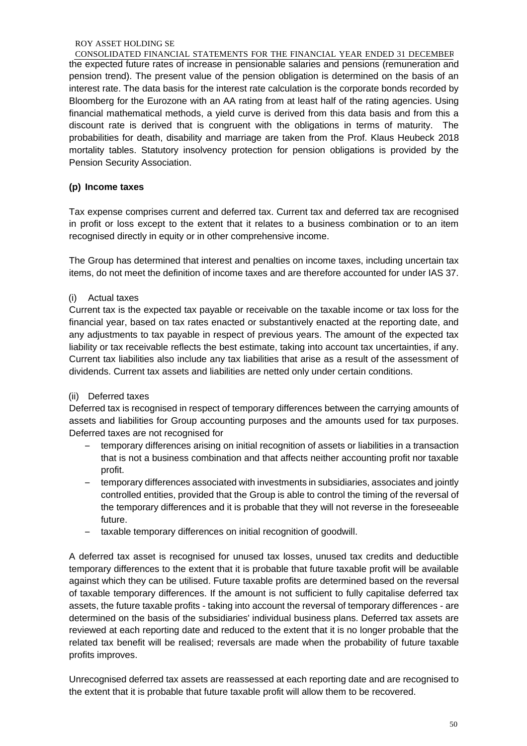the expected future rates of increase in pensionable salaries and pensions (remuneration and pension trend). The present value of the pension obligation is determined on the basis of an interest rate. The data basis for the interest rate calculation is the corporate bonds recorded by Bloomberg for the Eurozone with an AA rating from at least half of the rating agencies. Using financial mathematical methods, a yield curve is derived from this data basis and from this a discount rate is derived that is congruent with the obligations in terms of maturity. The probabilities for death, disability and marriage are taken from the Prof. Klaus Heubeck 2018 mortality tables. Statutory insolvency protection for pension obligations is provided by the Pension Security Association.

### (p) Income taxes

Tax expense comprises current and deferred tax. Current tax and deferred tax are recognised in profit or loss except to the extent that it relates to a business combination or to an item recognised directly in equity or in other comprehensive income.

The Group has determined that interest and penalties on income taxes, including uncertain tax items, do not meet the definition of income taxes and are therefore accounted for under IAS 37.

(i) Actual taxes

Current tax is the expected tax payable or receivable on the taxable income or tax loss for the financial year, based on tax rates enacted or substantively enacted at the reporting date, and any adjustments to tax payable in respect of previous years. The amount of the expected tax liability or tax receivable reflects the best estimate, taking into account tax uncertainties, if any. Current tax liabilities also include any tax liabilities that arise as a result of the assessment of dividends. Current tax assets and liabilities are netted only under certain conditions.

(ii) Deferred taxes

Deferred tax is recognised in respect of temporary differences between the carrying amounts of assets and liabilities for Group accounting purposes and the amounts used for tax purposes. Deferred taxes are not recognised for

- temporary differences arising on initial recognition of assets or liabilities in a transaction that is not a business combination and that affects neither accounting profit nor taxable profit.
- temporary differences associated with investments in subsidiaries, associates and jointly controlled entities, provided that the Group is able to control the timing of the reversal of the temporary differences and it is probable that they will not reverse in the foreseeable future.
- taxable temporary differences on initial recognition of goodwill.

A deferred tax asset is recognised for unused tax losses, unused tax credits and deductible temporary differences to the extent that it is probable that future taxable profit will be available against which they can be utilised. Future taxable profits are determined based on the reversal of taxable temporary differences. If the amount is not sufficient to fully capitalise deferred tax assets, the future taxable profits - taking into account the reversal of temporary differences - are determined on the basis of the subsidiaries' individual business plans. Deferred tax assets are reviewed at each reporting date and reduced to the extent that it is no longer probable that the related tax benefit will be realised; reversals are made when the probability of future taxable profits improves.

Unrecognised deferred tax assets are reassessed at each reporting date and are recognised to the extent that it is probable that future taxable profit will allow them to be recovered.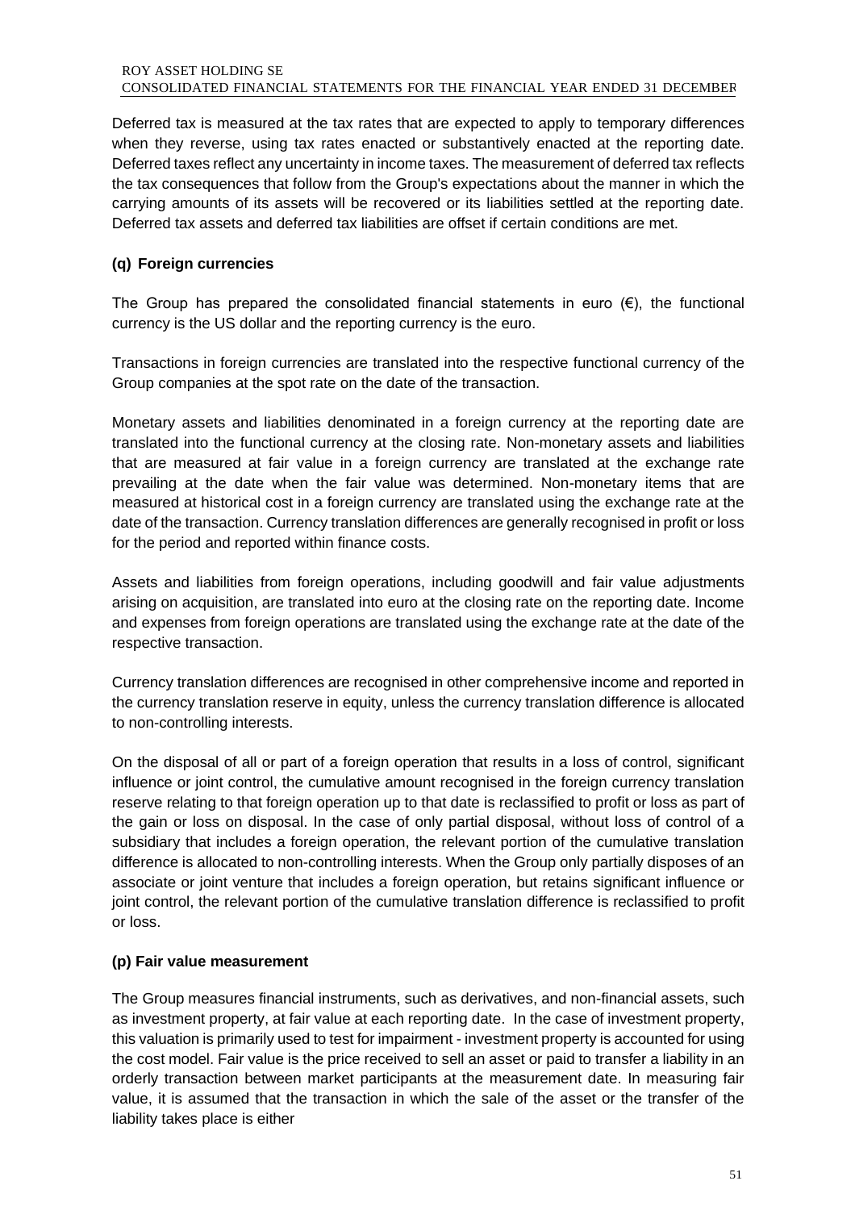Deferred tax is measured at the tax rates that are expected to apply to temporary differences when they reverse, using tax rates enacted or substantively enacted at the reporting date. Deferred taxes reflect any uncertainty in income taxes. The measurement of deferred tax reflects the tax consequences that follow from the Group's expectations about the manner in which the carrying amounts of its assets will be recovered or its liabilities settled at the reporting date. Deferred tax assets and deferred tax liabilities are offset if certain conditions are met.

### (q) Foreign currencies

The Group has prepared the consolidated financial statements in euro (€), the functional currency is the US dollar and the reporting currency is the euro.

Transactions in foreign currencies are translated into the respective functional currency of the Group companies at the spot rate on the date of the transaction.

Monetary assets and liabilities denominated in a foreign currency at the reporting date are translated into the functional currency at the closing rate. Non-monetary assets and liabilities that are measured at fair value in a foreign currency are translated at the exchange rate prevailing at the date when the fair value was determined. Non-monetary items that are measured at historical cost in a foreign currency are translated using the exchange rate at the date of the transaction. Currency translation differences are generally recognised in profit or loss for the period and reported within finance costs.

Assets and liabilities from foreign operations, including goodwill and fair value adjustments arising on acquisition, are translated into euro at the closing rate on the reporting date. Income and expenses from foreign operations are translated using the exchange rate at the date of the respective transaction.

Currency translation differences are recognised in other comprehensive income and reported in the currency translation reserve in equity, unless the currency translation difference is allocated to non-controlling interests.

On the disposal of all or part of a foreign operation that results in a loss of control, significant influence or joint control, the cumulative amount recognised in the foreign currency translation reserve relating to that foreign operation up to that date is reclassified to profit or loss as part of the gain or loss on disposal. In the case of only partial disposal, without loss of control of a subsidiary that includes a foreign operation, the relevant portion of the cumulative translation difference is allocated to non-controlling interests. When the Group only partially disposes of an associate or joint venture that includes a foreign operation, but retains significant influence or joint control, the relevant portion of the cumulative translation difference is reclassified to profit or loss.

### (p) Fair value measurement

The Group measures financial instruments, such as derivatives, and non-financial assets, such as investment property, at fair value at each reporting date. In the case of investment property, this valuation is primarily used to test for impairment - investment property is accounted for using the cost model. Fair value is the price received to sell an asset or paid to transfer a liability in an orderly transaction between market participants at the measurement date. In measuring fair value, it is assumed that the transaction in which the sale of the asset or the transfer of the liability takes place is either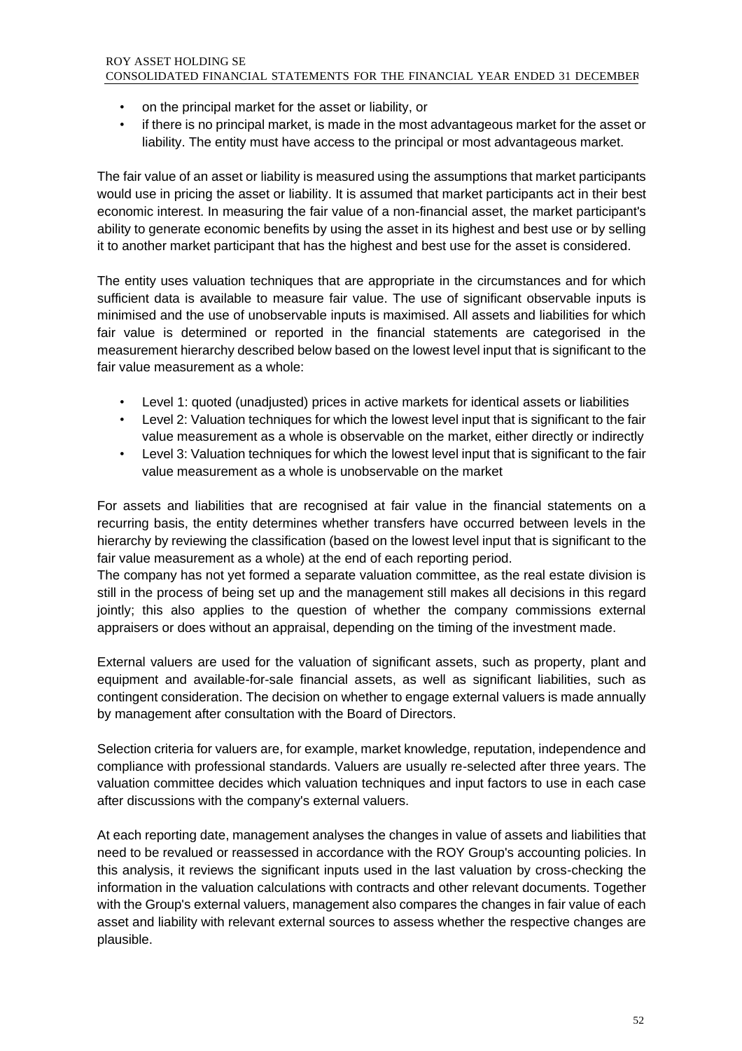- on the principal market for the asset or liability, or
- if there is no principal market, is made in the most advantageous market for the asset or liability. The entity must have access to the principal or most advantageous market.

The fair value of an asset or liability is measured using the assumptions that market participants would use in pricing the asset or liability. It is assumed that market participants act in their best economic interest. In measuring the fair value of a non-financial asset, the market participant's ability to generate economic benefits by using the asset in its highest and best use or by selling it to another market participant that has the highest and best use for the asset is considered.

The entity uses valuation techniques that are appropriate in the circumstances and for which sufficient data is available to measure fair value. The use of significant observable inputs is minimised and the use of unobservable inputs is maximised. All assets and liabilities for which fair value is determined or reported in the financial statements are categorised in the measurement hierarchy described below based on the lowest level input that is significant to the fair value measurement as a whole:

- Level 1: quoted (unadjusted) prices in active markets for identical assets or liabilities
- Level 2: Valuation techniques for which the lowest level input that is significant to the fair value measurement as a whole is observable on the market, either directly or indirectly
- Level 3: Valuation techniques for which the lowest level input that is significant to the fair value measurement as a whole is unobservable on the market

For assets and liabilities that are recognised at fair value in the financial statements on a recurring basis, the entity determines whether transfers have occurred between levels in the hierarchy by reviewing the classification (based on the lowest level input that is significant to the fair value measurement as a whole) at the end of each reporting period.
The company has not yet formed a separate valuation committee, as the real estate division is still in the process of being set up and the management still makes all decisions in this regard jointly; this also applies to the question of whether the company commissions external appraisers or does without an appraisal, depending on the timing of the investment made.

External valuers are used for the valuation of significant assets, such as property, plant and equipment and available-for-sale financial assets, as well as significant liabilities, such as contingent consideration. The decision on whether to engage external valuers is made annually by management after consultation with the Board of Directors.

Selection criteria for valuers are, for example, market knowledge, reputation, independence and compliance with professional standards. Valuers are usually re-selected after three years. The valuation committee decides which valuation techniques and input factors to use in each case after discussions with the company's external valuers.

At each reporting date, management analyses the changes in value of assets and liabilities that need to be revalued or reassessed in accordance with the ROY Group's accounting policies. In this analysis, it reviews the significant inputs used in the last valuation by cross-checking the information in the valuation calculations with contracts and other relevant documents. Together with the Group's external valuers, management also compares the changes in fair value of each asset and liability with relevant external sources to assess whether the respective changes are plausible.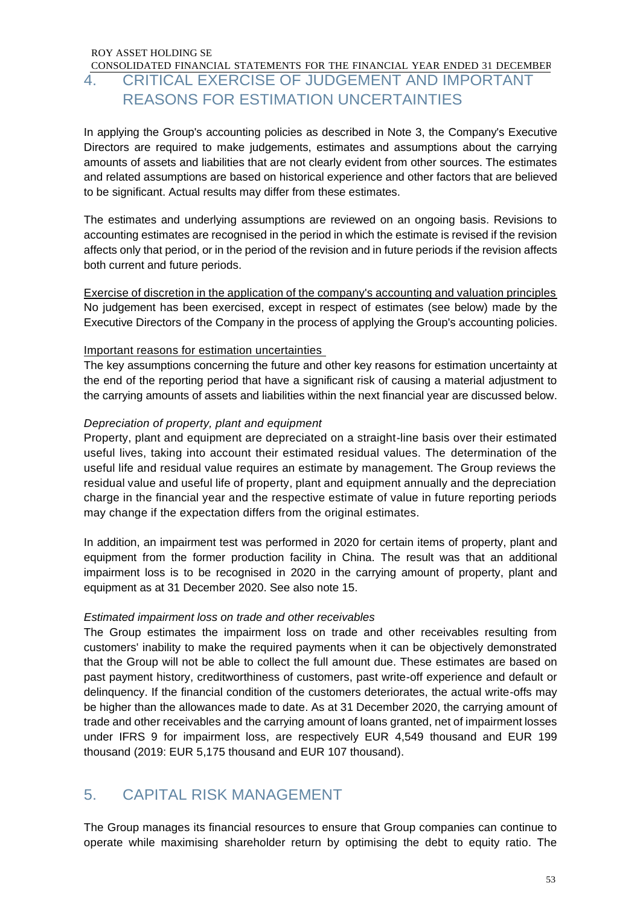## 4. CRITICAL EXERCISE OF JUDGEMENT AND IMPORTANT REASONS FOR ESTIMATION UNCERTAINTIES

In applying the Group's accounting policies as described in Note 3, the Company's Executive Directors are required to make judgements, estimates and assumptions about the carrying amounts of assets and liabilities that are not clearly evident from other sources. The estimates and related assumptions are based on historical experience and other factors that are believed to be significant. Actual results may differ from these estimates.

The estimates and underlying assumptions are reviewed on an ongoing basis. Revisions to accounting estimates are recognised in the period in which the estimate is revised if the revision affects only that period, or in the period of the revision and in future periods if the revision affects both current and future periods.

Exercise of discretion in the application of the company's accounting and valuation principles
No judgement has been exercised, except in respect of estimates (see below) made by the Executive Directors of the Company in the process of applying the Group's accounting policies.

Important reasons for estimation uncertainties
The key assumptions concerning the future and other key reasons for estimation uncertainty at the end of the reporting period that have a significant risk of causing a material adjustment to the carrying amounts of assets and liabilities within the next financial year are discussed below.

*Depreciation of property, plant and equipment*
Property, plant and equipment are depreciated on a straight-line basis over their estimated useful lives, taking into account their estimated residual values. The determination of the useful life and residual value requires an estimate by management. The Group reviews the residual value and useful life of property, plant and equipment annually and the depreciation charge in the financial year and the respective estimate of value in future reporting periods may change if the expectation differs from the original estimates.

In addition, an impairment test was performed in 2020 for certain items of property, plant and equipment from the former production facility in China. The result was that an additional impairment loss is to be recognised in 2020 in the carrying amount of property, plant and equipment as at 31 December 2020. See also note 15.

*Estimated impairment loss on trade and other receivables*
The Group estimates the impairment loss on trade and other receivables resulting from customers' inability to make the required payments when it can be objectively demonstrated that the Group will not be able to collect the full amount due. These estimates are based on past payment history, creditworthiness of customers, past write-off experience and default or delinquency. If the financial condition of the customers deteriorates, the actual write-offs may be higher than the allowances made to date. As at 31 December 2020, the carrying amount of trade and other receivables and the carrying amount of loans granted, net of impairment losses under IFRS 9 for impairment loss, are respectively EUR 4,549 thousand and EUR 199 thousand (2019: EUR 5,175 thousand and EUR 107 thousand).

## 5. CAPITAL RISK MANAGEMENT

The Group manages its financial resources to ensure that Group companies can continue to operate while maximising shareholder return by optimising the debt to equity ratio. The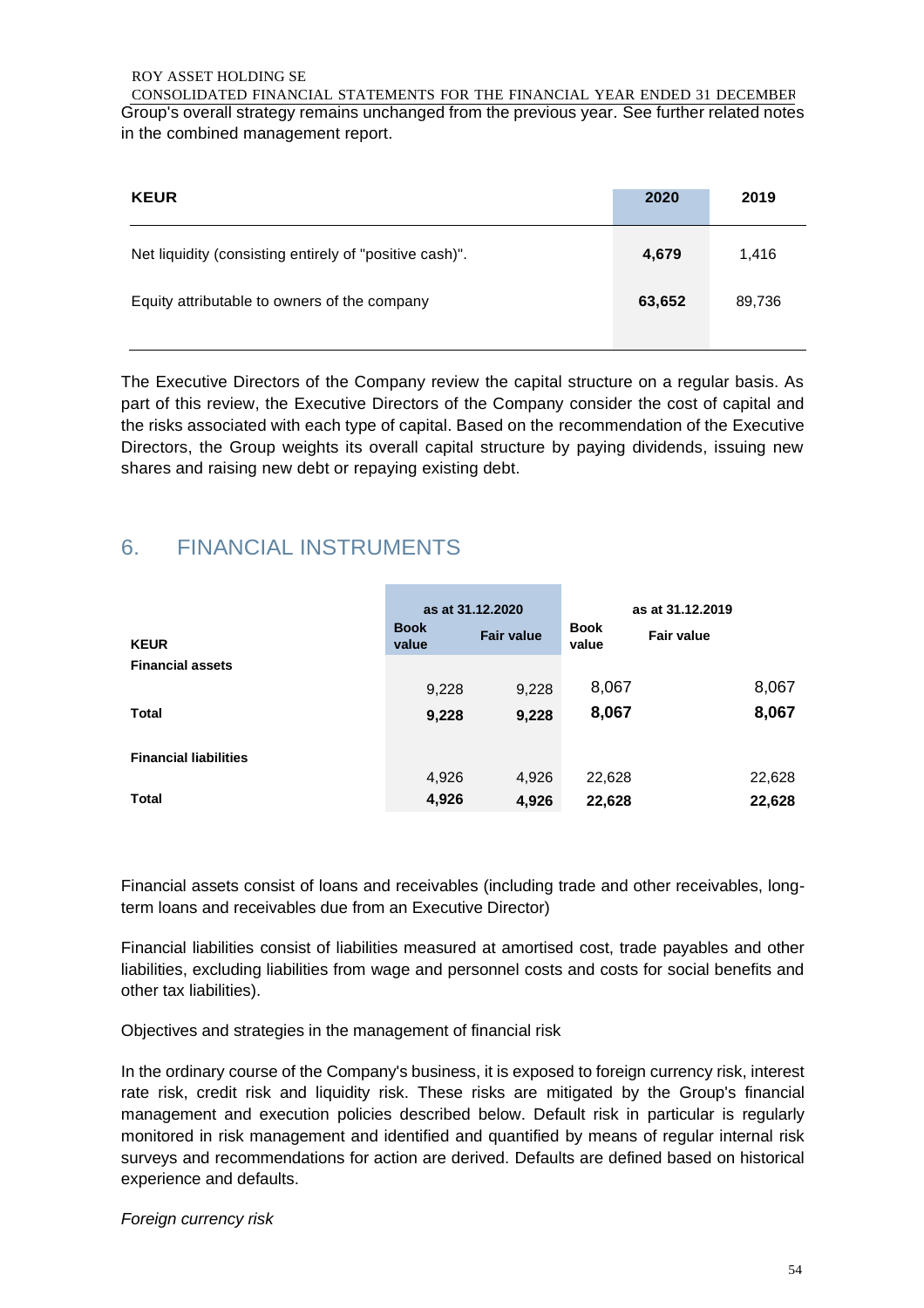Group's overall strategy remains unchanged from the previous year. See further related notes in the combined management report.

| KEUR | 2020 | 2019 |
|---|---|---|
| Net liquidity (consisting entirely of "positive cash)". | **4,679** | 1,416 |
| Equity attributable to owners of the company | **63,652** | 89,736 |

The Executive Directors of the Company review the capital structure on a regular basis. As part of this review, the Executive Directors of the Company consider the cost of capital and the risks associated with each type of capital. Based on the recommendation of the Executive Directors, the Group weights its overall capital structure by paying dividends, issuing new shares and raising new debt or repaying existing debt.

# 6. FINANCIAL INSTRUMENTS

| | as at 31.12.2020 | | as at 31.12.2019 | |
|---|---|---|---|---|
| **KEUR** | **Book value** | **Fair value** | **Book value** | **Fair value** |
| **Financial assets** | | | | |
| | 9,228 | 9,228 | 8,067 | 8,067 |
| **Total** | **9,228** | **9,228** | **8,067** | **8,067** |
| **Financial liabilities** | | | | |
| | 4,926 | 4,926 | 22,628 | 22,628 |
| **Total** | **4,926** | **4,926** | **22,628** | **22,628** |

Financial assets consist of loans and receivables (including trade and other receivables, long-term loans and receivables due from an Executive Director)

Financial liabilities consist of liabilities measured at amortised cost, trade payables and other liabilities, excluding liabilities from wage and personnel costs and costs for social benefits and other tax liabilities).

Objectives and strategies in the management of financial risk

In the ordinary course of the Company's business, it is exposed to foreign currency risk, interest rate risk, credit risk and liquidity risk. These risks are mitigated by the Group's financial management and execution policies described below. Default risk in particular is regularly monitored in risk management and identified and quantified by means of regular internal risk surveys and recommendations for action are derived. Defaults are defined based on historical experience and defaults.

*Foreign currency risk*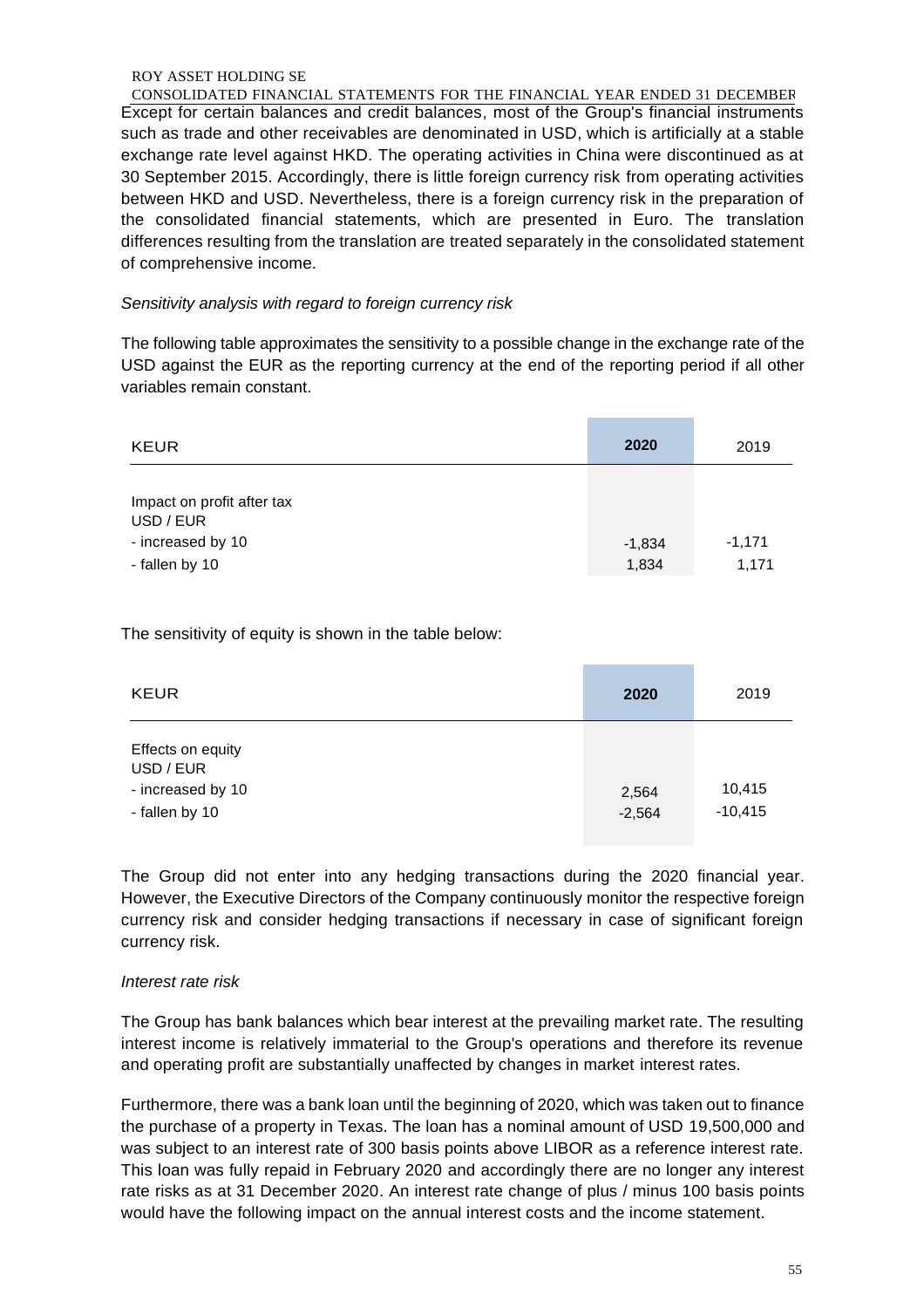Except for certain balances and credit balances, most of the Group's financial instruments such as trade and other receivables are denominated in USD, which is artificially at a stable exchange rate level against HKD. The operating activities in China were discontinued as at 30 September 2015. Accordingly, there is little foreign currency risk from operating activities between HKD and USD. Nevertheless, there is a foreign currency risk in the preparation of the consolidated financial statements, which are presented in Euro. The translation differences resulting from the translation are treated separately in the consolidated statement of comprehensive income.

*Sensitivity analysis with regard to foreign currency risk*

The following table approximates the sensitivity to a possible change in the exchange rate of the USD against the EUR as the reporting currency at the end of the reporting period if all other variables remain constant.

| KEUR | 2020 | 2019 |
|---|---|---|
| Impact on profit after tax | | |
| USD / EUR | | |
| - increased by 10 | -1,834 | -1,171 |
| - fallen by 10 | 1,834 | 1,171 |

The sensitivity of equity is shown in the table below:

| KEUR | 2020 | 2019 |
|---|---|---|
| Effects on equity | | |
| USD / EUR | | |
| - increased by 10 | 2,564 | 10,415 |
| - fallen by 10 | -2,564 | -10,415 |

The Group did not enter into any hedging transactions during the 2020 financial year. However, the Executive Directors of the Company continuously monitor the respective foreign currency risk and consider hedging transactions if necessary in case of significant foreign currency risk.

*Interest rate risk*

The Group has bank balances which bear interest at the prevailing market rate. The resulting interest income is relatively immaterial to the Group's operations and therefore its revenue and operating profit are substantially unaffected by changes in market interest rates.

Furthermore, there was a bank loan until the beginning of 2020, which was taken out to finance the purchase of a property in Texas. The loan has a nominal amount of USD 19,500,000 and was subject to an interest rate of 300 basis points above LIBOR as a reference interest rate. This loan was fully repaid in February 2020 and accordingly there are no longer any interest rate risks as at 31 December 2020. An interest rate change of plus / minus 100 basis points would have the following impact on the annual interest costs and the income statement.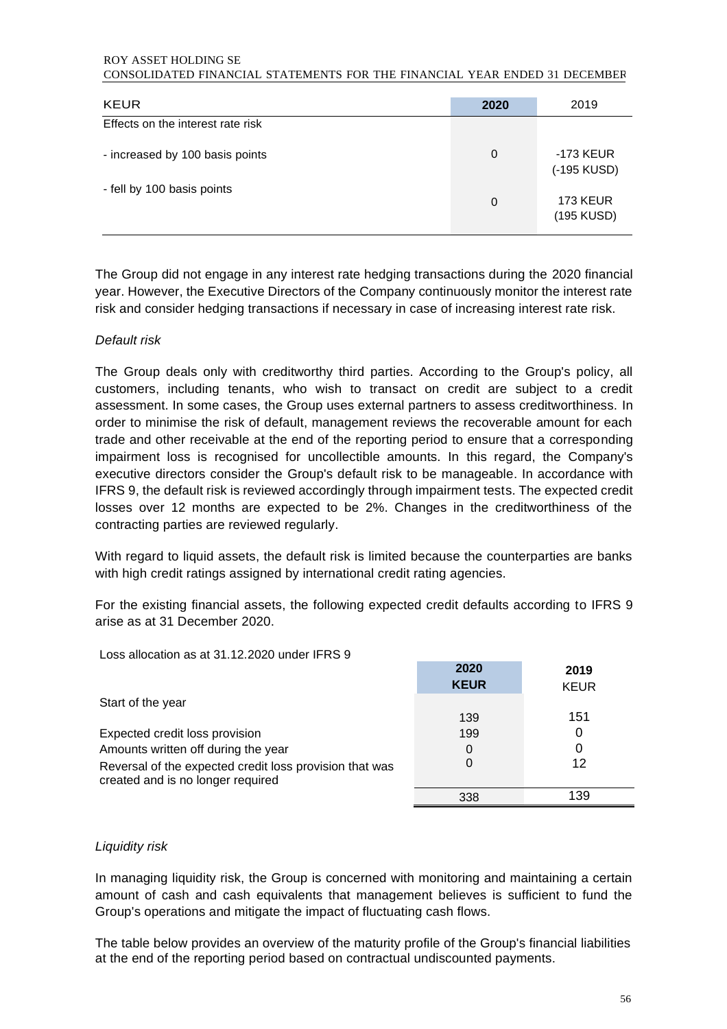| KEUR | 2020 | 2019 |
|---|---|---|
| Effects on the interest rate risk | | |
| - increased by 100 basis points | 0 | -173 KEUR (-195 KUSD) |
| - fell by 100 basis points | 0 | 173 KEUR (195 KUSD) |

The Group did not engage in any interest rate hedging transactions during the 2020 financial year. However, the Executive Directors of the Company continuously monitor the interest rate risk and consider hedging transactions if necessary in case of increasing interest rate risk.

*Default risk*

The Group deals only with creditworthy third parties. According to the Group's policy, all customers, including tenants, who wish to transact on credit are subject to a credit assessment. In some cases, the Group uses external partners to assess creditworthiness. In order to minimise the risk of default, management reviews the recoverable amount for each trade and other receivable at the end of the reporting period to ensure that a corresponding impairment loss is recognised for uncollectible amounts. In this regard, the Company's executive directors consider the Group's default risk to be manageable. In accordance with IFRS 9, the default risk is reviewed accordingly through impairment tests. The expected credit losses over 12 months are expected to be 2%. Changes in the creditworthiness of the contracting parties are reviewed regularly.

With regard to liquid assets, the default risk is limited because the counterparties are banks with high credit ratings assigned by international credit rating agencies.

For the existing financial assets, the following expected credit defaults according to IFRS 9 arise as at 31 December 2020.

Loss allocation as at 31.12.2020 under IFRS 9

| | 2020 KEUR | 2019 KEUR |
|---|---|---|
| Start of the year | 139 | 151 |
| Expected credit loss provision | 199 | 0 |
| Amounts written off during the year | 0 | 0 |
| Reversal of the expected credit loss provision that was created and is no longer required | 0 | 12 |
| | 338 | 139 |

*Liquidity risk*

In managing liquidity risk, the Group is concerned with monitoring and maintaining a certain amount of cash and cash equivalents that management believes is sufficient to fund the Group's operations and mitigate the impact of fluctuating cash flows.

The table below provides an overview of the maturity profile of the Group's financial liabilities at the end of the reporting period based on contractual undiscounted payments.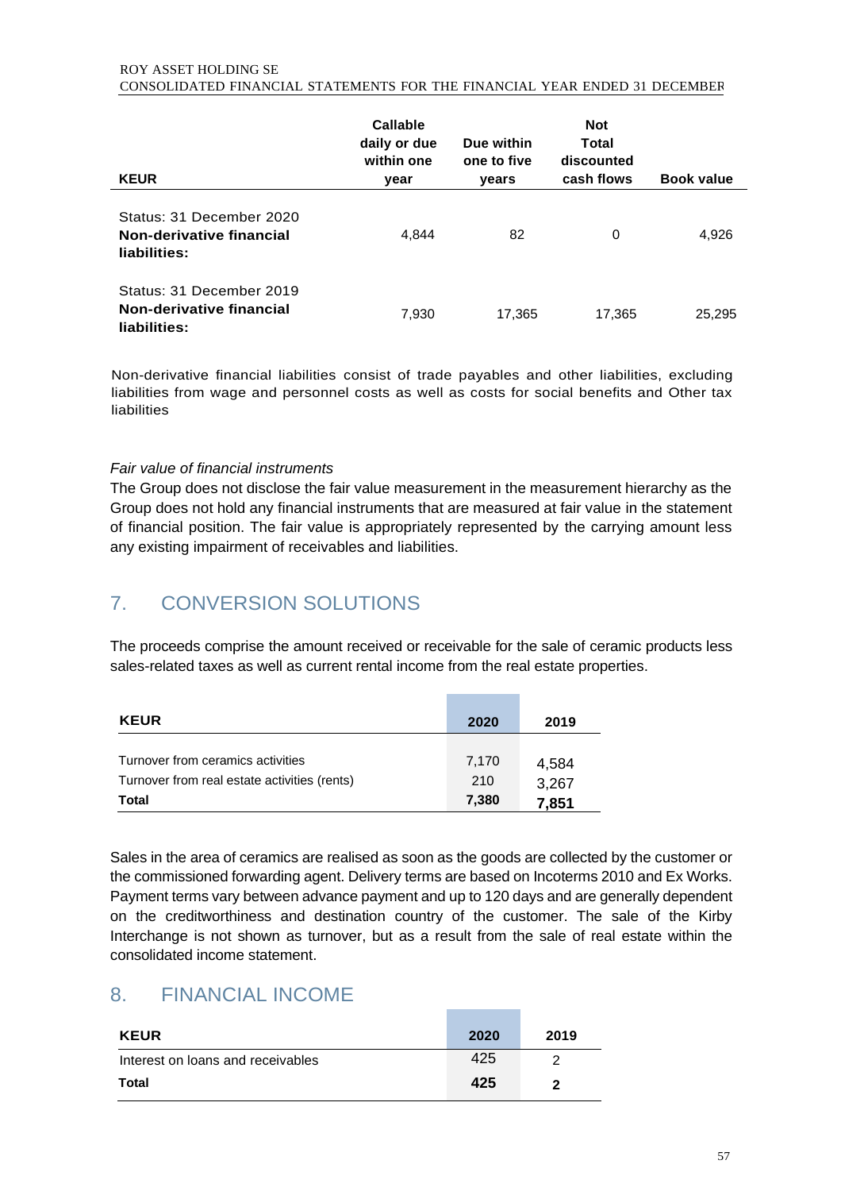| KEUR | Callable daily or due within one year | Due within one to five years | Not Total discounted cash flows | Book value |
|---|---|---|---|---|
| Status: 31 December 2020 **Non-derivative financial liabilities:** | 4,844 | 82 | 0 | 4,926 |
| Status: 31 December 2019 **Non-derivative financial liabilities:** | 7,930 | 17,365 | 17,365 | 25,295 |

Non-derivative financial liabilities consist of trade payables and other liabilities, excluding liabilities from wage and personnel costs as well as costs for social benefits and Other tax liabilities

*Fair value of financial instruments*

The Group does not disclose the fair value measurement in the measurement hierarchy as the Group does not hold any financial instruments that are measured at fair value in the statement of financial position. The fair value is appropriately represented by the carrying amount less any existing impairment of receivables and liabilities.

## 7. CONVERSION SOLUTIONS

The proceeds comprise the amount received or receivable for the sale of ceramic products less sales-related taxes as well as current rental income from the real estate properties.

| KEUR | 2020 | 2019 |
|---|---|---|
| Turnover from ceramics activities | 7,170 | 4,584 |
| Turnover from real estate activities (rents) | 210 | 3,267 |
| **Total** | **7,380** | **7,851** |

Sales in the area of ceramics are realised as soon as the goods are collected by the customer or the commissioned forwarding agent. Delivery terms are based on Incoterms 2010 and Ex Works. Payment terms vary between advance payment and up to 120 days and are generally dependent on the creditworthiness and destination country of the customer. The sale of the Kirby Interchange is not shown as turnover, but as a result from the sale of real estate within the consolidated income statement.

## 8. FINANCIAL INCOME

| KEUR | 2020 | 2019 |
|---|---|---|
| Interest on loans and receivables | 425 | 2 |
| **Total** | **425** | **2** |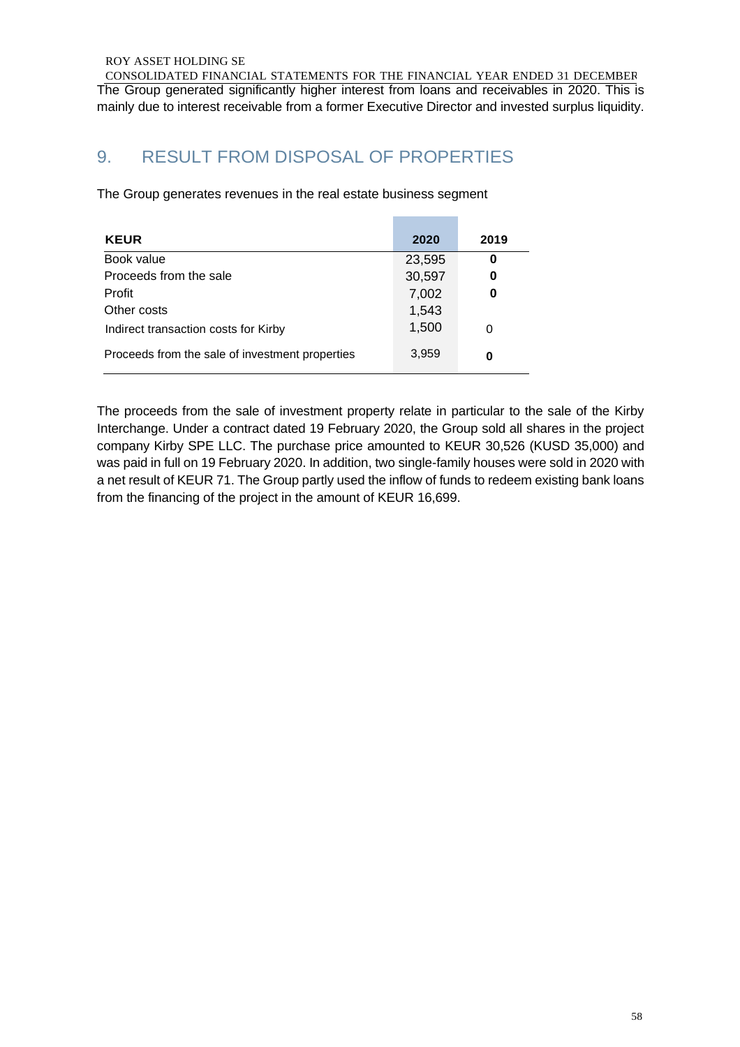The Group generated significantly higher interest from loans and receivables in 2020. This is mainly due to interest receivable from a former Executive Director and invested surplus liquidity.

## 9. RESULT FROM DISPOSAL OF PROPERTIES

The Group generates revenues in the real estate business segment

| KEUR | 2020 | 2019 |
|---|---|---|
| Book value | 23,595 | 0 |
| Proceeds from the sale | 30,597 | 0 |
| Profit | 7,002 | 0 |
| Other costs | 1,543 | |
| Indirect transaction costs for Kirby | 1,500 | 0 |
| Proceeds from the sale of investment properties | 3,959 | 0 |

The proceeds from the sale of investment property relate in particular to the sale of the Kirby Interchange. Under a contract dated 19 February 2020, the Group sold all shares in the project company Kirby SPE LLC. The purchase price amounted to KEUR 30,526 (KUSD 35,000) and was paid in full on 19 February 2020. In addition, two single-family houses were sold in 2020 with a net result of KEUR 71. The Group partly used the inflow of funds to redeem existing bank loans from the financing of the project in the amount of KEUR 16,699.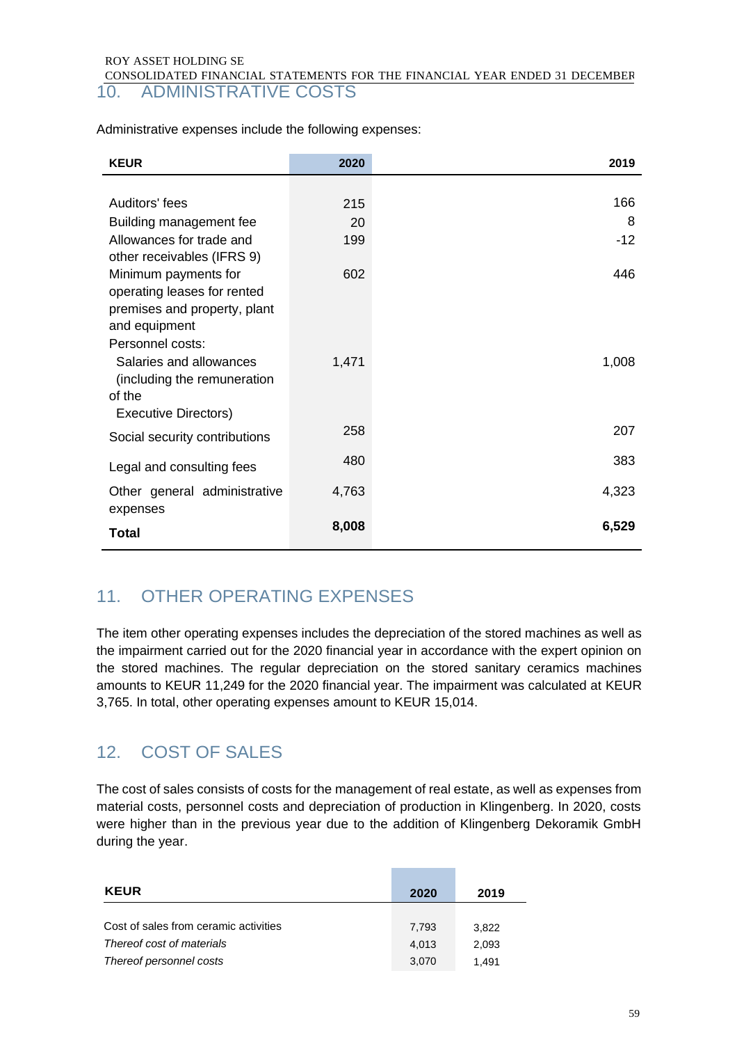## 10. ADMINISTRATIVE COSTS

Administrative expenses include the following expenses:

| KEUR | 2020 | 2019 |
|---|---|---|
| Auditors' fees | 215 | 166 |
| Building management fee | 20 | 8 |
| Allowances for trade and other receivables (IFRS 9) | 199 | -12 |
| Minimum payments for operating leases for rented premises and property, plant and equipment | 602 | 446 |
| Personnel costs: | | |
| Salaries and allowances (including the remuneration of the Executive Directors) | 1,471 | 1,008 |
| Social security contributions | 258 | 207 |
| Legal and consulting fees | 480 | 383 |
| Other general administrative expenses | 4,763 | 4,323 |
| **Total** | **8,008** | **6,529** |

## 11. OTHER OPERATING EXPENSES

The item other operating expenses includes the depreciation of the stored machines as well as the impairment carried out for the 2020 financial year in accordance with the expert opinion on the stored machines. The regular depreciation on the stored sanitary ceramics machines amounts to KEUR 11,249 for the 2020 financial year. The impairment was calculated at KEUR 3,765. In total, other operating expenses amount to KEUR 15,014.

## 12. COST OF SALES

The cost of sales consists of costs for the management of real estate, as well as expenses from material costs, personnel costs and depreciation of production in Klingenberg. In 2020, costs were higher than in the previous year due to the addition of Klingenberg Dekoramik GmbH during the year.

| KEUR | 2020 | 2019 |
|---|---|---|
| Cost of sales from ceramic activities | 7,793 | 3,822 |
| *Thereof cost of materials* | 4,013 | 2,093 |
| *Thereof personnel costs* | 3,070 | 1,491 |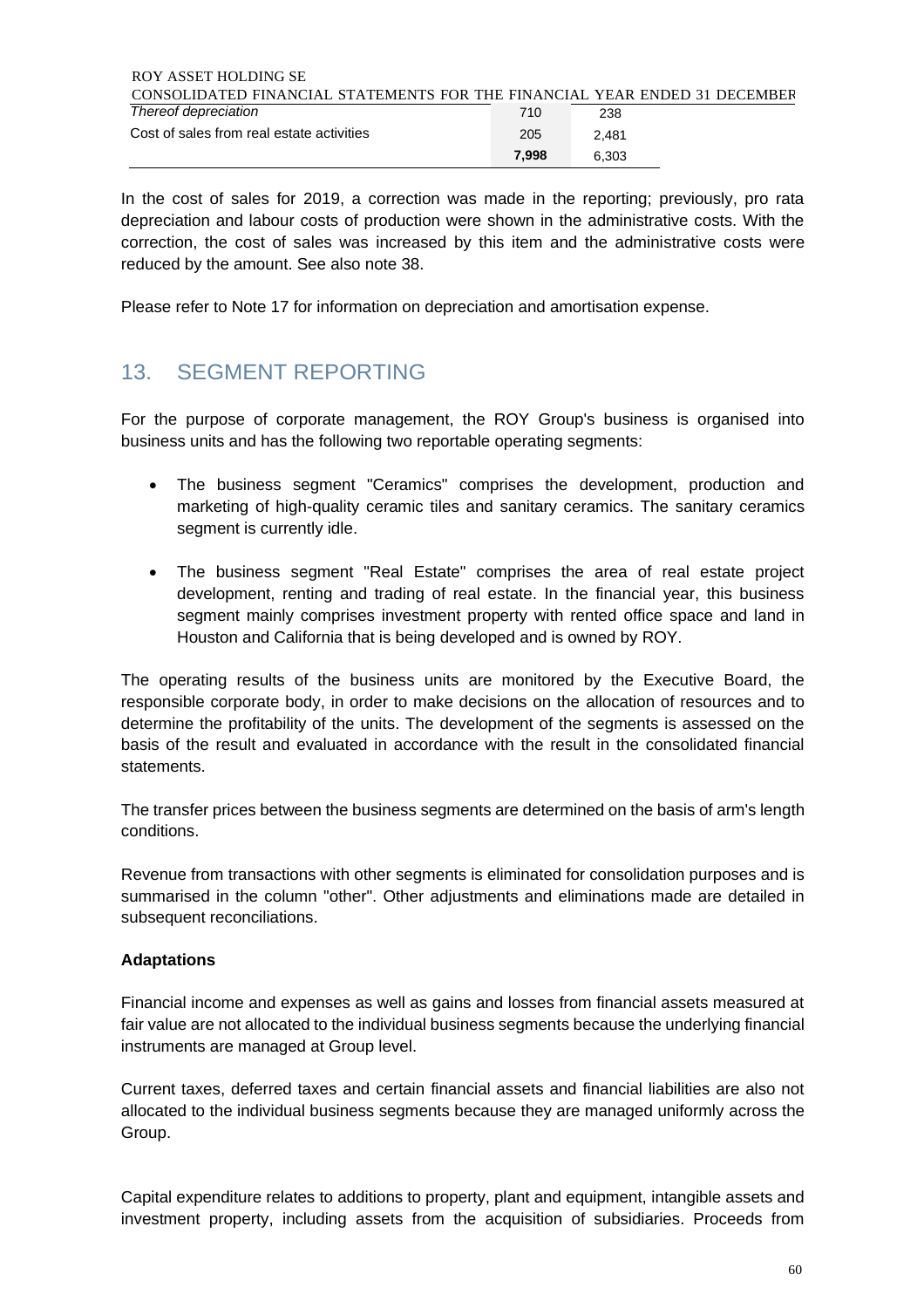| | | |
|---|---|---|
| *Thereof depreciation* | 710 | 238 |
| Cost of sales from real estate activities | 205 | 2,481 |
| | **7,998** | 6,303 |

In the cost of sales for 2019, a correction was made in the reporting; previously, pro rata depreciation and labour costs of production were shown in the administrative costs. With the correction, the cost of sales was increased by this item and the administrative costs were reduced by the amount. See also note 38.

Please refer to Note 17 for information on depreciation and amortisation expense.

## 13. SEGMENT REPORTING

For the purpose of corporate management, the ROY Group's business is organised into business units and has the following two reportable operating segments:

- The business segment "Ceramics" comprises the development, production and marketing of high-quality ceramic tiles and sanitary ceramics. The sanitary ceramics segment is currently idle.
- The business segment "Real Estate" comprises the area of real estate project development, renting and trading of real estate. In the financial year, this business segment mainly comprises investment property with rented office space and land in Houston and California that is being developed and is owned by ROY.

The operating results of the business units are monitored by the Executive Board, the responsible corporate body, in order to make decisions on the allocation of resources and to determine the profitability of the units. The development of the segments is assessed on the basis of the result and evaluated in accordance with the result in the consolidated financial statements.

The transfer prices between the business segments are determined on the basis of arm's length conditions.

Revenue from transactions with other segments is eliminated for consolidation purposes and is summarised in the column "other". Other adjustments and eliminations made are detailed in subsequent reconciliations.

**Adaptations**

Financial income and expenses as well as gains and losses from financial assets measured at fair value are not allocated to the individual business segments because the underlying financial instruments are managed at Group level.

Current taxes, deferred taxes and certain financial assets and financial liabilities are also not allocated to the individual business segments because they are managed uniformly across the Group.

Capital expenditure relates to additions to property, plant and equipment, intangible assets and investment property, including assets from the acquisition of subsidiaries. Proceeds from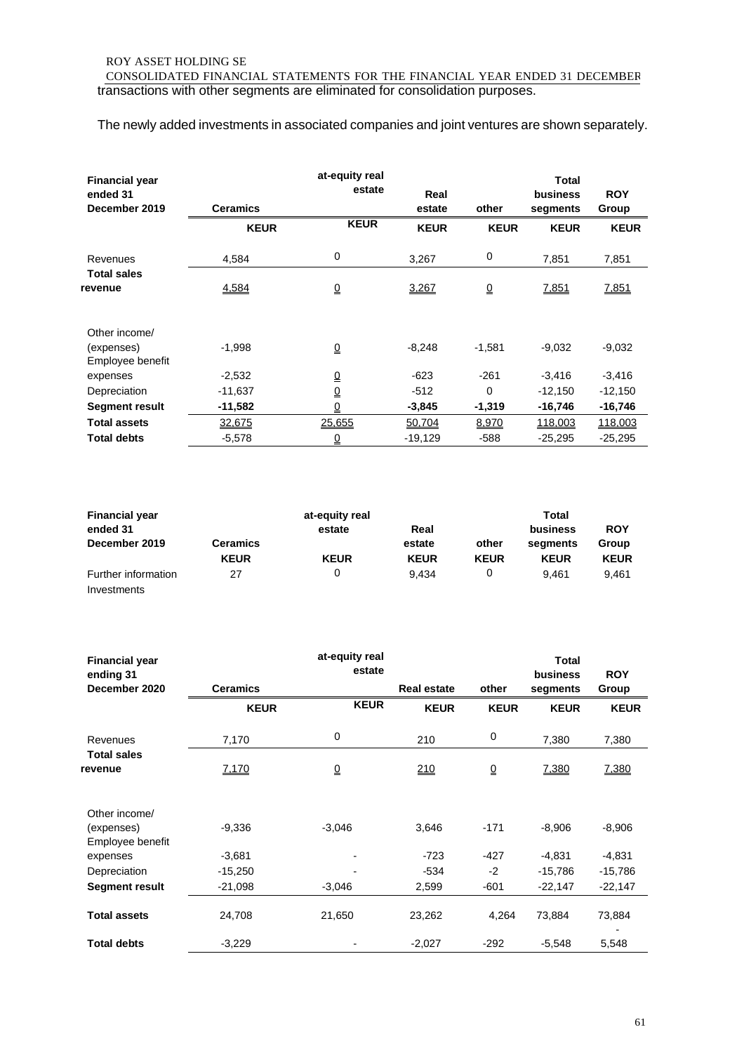transactions with other segments are eliminated for consolidation purposes.

The newly added investments in associated companies and joint ventures are shown separately.

| Financial year ended 31 December 2019 | Ceramics | at-equity real estate | Real estate | other | Total business segments | ROY Group |
|---|---|---|---|---|---|---|
| | KEUR | KEUR | KEUR | KEUR | KEUR | KEUR |
| Revenues | 4,584 | 0 | 3,267 | 0 | 7,851 | 7,851 |
| **Total sales revenue** | 4,584 | 0 | 3,267 | 0 | 7,851 | 7,851 |
| Other income/ (expenses) | -1,998 | 0 | -8,248 | -1,581 | -9,032 | -9,032 |
| Employee benefit expenses | -2,532 | 0 | -623 | -261 | -3,416 | -3,416 |
| Depreciation | -11,637 | 0 | -512 | 0 | -12,150 | -12,150 |
| **Segment result** | **-11,582** | 0 | **-3,845** | **-1,319** | **-16,746** | **-16,746** |
| **Total assets** | 32,675 | 25,655 | 50,704 | 8,970 | 118,003 | 118,003 |
| **Total debts** | -5,578 | 0 | -19,129 | -588 | -25,295 | -25,295 |

| Financial year ended 31 December 2019 | Ceramics | at-equity real estate | Real estate | other | Total business segments | ROY Group |
|---|---|---|---|---|---|---|
| | KEUR | KEUR | KEUR | KEUR | KEUR | KEUR |
| Further information Investments | 27 | 0 | 9,434 | 0 | 9,461 | 9,461 |

| Financial year ending 31 December 2020 | Ceramics | at-equity real estate | Real estate | other | Total business segments | ROY Group |
|---|---|---|---|---|---|---|
| | KEUR | KEUR | KEUR | KEUR | KEUR | KEUR |
| Revenues | 7,170 | 0 | 210 | 0 | 7,380 | 7,380 |
| **Total sales revenue** | 7,170 | 0 | 210 | 0 | 7,380 | 7,380 |
| Other income/ (expenses) | -9,336 | -3,046 | 3,646 | -171 | -8,906 | -8,906 |
| Employee benefit expenses | -3,681 | - | -723 | -427 | -4,831 | -4,831 |
| Depreciation | -15,250 | - | -534 | -2 | -15,786 | -15,786 |
| **Segment result** | -21,098 | -3,046 | 2,599 | -601 | -22,147 | -22,147 |
| **Total assets** | 24,708 | 21,650 | 23,262 | 4,264 | 73,884 | 73,884 |
| **Total debts** | -3,229 | - | -2,027 | -292 | -5,548 | -5,548 |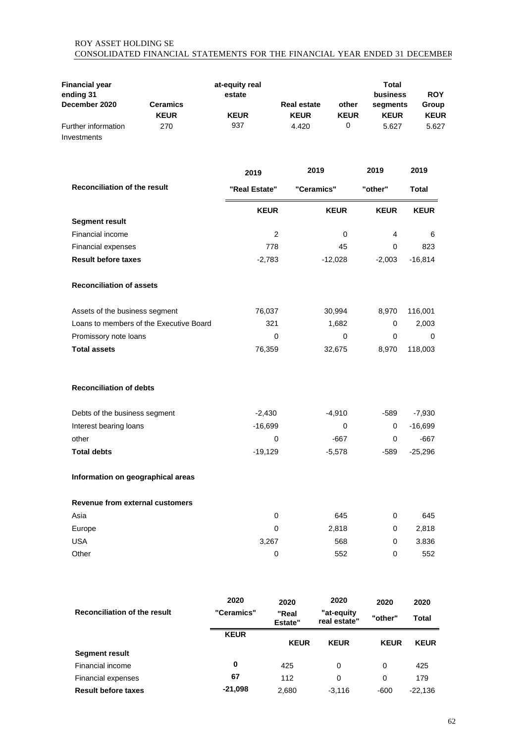| Financial year ending 31 December 2020 | Ceramics | at-equity real estate | Real estate | other | Total business segments | ROY Group |
|---|---|---|---|---|---|---|
| | KEUR | KEUR | KEUR | KEUR | KEUR | KEUR |
| Further information Investments | 270 | 937 | 4.420 | 0 | 5.627 | 5.627 |

| Reconciliation of the result | 2019 "Real Estate" | 2019 "Ceramics" | 2019 "other" | 2019 Total |
|---|---|---|---|---|
| | KEUR | KEUR | KEUR | KEUR |
| **Segment result** | | | | |
| Financial income | 2 | 0 | 4 | 6 |
| Financial expenses | 778 | 45 | 0 | 823 |
| **Result before taxes** | -2,783 | -12,028 | -2,003 | -16,814 |
| **Reconciliation of assets** | | | | |
| Assets of the business segment | 76,037 | 30,994 | 8,970 | 116,001 |
| Loans to members of the Executive Board | 321 | 1,682 | 0 | 2,003 |
| Promissory note loans | 0 | 0 | 0 | 0 |
| **Total assets** | 76,359 | 32,675 | 8,970 | 118,003 |
| **Reconciliation of debts** | | | | |
| Debts of the business segment | -2,430 | -4,910 | -589 | -7,930 |
| Interest bearing loans | -16,699 | 0 | 0 | -16,699 |
| other | 0 | -667 | 0 | -667 |
| **Total debts** | -19,129 | -5,578 | -589 | -25,296 |
| **Information on geographical areas** | | | | |
| **Revenue from external customers** | | | | |
| Asia | 0 | 645 | 0 | 645 |
| Europe | 0 | 2,818 | 0 | 2,818 |
| USA | 3,267 | 568 | 0 | 3.836 |
| Other | 0 | 552 | 0 | 552 |

| Reconciliation of the result | 2020 "Ceramics" | 2020 "Real Estate" | 2020 "at-equity real estate" | 2020 "other" | 2020 Total |
|---|---|---|---|---|---|
| | KEUR | KEUR | KEUR | KEUR | KEUR |
| **Segment result** | | | | | |
| Financial income | 0 | 425 | 0 | 0 | 425 |
| Financial expenses | 67 | 112 | 0 | 0 | 179 |
| **Result before taxes** | -21,098 | 2,680 | -3,116 | -600 | -22,136 |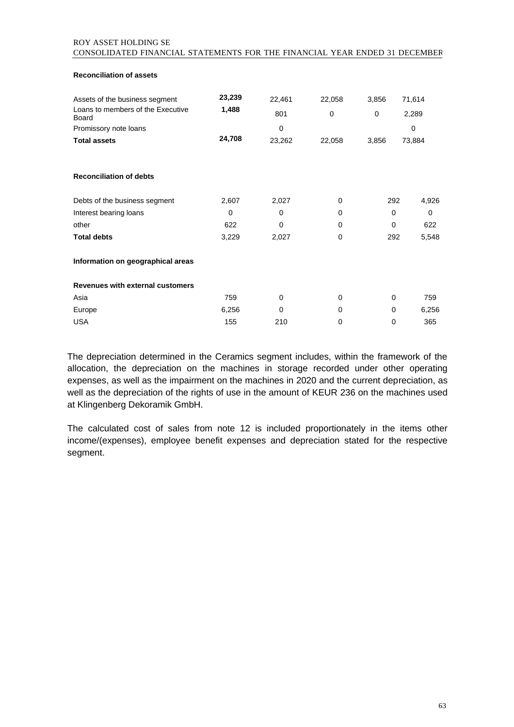**Reconciliation of assets**

| | | | | | |
|---|---|---|---|---|---|
| Assets of the business segment | **23,239** | 22,461 | 22,058 | 3,856 | 71,614 |
| Loans to members of the Executive Board | **1,488** | 801 | 0 | 0 | 2,289 |
| Promissory note loans | | 0 | | | 0 |
| **Total assets** | **24,708** | 23,262 | 22,058 | 3,856 | 73,884 |

**Reconciliation of debts**

| | | | | | |
|---|---|---|---|---|---|
| Debts of the business segment | 2,607 | 2,027 | 0 | 292 | 4,926 |
| Interest bearing loans | 0 | 0 | 0 | 0 | 0 |
| other | 622 | 0 | 0 | 0 | 622 |
| **Total debts** | 3,229 | 2,027 | 0 | 292 | 5,548 |

**Information on geographical areas**

**Revenues with external customers**

| | | | | | |
|---|---|---|---|---|---|
| Asia | 759 | 0 | 0 | 0 | 759 |
| Europe | 6,256 | 0 | 0 | 0 | 6,256 |
| USA | 155 | 210 | 0 | 0 | 365 |

The depreciation determined in the Ceramics segment includes, within the framework of the allocation, the depreciation on the machines in storage recorded under other operating expenses, as well as the impairment on the machines in 2020 and the current depreciation, as well as the depreciation of the rights of use in the amount of KEUR 236 on the machines used at Klingenberg Dekoramik GmbH.

The calculated cost of sales from note 12 is included proportionately in the items other income/(expenses), employee benefit expenses and depreciation stated for the respective segment.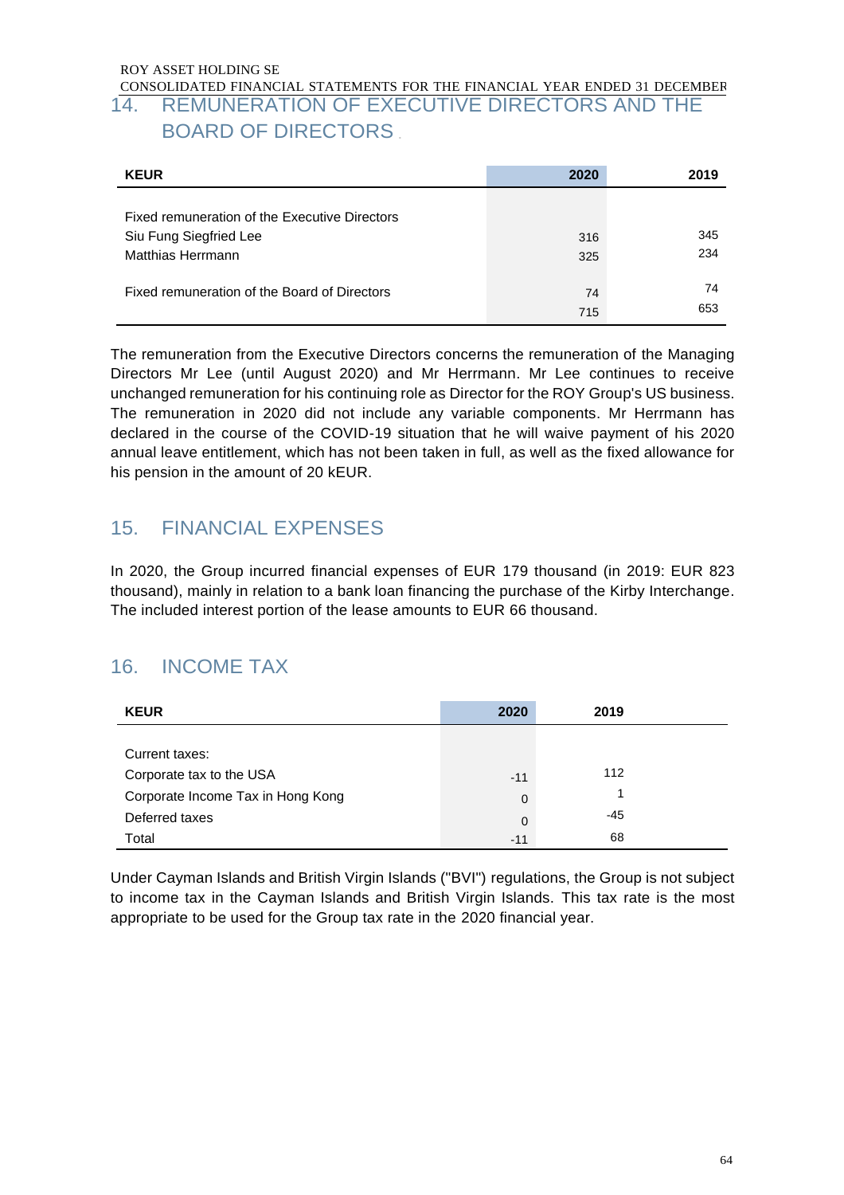## 14. REMUNERATION OF EXECUTIVE DIRECTORS AND THE BOARD OF DIRECTORS

| KEUR | 2020 | 2019 |
|---|---|---|
| Fixed remuneration of the Executive Directors | | |
| Siu Fung Siegfried Lee | 316 | 345 |
| Matthias Herrmann | 325 | 234 |
| Fixed remuneration of the Board of Directors | 74 | 74 |
| | 715 | 653 |

The remuneration from the Executive Directors concerns the remuneration of the Managing Directors Mr Lee (until August 2020) and Mr Herrmann. Mr Lee continues to receive unchanged remuneration for his continuing role as Director for the ROY Group's US business. The remuneration in 2020 did not include any variable components. Mr Herrmann has declared in the course of the COVID-19 situation that he will waive payment of his 2020 annual leave entitlement, which has not been taken in full, as well as the fixed allowance for his pension in the amount of 20 kEUR.

## 15. FINANCIAL EXPENSES

In 2020, the Group incurred financial expenses of EUR 179 thousand (in 2019: EUR 823 thousand), mainly in relation to a bank loan financing the purchase of the Kirby Interchange. The included interest portion of the lease amounts to EUR 66 thousand.

## 16. INCOME TAX

| KEUR | 2020 | 2019 |
|---|---|---|
| Current taxes: | | |
| Corporate tax to the USA | -11 | 112 |
| Corporate Income Tax in Hong Kong | 0 | 1 |
| Deferred taxes | 0 | -45 |
| Total | -11 | 68 |

Under Cayman Islands and British Virgin Islands ("BVI") regulations, the Group is not subject to income tax in the Cayman Islands and British Virgin Islands. This tax rate is the most appropriate to be used for the Group tax rate in the 2020 financial year.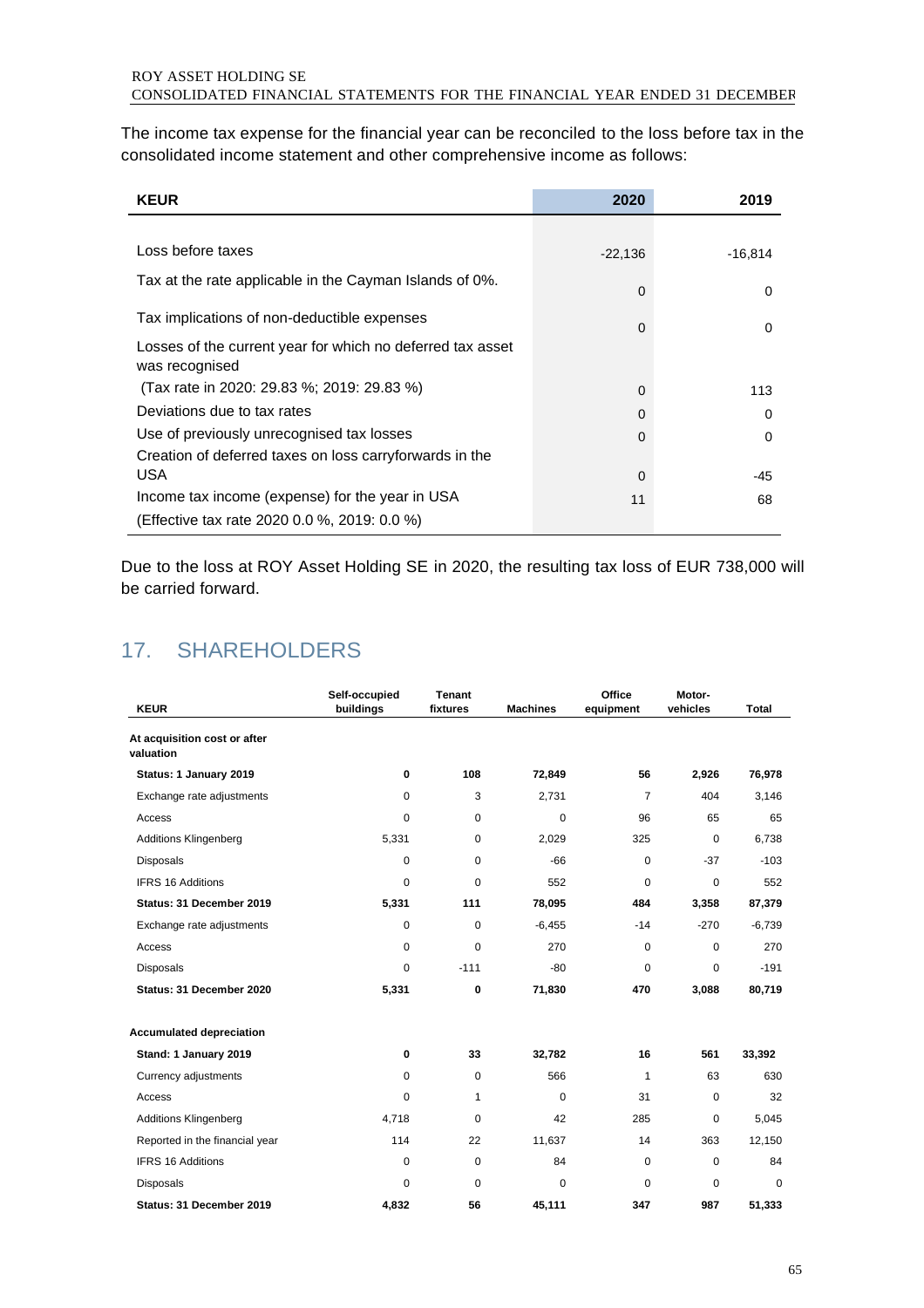The income tax expense for the financial year can be reconciled to the loss before tax in the consolidated income statement and other comprehensive income as follows:

| KEUR | 2020 | 2019 |
|---|---|---|
| Loss before taxes | -22,136 | -16,814 |
| Tax at the rate applicable in the Cayman Islands of 0%. | 0 | 0 |
| Tax implications of non-deductible expenses | 0 | 0 |
| Losses of the current year for which no deferred tax asset was recognised (Tax rate in 2020: 29.83 %; 2019: 29.83 %) | 0 | 113 |
| Deviations due to tax rates | 0 | 0 |
| Use of previously unrecognised tax losses | 0 | 0 |
| Creation of deferred taxes on loss carryforwards in the USA | 0 | -45 |
| Income tax income (expense) for the year in USA (Effective tax rate 2020 0.0 %, 2019: 0.0 %) | 11 | 68 |

Due to the loss at ROY Asset Holding SE in 2020, the resulting tax loss of EUR 738,000 will be carried forward.

## 17. SHAREHOLDERS

| KEUR | Self-occupied buildings | Tenant fixtures | Machines | Office equipment | Motor-vehicles | Total |
|---|---|---|---|---|---|---|
| **At acquisition cost or after valuation** | | | | | | |
| **Status: 1 January 2019** | **0** | **108** | **72,849** | **56** | **2,926** | **76,978** |
| Exchange rate adjustments | 0 | 3 | 2,731 | 7 | 404 | 3,146 |
| Access | 0 | 0 | 0 | 96 | 65 | 65 |
| Additions Klingenberg | 5,331 | 0 | 2,029 | 325 | 0 | 6,738 |
| Disposals | 0 | 0 | -66 | 0 | -37 | -103 |
| IFRS 16 Additions | 0 | 0 | 552 | 0 | 0 | 552 |
| **Status: 31 December 2019** | **5,331** | **111** | **78,095** | **484** | **3,358** | **87,379** |
| Exchange rate adjustments | 0 | 0 | -6,455 | -14 | -270 | -6,739 |
| Access | 0 | 0 | 270 | 0 | 0 | 270 |
| Disposals | 0 | -111 | -80 | 0 | 0 | -191 |
| **Status: 31 December 2020** | **5,331** | **0** | **71,830** | **470** | **3,088** | **80,719** |
| | | | | | | |
| **Accumulated depreciation** | | | | | | |
| **Stand: 1 January 2019** | **0** | **33** | **32,782** | **16** | **561** | **33,392** |
| Currency adjustments | 0 | 0 | 566 | 1 | 63 | 630 |
| Access | 0 | 1 | 0 | 31 | 0 | 32 |
| Additions Klingenberg | 4,718 | 0 | 42 | 285 | 0 | 5,045 |
| Reported in the financial year | 114 | 22 | 11,637 | 14 | 363 | 12,150 |
| IFRS 16 Additions | 0 | 0 | 84 | 0 | 0 | 84 |
| Disposals | 0 | 0 | 0 | 0 | 0 | 0 |
| **Status: 31 December 2019** | **4,832** | **56** | **45,111** | **347** | **987** | **51,333** |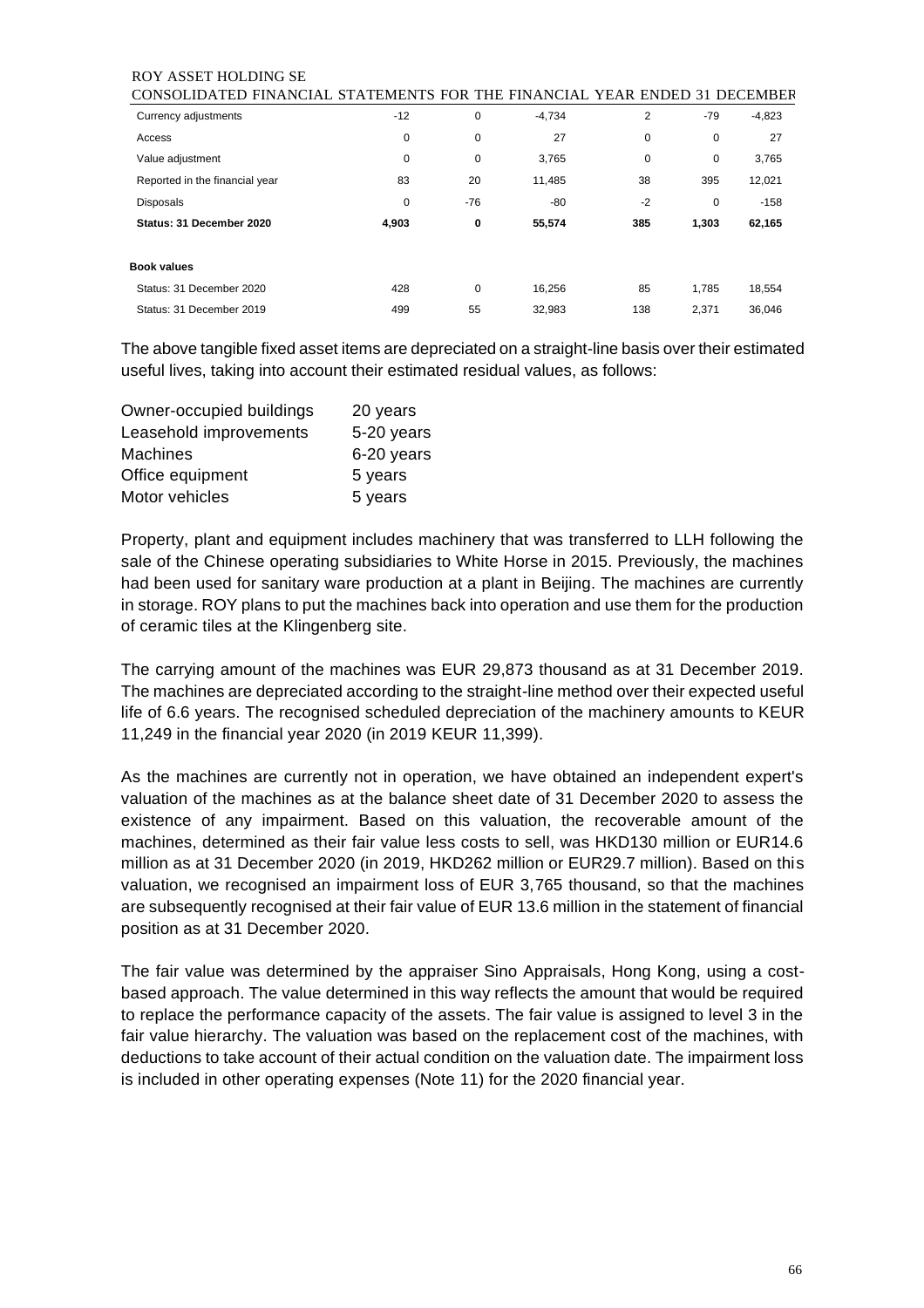| Currency adjustments | -12 | 0 | -4,734 | 2 | -79 | -4,823 |
|---|---|---|---|---|---|---|
| Access | 0 | 0 | 27 | 0 | 0 | 27 |
| Value adjustment | 0 | 0 | 3,765 | 0 | 0 | 3,765 |
| Reported in the financial year | 83 | 20 | 11,485 | 38 | 395 | 12,021 |
| Disposals | 0 | -76 | -80 | -2 | 0 | -158 |
| **Status: 31 December 2020** | **4,903** | **0** | **55,574** | **385** | **1,303** | **62,165** |
| | | | | | | |
| **Book values** | | | | | | |
| Status: 31 December 2020 | 428 | 0 | 16,256 | 85 | 1,785 | 18,554 |
| Status: 31 December 2019 | 499 | 55 | 32,983 | 138 | 2,371 | 36,046 |

The above tangible fixed asset items are depreciated on a straight-line basis over their estimated useful lives, taking into account their estimated residual values, as follows:

| | |
|---|---|
| Owner-occupied buildings | 20 years |
| Leasehold improvements | 5-20 years |
| Machines | 6-20 years |
| Office equipment | 5 years |
| Motor vehicles | 5 years |

Property, plant and equipment includes machinery that was transferred to LLH following the sale of the Chinese operating subsidiaries to White Horse in 2015. Previously, the machines had been used for sanitary ware production at a plant in Beijing. The machines are currently in storage. ROY plans to put the machines back into operation and use them for the production of ceramic tiles at the Klingenberg site.

The carrying amount of the machines was EUR 29,873 thousand as at 31 December 2019. The machines are depreciated according to the straight-line method over their expected useful life of 6.6 years. The recognised scheduled depreciation of the machinery amounts to KEUR 11,249 in the financial year 2020 (in 2019 KEUR 11,399).

As the machines are currently not in operation, we have obtained an independent expert's valuation of the machines as at the balance sheet date of 31 December 2020 to assess the existence of any impairment. Based on this valuation, the recoverable amount of the machines, determined as their fair value less costs to sell, was HKD130 million or EUR14.6 million as at 31 December 2020 (in 2019, HKD262 million or EUR29.7 million). Based on this valuation, we recognised an impairment loss of EUR 3,765 thousand, so that the machines are subsequently recognised at their fair value of EUR 13.6 million in the statement of financial position as at 31 December 2020.

The fair value was determined by the appraiser Sino Appraisals, Hong Kong, using a cost-based approach. The value determined in this way reflects the amount that would be required to replace the performance capacity of the assets. The fair value is assigned to level 3 in the fair value hierarchy. The valuation was based on the replacement cost of the machines, with deductions to take account of their actual condition on the valuation date. The impairment loss is included in other operating expenses (Note 11) for the 2020 financial year.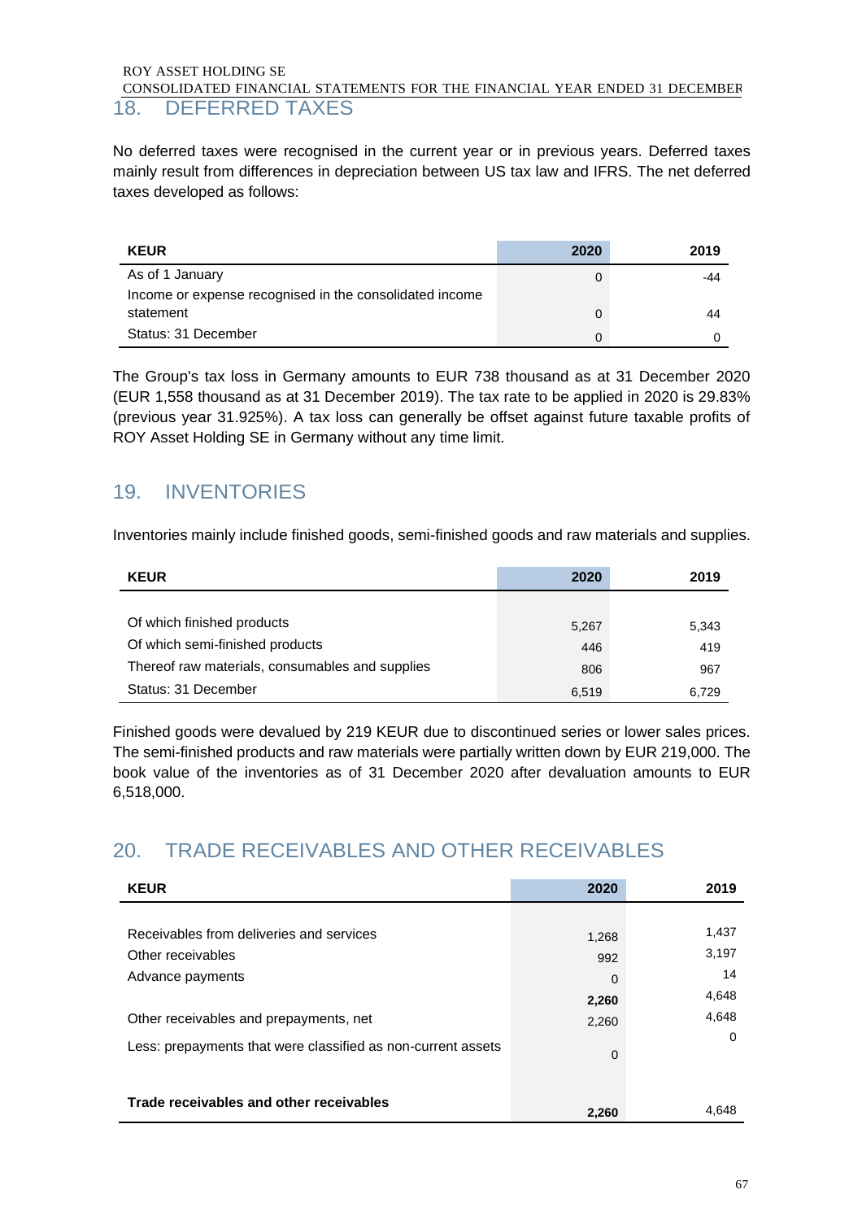## 18. DEFERRED TAXES

No deferred taxes were recognised in the current year or in previous years. Deferred taxes mainly result from differences in depreciation between US tax law and IFRS. The net deferred taxes developed as follows:

| KEUR | 2020 | 2019 |
|---|---|---|
| As of 1 January | 0 | -44 |
| Income or expense recognised in the consolidated income statement | 0 | 44 |
| Status: 31 December | 0 | 0 |

The Group's tax loss in Germany amounts to EUR 738 thousand as at 31 December 2020 (EUR 1,558 thousand as at 31 December 2019). The tax rate to be applied in 2020 is 29.83% (previous year 31.925%). A tax loss can generally be offset against future taxable profits of ROY Asset Holding SE in Germany without any time limit.

## 19. INVENTORIES

Inventories mainly include finished goods, semi-finished goods and raw materials and supplies.

| KEUR | 2020 | 2019 |
|---|---|---|
| Of which finished products | 5,267 | 5,343 |
| Of which semi-finished products | 446 | 419 |
| Thereof raw materials, consumables and supplies | 806 | 967 |
| Status: 31 December | 6,519 | 6,729 |

Finished goods were devalued by 219 KEUR due to discontinued series or lower sales prices. The semi-finished products and raw materials were partially written down by EUR 219,000. The book value of the inventories as of 31 December 2020 after devaluation amounts to EUR 6,518,000.

## 20. TRADE RECEIVABLES AND OTHER RECEIVABLES

| KEUR | 2020 | 2019 |
|---|---|---|
| Receivables from deliveries and services | 1,268 | 1,437 |
| Other receivables | 992 | 3,197 |
| Advance payments | 0 | 14 |
| | **2,260** | 4,648 |
| Other receivables and prepayments, net | 2,260 | 4,648 |
| Less: prepayments that were classified as non-current assets | 0 | 0 |
| **Trade receivables and other receivables** | **2,260** | 4,648 |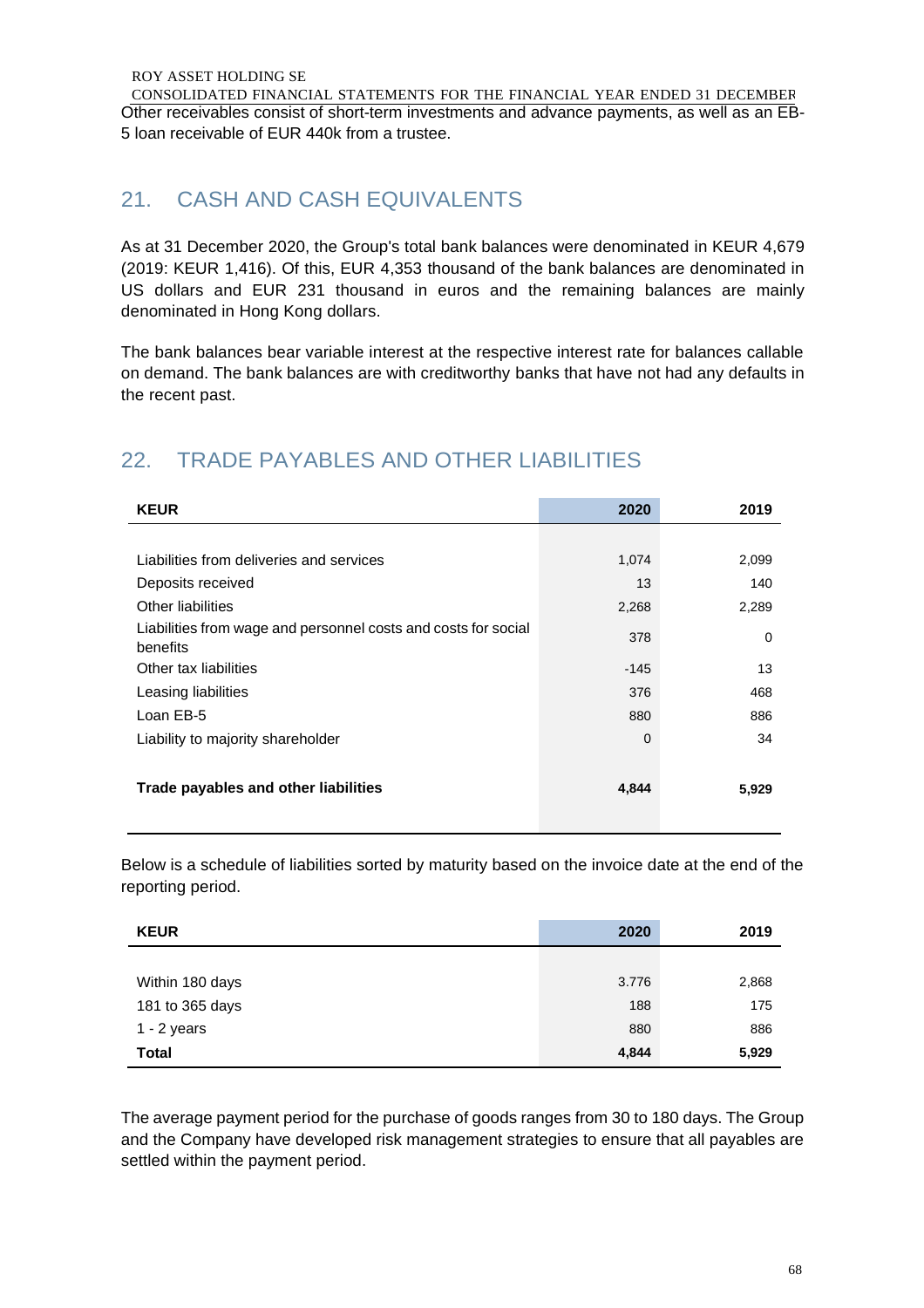Other receivables consist of short-term investments and advance payments, as well as an EB-5 loan receivable of EUR 440k from a trustee.

## 21. CASH AND CASH EQUIVALENTS

As at 31 December 2020, the Group's total bank balances were denominated in KEUR 4,679 (2019: KEUR 1,416). Of this, EUR 4,353 thousand of the bank balances are denominated in US dollars and EUR 231 thousand in euros and the remaining balances are mainly denominated in Hong Kong dollars.

The bank balances bear variable interest at the respective interest rate for balances callable on demand. The bank balances are with creditworthy banks that have not had any defaults in the recent past.

## 22. TRADE PAYABLES AND OTHER LIABILITIES

| KEUR | 2020 | 2019 |
|---|---|---|
| Liabilities from deliveries and services | 1,074 | 2,099 |
| Deposits received | 13 | 140 |
| Other liabilities | 2,268 | 2,289 |
| Liabilities from wage and personnel costs and costs for social benefits | 378 | 0 |
| Other tax liabilities | -145 | 13 |
| Leasing liabilities | 376 | 468 |
| Loan EB-5 | 880 | 886 |
| Liability to majority shareholder | 0 | 34 |
| **Trade payables and other liabilities** | **4,844** | **5,929** |

Below is a schedule of liabilities sorted by maturity based on the invoice date at the end of the reporting period.

| KEUR | 2020 | 2019 |
|---|---|---|
| Within 180 days | 3.776 | 2,868 |
| 181 to 365 days | 188 | 175 |
| 1 - 2 years | 880 | 886 |
| **Total** | **4,844** | **5,929** |

The average payment period for the purchase of goods ranges from 30 to 180 days. The Group and the Company have developed risk management strategies to ensure that all payables are settled within the payment period.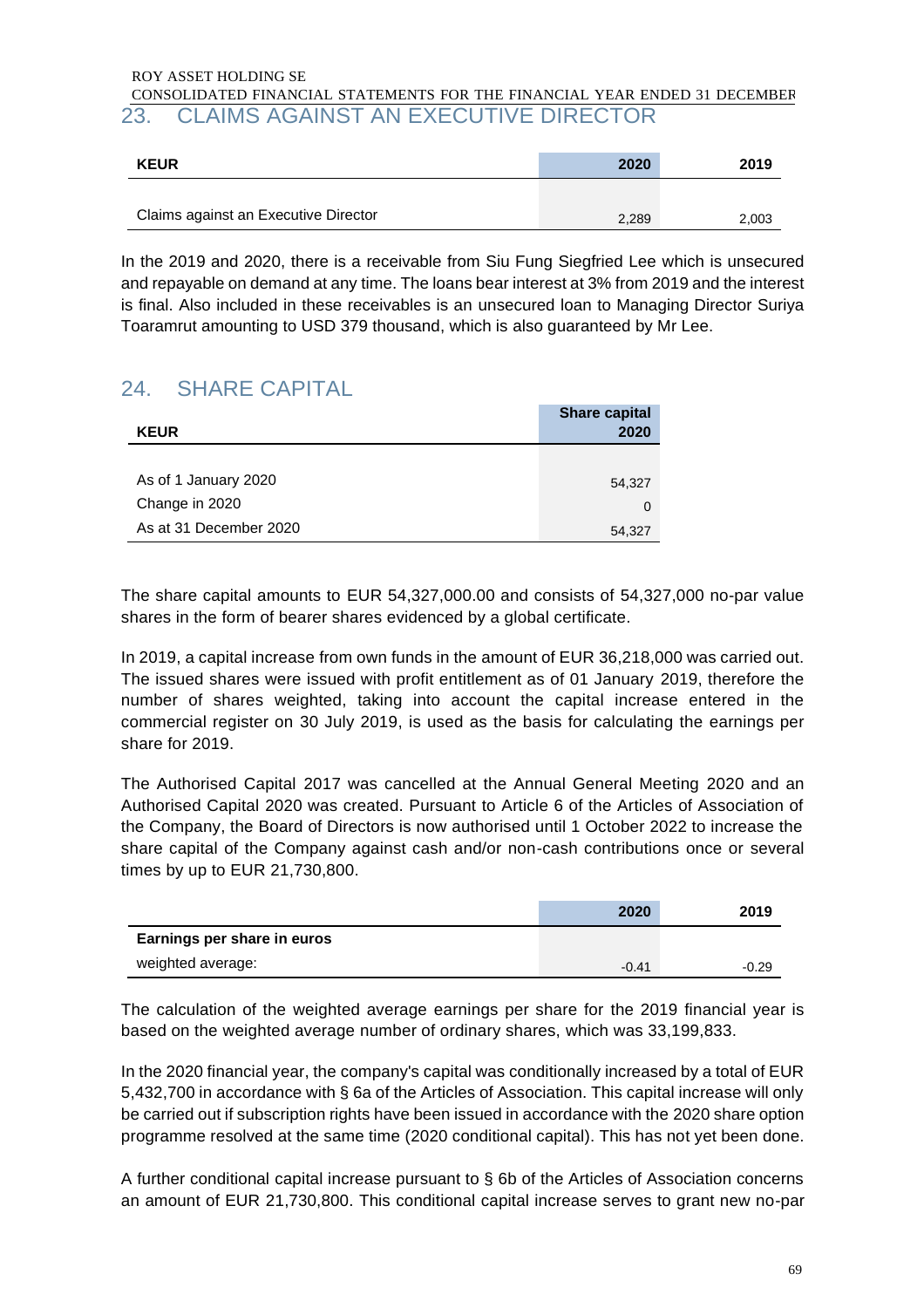## 23. CLAIMS AGAINST AN EXECUTIVE DIRECTOR

| KEUR | 2020 | 2019 |
|---|---|---|
| Claims against an Executive Director | 2,289 | 2,003 |

In the 2019 and 2020, there is a receivable from Siu Fung Siegfried Lee which is unsecured and repayable on demand at any time. The loans bear interest at 3% from 2019 and the interest is final. Also included in these receivables is an unsecured loan to Managing Director Suriya Toaramrut amounting to USD 379 thousand, which is also guaranteed by Mr Lee.

## 24. SHARE CAPITAL

| KEUR | Share capital 2020 |
|---|---|
| As of 1 January 2020 | 54,327 |
| Change in 2020 | 0 |
| As at 31 December 2020 | 54,327 |

The share capital amounts to EUR 54,327,000.00 and consists of 54,327,000 no-par value shares in the form of bearer shares evidenced by a global certificate.

In 2019, a capital increase from own funds in the amount of EUR 36,218,000 was carried out. The issued shares were issued with profit entitlement as of 01 January 2019, therefore the number of shares weighted, taking into account the capital increase entered in the commercial register on 30 July 2019, is used as the basis for calculating the earnings per share for 2019.

The Authorised Capital 2017 was cancelled at the Annual General Meeting 2020 and an Authorised Capital 2020 was created. Pursuant to Article 6 of the Articles of Association of the Company, the Board of Directors is now authorised until 1 October 2022 to increase the share capital of the Company against cash and/or non-cash contributions once or several times by up to EUR 21,730,800.

| | 2020 | 2019 |
|---|---|---|
| **Earnings per share in euros** | | |
| weighted average: | -0.41 | -0.29 |

The calculation of the weighted average earnings per share for the 2019 financial year is based on the weighted average number of ordinary shares, which was 33,199,833.

In the 2020 financial year, the company's capital was conditionally increased by a total of EUR 5,432,700 in accordance with § 6a of the Articles of Association. This capital increase will only be carried out if subscription rights have been issued in accordance with the 2020 share option programme resolved at the same time (2020 conditional capital). This has not yet been done.

A further conditional capital increase pursuant to § 6b of the Articles of Association concerns an amount of EUR 21,730,800. This conditional capital increase serves to grant new no-par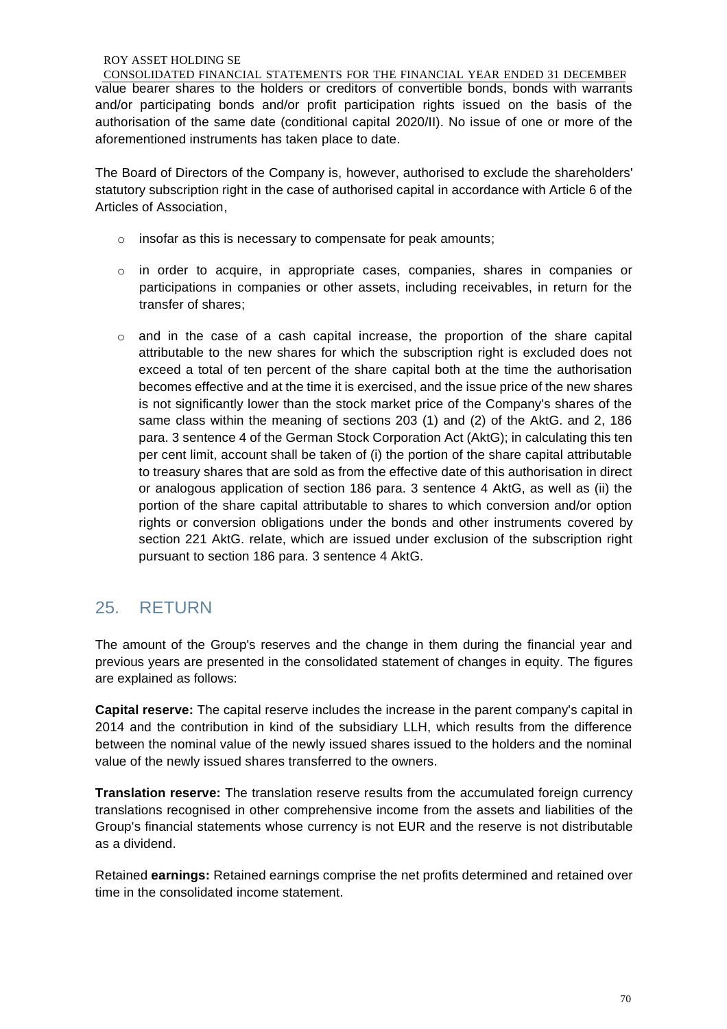value bearer shares to the holders or creditors of convertible bonds, bonds with warrants and/or participating bonds and/or profit participation rights issued on the basis of the authorisation of the same date (conditional capital 2020/II). No issue of one or more of the aforementioned instruments has taken place to date.

The Board of Directors of the Company is, however, authorised to exclude the shareholders' statutory subscription right in the case of authorised capital in accordance with Article 6 of the Articles of Association,

- insofar as this is necessary to compensate for peak amounts;
- in order to acquire, in appropriate cases, companies, shares in companies or participations in companies or other assets, including receivables, in return for the transfer of shares;
- and in the case of a cash capital increase, the proportion of the share capital attributable to the new shares for which the subscription right is excluded does not exceed a total of ten percent of the share capital both at the time the authorisation becomes effective and at the time it is exercised, and the issue price of the new shares is not significantly lower than the stock market price of the Company's shares of the same class within the meaning of sections 203 (1) and (2) of the AktG. and 2, 186 para. 3 sentence 4 of the German Stock Corporation Act (AktG); in calculating this ten per cent limit, account shall be taken of (i) the portion of the share capital attributable to treasury shares that are sold as from the effective date of this authorisation in direct or analogous application of section 186 para. 3 sentence 4 AktG, as well as (ii) the portion of the share capital attributable to shares to which conversion and/or option rights or conversion obligations under the bonds and other instruments covered by section 221 AktG. relate, which are issued under exclusion of the subscription right pursuant to section 186 para. 3 sentence 4 AktG.

## 25. RETURN

The amount of the Group's reserves and the change in them during the financial year and previous years are presented in the consolidated statement of changes in equity. The figures are explained as follows:

**Capital reserve:** The capital reserve includes the increase in the parent company's capital in 2014 and the contribution in kind of the subsidiary LLH, which results from the difference between the nominal value of the newly issued shares issued to the holders and the nominal value of the newly issued shares transferred to the owners.

**Translation reserve:** The translation reserve results from the accumulated foreign currency translations recognised in other comprehensive income from the assets and liabilities of the Group's financial statements whose currency is not EUR and the reserve is not distributable as a dividend.

Retained **earnings:** Retained earnings comprise the net profits determined and retained over time in the consolidated income statement.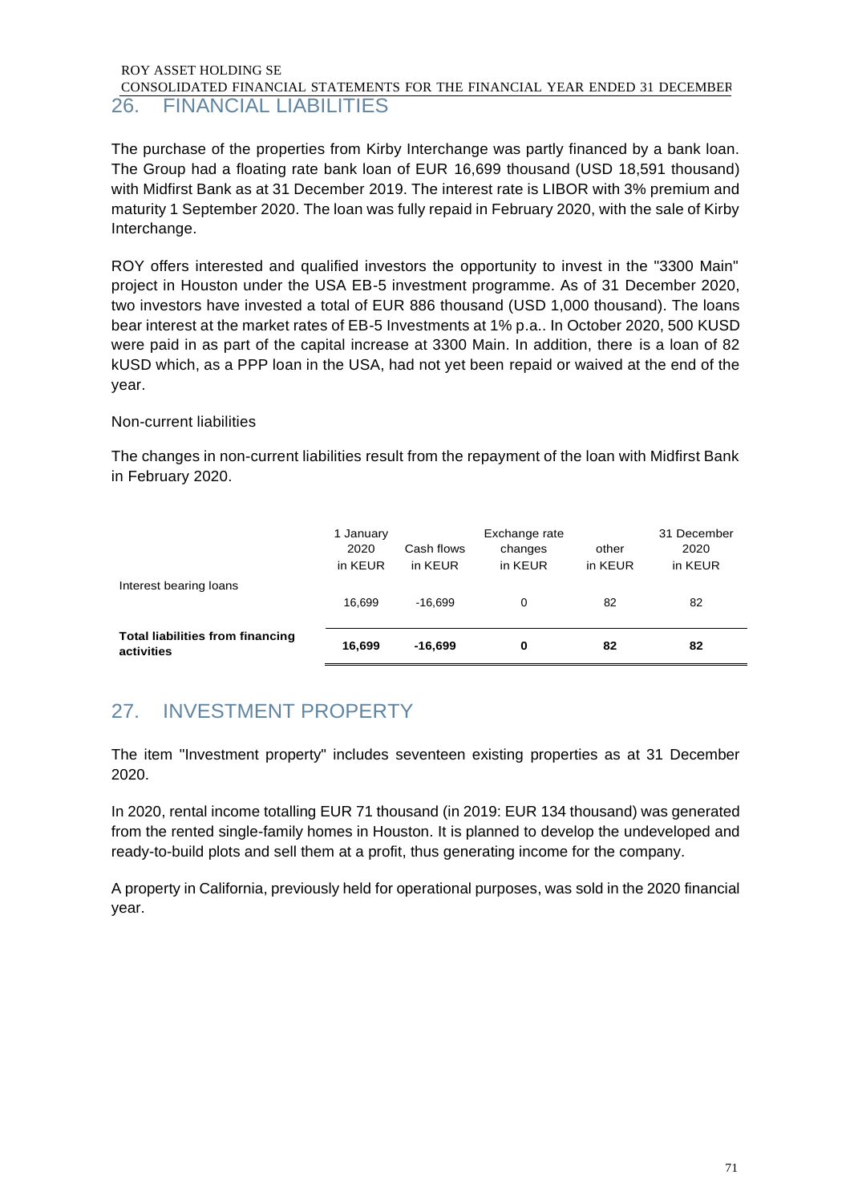## 26. FINANCIAL LIABILITIES

The purchase of the properties from Kirby Interchange was partly financed by a bank loan. The Group had a floating rate bank loan of EUR 16,699 thousand (USD 18,591 thousand) with Midfirst Bank as at 31 December 2019. The interest rate is LIBOR with 3% premium and maturity 1 September 2020. The loan was fully repaid in February 2020, with the sale of Kirby Interchange.

ROY offers interested and qualified investors the opportunity to invest in the "3300 Main" project in Houston under the USA EB-5 investment programme. As of 31 December 2020, two investors have invested a total of EUR 886 thousand (USD 1,000 thousand). The loans bear interest at the market rates of EB-5 Investments at 1% p.a.. In October 2020, 500 KUSD were paid in as part of the capital increase at 3300 Main. In addition, there is a loan of 82 kUSD which, as a PPP loan in the USA, had not yet been repaid or waived at the end of the year.

Non-current liabilities

The changes in non-current liabilities result from the repayment of the loan with Midfirst Bank in February 2020.

| | 1 January 2020 in KEUR | Cash flows in KEUR | Exchange rate changes in KEUR | other in KEUR | 31 December 2020 in KEUR |
|---|---|---|---|---|---|
| Interest bearing loans | 16,699 | -16,699 | 0 | 82 | 82 |
| **Total liabilities from financing activities** | **16,699** | **-16,699** | **0** | **82** | **82** |

## 27. INVESTMENT PROPERTY

The item "Investment property" includes seventeen existing properties as at 31 December 2020.

In 2020, rental income totalling EUR 71 thousand (in 2019: EUR 134 thousand) was generated from the rented single-family homes in Houston. It is planned to develop the undeveloped and ready-to-build plots and sell them at a profit, thus generating income for the company.

A property in California, previously held for operational purposes, was sold in the 2020 financial year.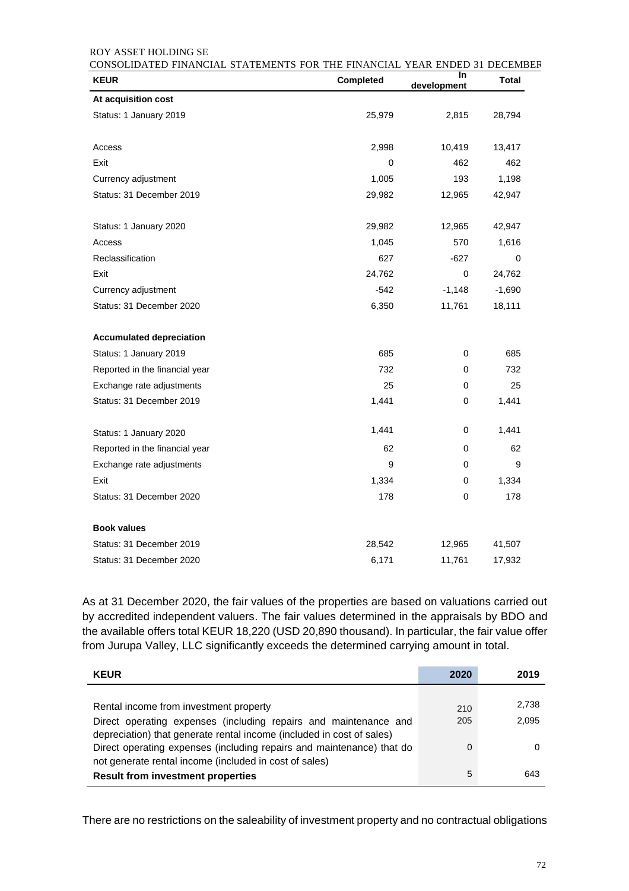| KEUR | Completed | In development | Total |
|---|---|---|---|
| **At acquisition cost** | | | |
| Status: 1 January 2019 | 25,979 | 2,815 | 28,794 |
| | | | |
| Access | 2,998 | 10,419 | 13,417 |
| Exit | 0 | 462 | 462 |
| Currency adjustment | 1,005 | 193 | 1,198 |
| Status: 31 December 2019 | 29,982 | 12,965 | 42,947 |
| | | | |
| Status: 1 January 2020 | 29,982 | 12,965 | 42,947 |
| Access | 1,045 | 570 | 1,616 |
| Reclassification | 627 | -627 | 0 |
| Exit | 24,762 | 0 | 24,762 |
| Currency adjustment | -542 | -1,148 | -1,690 |
| Status: 31 December 2020 | 6,350 | 11,761 | 18,111 |
| | | | |
| **Accumulated depreciation** | | | |
| Status: 1 January 2019 | 685 | 0 | 685 |
| Reported in the financial year | 732 | 0 | 732 |
| Exchange rate adjustments | 25 | 0 | 25 |
| Status: 31 December 2019 | 1,441 | 0 | 1,441 |
| | | | |
| Status: 1 January 2020 | 1,441 | 0 | 1,441 |
| Reported in the financial year | 62 | 0 | 62 |
| Exchange rate adjustments | 9 | 0 | 9 |
| Exit | 1,334 | 0 | 1,334 |
| Status: 31 December 2020 | 178 | 0 | 178 |
| | | | |
| **Book values** | | | |
| Status: 31 December 2019 | 28,542 | 12,965 | 41,507 |
| Status: 31 December 2020 | 6,171 | 11,761 | 17,932 |

As at 31 December 2020, the fair values of the properties are based on valuations carried out by accredited independent valuers. The fair values determined in the appraisals by BDO and the available offers total KEUR 18,220 (USD 20,890 thousand). In particular, the fair value offer from Jurupa Valley, LLC significantly exceeds the determined carrying amount in total.

| KEUR | 2020 | 2019 |
|---|---|---|
| Rental income from investment property | 210 | 2,738 |
| Direct operating expenses (including repairs and maintenance and depreciation) that generate rental income (included in cost of sales) | 205 | 2,095 |
| Direct operating expenses (including repairs and maintenance) that do not generate rental income (included in cost of sales) | 0 | 0 |
| **Result from investment properties** | 5 | 643 |

There are no restrictions on the saleability of investment property and no contractual obligations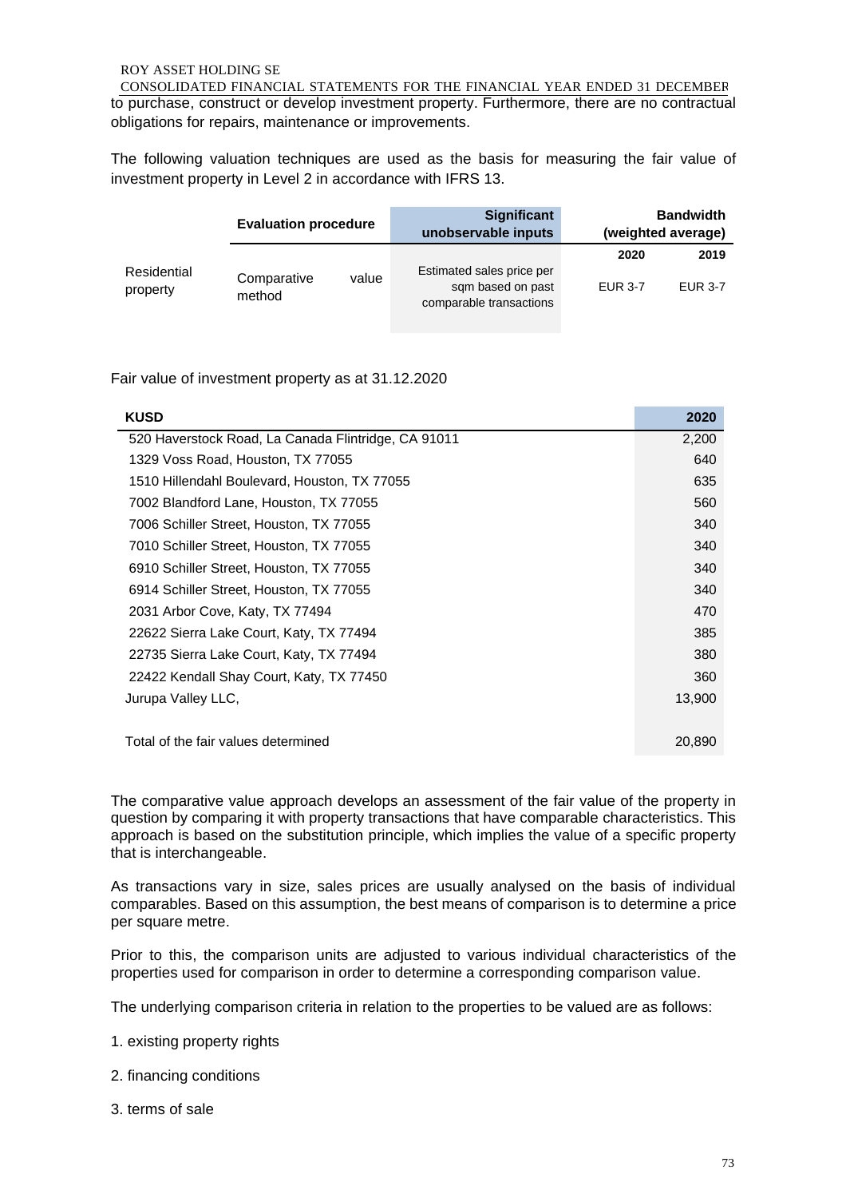to purchase, construct or develop investment property. Furthermore, there are no contractual obligations for repairs, maintenance or improvements.

The following valuation techniques are used as the basis for measuring the fair value of investment property in Level 2 in accordance with IFRS 13.

| | Evaluation procedure | Significant unobservable inputs | Bandwidth (weighted average) | |
|---|---|---|---|---|
| | | | 2020 | 2019 |
| Residential property | Comparative value method | Estimated sales price per sqm based on past comparable transactions | EUR 3-7 | EUR 3-7 |

Fair value of investment property as at 31.12.2020

| KUSD | 2020 |
|---|---|
| 520 Haverstock Road, La Canada Flintridge, CA 91011 | 2,200 |
| 1329 Voss Road, Houston, TX 77055 | 640 |
| 1510 Hillendahl Boulevard, Houston, TX 77055 | 635 |
| 7002 Blandford Lane, Houston, TX 77055 | 560 |
| 7006 Schiller Street, Houston, TX 77055 | 340 |
| 7010 Schiller Street, Houston, TX 77055 | 340 |
| 6910 Schiller Street, Houston, TX 77055 | 340 |
| 6914 Schiller Street, Houston, TX 77055 | 340 |
| 2031 Arbor Cove, Katy, TX 77494 | 470 |
| 22622 Sierra Lake Court, Katy, TX 77494 | 385 |
| 22735 Sierra Lake Court, Katy, TX 77494 | 380 |
| 22422 Kendall Shay Court, Katy, TX 77450 | 360 |
| Jurupa Valley LLC, | 13,900 |
| Total of the fair values determined | 20,890 |

The comparative value approach develops an assessment of the fair value of the property in question by comparing it with property transactions that have comparable characteristics. This approach is based on the substitution principle, which implies the value of a specific property that is interchangeable.

As transactions vary in size, sales prices are usually analysed on the basis of individual comparables. Based on this assumption, the best means of comparison is to determine a price per square metre.

Prior to this, the comparison units are adjusted to various individual characteristics of the properties used for comparison in order to determine a corresponding comparison value.

The underlying comparison criteria in relation to the properties to be valued are as follows:

1. existing property rights

2. financing conditions

3. terms of sale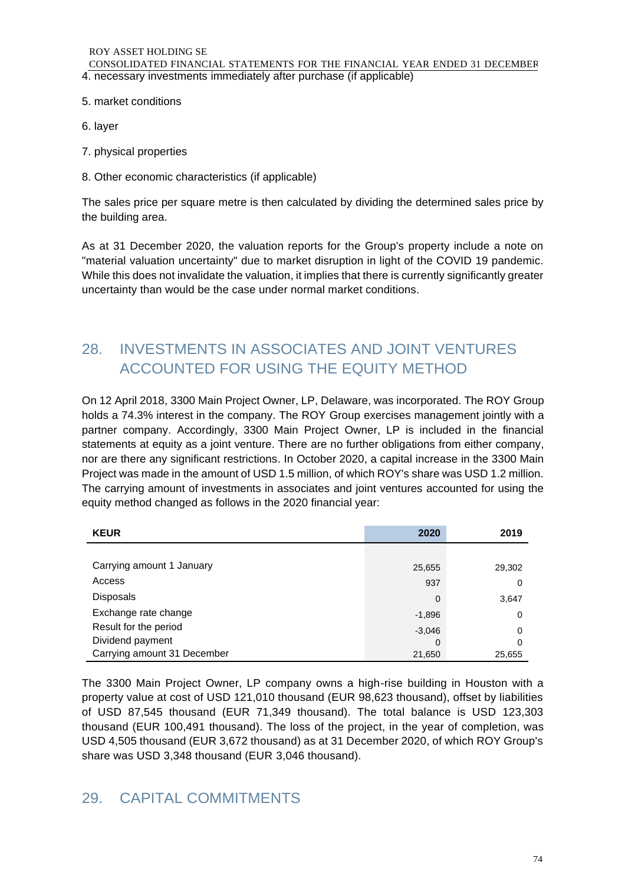4. necessary investments immediately after purchase (if applicable)

5. market conditions

6. layer

7. physical properties

8. Other economic characteristics (if applicable)

The sales price per square metre is then calculated by dividing the determined sales price by the building area.

As at 31 December 2020, the valuation reports for the Group's property include a note on "material valuation uncertainty" due to market disruption in light of the COVID 19 pandemic. While this does not invalidate the valuation, it implies that there is currently significantly greater uncertainty than would be the case under normal market conditions.

## 28. INVESTMENTS IN ASSOCIATES AND JOINT VENTURES ACCOUNTED FOR USING THE EQUITY METHOD

On 12 April 2018, 3300 Main Project Owner, LP, Delaware, was incorporated. The ROY Group holds a 74.3% interest in the company. The ROY Group exercises management jointly with a partner company. Accordingly, 3300 Main Project Owner, LP is included in the financial statements at equity as a joint venture. There are no further obligations from either company, nor are there any significant restrictions. In October 2020, a capital increase in the 3300 Main Project was made in the amount of USD 1.5 million, of which ROY's share was USD 1.2 million. The carrying amount of investments in associates and joint ventures accounted for using the equity method changed as follows in the 2020 financial year:

| KEUR | 2020 | 2019 |
|---|---|---|
| Carrying amount 1 January | 25,655 | 29,302 |
| Access | 937 | 0 |
| Disposals | 0 | 3,647 |
| Exchange rate change | -1,896 | 0 |
| Result for the period | -3,046 | 0 |
| Dividend payment | 0 | 0 |
| Carrying amount 31 December | 21,650 | 25,655 |

The 3300 Main Project Owner, LP company owns a high-rise building in Houston with a property value at cost of USD 121,010 thousand (EUR 98,623 thousand), offset by liabilities of USD 87,545 thousand (EUR 71,349 thousand). The total balance is USD 123,303 thousand (EUR 100,491 thousand). The loss of the project, in the year of completion, was USD 4,505 thousand (EUR 3,672 thousand) as at 31 December 2020, of which ROY Group's share was USD 3,348 thousand (EUR 3,046 thousand).

## 29. CAPITAL COMMITMENTS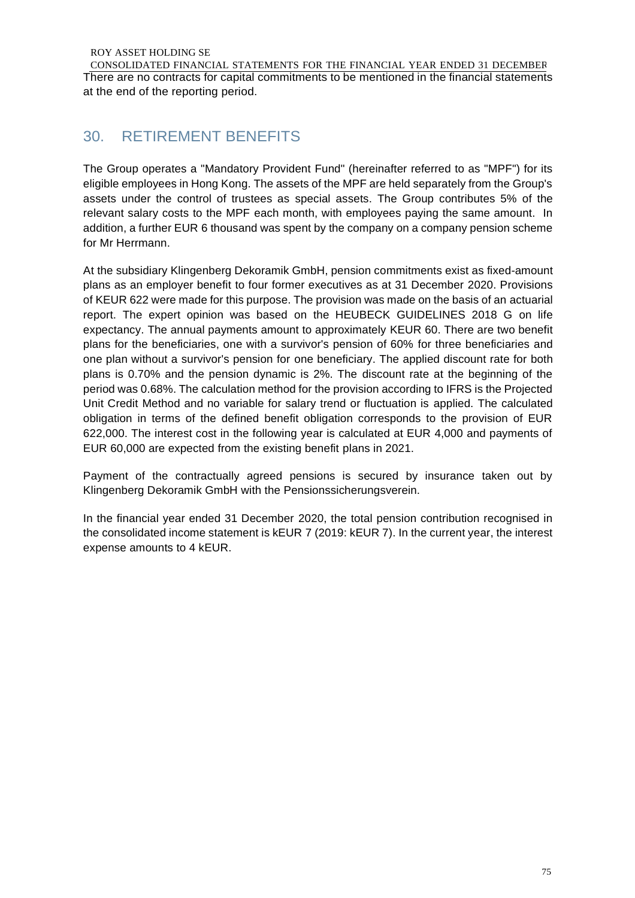There are no contracts for capital commitments to be mentioned in the financial statements at the end of the reporting period.

## 30. RETIREMENT BENEFITS

The Group operates a "Mandatory Provident Fund" (hereinafter referred to as "MPF") for its eligible employees in Hong Kong. The assets of the MPF are held separately from the Group's assets under the control of trustees as special assets. The Group contributes 5% of the relevant salary costs to the MPF each month, with employees paying the same amount. In addition, a further EUR 6 thousand was spent by the company on a company pension scheme for Mr Herrmann.

At the subsidiary Klingenberg Dekoramik GmbH, pension commitments exist as fixed-amount plans as an employer benefit to four former executives as at 31 December 2020. Provisions of KEUR 622 were made for this purpose. The provision was made on the basis of an actuarial report. The expert opinion was based on the HEUBECK GUIDELINES 2018 G on life expectancy. The annual payments amount to approximately KEUR 60. There are two benefit plans for the beneficiaries, one with a survivor's pension of 60% for three beneficiaries and one plan without a survivor's pension for one beneficiary. The applied discount rate for both plans is 0.70% and the pension dynamic is 2%. The discount rate at the beginning of the period was 0.68%. The calculation method for the provision according to IFRS is the Projected Unit Credit Method and no variable for salary trend or fluctuation is applied. The calculated obligation in terms of the defined benefit obligation corresponds to the provision of EUR 622,000. The interest cost in the following year is calculated at EUR 4,000 and payments of EUR 60,000 are expected from the existing benefit plans in 2021.

Payment of the contractually agreed pensions is secured by insurance taken out by Klingenberg Dekoramik GmbH with the Pensionssicherungsverein.

In the financial year ended 31 December 2020, the total pension contribution recognised in the consolidated income statement is kEUR 7 (2019: kEUR 7). In the current year, the interest expense amounts to 4 kEUR.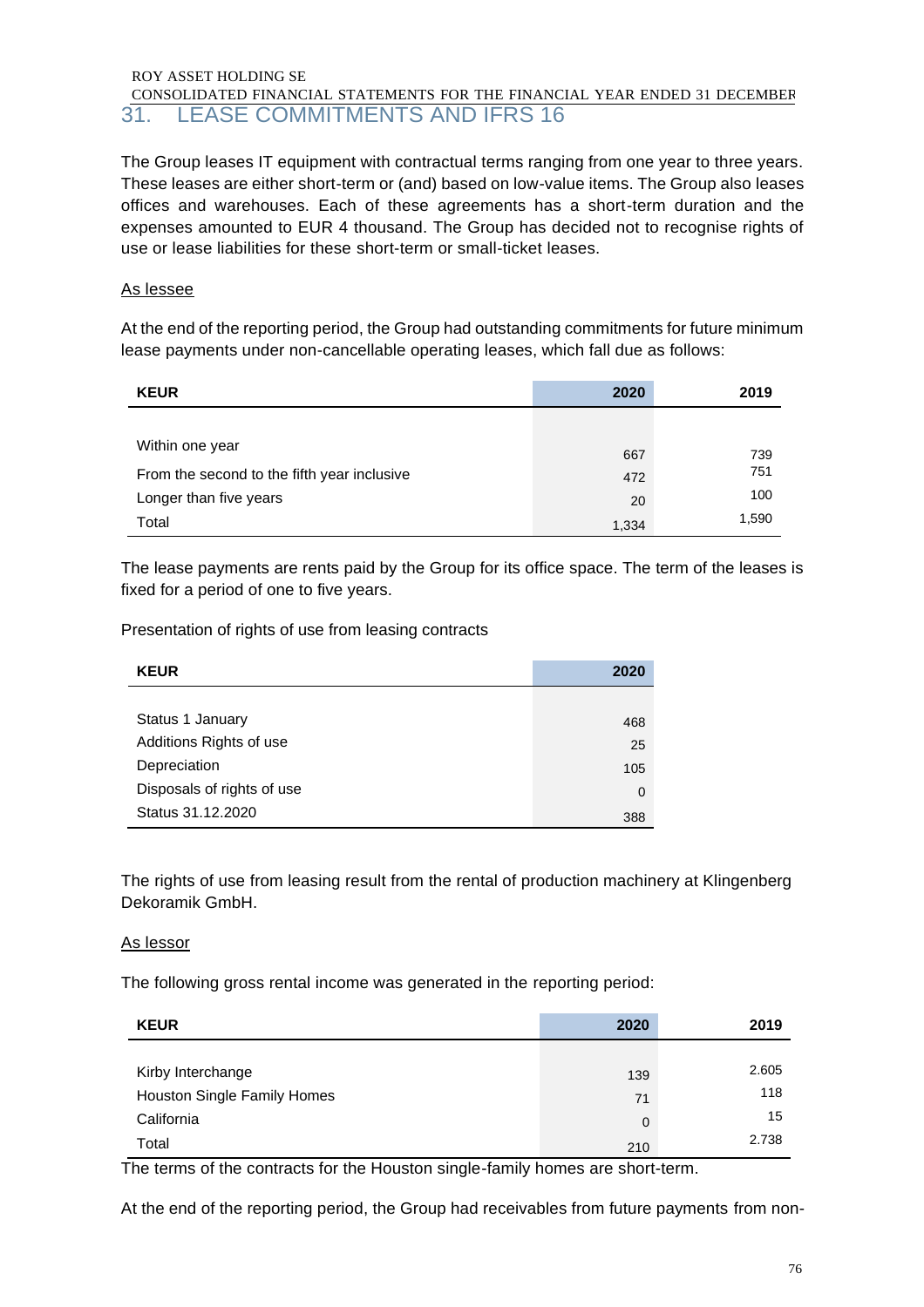## 31. LEASE COMMITMENTS AND IFRS 16

The Group leases IT equipment with contractual terms ranging from one year to three years. These leases are either short-term or (and) based on low-value items. The Group also leases offices and warehouses. Each of these agreements has a short-term duration and the expenses amounted to EUR 4 thousand. The Group has decided not to recognise rights of use or lease liabilities for these short-term or small-ticket leases.

As lessee

At the end of the reporting period, the Group had outstanding commitments for future minimum lease payments under non-cancellable operating leases, which fall due as follows:

| KEUR | 2020 | 2019 |
|---|---|---|
| Within one year | 667 | 739 |
| From the second to the fifth year inclusive | 472 | 751 |
| Longer than five years | 20 | 100 |
| Total | 1,334 | 1,590 |

The lease payments are rents paid by the Group for its office space. The term of the leases is fixed for a period of one to five years.

Presentation of rights of use from leasing contracts

| KEUR | 2020 |
|---|---|
| Status 1 January | 468 |
| Additions Rights of use | 25 |
| Depreciation | 105 |
| Disposals of rights of use | 0 |
| Status 31.12.2020 | 388 |

The rights of use from leasing result from the rental of production machinery at Klingenberg Dekoramik GmbH.

As lessor

The following gross rental income was generated in the reporting period:

| KEUR | 2020 | 2019 |
|---|---|---|
| Kirby Interchange | 139 | 2.605 |
| Houston Single Family Homes | 71 | 118 |
| California | 0 | 15 |
| Total | 210 | 2.738 |

The terms of the contracts for the Houston single-family homes are short-term.

At the end of the reporting period, the Group had receivables from future payments from non-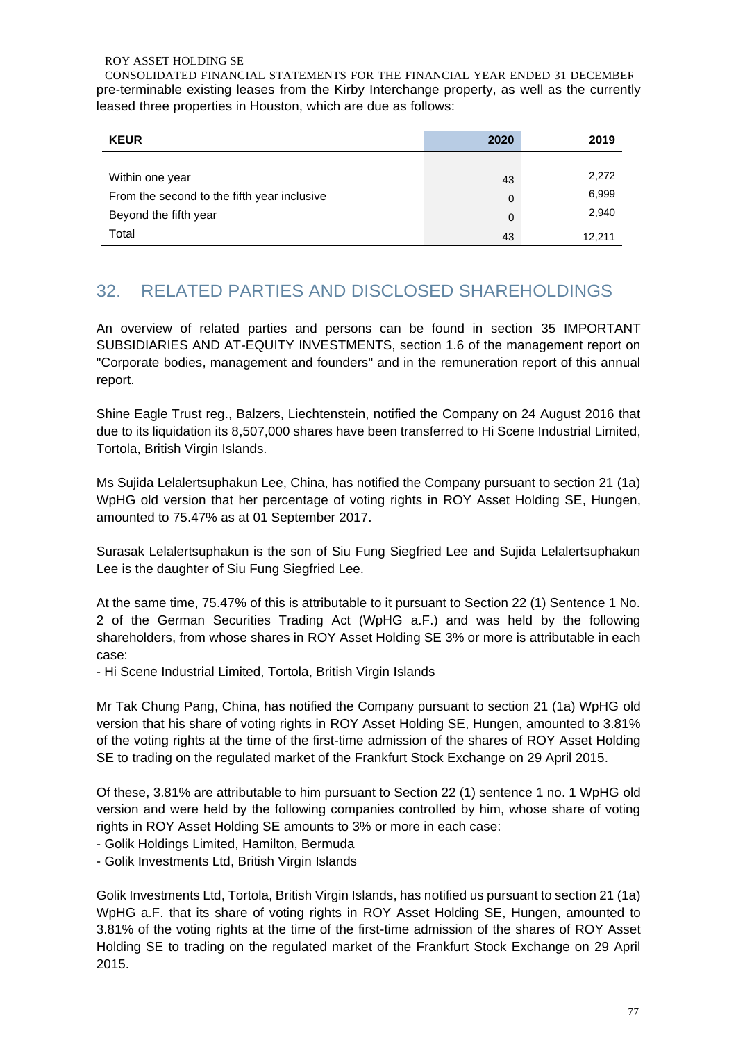pre-terminable existing leases from the Kirby Interchange property, as well as the currently leased three properties in Houston, which are due as follows:

| KEUR | 2020 | 2019 |
|---|---|---|
| Within one year | 43 | 2,272 |
| From the second to the fifth year inclusive | 0 | 6,999 |
| Beyond the fifth year | 0 | 2,940 |
| Total | 43 | 12,211 |

## 32. RELATED PARTIES AND DISCLOSED SHAREHOLDINGS

An overview of related parties and persons can be found in section 35 IMPORTANT SUBSIDIARIES AND AT-EQUITY INVESTMENTS, section 1.6 of the management report on "Corporate bodies, management and founders" and in the remuneration report of this annual report.

Shine Eagle Trust reg., Balzers, Liechtenstein, notified the Company on 24 August 2016 that due to its liquidation its 8,507,000 shares have been transferred to Hi Scene Industrial Limited, Tortola, British Virgin Islands.

Ms Sujida Lelalertsuphakun Lee, China, has notified the Company pursuant to section 21 (1a) WpHG old version that her percentage of voting rights in ROY Asset Holding SE, Hungen, amounted to 75.47% as at 01 September 2017.

Surasak Lelalertsuphakun is the son of Siu Fung Siegfried Lee and Sujida Lelalertsuphakun Lee is the daughter of Siu Fung Siegfried Lee.

At the same time, 75.47% of this is attributable to it pursuant to Section 22 (1) Sentence 1 No. 2 of the German Securities Trading Act (WpHG a.F.) and was held by the following shareholders, from whose shares in ROY Asset Holding SE 3% or more is attributable in each case:

- Hi Scene Industrial Limited, Tortola, British Virgin Islands

Mr Tak Chung Pang, China, has notified the Company pursuant to section 21 (1a) WpHG old version that his share of voting rights in ROY Asset Holding SE, Hungen, amounted to 3.81% of the voting rights at the time of the first-time admission of the shares of ROY Asset Holding SE to trading on the regulated market of the Frankfurt Stock Exchange on 29 April 2015.

Of these, 3.81% are attributable to him pursuant to Section 22 (1) sentence 1 no. 1 WpHG old version and were held by the following companies controlled by him, whose share of voting rights in ROY Asset Holding SE amounts to 3% or more in each case:

- Golik Holdings Limited, Hamilton, Bermuda
- Golik Investments Ltd, British Virgin Islands

Golik Investments Ltd, Tortola, British Virgin Islands, has notified us pursuant to section 21 (1a) WpHG a.F. that its share of voting rights in ROY Asset Holding SE, Hungen, amounted to 3.81% of the voting rights at the time of the first-time admission of the shares of ROY Asset Holding SE to trading on the regulated market of the Frankfurt Stock Exchange on 29 April 2015.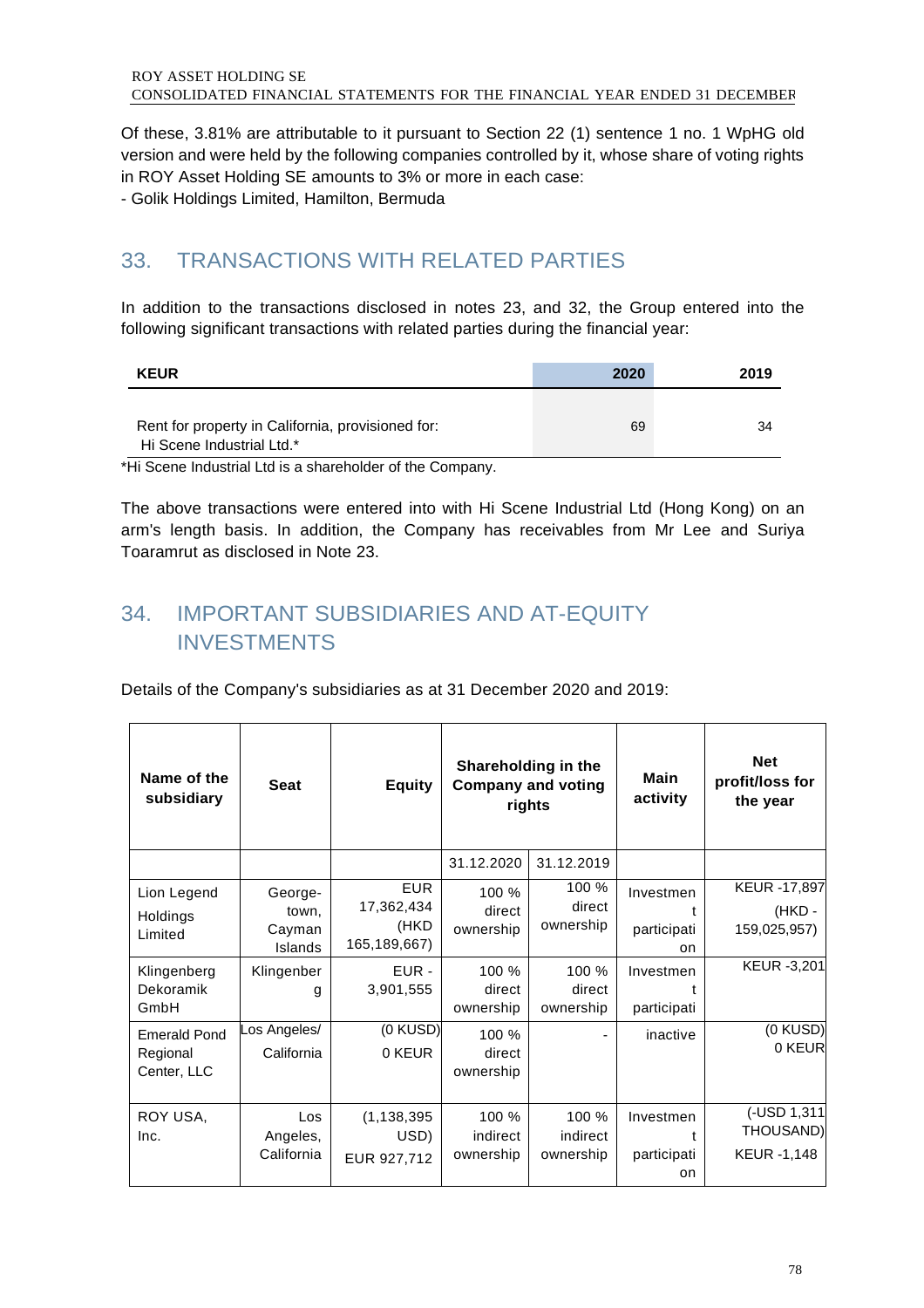Of these, 3.81% are attributable to it pursuant to Section 22 (1) sentence 1 no. 1 WpHG old version and were held by the following companies controlled by it, whose share of voting rights in ROY Asset Holding SE amounts to 3% or more in each case:

- Golik Holdings Limited, Hamilton, Bermuda

## 33. TRANSACTIONS WITH RELATED PARTIES

In addition to the transactions disclosed in notes 23, and 32, the Group entered into the following significant transactions with related parties during the financial year:

| KEUR | 2020 | 2019 |
|---|---|---|
| Rent for property in California, provisioned for: Hi Scene Industrial Ltd.* | 69 | 34 |

*Hi Scene Industrial Ltd is a shareholder of the Company.

The above transactions were entered into with Hi Scene Industrial Ltd (Hong Kong) on an arm's length basis. In addition, the Company has receivables from Mr Lee and Suriya Toaramrut as disclosed in Note 23.

## 34. IMPORTANT SUBSIDIARIES AND AT-EQUITY INVESTMENTS

Details of the Company's subsidiaries as at 31 December 2020 and 2019:

| Name of the subsidiary | Seat | Equity | Shareholding in the Company and voting rights | | Main activity | Net profit/loss for the year |
|---|---|---|---|---|---|---|
| | | | 31.12.2020 | 31.12.2019 | | |
| Lion Legend Holdings Limited | George-town, Cayman Islands | EUR 17,362,434 (HKD 165,189,667) | 100 % direct ownership | 100 % direct ownership | Investment participation | KEUR -17,897 (HKD -159,025,957) |
| Klingenberg Dekoramik GmbH | Klingenberg | EUR - 3,901,555 | 100 % direct ownership | 100 % direct ownership | Investment participati | KEUR -3,201 |
| Emerald Pond Regional Center, LLC | Los Angeles/ California | (0 KUSD) 0 KEUR | 100 % direct ownership | - | inactive | (0 KUSD) 0 KEUR |
| ROY USA, Inc. | Los Angeles, California | (1,138,395 USD) EUR 927,712 | 100 % indirect ownership | 100 % indirect ownership | Investment participation | (-USD 1,311 THOUSAND) KEUR -1,148 |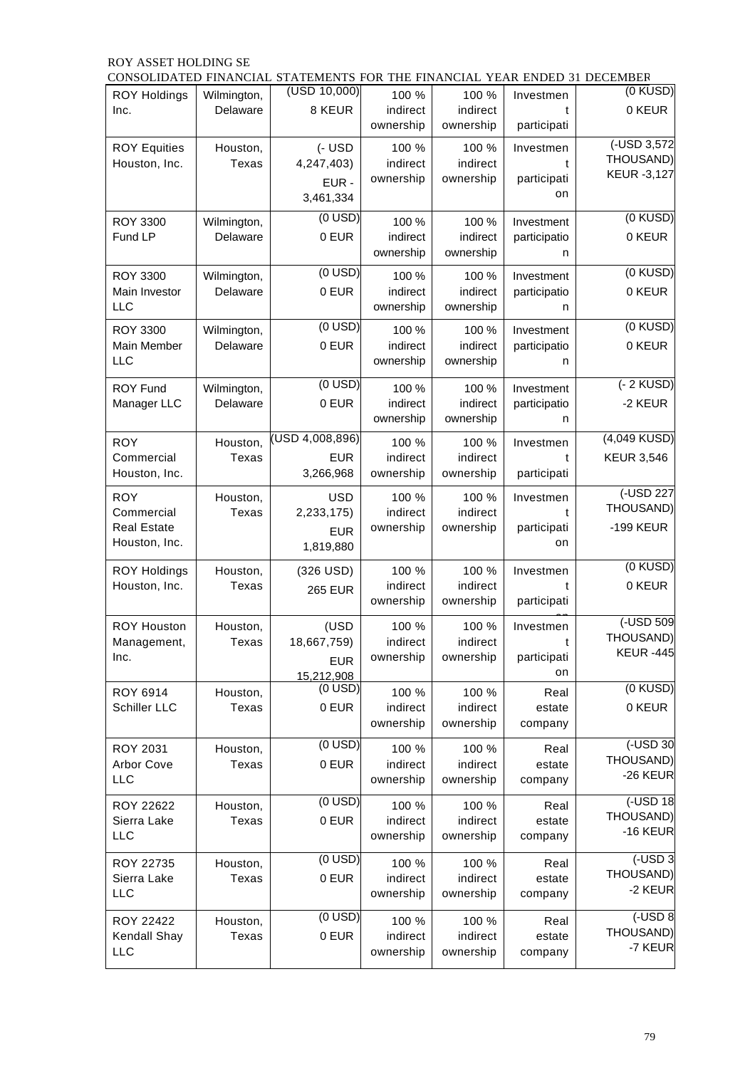| ROY Holdings Inc. | Wilmington, Delaware | (USD 10,000) 8 KEUR | 100 % indirect ownership | 100 % indirect ownership | Investment participati | (0 KUSD) 0 KEUR |
|---|---|---|---|---|---|---|
| ROY Equities Houston, Inc. | Houston, Texas | (- USD 4,247,403) EUR - 3,461,334 | 100 % indirect ownership | 100 % indirect ownership | Investment participation | (-USD 3,572 THOUSAND) KEUR -3,127 |
| ROY 3300 Fund LP | Wilmington, Delaware | (0 USD) 0 EUR | 100 % indirect ownership | 100 % indirect ownership | Investment participation | (0 KUSD) 0 KEUR |
| ROY 3300 Main Investor LLC | Wilmington, Delaware | (0 USD) 0 EUR | 100 % indirect ownership | 100 % indirect ownership | Investment participation | (0 KUSD) 0 KEUR |
| ROY 3300 Main Member LLC | Wilmington, Delaware | (0 USD) 0 EUR | 100 % indirect ownership | 100 % indirect ownership | Investment participation | (0 KUSD) 0 KEUR |
| ROY Fund Manager LLC | Wilmington, Delaware | (0 USD) 0 EUR | 100 % indirect ownership | 100 % indirect ownership | Investment participation | (- 2 KUSD) -2 KEUR |
| ROY Commercial Houston, Inc. | Houston, Texas | (USD 4,008,896) EUR 3,266,968 | 100 % indirect ownership | 100 % indirect ownership | Investment participati | (4,049 KUSD) KEUR 3,546 |
| ROY Commercial Real Estate Houston, Inc. | Houston, Texas | USD 2,233,175) EUR 1,819,880 | 100 % indirect ownership | 100 % indirect ownership | Investment participation | (-USD 227 THOUSAND) -199 KEUR |
| ROY Holdings Houston, Inc. | Houston, Texas | (326 USD) 265 EUR | 100 % indirect ownership | 100 % indirect ownership | Investment participation | (0 KUSD) 0 KEUR |
| ROY Houston Management, Inc. | Houston, Texas | (USD 18,667,759) EUR 15,212,908 | 100 % indirect ownership | 100 % indirect ownership | Investment participation | (-USD 509 THOUSAND) KEUR -445 |
| ROY 6914 Schiller LLC | Houston, Texas | (0 USD) 0 EUR | 100 % indirect ownership | 100 % indirect ownership | Real estate company | (0 KUSD) 0 KEUR |
| ROY 2031 Arbor Cove LLC | Houston, Texas | (0 USD) 0 EUR | 100 % indirect ownership | 100 % indirect ownership | Real estate company | (-USD 30 THOUSAND) -26 KEUR |
| ROY 22622 Sierra Lake LLC | Houston, Texas | (0 USD) 0 EUR | 100 % indirect ownership | 100 % indirect ownership | Real estate company | (-USD 18 THOUSAND) -16 KEUR |
| ROY 22735 Sierra Lake LLC | Houston, Texas | (0 USD) 0 EUR | 100 % indirect ownership | 100 % indirect ownership | Real estate company | (-USD 3 THOUSAND) -2 KEUR |
| ROY 22422 Kendall Shay LLC | Houston, Texas | (0 USD) 0 EUR | 100 % indirect ownership | 100 % indirect ownership | Real estate company | (-USD 8 THOUSAND) -7 KEUR |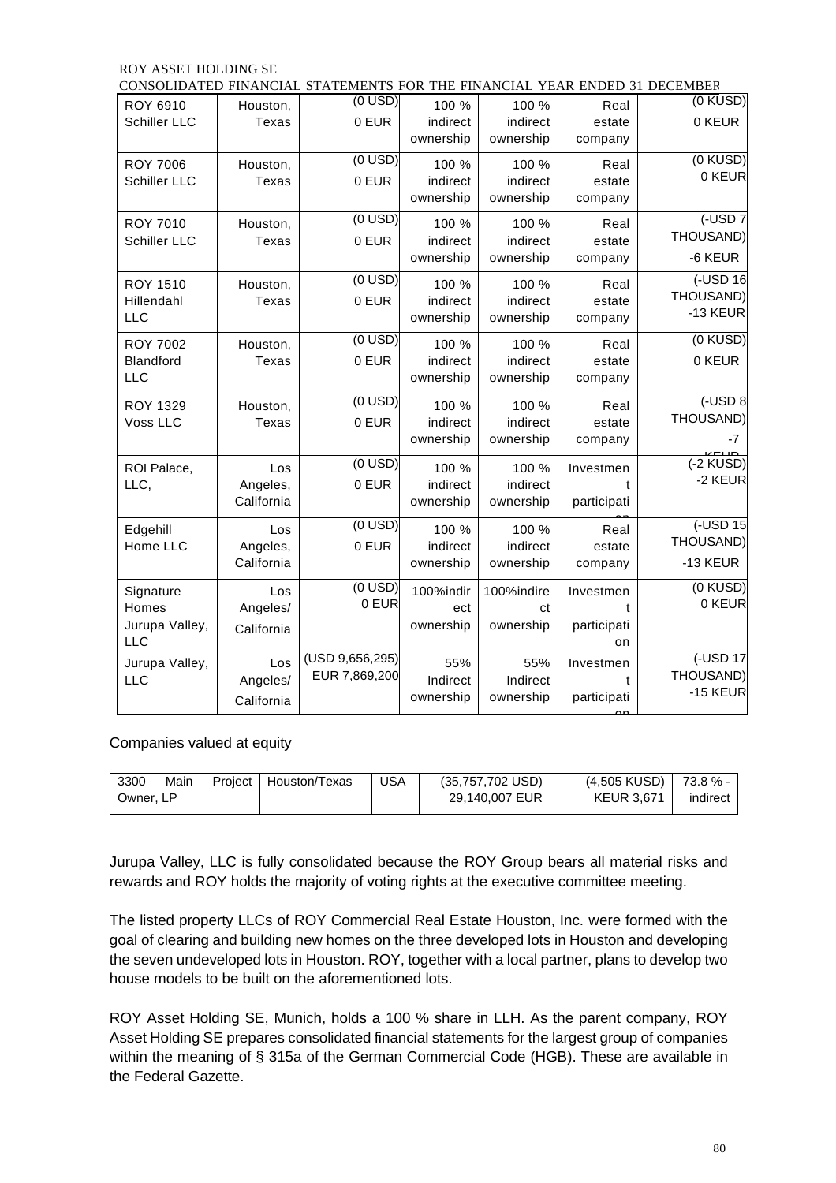| ROY 6910 Schiller LLC | Houston, Texas | (0 USD) 0 EUR | 100 % indirect ownership | 100 % indirect ownership | Real estate company | (0 KUSD) 0 KEUR |
|---|---|---|---|---|---|---|
| ROY 7006 Schiller LLC | Houston, Texas | (0 USD) 0 EUR | 100 % indirect ownership | 100 % indirect ownership | Real estate company | (0 KUSD) 0 KEUR |
| ROY 7010 Schiller LLC | Houston, Texas | (0 USD) 0 EUR | 100 % indirect ownership | 100 % indirect ownership | Real estate company | (-USD 7 THOUSAND) -6 KEUR |
| ROY 1510 Hillendahl LLC | Houston, Texas | (0 USD) 0 EUR | 100 % indirect ownership | 100 % indirect ownership | Real estate company | (-USD 16 THOUSAND) -13 KEUR |
| ROY 7002 Blandford LLC | Houston, Texas | (0 USD) 0 EUR | 100 % indirect ownership | 100 % indirect ownership | Real estate company | (0 KUSD) 0 KEUR |
| ROY 1329 Voss LLC | Houston, Texas | (0 USD) 0 EUR | 100 % indirect ownership | 100 % indirect ownership | Real estate company | (-USD 8 THOUSAND) -7 KEUR |
| ROI Palace, LLC, | Los Angeles, California | (0 USD) 0 EUR | 100 % indirect ownership | 100 % indirect ownership | Investment participation | (-2 KUSD) -2 KEUR |
| Edgehill Home LLC | Los Angeles, California | (0 USD) 0 EUR | 100 % indirect ownership | 100 % indirect ownership | Real estate company | (-USD 15 THOUSAND) -13 KEUR |
| Signature Homes Jurupa Valley, LLC | Los Angeles/ California | (0 USD) 0 EUR | 100%indirect ownership | 100%indirect ownership | Investment participation | (0 KUSD) 0 KEUR |
| Jurupa Valley, LLC | Los Angeles/ California | (USD 9,656,295) EUR 7,869,200 | 55% Indirect ownership | 55% Indirect ownership | Investment participation | (-USD 17 THOUSAND) -15 KEUR |

Companies valued at equity

| 3300 Main Project Owner, LP | Houston/Texas | USA | (35,757,702 USD) 29,140,007 EUR | (4,505 KUSD) KEUR 3,671 | 73.8 % - indirect |
|---|---|---|---|---|---|

Jurupa Valley, LLC is fully consolidated because the ROY Group bears all material risks and rewards and ROY holds the majority of voting rights at the executive committee meeting.

The listed property LLCs of ROY Commercial Real Estate Houston, Inc. were formed with the goal of clearing and building new homes on the three developed lots in Houston and developing the seven undeveloped lots in Houston. ROY, together with a local partner, plans to develop two house models to be built on the aforementioned lots.

ROY Asset Holding SE, Munich, holds a 100 % share in LLH. As the parent company, ROY Asset Holding SE prepares consolidated financial statements for the largest group of companies within the meaning of § 315a of the German Commercial Code (HGB). These are available in the Federal Gazette.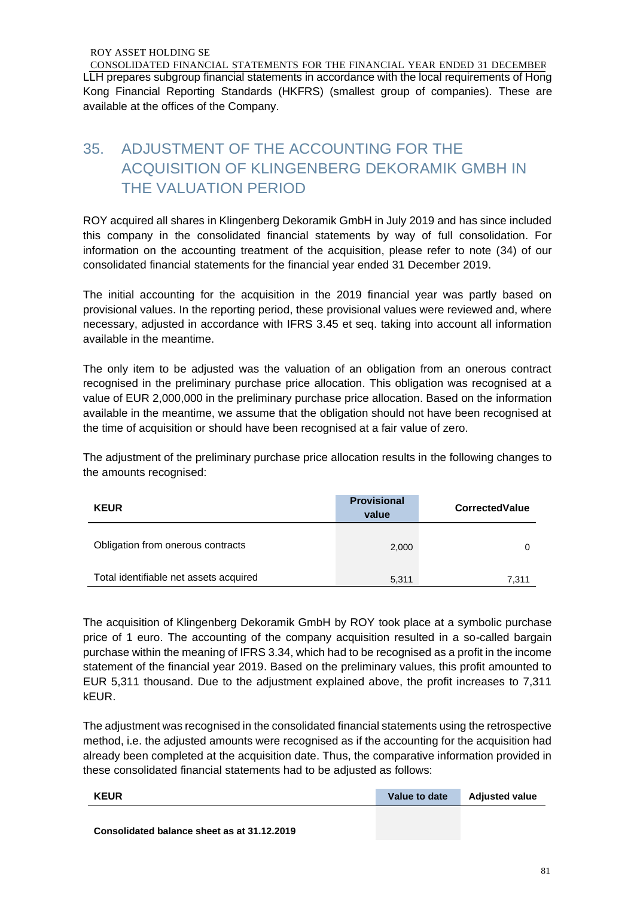LLH prepares subgroup financial statements in accordance with the local requirements of Hong Kong Financial Reporting Standards (HKFRS) (smallest group of companies). These are available at the offices of the Company.

## 35. ADJUSTMENT OF THE ACCOUNTING FOR THE ACQUISITION OF KLINGENBERG DEKORAMIK GMBH IN THE VALUATION PERIOD

ROY acquired all shares in Klingenberg Dekoramik GmbH in July 2019 and has since included this company in the consolidated financial statements by way of full consolidation. For information on the accounting treatment of the acquisition, please refer to note (34) of our consolidated financial statements for the financial year ended 31 December 2019.

The initial accounting for the acquisition in the 2019 financial year was partly based on provisional values. In the reporting period, these provisional values were reviewed and, where necessary, adjusted in accordance with IFRS 3.45 et seq. taking into account all information available in the meantime.

The only item to be adjusted was the valuation of an obligation from an onerous contract recognised in the preliminary purchase price allocation. This obligation was recognised at a value of EUR 2,000,000 in the preliminary purchase price allocation. Based on the information available in the meantime, we assume that the obligation should not have been recognised at the time of acquisition or should have been recognised at a fair value of zero.

The adjustment of the preliminary purchase price allocation results in the following changes to the amounts recognised:

| KEUR | Provisional value | CorrectedValue |
|---|---|---|
| Obligation from onerous contracts | 2,000 | 0 |
| Total identifiable net assets acquired | 5,311 | 7,311 |

The acquisition of Klingenberg Dekoramik GmbH by ROY took place at a symbolic purchase price of 1 euro. The accounting of the company acquisition resulted in a so-called bargain purchase within the meaning of IFRS 3.34, which had to be recognised as a profit in the income statement of the financial year 2019. Based on the preliminary values, this profit amounted to EUR 5,311 thousand. Due to the adjustment explained above, the profit increases to 7,311 kEUR.

The adjustment was recognised in the consolidated financial statements using the retrospective method, i.e. the adjusted amounts were recognised as if the accounting for the acquisition had already been completed at the acquisition date. Thus, the comparative information provided in these consolidated financial statements had to be adjusted as follows:

| KEUR | Value to date | Adjusted value |
|---|---|---|
| **Consolidated balance sheet as at 31.12.2019** | | |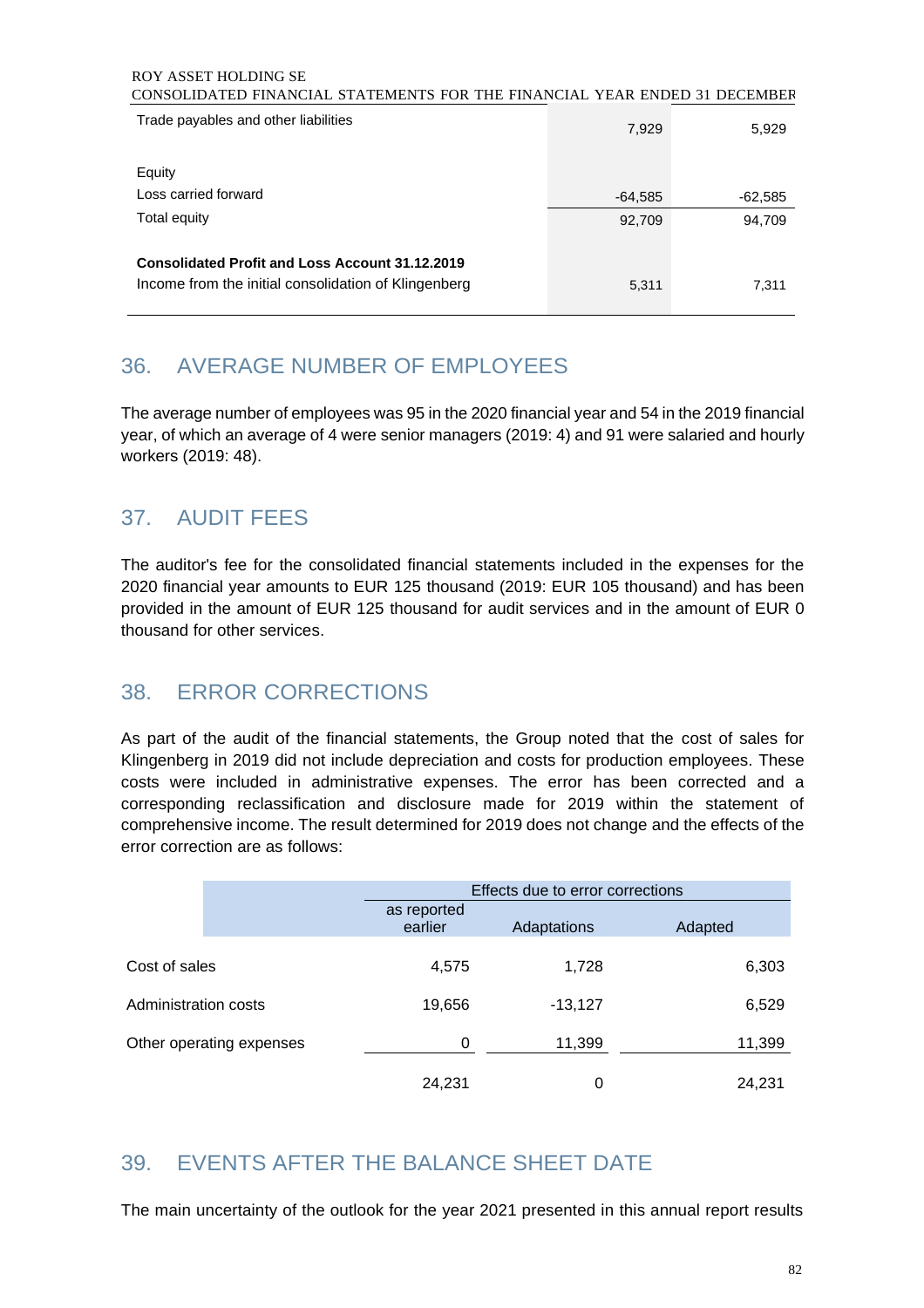| | | |
|---|---|---|
| Trade payables and other liabilities | 7,929 | 5,929 |
| | | |
| Equity | | |
| Loss carried forward | -64,585 | -62,585 |
| Total equity | 92,709 | 94,709 |
| | | |
| **Consolidated Profit and Loss Account 31.12.2019** | | |
| Income from the initial consolidation of Klingenberg | 5,311 | 7,311 |

## 36. AVERAGE NUMBER OF EMPLOYEES

The average number of employees was 95 in the 2020 financial year and 54 in the 2019 financial year, of which an average of 4 were senior managers (2019: 4) and 91 were salaried and hourly workers (2019: 48).

## 37. AUDIT FEES

The auditor's fee for the consolidated financial statements included in the expenses for the 2020 financial year amounts to EUR 125 thousand (2019: EUR 105 thousand) and has been provided in the amount of EUR 125 thousand for audit services and in the amount of EUR 0 thousand for other services.

## 38. ERROR CORRECTIONS

As part of the audit of the financial statements, the Group noted that the cost of sales for Klingenberg in 2019 did not include depreciation and costs for production employees. These costs were included in administrative expenses. The error has been corrected and a corresponding reclassification and disclosure made for 2019 within the statement of comprehensive income. The result determined for 2019 does not change and the effects of the error correction are as follows:

| | Effects due to error corrections | | |
|---|---|---|---|
| | as reported earlier | Adaptations | Adapted |
| Cost of sales | 4,575 | 1,728 | 6,303 |
| Administration costs | 19,656 | -13,127 | 6,529 |
| Other operating expenses | 0 | 11,399 | 11,399 |
| | 24,231 | 0 | 24,231 |

## 39. EVENTS AFTER THE BALANCE SHEET DATE

The main uncertainty of the outlook for the year 2021 presented in this annual report results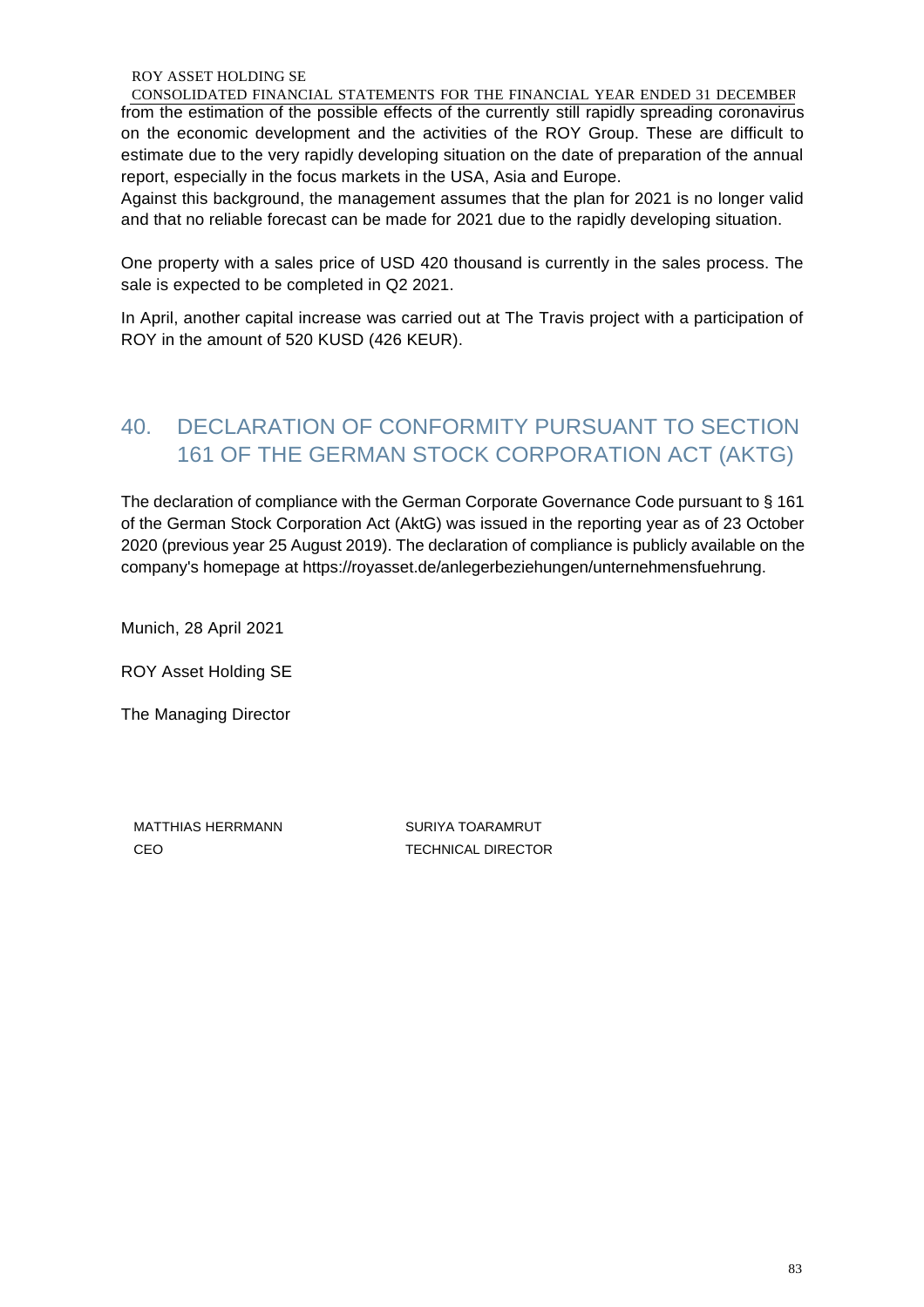from the estimation of the possible effects of the currently still rapidly spreading coronavirus on the economic development and the activities of the ROY Group. These are difficult to estimate due to the very rapidly developing situation on the date of preparation of the annual report, especially in the focus markets in the USA, Asia and Europe.

Against this background, the management assumes that the plan for 2021 is no longer valid and that no reliable forecast can be made for 2021 due to the rapidly developing situation.

One property with a sales price of USD 420 thousand is currently in the sales process. The sale is expected to be completed in Q2 2021.

In April, another capital increase was carried out at The Travis project with a participation of ROY in the amount of 520 KUSD (426 KEUR).

## 40. DECLARATION OF CONFORMITY PURSUANT TO SECTION 161 OF THE GERMAN STOCK CORPORATION ACT (AKTG)

The declaration of compliance with the German Corporate Governance Code pursuant to § 161 of the German Stock Corporation Act (AktG) was issued in the reporting year as of 23 October 2020 (previous year 25 August 2019). The declaration of compliance is publicly available on the company's homepage at https://royasset.de/anlegerbeziehungen/unternehmensfuehrung.

Munich, 28 April 2021

ROY Asset Holding SE

The Managing Director

MATTHIAS HERRMANN
CEO

SURIYA TOARAMRUT
TECHNICAL DIRECTOR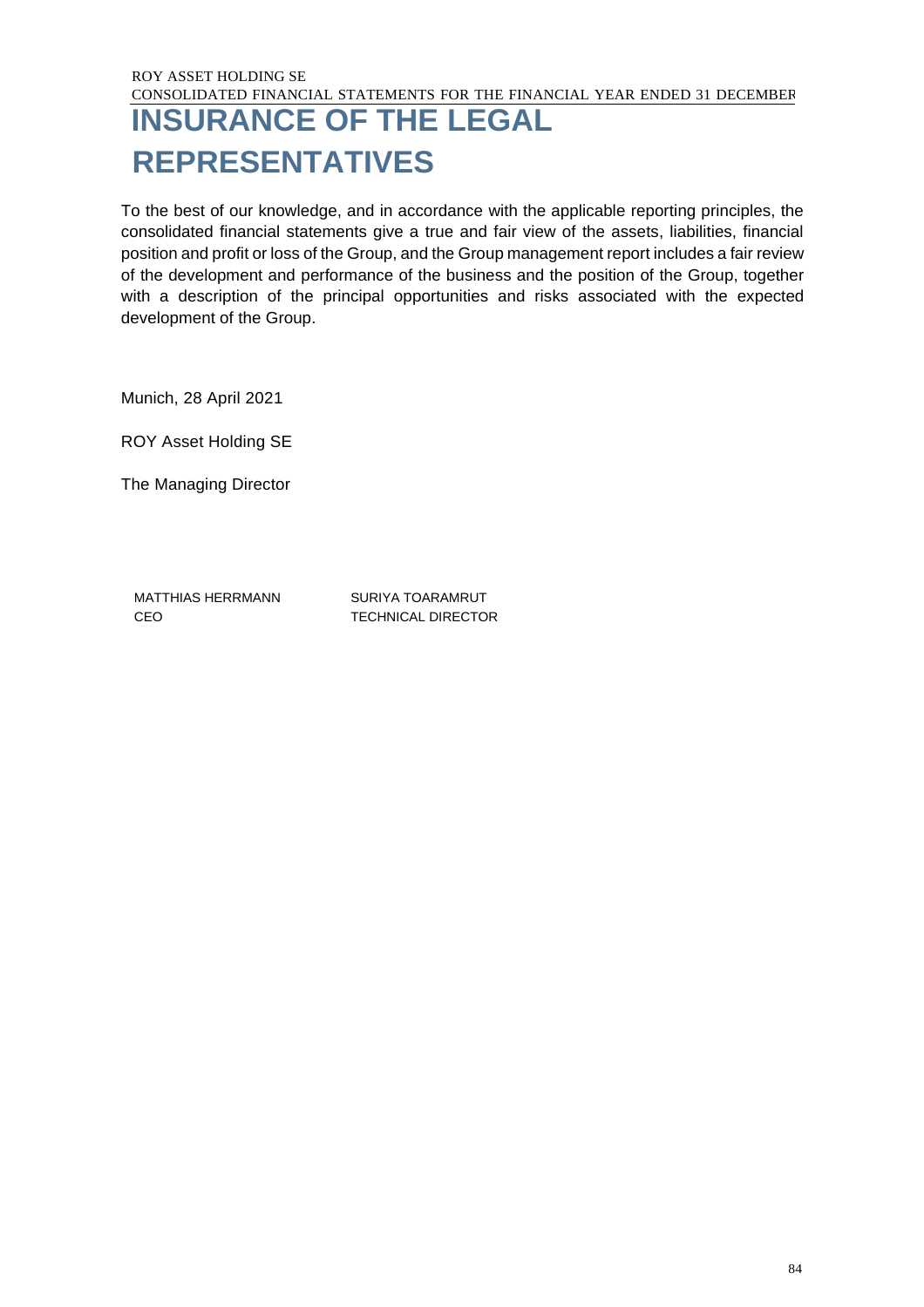# INSURANCE OF THE LEGAL REPRESENTATIVES

To the best of our knowledge, and in accordance with the applicable reporting principles, the consolidated financial statements give a true and fair view of the assets, liabilities, financial position and profit or loss of the Group, and the Group management report includes a fair review of the development and performance of the business and the position of the Group, together with a description of the principal opportunities and risks associated with the expected development of the Group.

Munich, 28 April 2021

ROY Asset Holding SE

The Managing Director

| | |
|---|---|
| MATTHIAS HERRMANN<br>CEO | SURIYA TOARAMRUT<br>TECHNICAL DIRECTOR |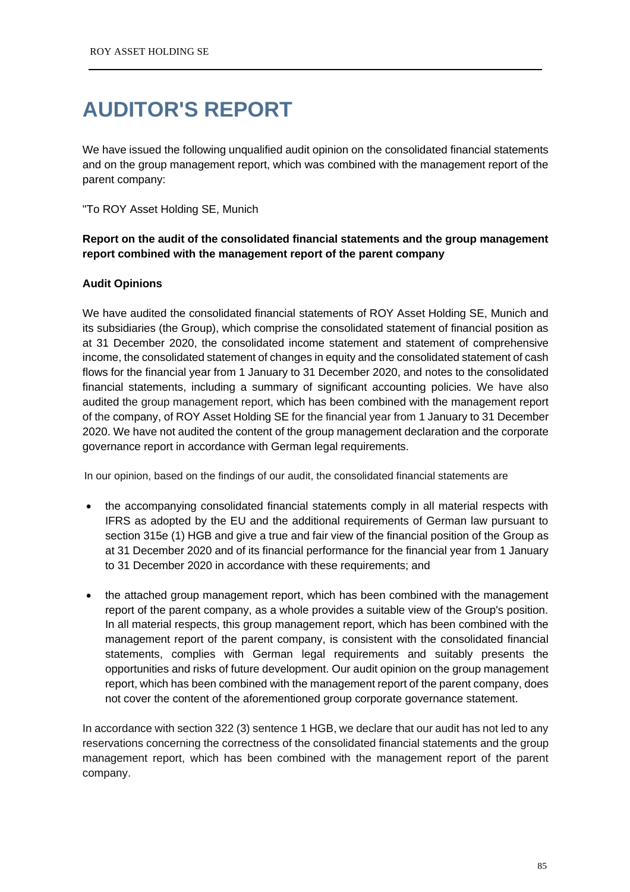# AUDITOR'S REPORT

We have issued the following unqualified audit opinion on the consolidated financial statements and on the group management report, which was combined with the management report of the parent company:

"To ROY Asset Holding SE, Munich

**Report on the audit of the consolidated financial statements and the group management report combined with the management report of the parent company**

**Audit Opinions**

We have audited the consolidated financial statements of ROY Asset Holding SE, Munich and its subsidiaries (the Group), which comprise the consolidated statement of financial position as at 31 December 2020, the consolidated income statement and statement of comprehensive income, the consolidated statement of changes in equity and the consolidated statement of cash flows for the financial year from 1 January to 31 December 2020, and notes to the consolidated financial statements, including a summary of significant accounting policies. We have also audited the group management report, which has been combined with the management report of the company, of ROY Asset Holding SE for the financial year from 1 January to 31 December 2020. We have not audited the content of the group management declaration and the corporate governance report in accordance with German legal requirements.

In our opinion, based on the findings of our audit, the consolidated financial statements are

- the accompanying consolidated financial statements comply in all material respects with IFRS as adopted by the EU and the additional requirements of German law pursuant to section 315e (1) HGB and give a true and fair view of the financial position of the Group as at 31 December 2020 and of its financial performance for the financial year from 1 January to 31 December 2020 in accordance with these requirements; and

- the attached group management report, which has been combined with the management report of the parent company, as a whole provides a suitable view of the Group's position. In all material respects, this group management report, which has been combined with the management report of the parent company, is consistent with the consolidated financial statements, complies with German legal requirements and suitably presents the opportunities and risks of future development. Our audit opinion on the group management report, which has been combined with the management report of the parent company, does not cover the content of the aforementioned group corporate governance statement.

In accordance with section 322 (3) sentence 1 HGB, we declare that our audit has not led to any reservations concerning the correctness of the consolidated financial statements and the group management report, which has been combined with the management report of the parent company.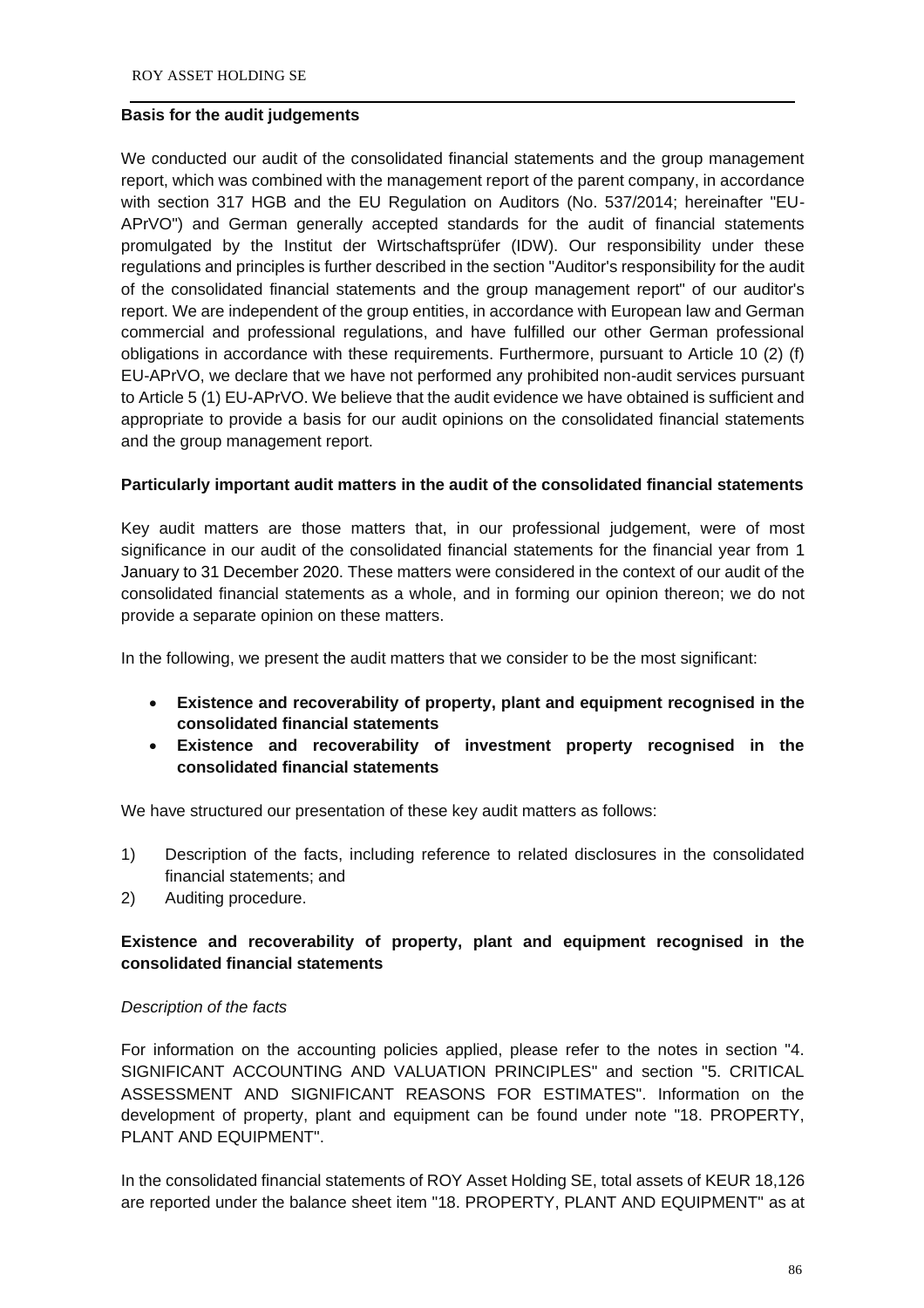**Basis for the audit judgements**

We conducted our audit of the consolidated financial statements and the group management report, which was combined with the management report of the parent company, in accordance with section 317 HGB and the EU Regulation on Auditors (No. 537/2014; hereinafter "EU-APrVO") and German generally accepted standards for the audit of financial statements promulgated by the Institut der Wirtschaftsprüfer (IDW). Our responsibility under these regulations and principles is further described in the section "Auditor's responsibility for the audit of the consolidated financial statements and the group management report" of our auditor's report. We are independent of the group entities, in accordance with European law and German commercial and professional regulations, and have fulfilled our other German professional obligations in accordance with these requirements. Furthermore, pursuant to Article 10 (2) (f) EU-APrVO, we declare that we have not performed any prohibited non-audit services pursuant to Article 5 (1) EU-APrVO. We believe that the audit evidence we have obtained is sufficient and appropriate to provide a basis for our audit opinions on the consolidated financial statements and the group management report.

**Particularly important audit matters in the audit of the consolidated financial statements**

Key audit matters are those matters that, in our professional judgement, were of most significance in our audit of the consolidated financial statements for the financial year from 1 January to 31 December 2020. These matters were considered in the context of our audit of the consolidated financial statements as a whole, and in forming our opinion thereon; we do not provide a separate opinion on these matters.

In the following, we present the audit matters that we consider to be the most significant:

- **Existence and recoverability of property, plant and equipment recognised in the consolidated financial statements**
- **Existence and recoverability of investment property recognised in the consolidated financial statements**

We have structured our presentation of these key audit matters as follows:

1) Description of the facts, including reference to related disclosures in the consolidated financial statements; and
2) Auditing procedure.

**Existence and recoverability of property, plant and equipment recognised in the consolidated financial statements**

*Description of the facts*

For information on the accounting policies applied, please refer to the notes in section "4. SIGNIFICANT ACCOUNTING AND VALUATION PRINCIPLES" and section "5. CRITICAL ASSESSMENT AND SIGNIFICANT REASONS FOR ESTIMATES". Information on the development of property, plant and equipment can be found under note "18. PROPERTY, PLANT AND EQUIPMENT".

In the consolidated financial statements of ROY Asset Holding SE, total assets of KEUR 18,126 are reported under the balance sheet item "18. PROPERTY, PLANT AND EQUIPMENT" as at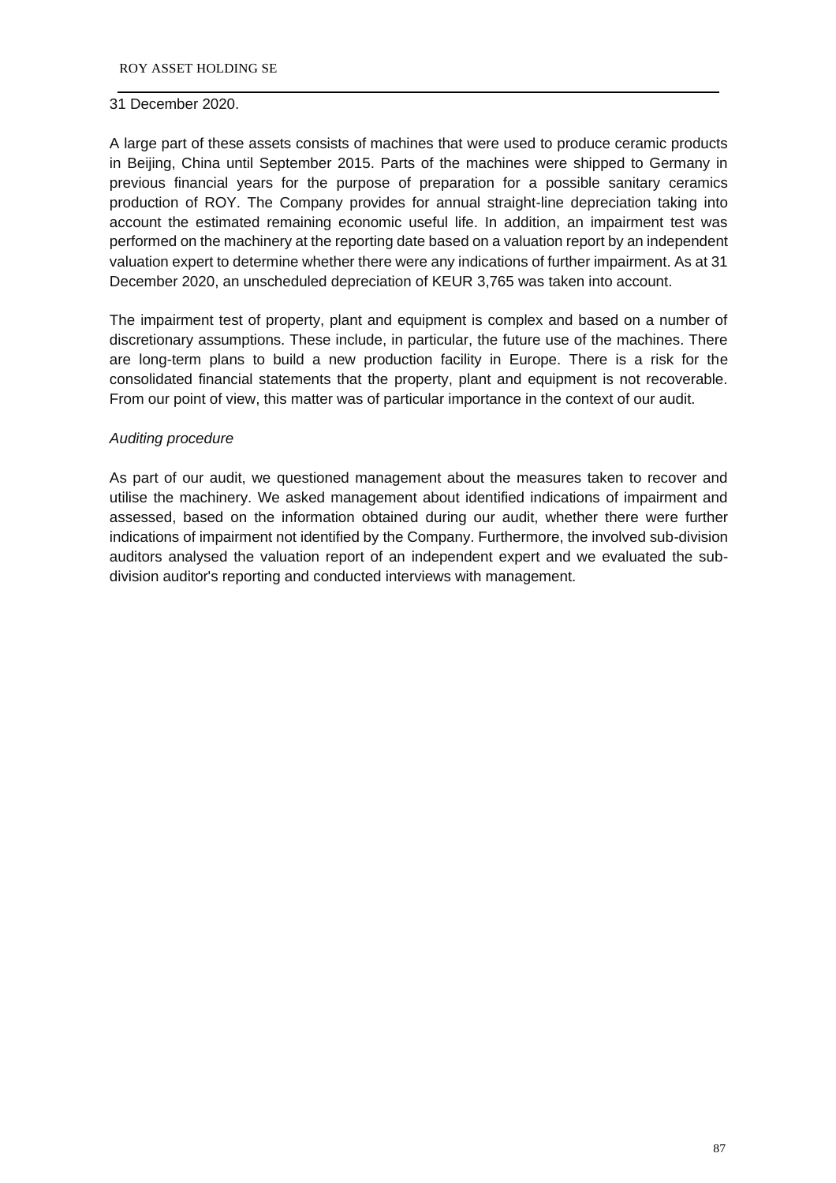31 December 2020.

A large part of these assets consists of machines that were used to produce ceramic products in Beijing, China until September 2015. Parts of the machines were shipped to Germany in previous financial years for the purpose of preparation for a possible sanitary ceramics production of ROY. The Company provides for annual straight-line depreciation taking into account the estimated remaining economic useful life. In addition, an impairment test was performed on the machinery at the reporting date based on a valuation report by an independent valuation expert to determine whether there were any indications of further impairment. As at 31 December 2020, an unscheduled depreciation of KEUR 3,765 was taken into account.

The impairment test of property, plant and equipment is complex and based on a number of discretionary assumptions. These include, in particular, the future use of the machines. There are long-term plans to build a new production facility in Europe. There is a risk for the consolidated financial statements that the property, plant and equipment is not recoverable. From our point of view, this matter was of particular importance in the context of our audit.

*Auditing procedure*

As part of our audit, we questioned management about the measures taken to recover and utilise the machinery. We asked management about identified indications of impairment and assessed, based on the information obtained during our audit, whether there were further indications of impairment not identified by the Company. Furthermore, the involved sub-division auditors analysed the valuation report of an independent expert and we evaluated the sub-division auditor's reporting and conducted interviews with management.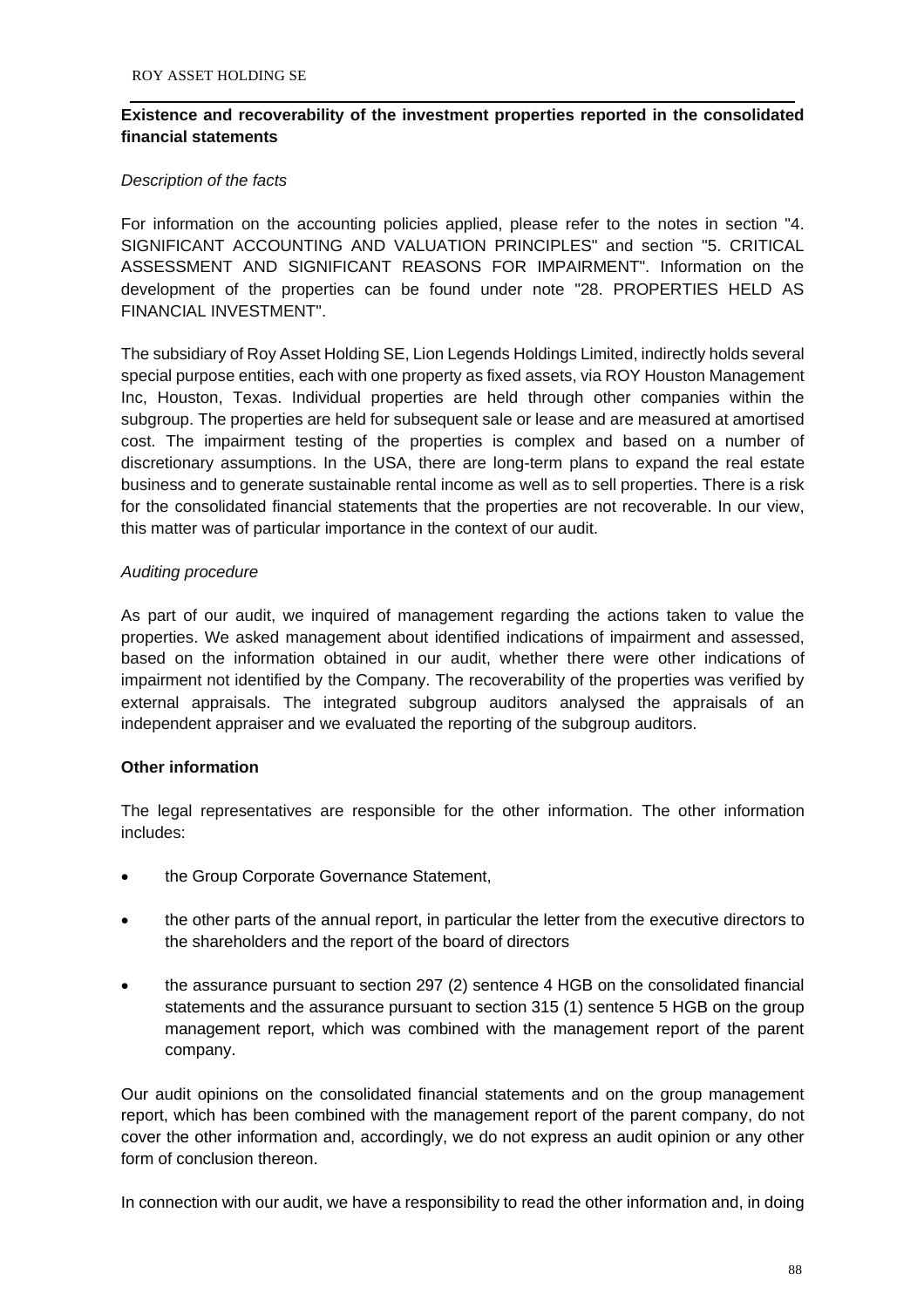**Existence and recoverability of the investment properties reported in the consolidated financial statements**

*Description of the facts*

For information on the accounting policies applied, please refer to the notes in section "4. SIGNIFICANT ACCOUNTING AND VALUATION PRINCIPLES" and section "5. CRITICAL ASSESSMENT AND SIGNIFICANT REASONS FOR IMPAIRMENT". Information on the development of the properties can be found under note "28. PROPERTIES HELD AS FINANCIAL INVESTMENT".

The subsidiary of Roy Asset Holding SE, Lion Legends Holdings Limited, indirectly holds several special purpose entities, each with one property as fixed assets, via ROY Houston Management Inc, Houston, Texas. Individual properties are held through other companies within the subgroup. The properties are held for subsequent sale or lease and are measured at amortised cost. The impairment testing of the properties is complex and based on a number of discretionary assumptions. In the USA, there are long-term plans to expand the real estate business and to generate sustainable rental income as well as to sell properties. There is a risk for the consolidated financial statements that the properties are not recoverable. In our view, this matter was of particular importance in the context of our audit.

*Auditing procedure*

As part of our audit, we inquired of management regarding the actions taken to value the properties. We asked management about identified indications of impairment and assessed, based on the information obtained in our audit, whether there were other indications of impairment not identified by the Company. The recoverability of the properties was verified by external appraisals. The integrated subgroup auditors analysed the appraisals of an independent appraiser and we evaluated the reporting of the subgroup auditors.

**Other information**

The legal representatives are responsible for the other information. The other information includes:

- the Group Corporate Governance Statement,
- the other parts of the annual report, in particular the letter from the executive directors to the shareholders and the report of the board of directors
- the assurance pursuant to section 297 (2) sentence 4 HGB on the consolidated financial statements and the assurance pursuant to section 315 (1) sentence 5 HGB on the group management report, which was combined with the management report of the parent company.

Our audit opinions on the consolidated financial statements and on the group management report, which has been combined with the management report of the parent company, do not cover the other information and, accordingly, we do not express an audit opinion or any other form of conclusion thereon.

In connection with our audit, we have a responsibility to read the other information and, in doing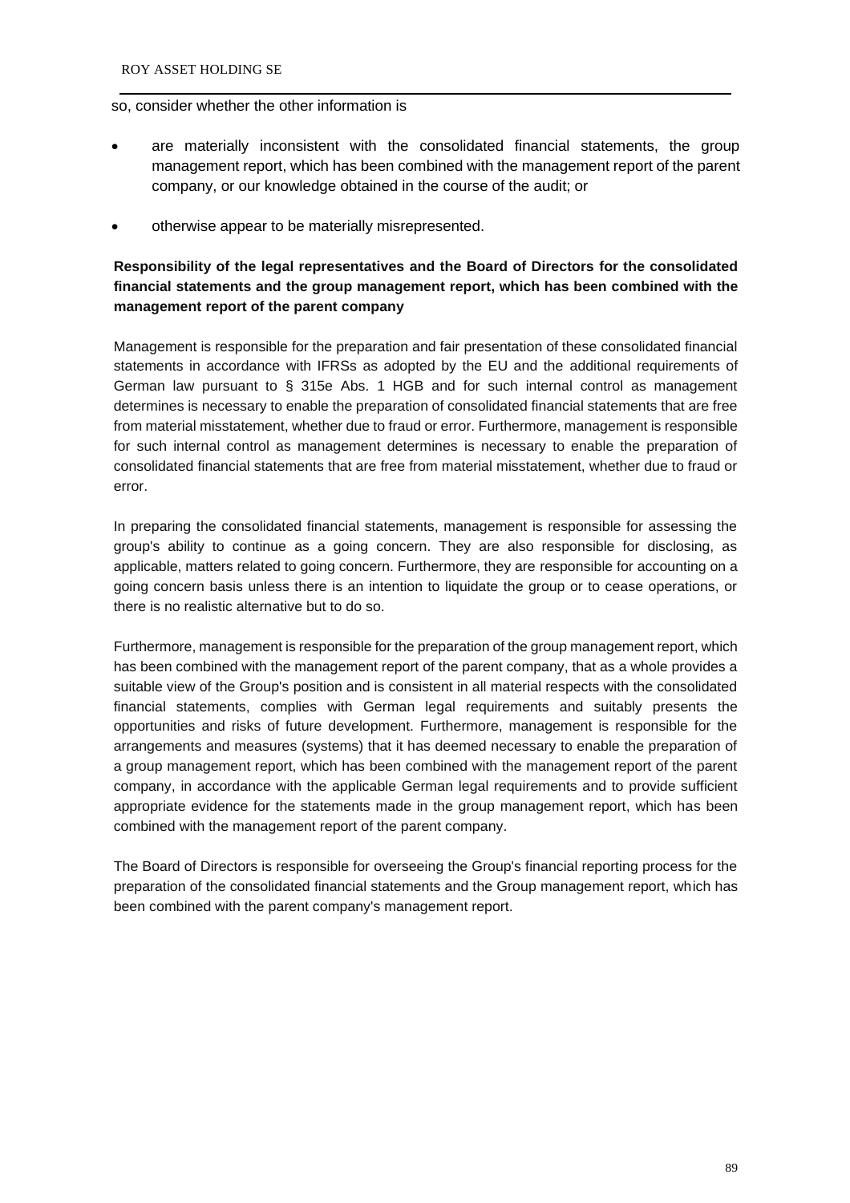so, consider whether the other information is

- are materially inconsistent with the consolidated financial statements, the group management report, which has been combined with the management report of the parent company, or our knowledge obtained in the course of the audit; or
- otherwise appear to be materially misrepresented.

**Responsibility of the legal representatives and the Board of Directors for the consolidated financial statements and the group management report, which has been combined with the management report of the parent company**

Management is responsible for the preparation and fair presentation of these consolidated financial statements in accordance with IFRSs as adopted by the EU and the additional requirements of German law pursuant to § 315e Abs. 1 HGB and for such internal control as management determines is necessary to enable the preparation of consolidated financial statements that are free from material misstatement, whether due to fraud or error. Furthermore, management is responsible for such internal control as management determines is necessary to enable the preparation of consolidated financial statements that are free from material misstatement, whether due to fraud or error.

In preparing the consolidated financial statements, management is responsible for assessing the group's ability to continue as a going concern. They are also responsible for disclosing, as applicable, matters related to going concern. Furthermore, they are responsible for accounting on a going concern basis unless there is an intention to liquidate the group or to cease operations, or there is no realistic alternative but to do so.

Furthermore, management is responsible for the preparation of the group management report, which has been combined with the management report of the parent company, that as a whole provides a suitable view of the Group's position and is consistent in all material respects with the consolidated financial statements, complies with German legal requirements and suitably presents the opportunities and risks of future development. Furthermore, management is responsible for the arrangements and measures (systems) that it has deemed necessary to enable the preparation of a group management report, which has been combined with the management report of the parent company, in accordance with the applicable German legal requirements and to provide sufficient appropriate evidence for the statements made in the group management report, which has been combined with the management report of the parent company.

The Board of Directors is responsible for overseeing the Group's financial reporting process for the preparation of the consolidated financial statements and the Group management report, which has been combined with the parent company's management report.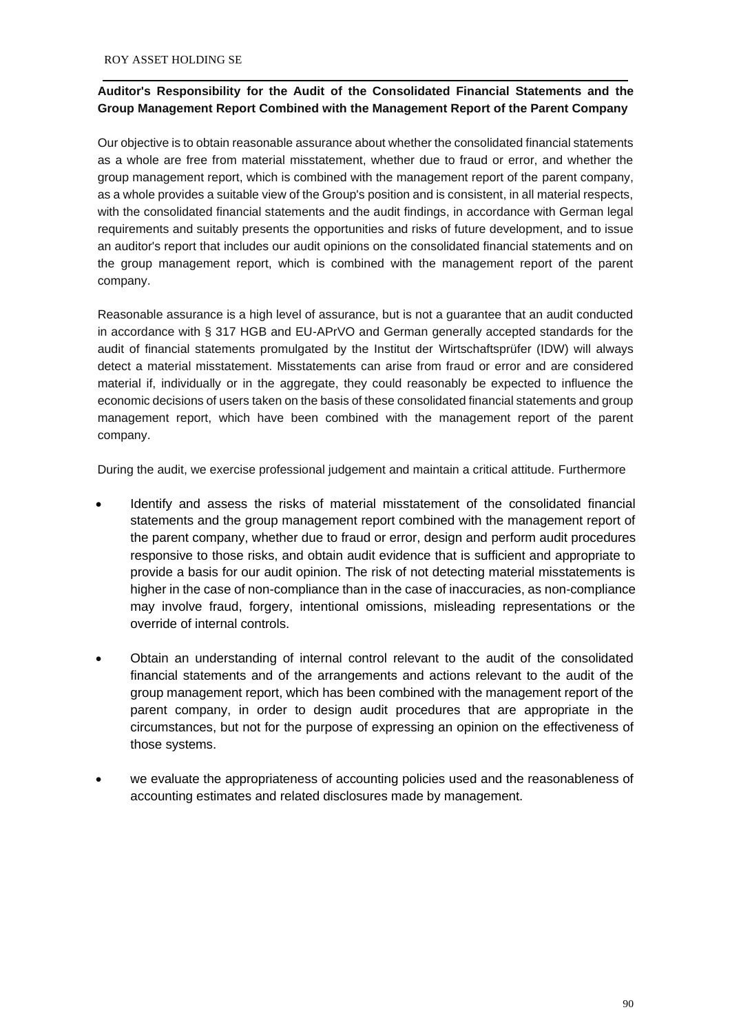**Auditor's Responsibility for the Audit of the Consolidated Financial Statements and the Group Management Report Combined with the Management Report of the Parent Company**

Our objective is to obtain reasonable assurance about whether the consolidated financial statements as a whole are free from material misstatement, whether due to fraud or error, and whether the group management report, which is combined with the management report of the parent company, as a whole provides a suitable view of the Group's position and is consistent, in all material respects, with the consolidated financial statements and the audit findings, in accordance with German legal requirements and suitably presents the opportunities and risks of future development, and to issue an auditor's report that includes our audit opinions on the consolidated financial statements and on the group management report, which is combined with the management report of the parent company.

Reasonable assurance is a high level of assurance, but is not a guarantee that an audit conducted in accordance with § 317 HGB and EU-APrVO and German generally accepted standards for the audit of financial statements promulgated by the Institut der Wirtschaftsprüfer (IDW) will always detect a material misstatement. Misstatements can arise from fraud or error and are considered material if, individually or in the aggregate, they could reasonably be expected to influence the economic decisions of users taken on the basis of these consolidated financial statements and group management report, which have been combined with the management report of the parent company.

During the audit, we exercise professional judgement and maintain a critical attitude. Furthermore

- Identify and assess the risks of material misstatement of the consolidated financial statements and the group management report combined with the management report of the parent company, whether due to fraud or error, design and perform audit procedures responsive to those risks, and obtain audit evidence that is sufficient and appropriate to provide a basis for our audit opinion. The risk of not detecting material misstatements is higher in the case of non-compliance than in the case of inaccuracies, as non-compliance may involve fraud, forgery, intentional omissions, misleading representations or the override of internal controls.

- Obtain an understanding of internal control relevant to the audit of the consolidated financial statements and of the arrangements and actions relevant to the audit of the group management report, which has been combined with the management report of the parent company, in order to design audit procedures that are appropriate in the circumstances, but not for the purpose of expressing an opinion on the effectiveness of those systems.

- we evaluate the appropriateness of accounting policies used and the reasonableness of accounting estimates and related disclosures made by management.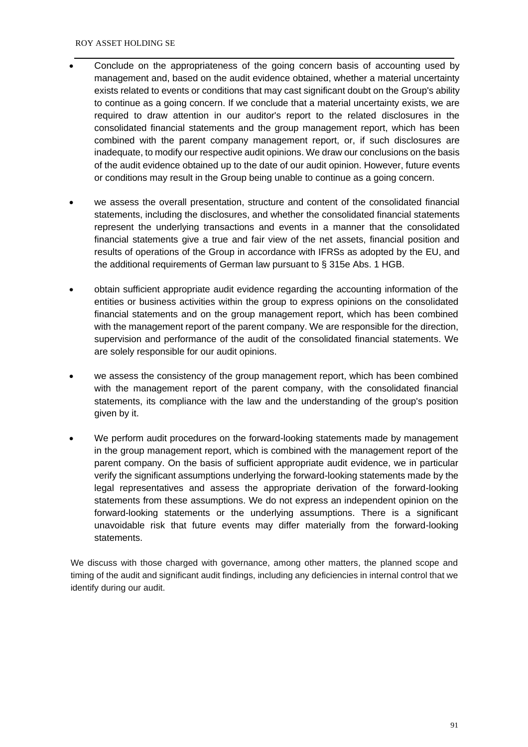- Conclude on the appropriateness of the going concern basis of accounting used by management and, based on the audit evidence obtained, whether a material uncertainty exists related to events or conditions that may cast significant doubt on the Group's ability to continue as a going concern. If we conclude that a material uncertainty exists, we are required to draw attention in our auditor's report to the related disclosures in the consolidated financial statements and the group management report, which has been combined with the parent company management report, or, if such disclosures are inadequate, to modify our respective audit opinions. We draw our conclusions on the basis of the audit evidence obtained up to the date of our audit opinion. However, future events or conditions may result in the Group being unable to continue as a going concern.

- we assess the overall presentation, structure and content of the consolidated financial statements, including the disclosures, and whether the consolidated financial statements represent the underlying transactions and events in a manner that the consolidated financial statements give a true and fair view of the net assets, financial position and results of operations of the Group in accordance with IFRSs as adopted by the EU, and the additional requirements of German law pursuant to § 315e Abs. 1 HGB.

- obtain sufficient appropriate audit evidence regarding the accounting information of the entities or business activities within the group to express opinions on the consolidated financial statements and on the group management report, which has been combined with the management report of the parent company. We are responsible for the direction, supervision and performance of the audit of the consolidated financial statements. We are solely responsible for our audit opinions.

- we assess the consistency of the group management report, which has been combined with the management report of the parent company, with the consolidated financial statements, its compliance with the law and the understanding of the group's position given by it.

- We perform audit procedures on the forward-looking statements made by management in the group management report, which is combined with the management report of the parent company. On the basis of sufficient appropriate audit evidence, we in particular verify the significant assumptions underlying the forward-looking statements made by the legal representatives and assess the appropriate derivation of the forward-looking statements from these assumptions. We do not express an independent opinion on the forward-looking statements or the underlying assumptions. There is a significant unavoidable risk that future events may differ materially from the forward-looking statements.

We discuss with those charged with governance, among other matters, the planned scope and timing of the audit and significant audit findings, including any deficiencies in internal control that we identify during our audit.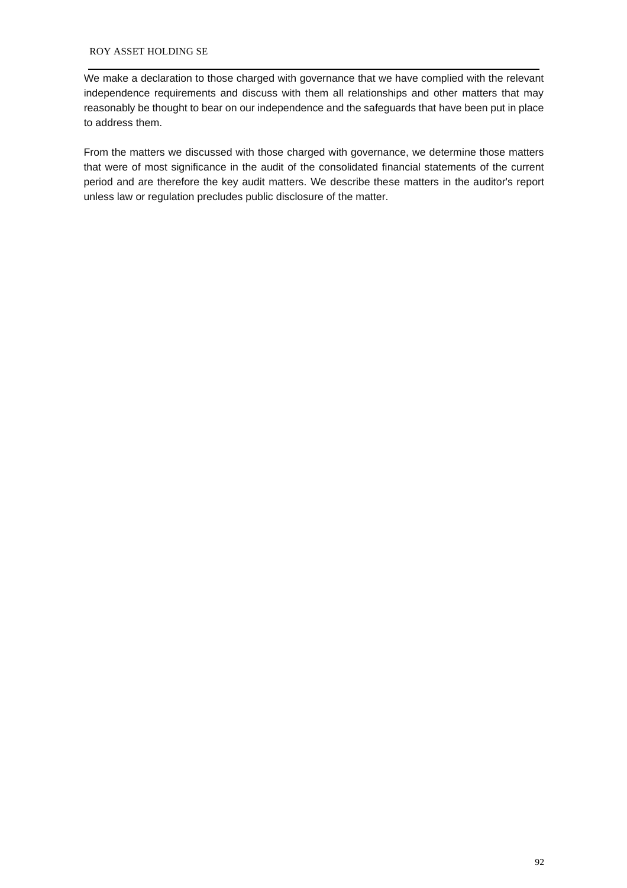We make a declaration to those charged with governance that we have complied with the relevant independence requirements and discuss with them all relationships and other matters that may reasonably be thought to bear on our independence and the safeguards that have been put in place to address them.

From the matters we discussed with those charged with governance, we determine those matters that were of most significance in the audit of the consolidated financial statements of the current period and are therefore the key audit matters. We describe these matters in the auditor's report unless law or regulation precludes public disclosure of the matter.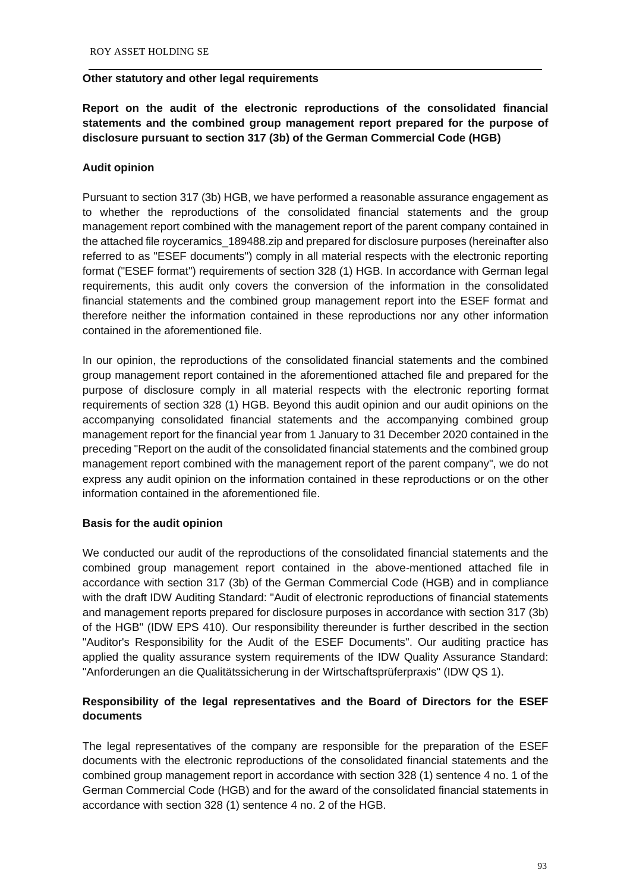### Other statutory and other legal requirements

### Report on the audit of the electronic reproductions of the consolidated financial statements and the combined group management report prepared for the purpose of disclosure pursuant to section 317 (3b) of the German Commercial Code (HGB)

#### Audit opinion

Pursuant to section 317 (3b) HGB, we have performed a reasonable assurance engagement as to whether the reproductions of the consolidated financial statements and the group management report combined with the management report of the parent company contained in the attached file royceramics_189488.zip and prepared for disclosure purposes (hereinafter also referred to as "ESEF documents") comply in all material respects with the electronic reporting format ("ESEF format") requirements of section 328 (1) HGB. In accordance with German legal requirements, this audit only covers the conversion of the information in the consolidated financial statements and the combined group management report into the ESEF format and therefore neither the information contained in these reproductions nor any other information contained in the aforementioned file.

In our opinion, the reproductions of the consolidated financial statements and the combined group management report contained in the aforementioned attached file and prepared for the purpose of disclosure comply in all material respects with the electronic reporting format requirements of section 328 (1) HGB. Beyond this audit opinion and our audit opinions on the accompanying consolidated financial statements and the accompanying combined group management report for the financial year from 1 January to 31 December 2020 contained in the preceding "Report on the audit of the consolidated financial statements and the combined group management report combined with the management report of the parent company", we do not express any audit opinion on the information contained in these reproductions or on the other information contained in the aforementioned file.

#### Basis for the audit opinion

We conducted our audit of the reproductions of the consolidated financial statements and the combined group management report contained in the above-mentioned attached file in accordance with section 317 (3b) of the German Commercial Code (HGB) and in compliance with the draft IDW Auditing Standard: "Audit of electronic reproductions of financial statements and management reports prepared for disclosure purposes in accordance with section 317 (3b) of the HGB" (IDW EPS 410). Our responsibility thereunder is further described in the section "Auditor's Responsibility for the Audit of the ESEF Documents". Our auditing practice has applied the quality assurance system requirements of the IDW Quality Assurance Standard: "Anforderungen an die Qualitätssicherung in der Wirtschaftsprüferpraxis" (IDW QS 1).

#### Responsibility of the legal representatives and the Board of Directors for the ESEF documents

The legal representatives of the company are responsible for the preparation of the ESEF documents with the electronic reproductions of the consolidated financial statements and the combined group management report in accordance with section 328 (1) sentence 4 no. 1 of the German Commercial Code (HGB) and for the award of the consolidated financial statements in accordance with section 328 (1) sentence 4 no. 2 of the HGB.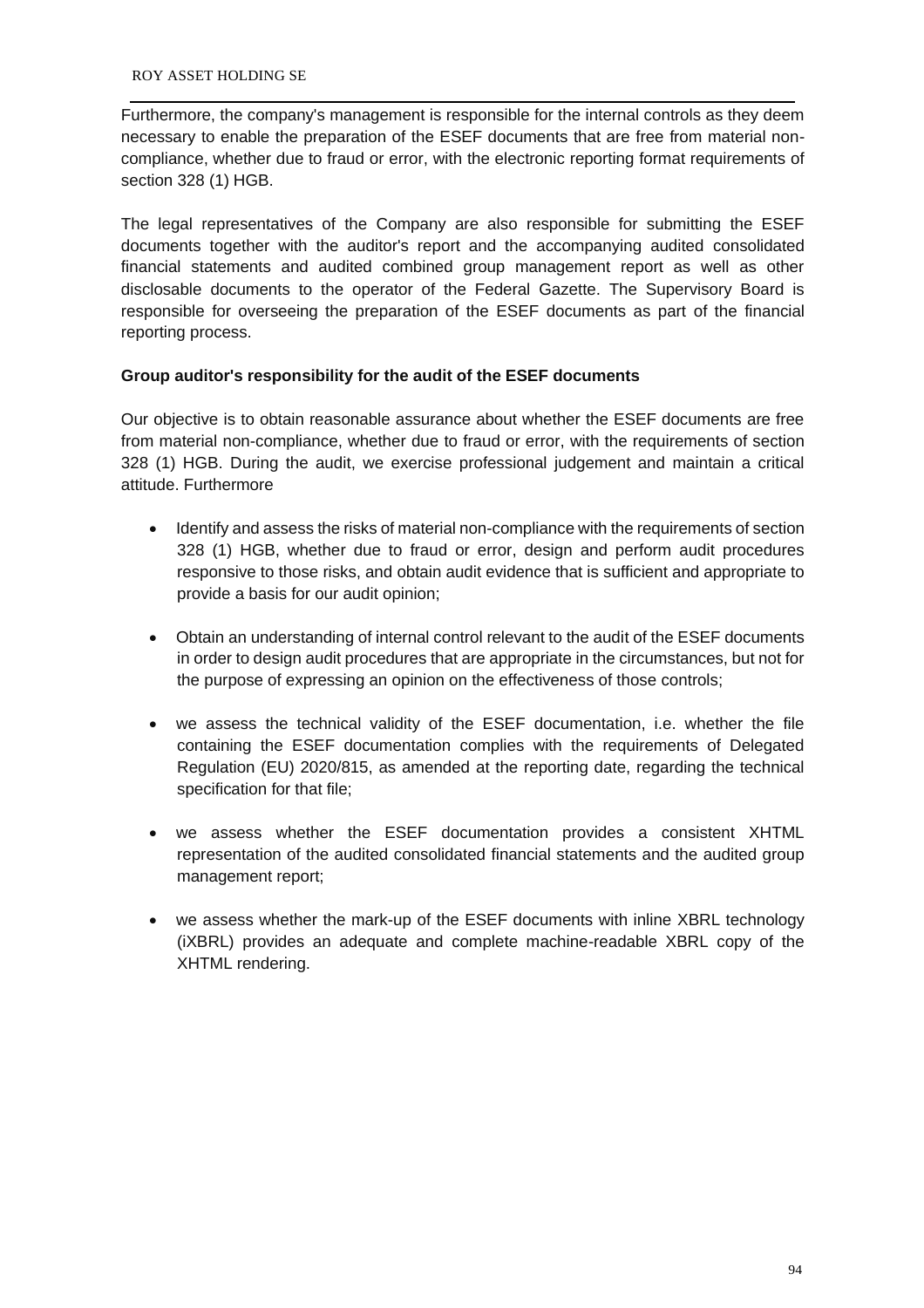Furthermore, the company's management is responsible for the internal controls as they deem necessary to enable the preparation of the ESEF documents that are free from material non-compliance, whether due to fraud or error, with the electronic reporting format requirements of section 328 (1) HGB.

The legal representatives of the Company are also responsible for submitting the ESEF documents together with the auditor's report and the accompanying audited consolidated financial statements and audited combined group management report as well as other disclosable documents to the operator of the Federal Gazette. The Supervisory Board is responsible for overseeing the preparation of the ESEF documents as part of the financial reporting process.

**Group auditor's responsibility for the audit of the ESEF documents**

Our objective is to obtain reasonable assurance about whether the ESEF documents are free from material non-compliance, whether due to fraud or error, with the requirements of section 328 (1) HGB. During the audit, we exercise professional judgement and maintain a critical attitude. Furthermore

- Identify and assess the risks of material non-compliance with the requirements of section 328 (1) HGB, whether due to fraud or error, design and perform audit procedures responsive to those risks, and obtain audit evidence that is sufficient and appropriate to provide a basis for our audit opinion;
- Obtain an understanding of internal control relevant to the audit of the ESEF documents in order to design audit procedures that are appropriate in the circumstances, but not for the purpose of expressing an opinion on the effectiveness of those controls;
- we assess the technical validity of the ESEF documentation, i.e. whether the file containing the ESEF documentation complies with the requirements of Delegated Regulation (EU) 2020/815, as amended at the reporting date, regarding the technical specification for that file;
- we assess whether the ESEF documentation provides a consistent XHTML representation of the audited consolidated financial statements and the audited group management report;
- we assess whether the mark-up of the ESEF documents with inline XBRL technology (iXBRL) provides an adequate and complete machine-readable XBRL copy of the XHTML rendering.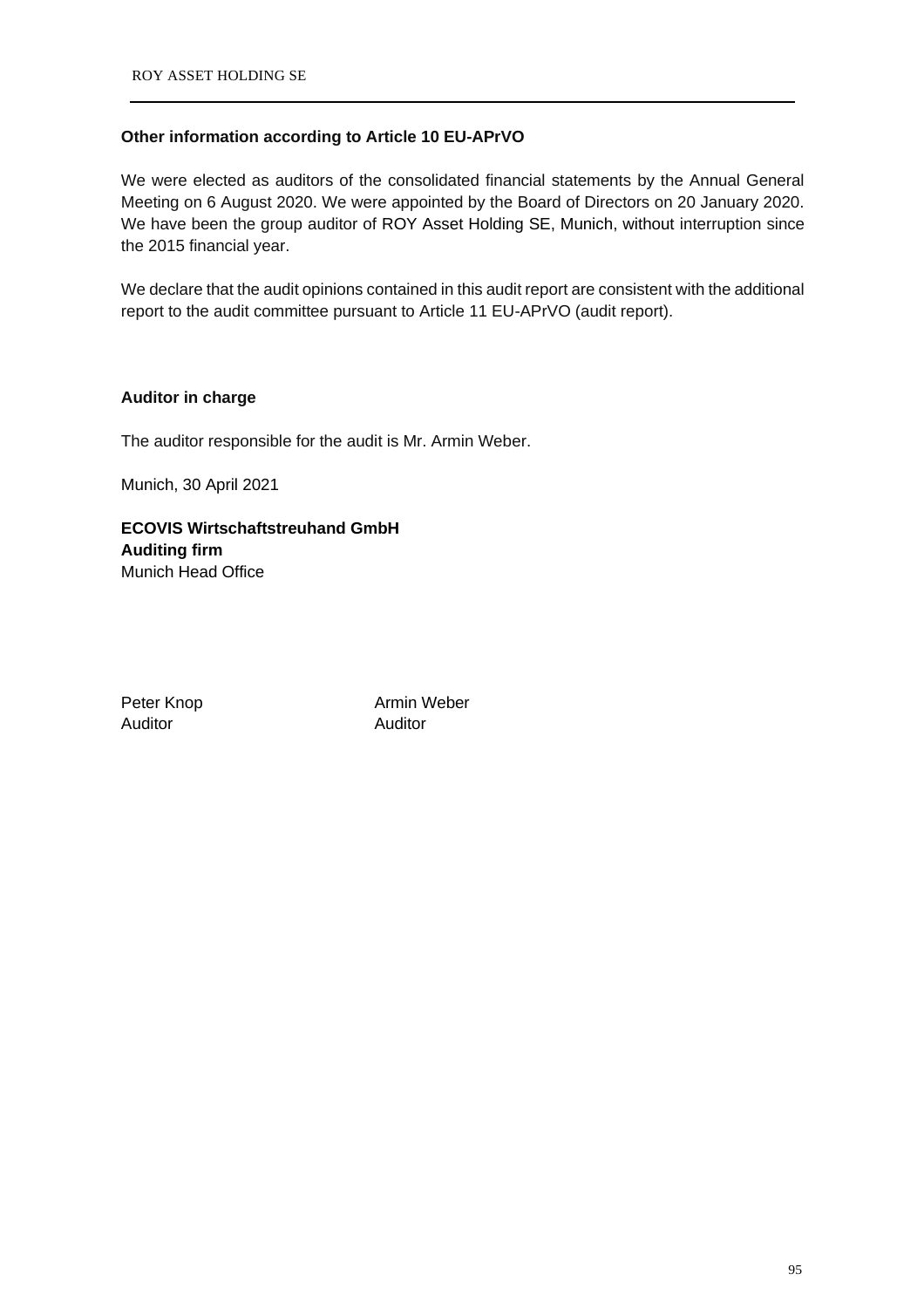### Other information according to Article 10 EU-APrVO

We were elected as auditors of the consolidated financial statements by the Annual General Meeting on 6 August 2020. We were appointed by the Board of Directors on 20 January 2020. We have been the group auditor of ROY Asset Holding SE, Munich, without interruption since the 2015 financial year.

We declare that the audit opinions contained in this audit report are consistent with the additional report to the audit committee pursuant to Article 11 EU-APrVO (audit report).

### Auditor in charge

The auditor responsible for the audit is Mr. Armin Weber.

Munich, 30 April 2021

**ECOVIS Wirtschaftstreuhand GmbH**
**Auditing firm**
Munich Head Office

| Peter Knop | Armin Weber |
|---|---|
| Auditor | Auditor |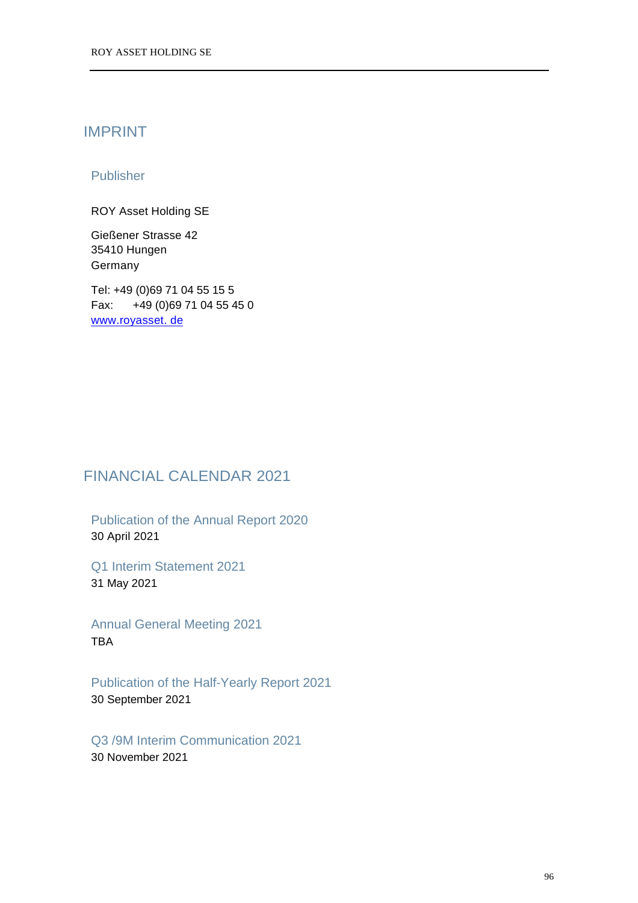# IMPRINT

## Publisher

ROY Asset Holding SE

Gießener Strasse 42
35410 Hungen
Germany

Tel: +49 (0)69 71 04 55 15 5
Fax: +49 (0)69 71 04 55 45 0
www.royasset. de

# FINANCIAL CALENDAR 2021

## Publication of the Annual Report 2020

30 April 2021

## Q1 Interim Statement 2021

31 May 2021

## Annual General Meeting 2021

TBA

## Publication of the Half-Yearly Report 2021

30 September 2021

## Q3 /9M Interim Communication 2021

30 November 2021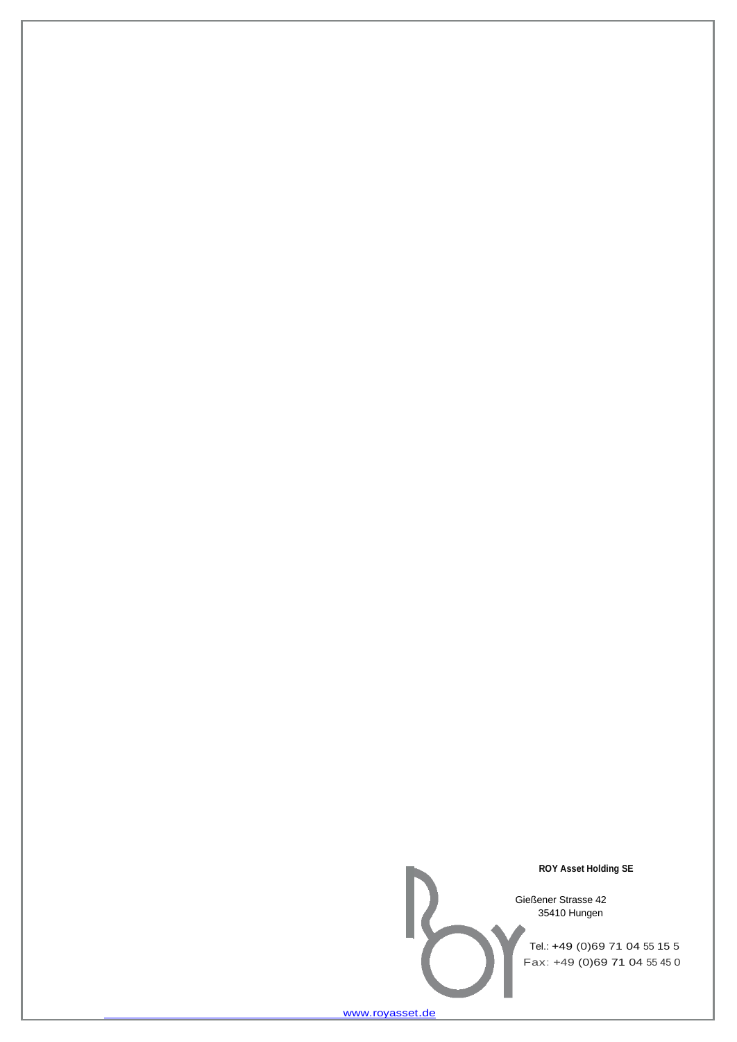**ROY Asset Holding SE**

Gießener Strasse 42
35410 Hungen

Tel.: +49 (0)69 71 04 55 15 5
Fax: +49 (0)69 71 04 55 45 0

www.royasset.de